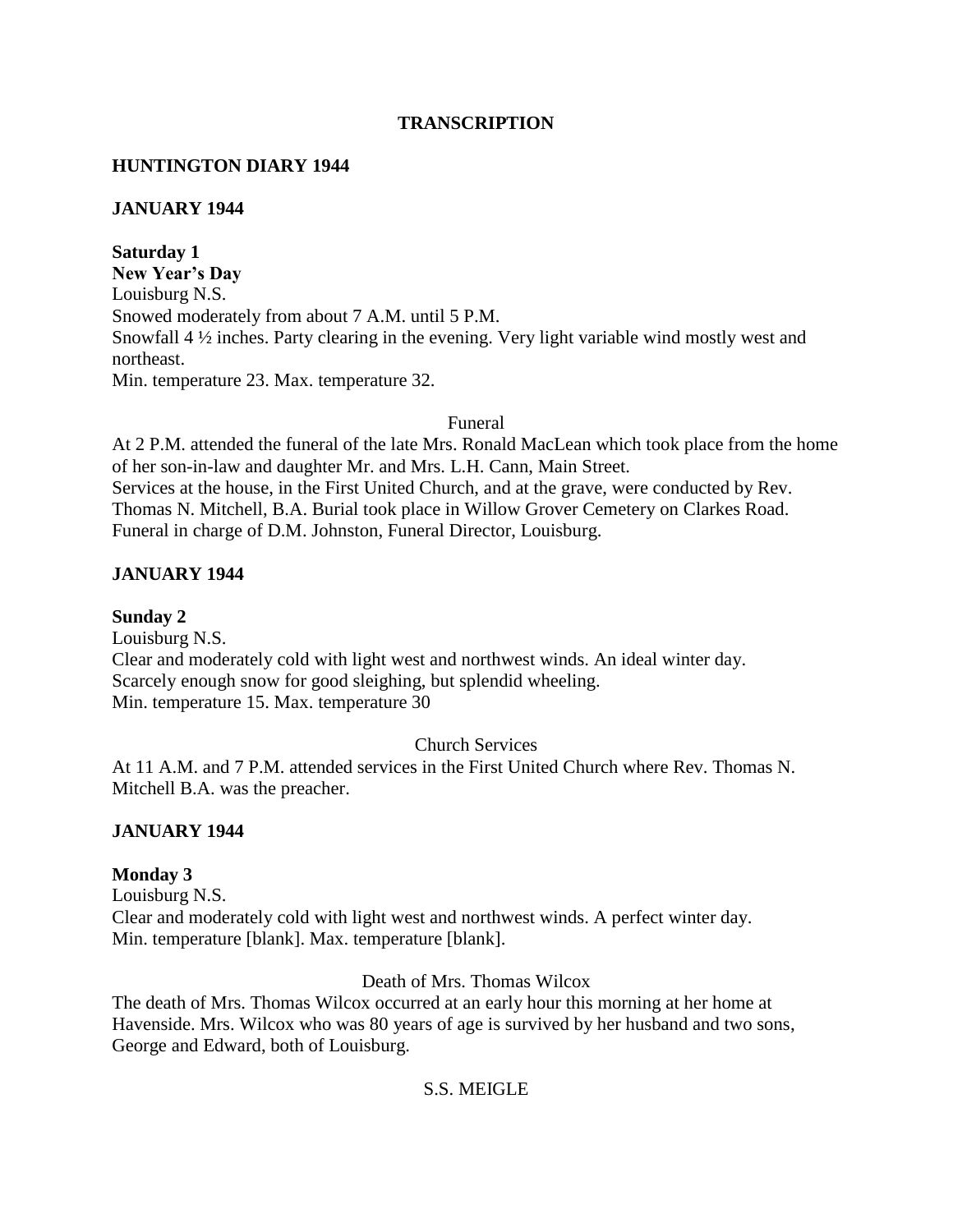**TRANSCRIPTION**

**HUNTINGTON DIARY 1944**

**JANUARY 1944**

**Saturday 1**
**New Year's Day**
Louisburg N.S.
Snowed moderately from about 7 A.M. until 5 P.M.
Snowfall 4 ½ inches. Party clearing in the evening. Very light variable wind mostly west and northeast.
Min. temperature 23. Max. temperature 32.

Funeral

At 2 P.M. attended the funeral of the late Mrs. Ronald MacLean which took place from the home of her son-in-law and daughter Mr. and Mrs. L.H. Cann, Main Street.
Services at the house, in the First United Church, and at the grave, were conducted by Rev. Thomas N. Mitchell, B.A. Burial took place in Willow Grover Cemetery on Clarkes Road.
Funeral in charge of D.M. Johnston, Funeral Director, Louisburg.

**JANUARY 1944**

**Sunday 2**
Louisburg N.S.
Clear and moderately cold with light west and northwest winds. An ideal winter day.
Scarcely enough snow for good sleighing, but splendid wheeling.
Min. temperature 15. Max. temperature 30

Church Services

At 11 A.M. and 7 P.M. attended services in the First United Church where Rev. Thomas N. Mitchell B.A. was the preacher.

**JANUARY 1944**

**Monday 3**
Louisburg N.S.
Clear and moderately cold with light west and northwest winds. A perfect winter day.
Min. temperature [blank]. Max. temperature [blank].

Death of Mrs. Thomas Wilcox

The death of Mrs. Thomas Wilcox occurred at an early hour this morning at her home at Havenside. Mrs. Wilcox who was 80 years of age is survived by her husband and two sons, George and Edward, both of Louisburg.

S.S. MEIGLE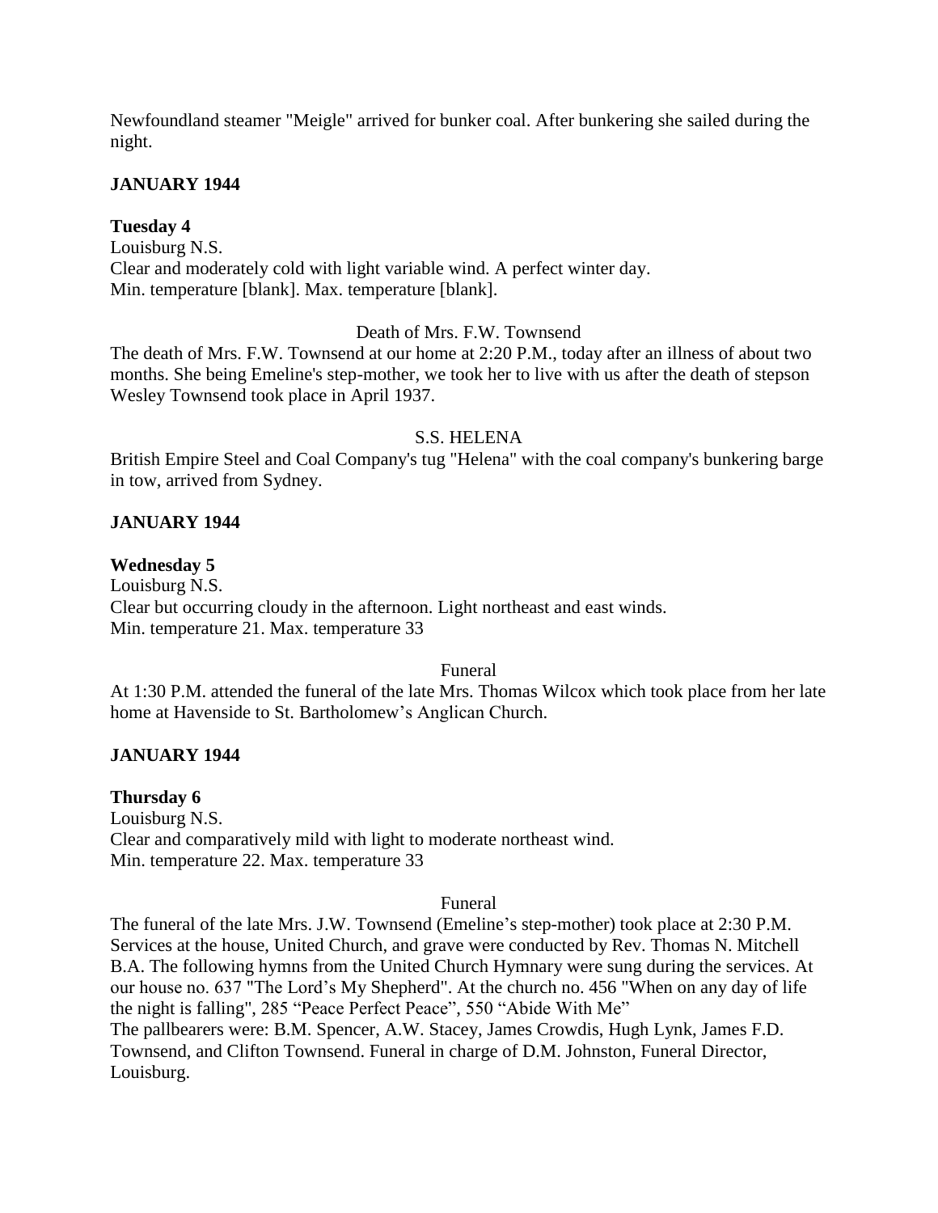Newfoundland steamer "Meigle" arrived for bunker coal. After bunkering she sailed during the night.

**JANUARY 1944**

**Tuesday 4**
Louisburg N.S.
Clear and moderately cold with light variable wind. A perfect winter day.
Min. temperature [blank]. Max. temperature [blank].

Death of Mrs. F.W. Townsend

The death of Mrs. F.W. Townsend at our home at 2:20 P.M., today after an illness of about two months. She being Emeline's step-mother, we took her to live with us after the death of stepson Wesley Townsend took place in April 1937.

S.S. HELENA

British Empire Steel and Coal Company's tug "Helena" with the coal company's bunkering barge in tow, arrived from Sydney.

**JANUARY 1944**

**Wednesday 5**
Louisburg N.S.
Clear but occurring cloudy in the afternoon. Light northeast and east winds.
Min. temperature 21. Max. temperature 33

Funeral

At 1:30 P.M. attended the funeral of the late Mrs. Thomas Wilcox which took place from her late home at Havenside to St. Bartholomew's Anglican Church.

**JANUARY 1944**

**Thursday 6**
Louisburg N.S.
Clear and comparatively mild with light to moderate northeast wind.
Min. temperature 22. Max. temperature 33

Funeral

The funeral of the late Mrs. J.W. Townsend (Emeline's step-mother) took place at 2:30 P.M. Services at the house, United Church, and grave were conducted by Rev. Thomas N. Mitchell B.A. The following hymns from the United Church Hymnary were sung during the services. At our house no. 637 "The Lord's My Shepherd". At the church no. 456 "When on any day of life the night is falling", 285 "Peace Perfect Peace", 550 "Abide With Me"
The pallbearers were: B.M. Spencer, A.W. Stacey, James Crowdis, Hugh Lynk, James F.D. Townsend, and Clifton Townsend. Funeral in charge of D.M. Johnston, Funeral Director, Louisburg.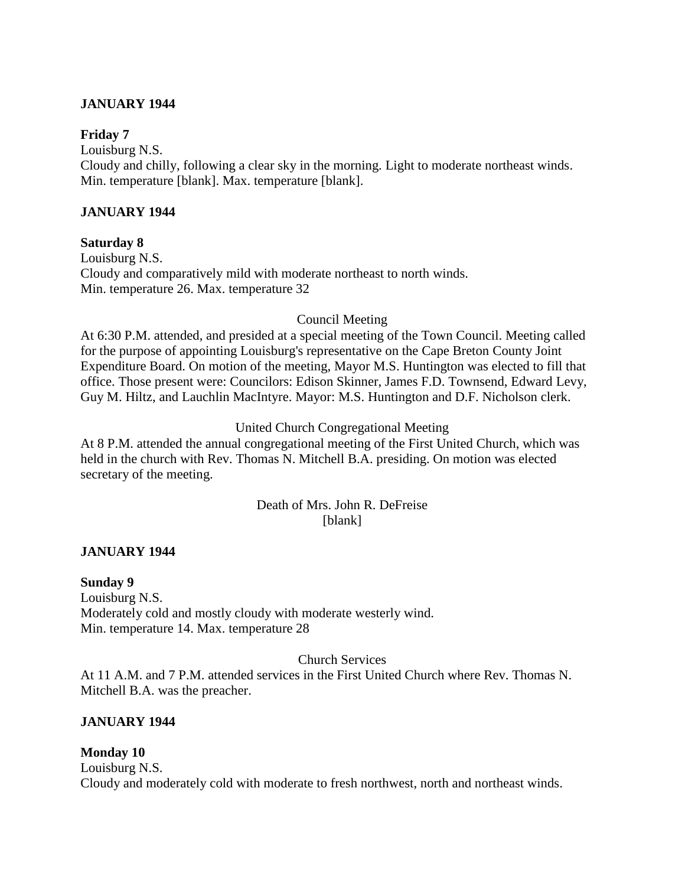**JANUARY 1944**

**Friday 7**
Louisburg N.S.
Cloudy and chilly, following a clear sky in the morning. Light to moderate northeast winds.
Min. temperature [blank]. Max. temperature [blank].

**JANUARY 1944**

**Saturday 8**
Louisburg N.S.
Cloudy and comparatively mild with moderate northeast to north winds.
Min. temperature 26. Max. temperature 32

Council Meeting

At 6:30 P.M. attended, and presided at a special meeting of the Town Council. Meeting called for the purpose of appointing Louisburg's representative on the Cape Breton County Joint Expenditure Board. On motion of the meeting, Mayor M.S. Huntington was elected to fill that office. Those present were: Councilors: Edison Skinner, James F.D. Townsend, Edward Levy, Guy M. Hiltz, and Lauchlin MacIntyre. Mayor: M.S. Huntington and D.F. Nicholson clerk.

United Church Congregational Meeting

At 8 P.M. attended the annual congregational meeting of the First United Church, which was held in the church with Rev. Thomas N. Mitchell B.A. presiding. On motion was elected secretary of the meeting.

Death of Mrs. John R. DeFreise
[blank]

**JANUARY 1944**

**Sunday 9**
Louisburg N.S.
Moderately cold and mostly cloudy with moderate westerly wind.
Min. temperature 14. Max. temperature 28

Church Services

At 11 A.M. and 7 P.M. attended services in the First United Church where Rev. Thomas N. Mitchell B.A. was the preacher.

**JANUARY 1944**

**Monday 10**
Louisburg N.S.
Cloudy and moderately cold with moderate to fresh northwest, north and northeast winds.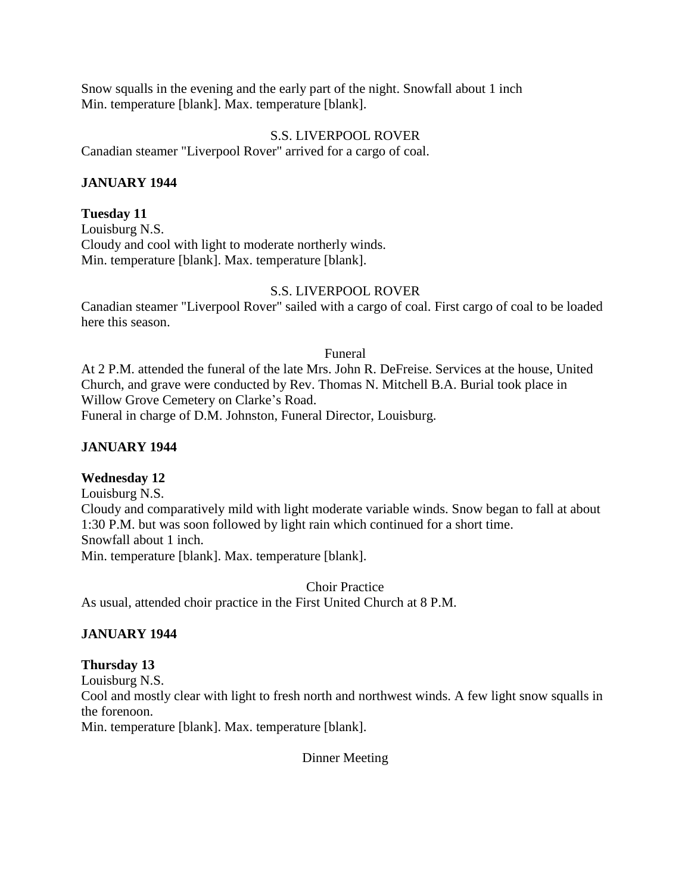Snow squalls in the evening and the early part of the night. Snowfall about 1 inch
Min. temperature [blank]. Max. temperature [blank].

S.S. LIVERPOOL ROVER

Canadian steamer "Liverpool Rover" arrived for a cargo of coal.

**JANUARY 1944**

**Tuesday 11**
Louisburg N.S.
Cloudy and cool with light to moderate northerly winds.
Min. temperature [blank]. Max. temperature [blank].

S.S. LIVERPOOL ROVER

Canadian steamer "Liverpool Rover" sailed with a cargo of coal. First cargo of coal to be loaded here this season.

Funeral

At 2 P.M. attended the funeral of the late Mrs. John R. DeFreise. Services at the house, United Church, and grave were conducted by Rev. Thomas N. Mitchell B.A. Burial took place in Willow Grove Cemetery on Clarke's Road.
Funeral in charge of D.M. Johnston, Funeral Director, Louisburg.

**JANUARY 1944**

**Wednesday 12**
Louisburg N.S.
Cloudy and comparatively mild with light moderate variable winds. Snow began to fall at about 1:30 P.M. but was soon followed by light rain which continued for a short time.
Snowfall about 1 inch.
Min. temperature [blank]. Max. temperature [blank].

Choir Practice

As usual, attended choir practice in the First United Church at 8 P.M.

**JANUARY 1944**

**Thursday 13**
Louisburg N.S.
Cool and mostly clear with light to fresh north and northwest winds. A few light snow squalls in the forenoon.
Min. temperature [blank]. Max. temperature [blank].

Dinner Meeting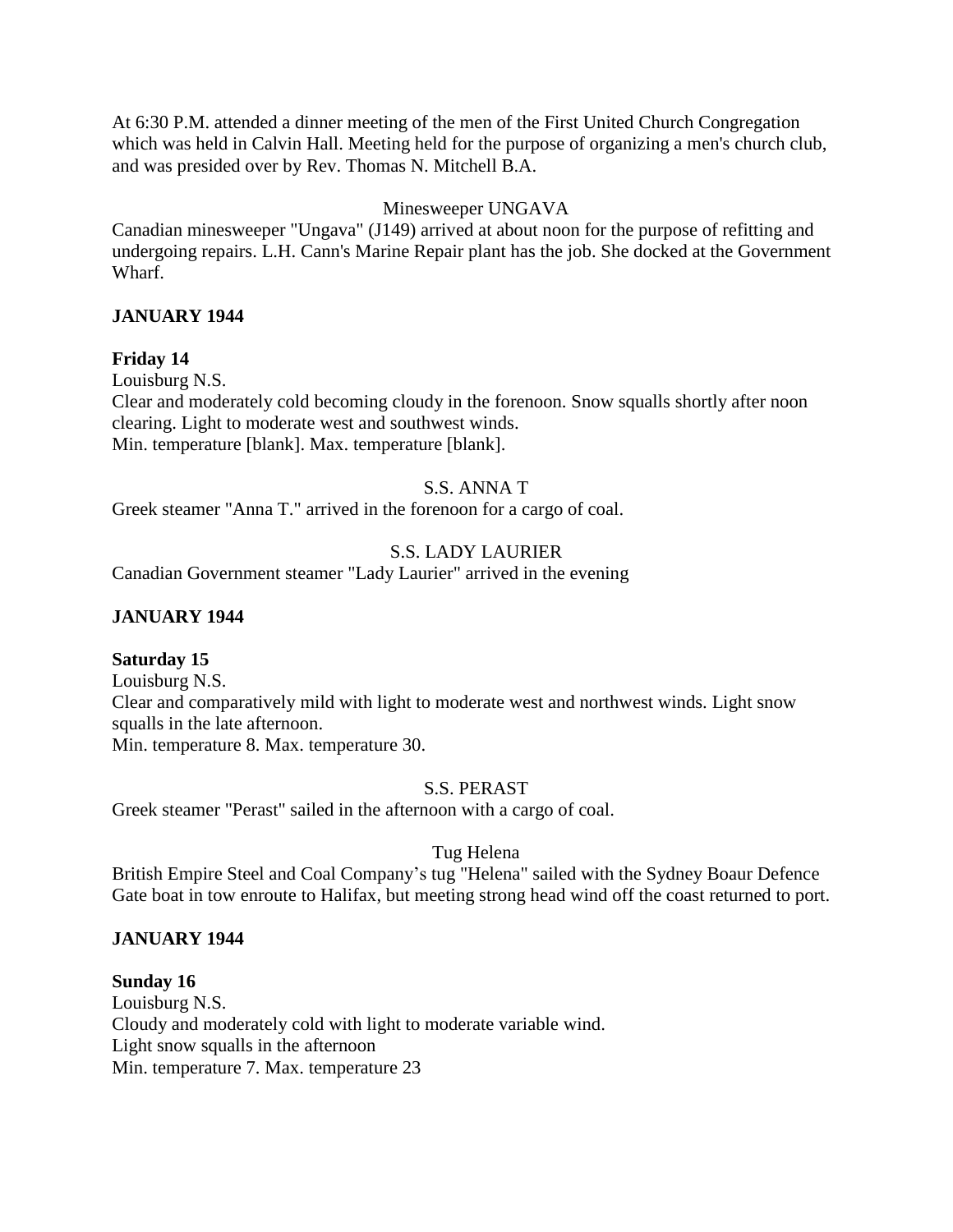At 6:30 P.M. attended a dinner meeting of the men of the First United Church Congregation which was held in Calvin Hall. Meeting held for the purpose of organizing a men's church club, and was presided over by Rev. Thomas N. Mitchell B.A.

Minesweeper UNGAVA

Canadian minesweeper "Ungava" (J149) arrived at about noon for the purpose of refitting and undergoing repairs. L.H. Cann's Marine Repair plant has the job. She docked at the Government Wharf.

**JANUARY 1944**

**Friday 14**

Louisburg N.S.
Clear and moderately cold becoming cloudy in the forenoon. Snow squalls shortly after noon clearing. Light to moderate west and southwest winds.
Min. temperature [blank]. Max. temperature [blank].

S.S. ANNA T

Greek steamer "Anna T." arrived in the forenoon for a cargo of coal.

S.S. LADY LAURIER

Canadian Government steamer "Lady Laurier" arrived in the evening

**JANUARY 1944**

**Saturday 15**

Louisburg N.S.
Clear and comparatively mild with light to moderate west and northwest winds. Light snow squalls in the late afternoon.
Min. temperature 8. Max. temperature 30.

S.S. PERAST

Greek steamer "Perast" sailed in the afternoon with a cargo of coal.

Tug Helena

British Empire Steel and Coal Company's tug "Helena" sailed with the Sydney Boaur Defence Gate boat in tow enroute to Halifax, but meeting strong head wind off the coast returned to port.

**JANUARY 1944**

**Sunday 16**

Louisburg N.S.
Cloudy and moderately cold with light to moderate variable wind.
Light snow squalls in the afternoon
Min. temperature 7. Max. temperature 23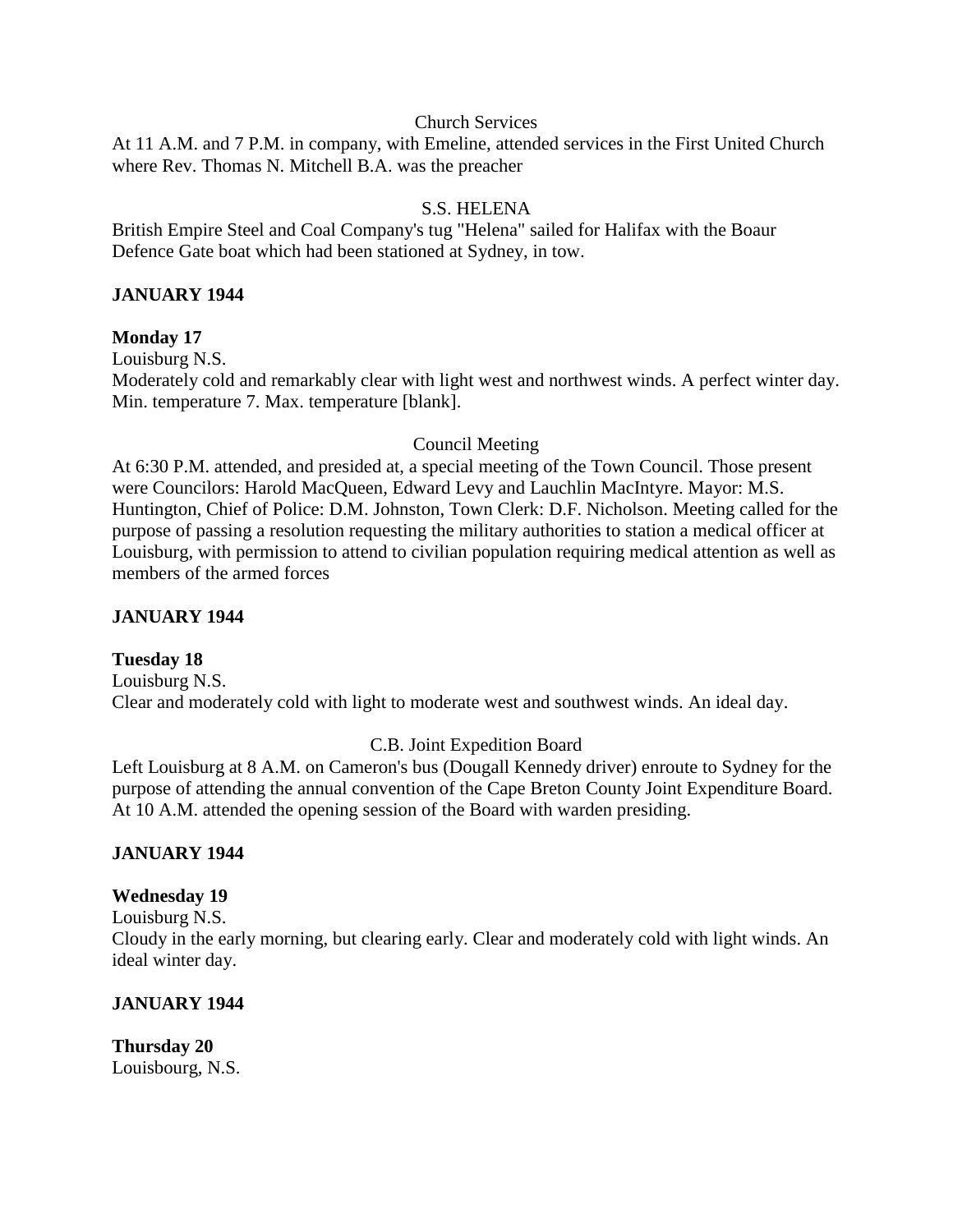Church Services

At 11 A.M. and 7 P.M. in company, with Emeline, attended services in the First United Church where Rev. Thomas N. Mitchell B.A. was the preacher

S.S. HELENA

British Empire Steel and Coal Company's tug "Helena" sailed for Halifax with the Boaur Defence Gate boat which had been stationed at Sydney, in tow.

**JANUARY 1944**

**Monday 17**

Louisburg N.S.

Moderately cold and remarkably clear with light west and northwest winds. A perfect winter day. Min. temperature 7. Max. temperature [blank].

Council Meeting

At 6:30 P.M. attended, and presided at, a special meeting of the Town Council. Those present were Councilors: Harold MacQueen, Edward Levy and Lauchlin MacIntyre. Mayor: M.S. Huntington, Chief of Police: D.M. Johnston, Town Clerk: D.F. Nicholson. Meeting called for the purpose of passing a resolution requesting the military authorities to station a medical officer at Louisburg, with permission to attend to civilian population requiring medical attention as well as members of the armed forces

**JANUARY 1944**

**Tuesday 18**

Louisburg N.S.

Clear and moderately cold with light to moderate west and southwest winds. An ideal day.

C.B. Joint Expedition Board

Left Louisburg at 8 A.M. on Cameron's bus (Dougall Kennedy driver) enroute to Sydney for the purpose of attending the annual convention of the Cape Breton County Joint Expenditure Board. At 10 A.M. attended the opening session of the Board with warden presiding.

**JANUARY 1944**

**Wednesday 19**

Louisburg N.S.

Cloudy in the early morning, but clearing early. Clear and moderately cold with light winds. An ideal winter day.

**JANUARY 1944**

**Thursday 20**

Louisbourg, N.S.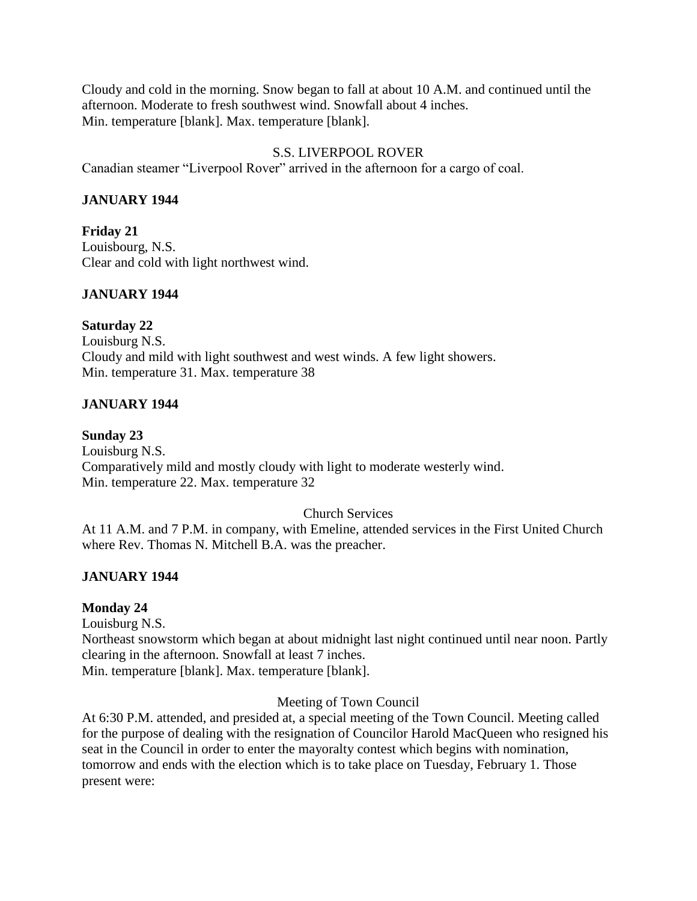Cloudy and cold in the morning. Snow began to fall at about 10 A.M. and continued until the afternoon. Moderate to fresh southwest wind. Snowfall about 4 inches.
Min. temperature [blank]. Max. temperature [blank].

S.S. LIVERPOOL ROVER

Canadian steamer “Liverpool Rover” arrived in the afternoon for a cargo of coal.

**JANUARY 1944**

**Friday 21**
Louisbourg, N.S.
Clear and cold with light northwest wind.

**JANUARY 1944**

**Saturday 22**
Louisburg N.S.
Cloudy and mild with light southwest and west winds. A few light showers.
Min. temperature 31. Max. temperature 38

**JANUARY 1944**

**Sunday 23**
Louisburg N.S.
Comparatively mild and mostly cloudy with light to moderate westerly wind.
Min. temperature 22. Max. temperature 32

Church Services

At 11 A.M. and 7 P.M. in company, with Emeline, attended services in the First United Church where Rev. Thomas N. Mitchell B.A. was the preacher.

**JANUARY 1944**

**Monday 24**
Louisburg N.S.
Northeast snowstorm which began at about midnight last night continued until near noon. Partly clearing in the afternoon. Snowfall at least 7 inches.
Min. temperature [blank]. Max. temperature [blank].

Meeting of Town Council

At 6:30 P.M. attended, and presided at, a special meeting of the Town Council. Meeting called for the purpose of dealing with the resignation of Councilor Harold MacQueen who resigned his seat in the Council in order to enter the mayoralty contest which begins with nomination, tomorrow and ends with the election which is to take place on Tuesday, February 1. Those present were: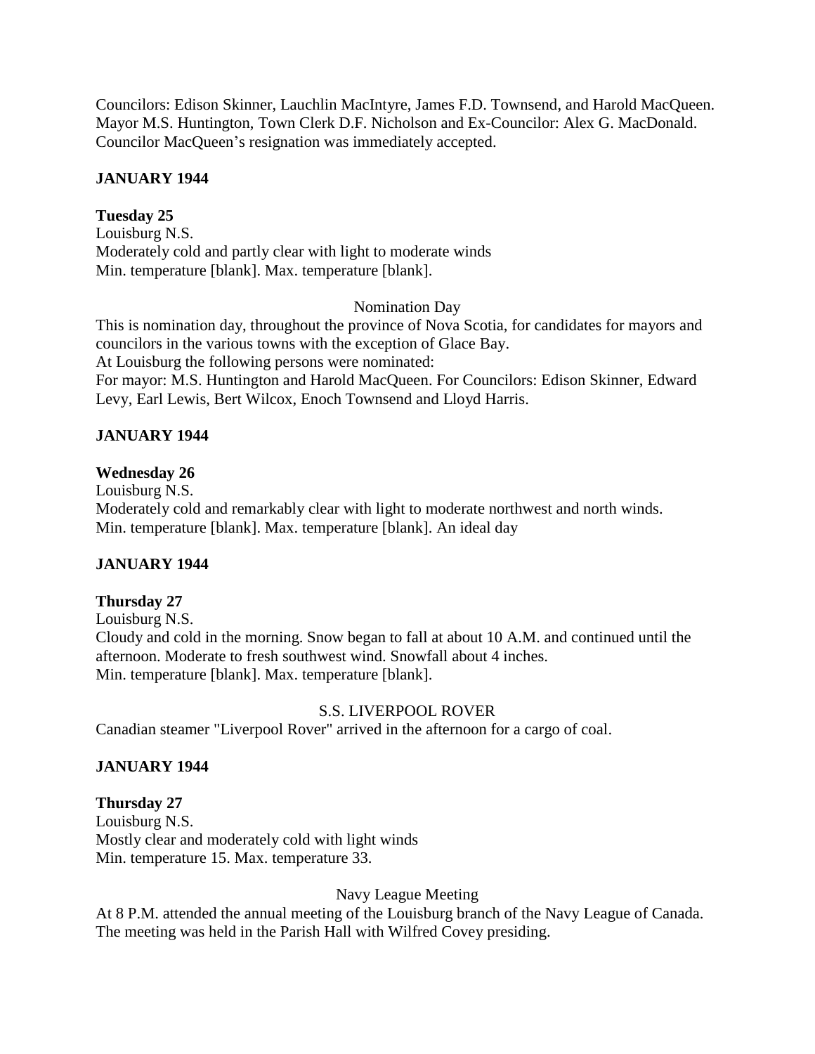Councilors: Edison Skinner, Lauchlin MacIntyre, James F.D. Townsend, and Harold MacQueen. Mayor M.S. Huntington, Town Clerk D.F. Nicholson and Ex-Councilor: Alex G. MacDonald. Councilor MacQueen's resignation was immediately accepted.

## JANUARY 1944

**Tuesday 25**
Louisburg N.S.
Moderately cold and partly clear with light to moderate winds
Min. temperature [blank]. Max. temperature [blank].

Nomination Day

This is nomination day, throughout the province of Nova Scotia, for candidates for mayors and councilors in the various towns with the exception of Glace Bay.
At Louisburg the following persons were nominated:
For mayor: M.S. Huntington and Harold MacQueen. For Councilors: Edison Skinner, Edward Levy, Earl Lewis, Bert Wilcox, Enoch Townsend and Lloyd Harris.

## JANUARY 1944

**Wednesday 26**
Louisburg N.S.
Moderately cold and remarkably clear with light to moderate northwest and north winds.
Min. temperature [blank]. Max. temperature [blank]. An ideal day

## JANUARY 1944

**Thursday 27**
Louisburg N.S.
Cloudy and cold in the morning. Snow began to fall at about 10 A.M. and continued until the afternoon. Moderate to fresh southwest wind. Snowfall about 4 inches.
Min. temperature [blank]. Max. temperature [blank].

S.S. LIVERPOOL ROVER

Canadian steamer "Liverpool Rover" arrived in the afternoon for a cargo of coal.

## JANUARY 1944

**Thursday 27**
Louisburg N.S.
Mostly clear and moderately cold with light winds
Min. temperature 15. Max. temperature 33.

Navy League Meeting

At 8 P.M. attended the annual meeting of the Louisburg branch of the Navy League of Canada. The meeting was held in the Parish Hall with Wilfred Covey presiding.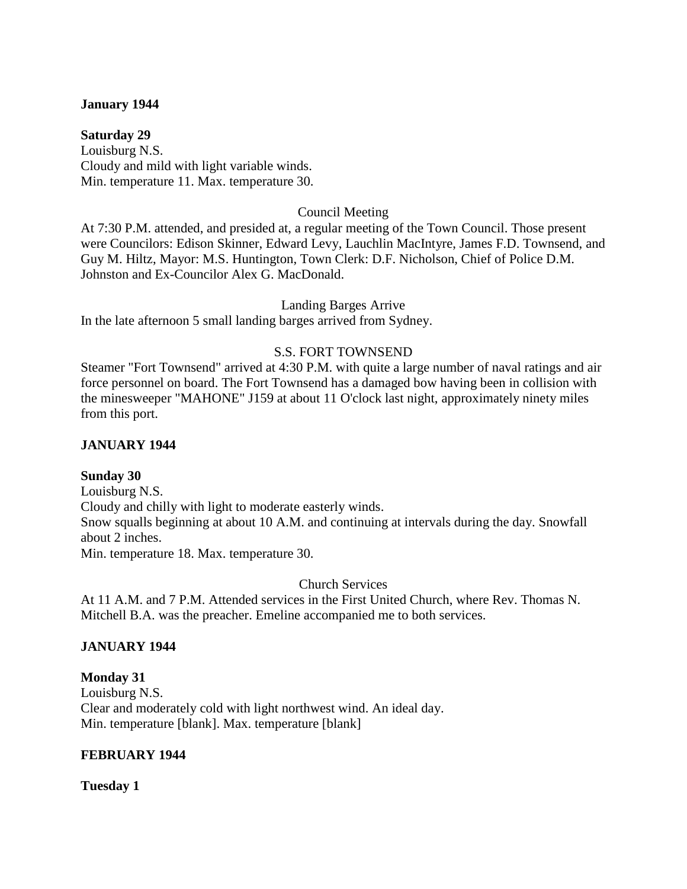**January 1944**

**Saturday 29**
Louisburg N.S.
Cloudy and mild with light variable winds.
Min. temperature 11. Max. temperature 30.

Council Meeting

At 7:30 P.M. attended, and presided at, a regular meeting of the Town Council. Those present were Councilors: Edison Skinner, Edward Levy, Lauchlin MacIntyre, James F.D. Townsend, and Guy M. Hiltz, Mayor: M.S. Huntington, Town Clerk: D.F. Nicholson, Chief of Police D.M. Johnston and Ex-Councilor Alex G. MacDonald.

Landing Barges Arrive

In the late afternoon 5 small landing barges arrived from Sydney.

S.S. FORT TOWNSEND

Steamer "Fort Townsend" arrived at 4:30 P.M. with quite a large number of naval ratings and air force personnel on board. The Fort Townsend has a damaged bow having been in collision with the minesweeper "MAHONE" J159 at about 11 O'clock last night, approximately ninety miles from this port.

**JANUARY 1944**

**Sunday 30**
Louisburg N.S.
Cloudy and chilly with light to moderate easterly winds.
Snow squalls beginning at about 10 A.M. and continuing at intervals during the day. Snowfall about 2 inches.
Min. temperature 18. Max. temperature 30.

Church Services

At 11 A.M. and 7 P.M. Attended services in the First United Church, where Rev. Thomas N. Mitchell B.A. was the preacher. Emeline accompanied me to both services.

**JANUARY 1944**

**Monday 31**
Louisburg N.S.
Clear and moderately cold with light northwest wind. An ideal day.
Min. temperature [blank]. Max. temperature [blank]

**FEBRUARY 1944**

**Tuesday 1**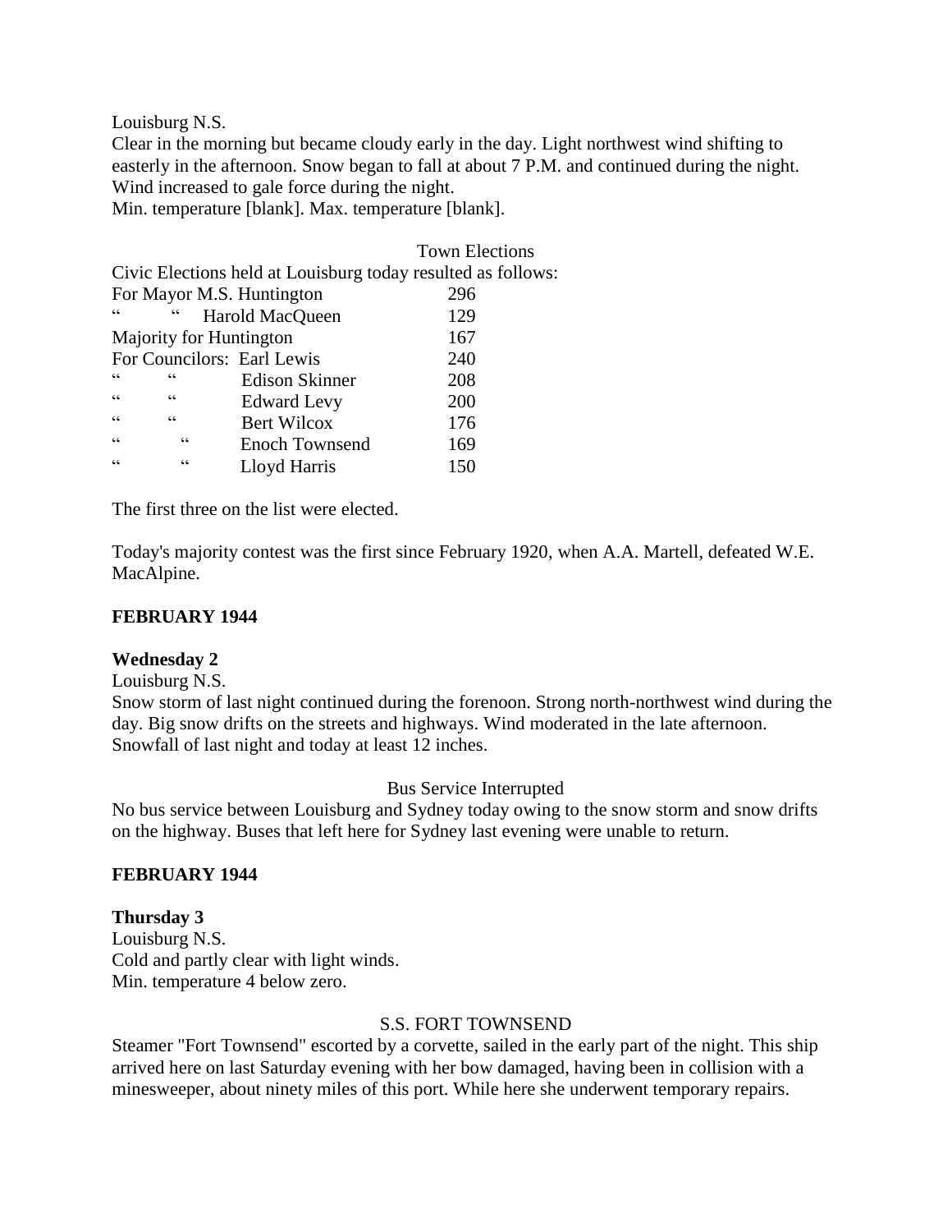Louisburg N.S.
Clear in the morning but became cloudy early in the day. Light northwest wind shifting to easterly in the afternoon. Snow began to fall at about 7 P.M. and continued during the night. Wind increased to gale force during the night.
Min. temperature [blank]. Max. temperature [blank].

Town Elections

Civic Elections held at Louisburg today resulted as follows:

| | | |
|---|---|---|
| For Mayor | M.S. Huntington | 296 |
| " " | Harold MacQueen | 129 |
| Majority for Huntington | | 167 |
| For Councilors: | Earl Lewis | 240 |
| " " | Edison Skinner | 208 |
| " " | Edward Levy | 200 |
| " " | Bert Wilcox | 176 |
| " " | Enoch Townsend | 169 |
| " " | Lloyd Harris | 150 |

The first three on the list were elected.

Today's majority contest was the first since February 1920, when A.A. Martell, defeated W.E. MacAlpine.

**FEBRUARY 1944**

**Wednesday 2**
Louisburg N.S.
Snow storm of last night continued during the forenoon. Strong north-northwest wind during the day. Big snow drifts on the streets and highways. Wind moderated in the late afternoon. Snowfall of last night and today at least 12 inches.

Bus Service Interrupted

No bus service between Louisburg and Sydney today owing to the snow storm and snow drifts on the highway. Buses that left here for Sydney last evening were unable to return.

**FEBRUARY 1944**

**Thursday 3**
Louisburg N.S.
Cold and partly clear with light winds.
Min. temperature 4 below zero.

S.S. FORT TOWNSEND

Steamer "Fort Townsend" escorted by a corvette, sailed in the early part of the night. This ship arrived here on last Saturday evening with her bow damaged, having been in collision with a minesweeper, about ninety miles of this port. While here she underwent temporary repairs.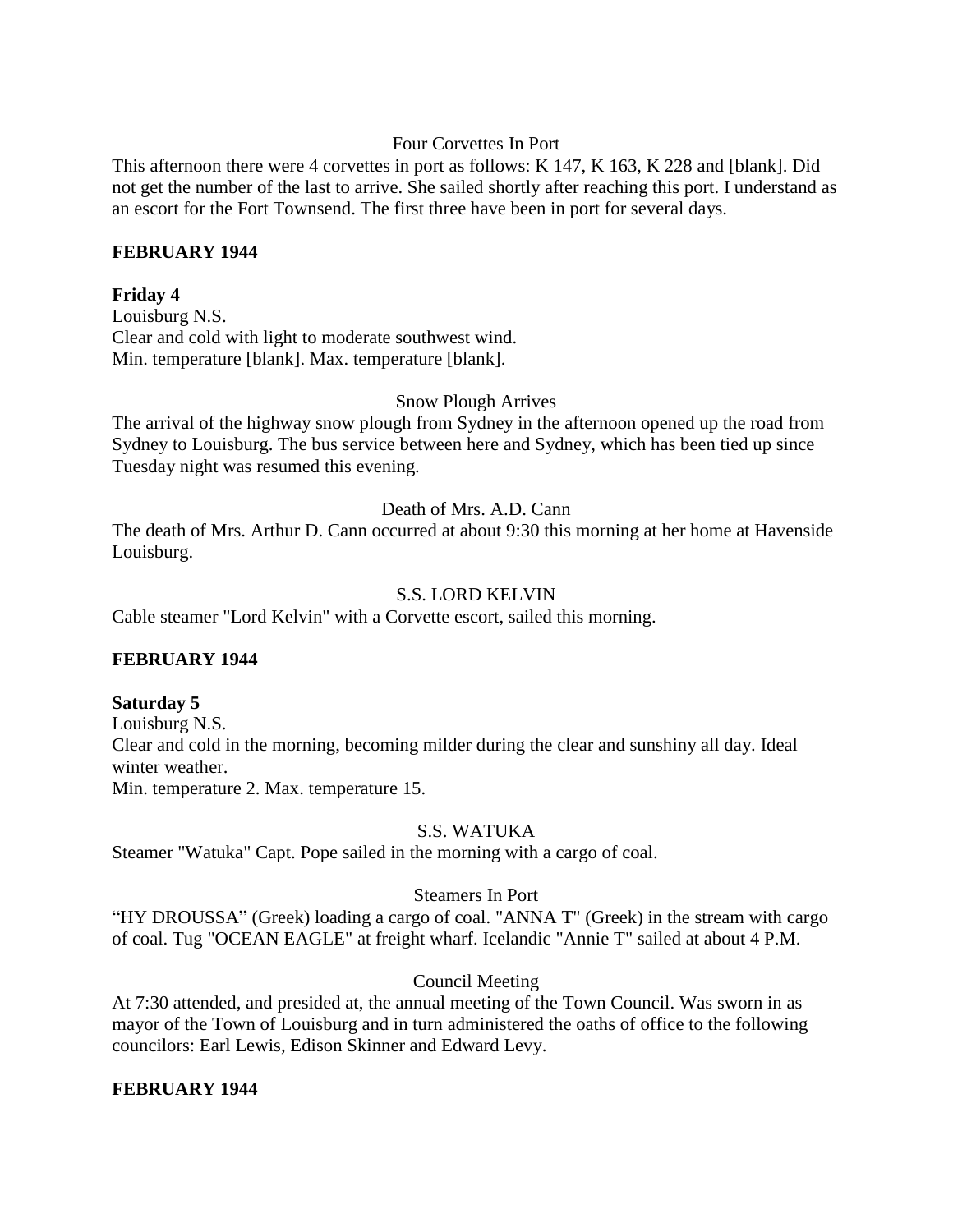Four Corvettes In Port

This afternoon there were 4 corvettes in port as follows: K 147, K 163, K 228 and [blank]. Did not get the number of the last to arrive. She sailed shortly after reaching this port. I understand as an escort for the Fort Townsend. The first three have been in port for several days.

**FEBRUARY 1944**

**Friday 4**

Louisburg N.S.
Clear and cold with light to moderate southwest wind.
Min. temperature [blank]. Max. temperature [blank].

Snow Plough Arrives

The arrival of the highway snow plough from Sydney in the afternoon opened up the road from Sydney to Louisburg. The bus service between here and Sydney, which has been tied up since Tuesday night was resumed this evening.

Death of Mrs. A.D. Cann

The death of Mrs. Arthur D. Cann occurred at about 9:30 this morning at her home at Havenside Louisburg.

S.S. LORD KELVIN

Cable steamer "Lord Kelvin" with a Corvette escort, sailed this morning.

**FEBRUARY 1944**

**Saturday 5**

Louisburg N.S.
Clear and cold in the morning, becoming milder during the clear and sunshiny all day. Ideal winter weather.
Min. temperature 2. Max. temperature 15.

S.S. WATUKA

Steamer "Watuka" Capt. Pope sailed in the morning with a cargo of coal.

Steamers In Port

“HY DROUSSA” (Greek) loading a cargo of coal. "ANNA T" (Greek) in the stream with cargo of coal. Tug "OCEAN EAGLE" at freight wharf. Icelandic "Annie T" sailed at about 4 P.M.

Council Meeting

At 7:30 attended, and presided at, the annual meeting of the Town Council. Was sworn in as mayor of the Town of Louisburg and in turn administered the oaths of office to the following councilors: Earl Lewis, Edison Skinner and Edward Levy.

**FEBRUARY 1944**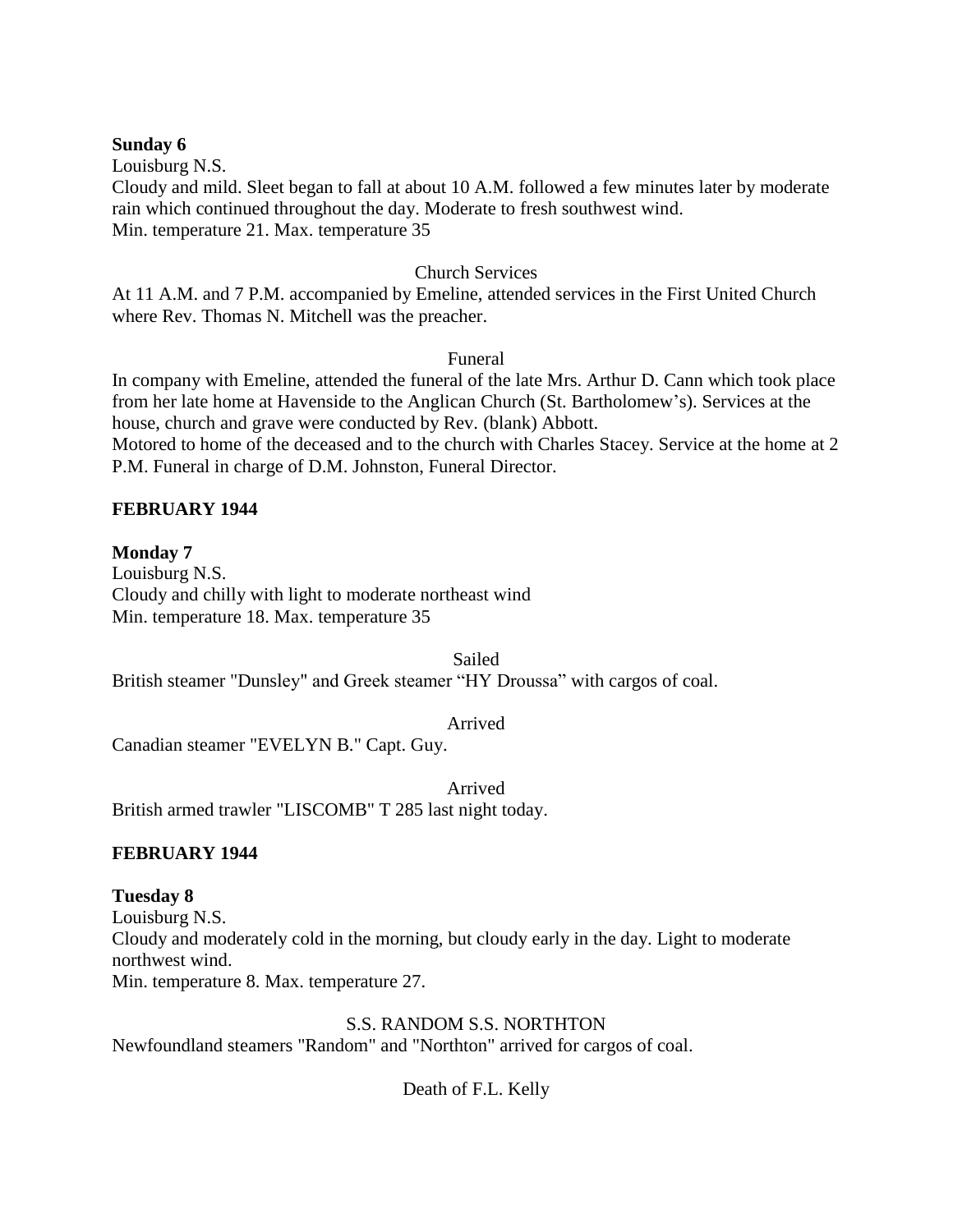**Sunday 6**

Louisburg N.S.

Cloudy and mild. Sleet began to fall at about 10 A.M. followed a few minutes later by moderate rain which continued throughout the day. Moderate to fresh southwest wind.

Min. temperature 21. Max. temperature 35

Church Services

At 11 A.M. and 7 P.M. accompanied by Emeline, attended services in the First United Church where Rev. Thomas N. Mitchell was the preacher.

Funeral

In company with Emeline, attended the funeral of the late Mrs. Arthur D. Cann which took place from her late home at Havenside to the Anglican Church (St. Bartholomew's). Services at the house, church and grave were conducted by Rev. (blank) Abbott.

Motored to home of the deceased and to the church with Charles Stacey. Service at the home at 2 P.M. Funeral in charge of D.M. Johnston, Funeral Director.

**FEBRUARY 1944**

**Monday 7**

Louisburg N.S.

Cloudy and chilly with light to moderate northeast wind

Min. temperature 18. Max. temperature 35

Sailed

British steamer "Dunsley" and Greek steamer "HY Droussa" with cargos of coal.

Arrived

Canadian steamer "EVELYN B." Capt. Guy.

Arrived

British armed trawler "LISCOMB" T 285 last night today.

**FEBRUARY 1944**

**Tuesday 8**

Louisburg N.S.

Cloudy and moderately cold in the morning, but cloudy early in the day. Light to moderate northwest wind.

Min. temperature 8. Max. temperature 27.

S.S. RANDOM S.S. NORTHTON

Newfoundland steamers "Random" and "Northton" arrived for cargos of coal.

Death of F.L. Kelly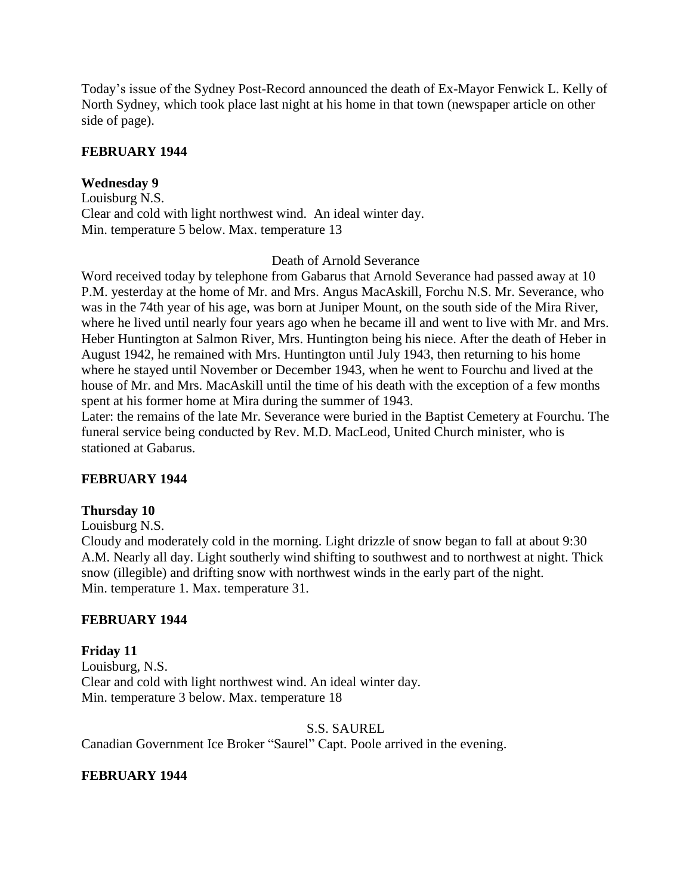Today's issue of the Sydney Post-Record announced the death of Ex-Mayor Fenwick L. Kelly of North Sydney, which took place last night at his home in that town (newspaper article on other side of page).

**FEBRUARY 1944**

**Wednesday 9**

Louisburg N.S.

Clear and cold with light northwest wind. An ideal winter day.

Min. temperature 5 below. Max. temperature 13

Death of Arnold Severance

Word received today by telephone from Gabarus that Arnold Severance had passed away at 10 P.M. yesterday at the home of Mr. and Mrs. Angus MacAskill, Forchu N.S. Mr. Severance, who was in the 74th year of his age, was born at Juniper Mount, on the south side of the Mira River, where he lived until nearly four years ago when he became ill and went to live with Mr. and Mrs. Heber Huntington at Salmon River, Mrs. Huntington being his niece. After the death of Heber in August 1942, he remained with Mrs. Huntington until July 1943, then returning to his home where he stayed until November or December 1943, when he went to Fourchu and lived at the house of Mr. and Mrs. MacAskill until the time of his death with the exception of a few months spent at his former home at Mira during the summer of 1943.

Later: the remains of the late Mr. Severance were buried in the Baptist Cemetery at Fourchu. The funeral service being conducted by Rev. M.D. MacLeod, United Church minister, who is stationed at Gabarus.

**FEBRUARY 1944**

**Thursday 10**

Louisburg N.S.

Cloudy and moderately cold in the morning. Light drizzle of snow began to fall at about 9:30 A.M. Nearly all day. Light southerly wind shifting to southwest and to northwest at night. Thick snow (illegible) and drifting snow with northwest winds in the early part of the night.

Min. temperature 1. Max. temperature 31.

**FEBRUARY 1944**

**Friday 11**

Louisburg, N.S.

Clear and cold with light northwest wind. An ideal winter day.

Min. temperature 3 below. Max. temperature 18

S.S. SAUREL

Canadian Government Ice Broker "Saurel" Capt. Poole arrived in the evening.

**FEBRUARY 1944**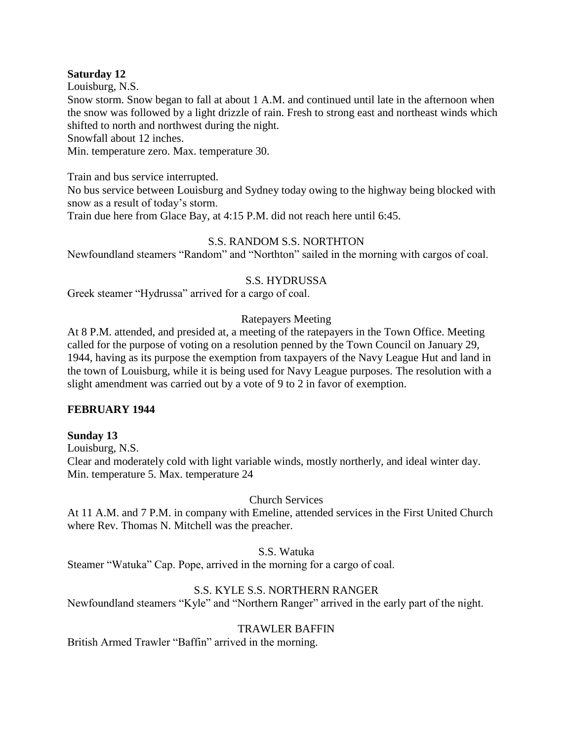**Saturday 12**

Louisburg, N.S.

Snow storm. Snow began to fall at about 1 A.M. and continued until late in the afternoon when the snow was followed by a light drizzle of rain. Fresh to strong east and northeast winds which shifted to north and northwest during the night.

Snowfall about 12 inches.

Min. temperature zero. Max. temperature 30.

Train and bus service interrupted.

No bus service between Louisburg and Sydney today owing to the highway being blocked with snow as a result of today's storm.

Train due here from Glace Bay, at 4:15 P.M. did not reach here until 6:45.

S.S. RANDOM S.S. NORTHTON

Newfoundland steamers "Random" and "Northton" sailed in the morning with cargos of coal.

S.S. HYDRUSSA

Greek steamer "Hydrussa" arrived for a cargo of coal.

Ratepayers Meeting

At 8 P.M. attended, and presided at, a meeting of the ratepayers in the Town Office. Meeting called for the purpose of voting on a resolution penned by the Town Council on January 29, 1944, having as its purpose the exemption from taxpayers of the Navy League Hut and land in the town of Louisburg, while it is being used for Navy League purposes. The resolution with a slight amendment was carried out by a vote of 9 to 2 in favor of exemption.

**FEBRUARY 1944**

**Sunday 13**

Louisburg, N.S.

Clear and moderately cold with light variable winds, mostly northerly, and ideal winter day.

Min. temperature 5. Max. temperature 24

Church Services

At 11 A.M. and 7 P.M. in company with Emeline, attended services in the First United Church where Rev. Thomas N. Mitchell was the preacher.

S.S. Watuka

Steamer "Watuka" Cap. Pope, arrived in the morning for a cargo of coal.

S.S. KYLE S.S. NORTHERN RANGER

Newfoundland steamers "Kyle" and "Northern Ranger" arrived in the early part of the night.

TRAWLER BAFFIN

British Armed Trawler "Baffin" arrived in the morning.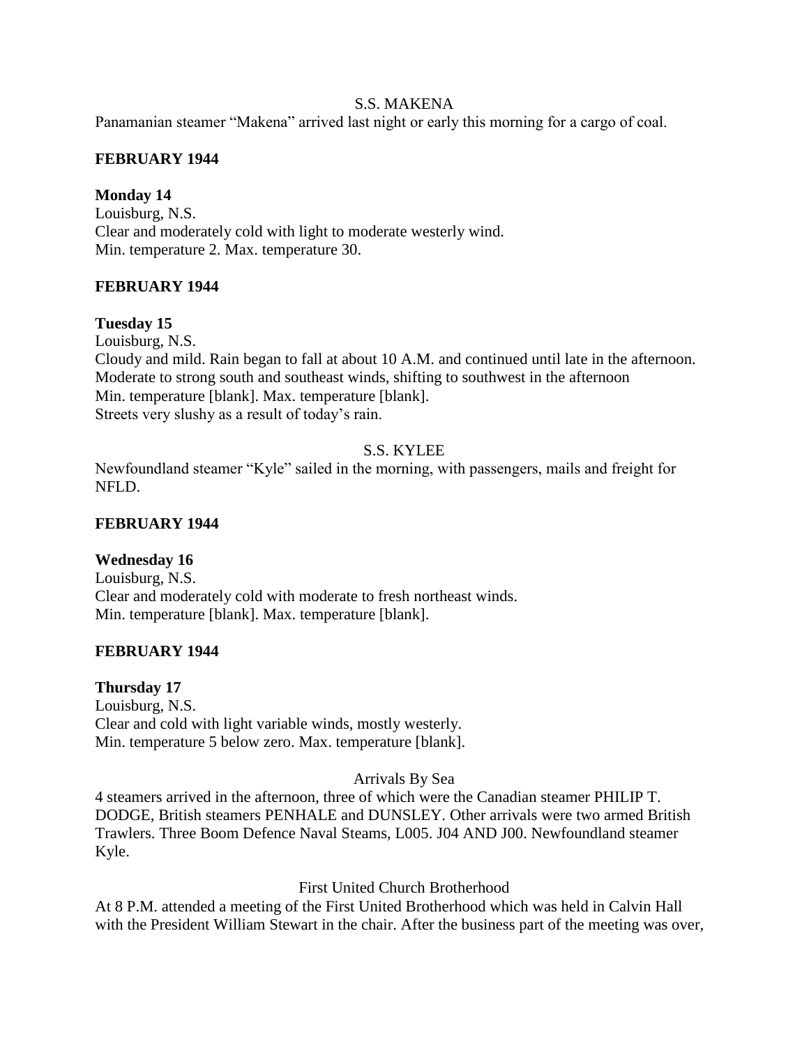S.S. MAKENA

Panamanian steamer "Makena" arrived last night or early this morning for a cargo of coal.

**FEBRUARY 1944**

**Monday 14**

Louisburg, N.S.
Clear and moderately cold with light to moderate westerly wind.
Min. temperature 2. Max. temperature 30.

**FEBRUARY 1944**

**Tuesday 15**

Louisburg, N.S.
Cloudy and mild. Rain began to fall at about 10 A.M. and continued until late in the afternoon. Moderate to strong south and southeast winds, shifting to southwest in the afternoon
Min. temperature [blank]. Max. temperature [blank].
Streets very slushy as a result of today's rain.

S.S. KYLEE

Newfoundland steamer "Kyle" sailed in the morning, with passengers, mails and freight for NFLD.

**FEBRUARY 1944**

**Wednesday 16**

Louisburg, N.S.
Clear and moderately cold with moderate to fresh northeast winds.
Min. temperature [blank]. Max. temperature [blank].

**FEBRUARY 1944**

**Thursday 17**

Louisburg, N.S.
Clear and cold with light variable winds, mostly westerly.
Min. temperature 5 below zero. Max. temperature [blank].

Arrivals By Sea

4 steamers arrived in the afternoon, three of which were the Canadian steamer PHILIP T. DODGE, British steamers PENHALE and DUNSLEY. Other arrivals were two armed British Trawlers. Three Boom Defence Naval Steams, L005. J04 AND J00. Newfoundland steamer Kyle.

First United Church Brotherhood

At 8 P.M. attended a meeting of the First United Brotherhood which was held in Calvin Hall with the President William Stewart in the chair. After the business part of the meeting was over,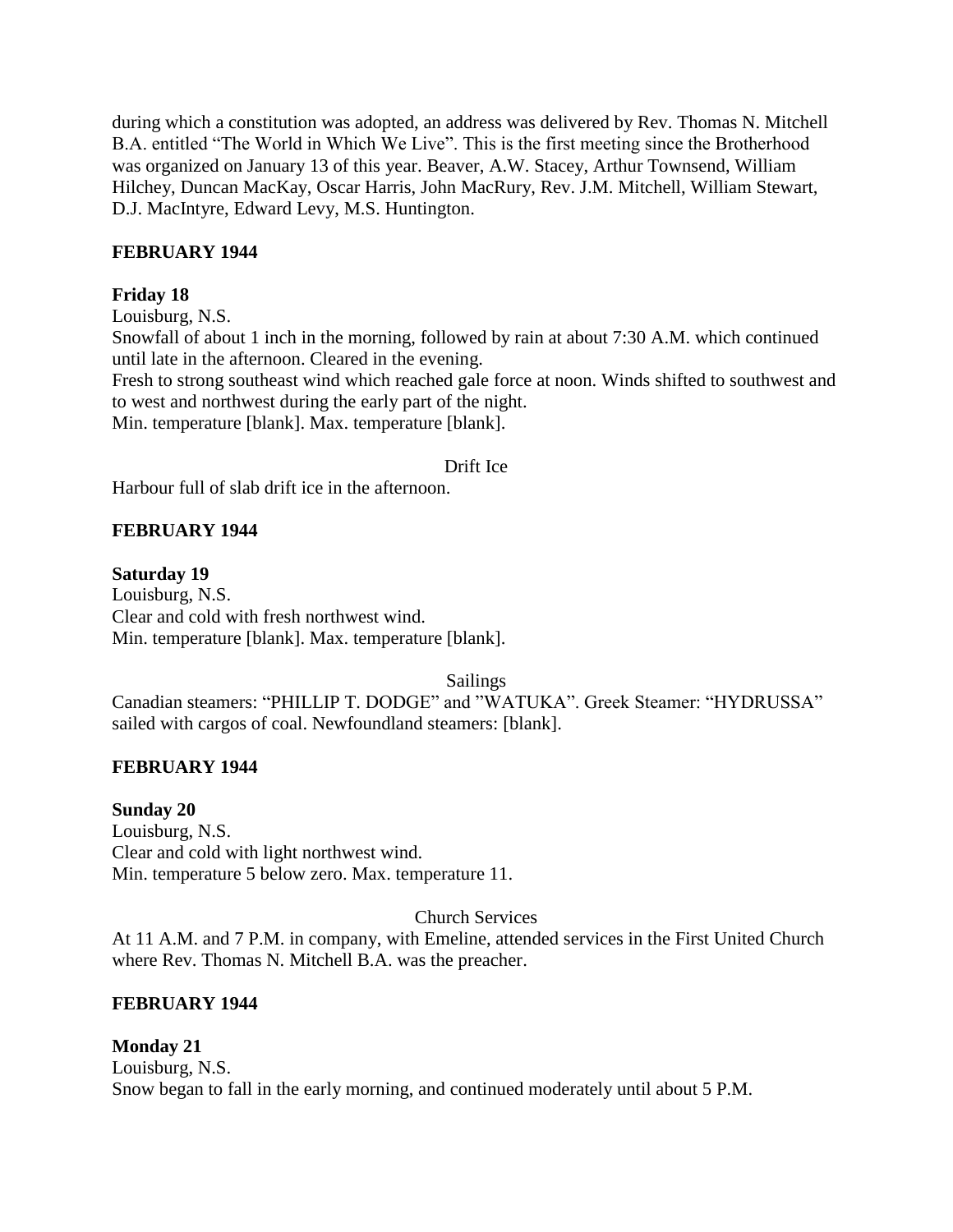during which a constitution was adopted, an address was delivered by Rev. Thomas N. Mitchell B.A. entitled "The World in Which We Live". This is the first meeting since the Brotherhood was organized on January 13 of this year. Beaver, A.W. Stacey, Arthur Townsend, William Hilchey, Duncan MacKay, Oscar Harris, John MacRury, Rev. J.M. Mitchell, William Stewart, D.J. MacIntyre, Edward Levy, M.S. Huntington.

**FEBRUARY 1944**

**Friday 18**

Louisburg, N.S.

Snowfall of about 1 inch in the morning, followed by rain at about 7:30 A.M. which continued until late in the afternoon. Cleared in the evening.

Fresh to strong southeast wind which reached gale force at noon. Winds shifted to southwest and to west and northwest during the early part of the night.

Min. temperature [blank]. Max. temperature [blank].

Drift Ice

Harbour full of slab drift ice in the afternoon.

**FEBRUARY 1944**

**Saturday 19**

Louisburg, N.S.

Clear and cold with fresh northwest wind.

Min. temperature [blank]. Max. temperature [blank].

Sailings

Canadian steamers: "PHILLIP T. DODGE" and "WATUKA". Greek Steamer: "HYDRUSSA" sailed with cargos of coal. Newfoundland steamers: [blank].

**FEBRUARY 1944**

**Sunday 20**

Louisburg, N.S.

Clear and cold with light northwest wind.

Min. temperature 5 below zero. Max. temperature 11.

Church Services

At 11 A.M. and 7 P.M. in company, with Emeline, attended services in the First United Church where Rev. Thomas N. Mitchell B.A. was the preacher.

**FEBRUARY 1944**

**Monday 21**

Louisburg, N.S.

Snow began to fall in the early morning, and continued moderately until about 5 P.M.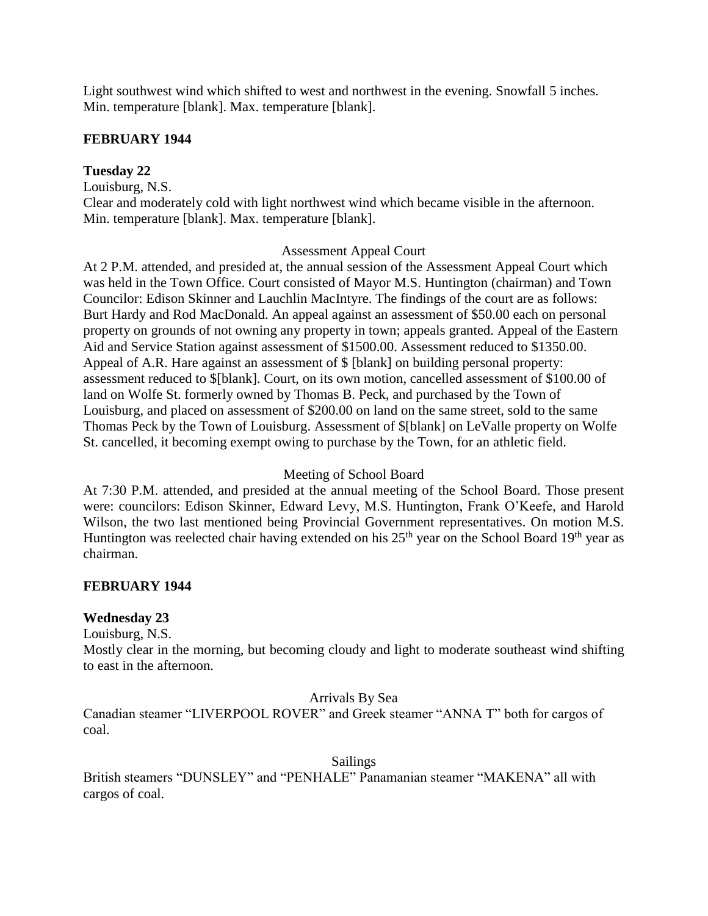Light southwest wind which shifted to west and northwest in the evening. Snowfall 5 inches. Min. temperature [blank]. Max. temperature [blank].

**FEBRUARY 1944**

**Tuesday 22**

Louisburg, N.S.
Clear and moderately cold with light northwest wind which became visible in the afternoon. Min. temperature [blank]. Max. temperature [blank].

Assessment Appeal Court

At 2 P.M. attended, and presided at, the annual session of the Assessment Appeal Court which was held in the Town Office. Court consisted of Mayor M.S. Huntington (chairman) and Town Councilor: Edison Skinner and Lauchlin MacIntyre. The findings of the court are as follows: Burt Hardy and Rod MacDonald. An appeal against an assessment of $50.00 each on personal property on grounds of not owning any property in town; appeals granted. Appeal of the Eastern Aid and Service Station against assessment of $1500.00. Assessment reduced to $1350.00. Appeal of A.R. Hare against an assessment of $ [blank] on building personal property: assessment reduced to $[blank]. Court, on its own motion, cancelled assessment of $100.00 of land on Wolfe St. formerly owned by Thomas B. Peck, and purchased by the Town of Louisburg, and placed on assessment of $200.00 on land on the same street, sold to the same Thomas Peck by the Town of Louisburg. Assessment of $[blank] on LeValle property on Wolfe St. cancelled, it becoming exempt owing to purchase by the Town, for an athletic field.

Meeting of School Board

At 7:30 P.M. attended, and presided at the annual meeting of the School Board. Those present were: councilors: Edison Skinner, Edward Levy, M.S. Huntington, Frank O'Keefe, and Harold Wilson, the two last mentioned being Provincial Government representatives. On motion M.S. Huntington was reelected chair having extended on his 25th year on the School Board 19th year as chairman.

**FEBRUARY 1944**

**Wednesday 23**

Louisburg, N.S.
Mostly clear in the morning, but becoming cloudy and light to moderate southeast wind shifting to east in the afternoon.

Arrivals By Sea

Canadian steamer "LIVERPOOL ROVER" and Greek steamer "ANNA T" both for cargos of coal.

Sailings

British steamers "DUNSLEY" and "PENHALE" Panamanian steamer "MAKENA" all with cargos of coal.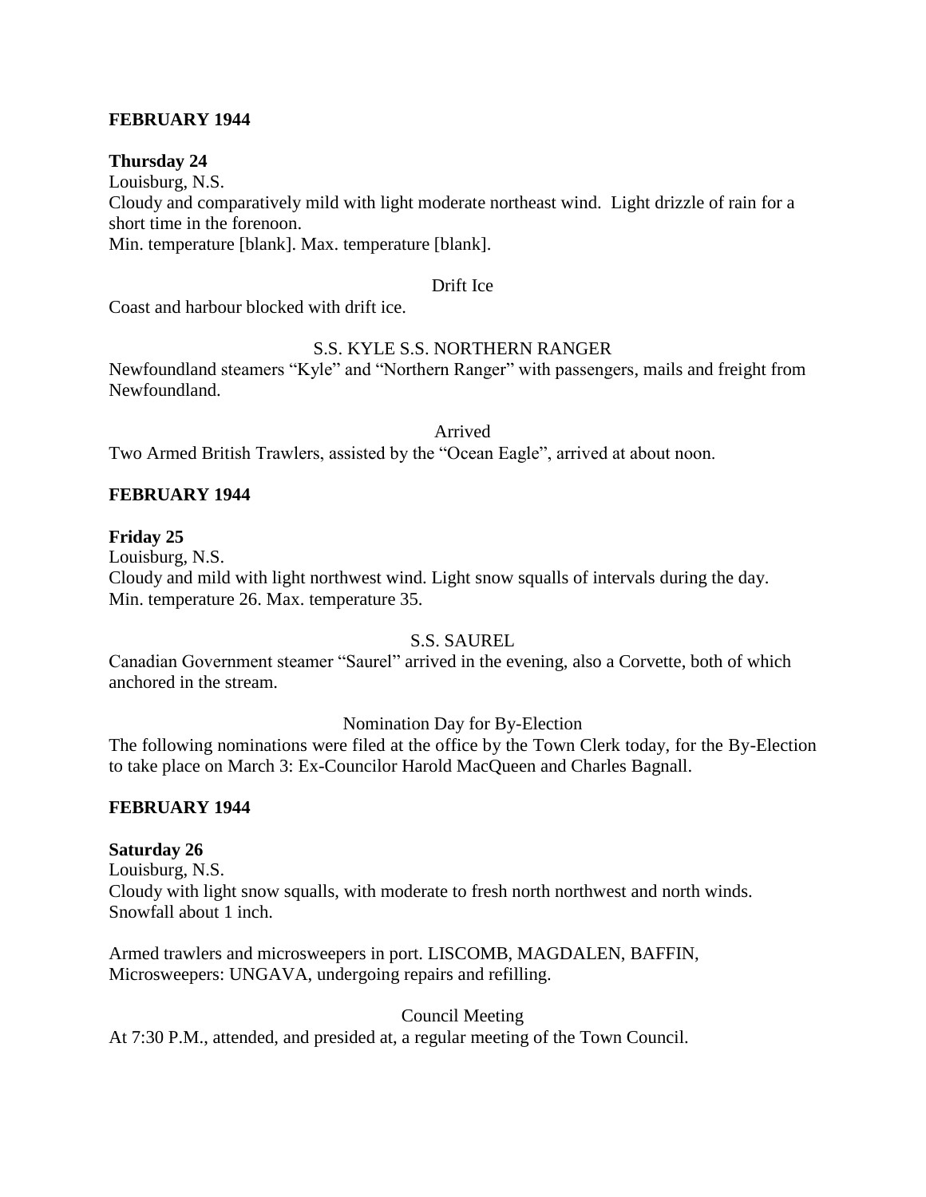**FEBRUARY 1944**

**Thursday 24**

Louisburg, N.S.

Cloudy and comparatively mild with light moderate northeast wind. Light drizzle of rain for a short time in the forenoon.

Min. temperature [blank]. Max. temperature [blank].

Drift Ice

Coast and harbour blocked with drift ice.

S.S. KYLE S.S. NORTHERN RANGER

Newfoundland steamers "Kyle" and "Northern Ranger" with passengers, mails and freight from Newfoundland.

Arrived

Two Armed British Trawlers, assisted by the "Ocean Eagle", arrived at about noon.

**FEBRUARY 1944**

**Friday 25**

Louisburg, N.S.

Cloudy and mild with light northwest wind. Light snow squalls of intervals during the day.

Min. temperature 26. Max. temperature 35.

S.S. SAUREL

Canadian Government steamer "Saurel" arrived in the evening, also a Corvette, both of which anchored in the stream.

Nomination Day for By-Election

The following nominations were filed at the office by the Town Clerk today, for the By-Election to take place on March 3: Ex-Councilor Harold MacQueen and Charles Bagnall.

**FEBRUARY 1944**

**Saturday 26**

Louisburg, N.S.

Cloudy with light snow squalls, with moderate to fresh north northwest and north winds. Snowfall about 1 inch.

Armed trawlers and microsweepers in port. LISCOMB, MAGDALEN, BAFFIN, Microsweepers: UNGAVA, undergoing repairs and refilling.

Council Meeting

At 7:30 P.M., attended, and presided at, a regular meeting of the Town Council.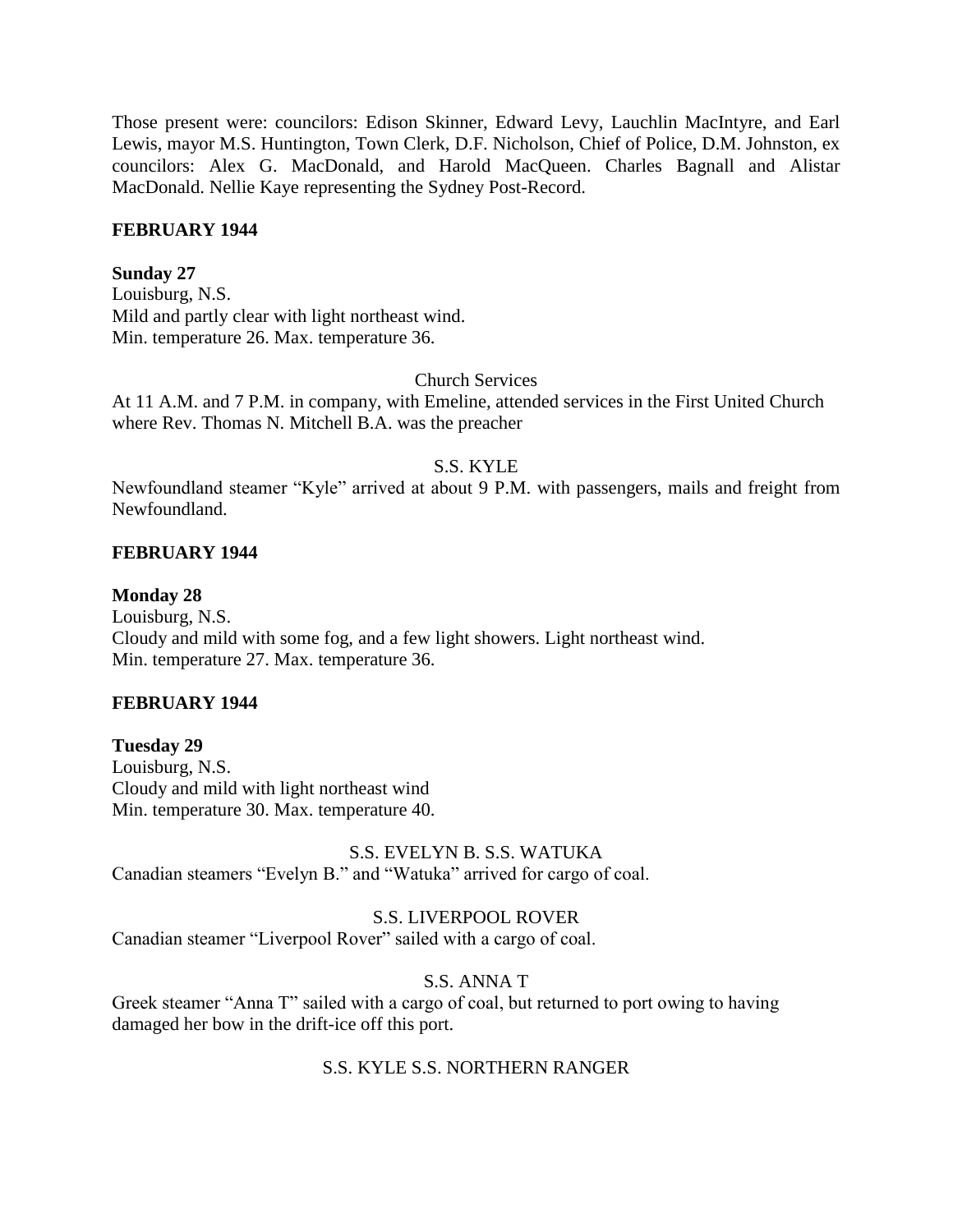Those present were: councilors: Edison Skinner, Edward Levy, Lauchlin MacIntyre, and Earl Lewis, mayor M.S. Huntington, Town Clerk, D.F. Nicholson, Chief of Police, D.M. Johnston, ex councilors: Alex G. MacDonald, and Harold MacQueen. Charles Bagnall and Alistar MacDonald. Nellie Kaye representing the Sydney Post-Record.

**FEBRUARY 1944**

**Sunday 27**
Louisburg, N.S.
Mild and partly clear with light northeast wind.
Min. temperature 26. Max. temperature 36.

Church Services

At 11 A.M. and 7 P.M. in company, with Emeline, attended services in the First United Church where Rev. Thomas N. Mitchell B.A. was the preacher

S.S. KYLE

Newfoundland steamer "Kyle" arrived at about 9 P.M. with passengers, mails and freight from Newfoundland.

**FEBRUARY 1944**

**Monday 28**
Louisburg, N.S.
Cloudy and mild with some fog, and a few light showers. Light northeast wind.
Min. temperature 27. Max. temperature 36.

**FEBRUARY 1944**

**Tuesday 29**
Louisburg, N.S.
Cloudy and mild with light northeast wind
Min. temperature 30. Max. temperature 40.

S.S. EVELYN B. S.S. WATUKA

Canadian steamers "Evelyn B." and "Watuka" arrived for cargo of coal.

S.S. LIVERPOOL ROVER

Canadian steamer "Liverpool Rover" sailed with a cargo of coal.

S.S. ANNA T

Greek steamer "Anna T" sailed with a cargo of coal, but returned to port owing to having damaged her bow in the drift-ice off this port.

S.S. KYLE S.S. NORTHERN RANGER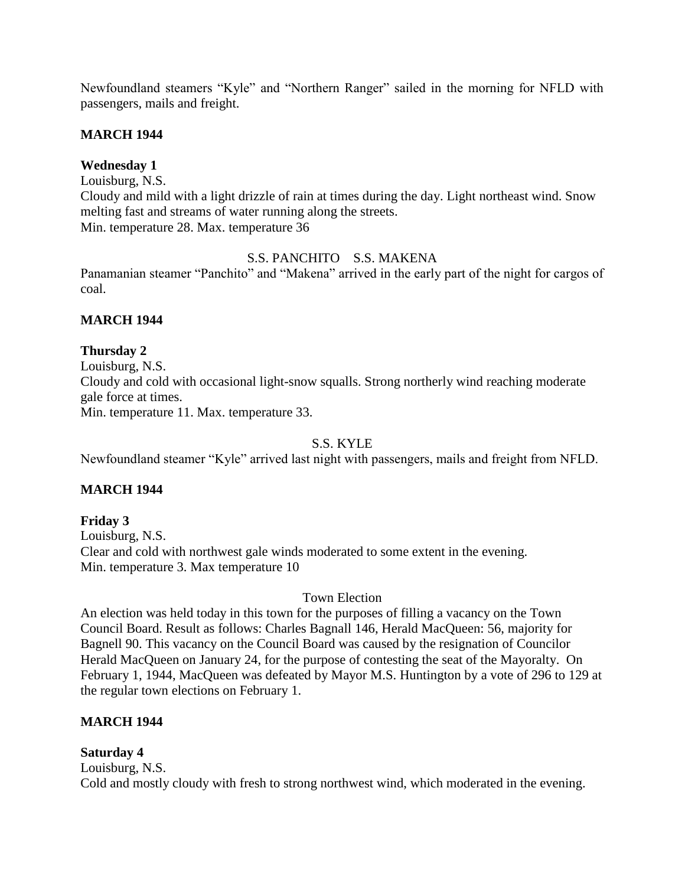Newfoundland steamers "Kyle" and "Northern Ranger" sailed in the morning for NFLD with passengers, mails and freight.

**MARCH 1944**

**Wednesday 1**

Louisburg, N.S.

Cloudy and mild with a light drizzle of rain at times during the day. Light northeast wind. Snow melting fast and streams of water running along the streets.

Min. temperature 28. Max. temperature 36

S.S. PANCHITO S.S. MAKENA

Panamanian steamer "Panchito" and "Makena" arrived in the early part of the night for cargos of coal.

**MARCH 1944**

**Thursday 2**

Louisburg, N.S.

Cloudy and cold with occasional light-snow squalls. Strong northerly wind reaching moderate gale force at times.

Min. temperature 11. Max. temperature 33.

S.S. KYLE

Newfoundland steamer "Kyle" arrived last night with passengers, mails and freight from NFLD.

**MARCH 1944**

**Friday 3**

Louisburg, N.S.

Clear and cold with northwest gale winds moderated to some extent in the evening.

Min. temperature 3. Max temperature 10

Town Election

An election was held today in this town for the purposes of filling a vacancy on the Town Council Board. Result as follows: Charles Bagnall 146, Herald MacQueen: 56, majority for Bagnell 90. This vacancy on the Council Board was caused by the resignation of Councilor Herald MacQueen on January 24, for the purpose of contesting the seat of the Mayoralty. On February 1, 1944, MacQueen was defeated by Mayor M.S. Huntington by a vote of 296 to 129 at the regular town elections on February 1.

**MARCH 1944**

**Saturday 4**

Louisburg, N.S.

Cold and mostly cloudy with fresh to strong northwest wind, which moderated in the evening.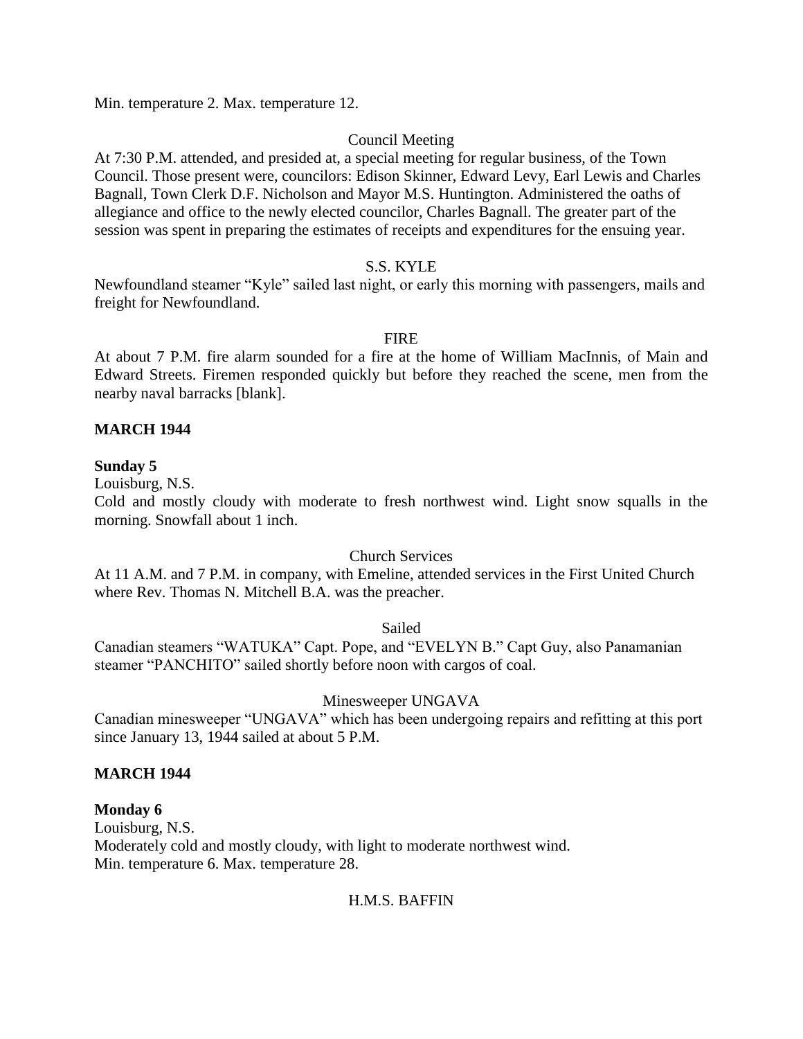Min. temperature 2. Max. temperature 12.

Council Meeting

At 7:30 P.M. attended, and presided at, a special meeting for regular business, of the Town Council. Those present were, councilors: Edison Skinner, Edward Levy, Earl Lewis and Charles Bagnall, Town Clerk D.F. Nicholson and Mayor M.S. Huntington. Administered the oaths of allegiance and office to the newly elected councilor, Charles Bagnall. The greater part of the session was spent in preparing the estimates of receipts and expenditures for the ensuing year.

S.S. KYLE

Newfoundland steamer "Kyle" sailed last night, or early this morning with passengers, mails and freight for Newfoundland.

FIRE

At about 7 P.M. fire alarm sounded for a fire at the home of William MacInnis, of Main and Edward Streets. Firemen responded quickly but before they reached the scene, men from the nearby naval barracks [blank].

**MARCH 1944**

**Sunday 5**

Louisburg, N.S.

Cold and mostly cloudy with moderate to fresh northwest wind. Light snow squalls in the morning. Snowfall about 1 inch.

Church Services

At 11 A.M. and 7 P.M. in company, with Emeline, attended services in the First United Church where Rev. Thomas N. Mitchell B.A. was the preacher.

Sailed

Canadian steamers "WATUKA" Capt. Pope, and "EVELYN B." Capt Guy, also Panamanian steamer "PANCHITO" sailed shortly before noon with cargos of coal.

Minesweeper UNGAVA

Canadian minesweeper "UNGAVA" which has been undergoing repairs and refitting at this port since January 13, 1944 sailed at about 5 P.M.

**MARCH 1944**

**Monday 6**

Louisburg, N.S.

Moderately cold and mostly cloudy, with light to moderate northwest wind.

Min. temperature 6. Max. temperature 28.

H.M.S. BAFFIN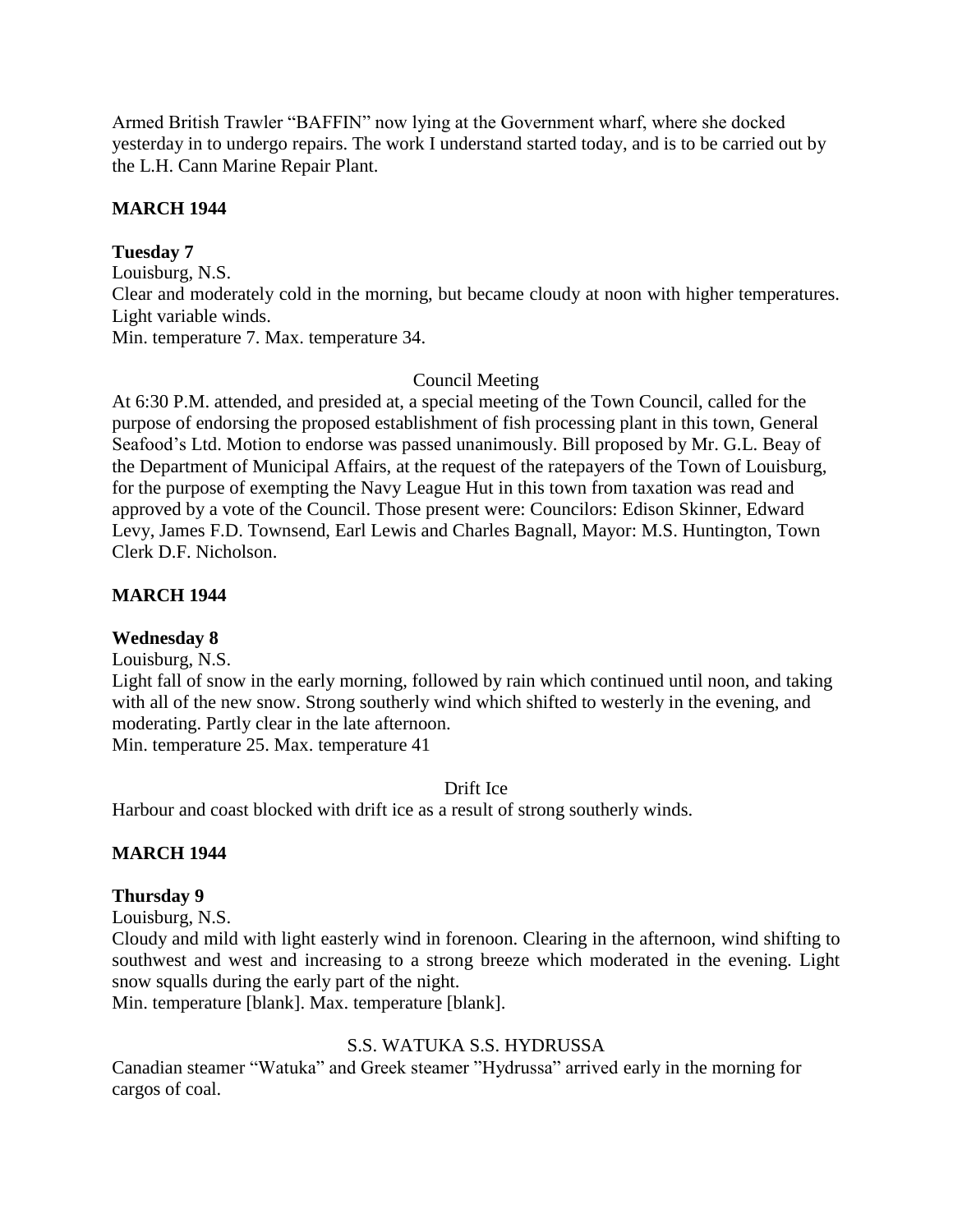Armed British Trawler "BAFFIN" now lying at the Government wharf, where she docked yesterday in to undergo repairs. The work I understand started today, and is to be carried out by the L.H. Cann Marine Repair Plant.

**MARCH 1944**

**Tuesday 7**

Louisburg, N.S.
Clear and moderately cold in the morning, but became cloudy at noon with higher temperatures. Light variable winds.
Min. temperature 7. Max. temperature 34.

Council Meeting

At 6:30 P.M. attended, and presided at, a special meeting of the Town Council, called for the purpose of endorsing the proposed establishment of fish processing plant in this town, General Seafood's Ltd. Motion to endorse was passed unanimously. Bill proposed by Mr. G.L. Beay of the Department of Municipal Affairs, at the request of the ratepayers of the Town of Louisburg, for the purpose of exempting the Navy League Hut in this town from taxation was read and approved by a vote of the Council. Those present were: Councilors: Edison Skinner, Edward Levy, James F.D. Townsend, Earl Lewis and Charles Bagnall, Mayor: M.S. Huntington, Town Clerk D.F. Nicholson.

**MARCH 1944**

**Wednesday 8**

Louisburg, N.S.
Light fall of snow in the early morning, followed by rain which continued until noon, and taking with all of the new snow. Strong southerly wind which shifted to westerly in the evening, and moderating. Partly clear in the late afternoon.
Min. temperature 25. Max. temperature 41

Drift Ice

Harbour and coast blocked with drift ice as a result of strong southerly winds.

**MARCH 1944**

**Thursday 9**

Louisburg, N.S.
Cloudy and mild with light easterly wind in forenoon. Clearing in the afternoon, wind shifting to southwest and west and increasing to a strong breeze which moderated in the evening. Light snow squalls during the early part of the night.
Min. temperature [blank]. Max. temperature [blank].

S.S. WATUKA S.S. HYDRUSSA

Canadian steamer "Watuka" and Greek steamer "Hydrussa" arrived early in the morning for cargos of coal.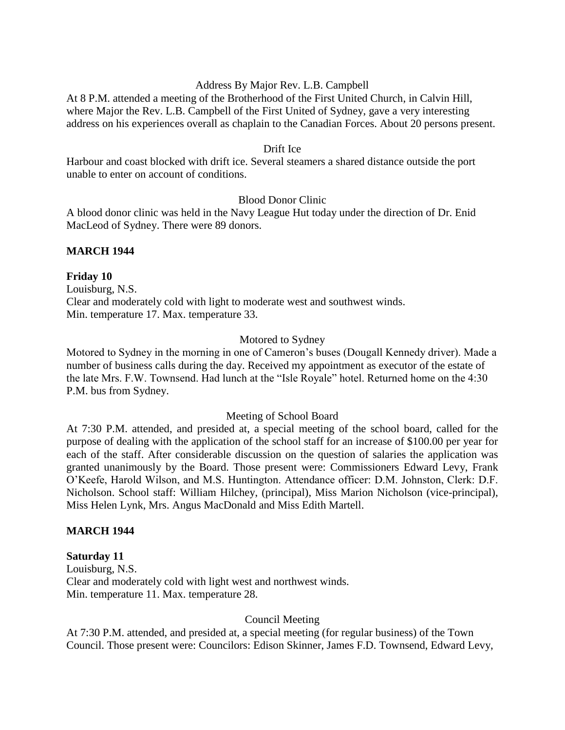Address By Major Rev. L.B. Campbell

At 8 P.M. attended a meeting of the Brotherhood of the First United Church, in Calvin Hill, where Major the Rev. L.B. Campbell of the First United of Sydney, gave a very interesting address on his experiences overall as chaplain to the Canadian Forces. About 20 persons present.

Drift Ice

Harbour and coast blocked with drift ice. Several steamers a shared distance outside the port unable to enter on account of conditions.

Blood Donor Clinic

A blood donor clinic was held in the Navy League Hut today under the direction of Dr. Enid MacLeod of Sydney. There were 89 donors.

**MARCH 1944**

**Friday 10**

Louisburg, N.S.
Clear and moderately cold with light to moderate west and southwest winds.
Min. temperature 17. Max. temperature 33.

Motored to Sydney

Motored to Sydney in the morning in one of Cameron's buses (Dougall Kennedy driver). Made a number of business calls during the day. Received my appointment as executor of the estate of the late Mrs. F.W. Townsend. Had lunch at the "Isle Royale" hotel. Returned home on the 4:30 P.M. bus from Sydney.

Meeting of School Board

At 7:30 P.M. attended, and presided at, a special meeting of the school board, called for the purpose of dealing with the application of the school staff for an increase of $100.00 per year for each of the staff. After considerable discussion on the question of salaries the application was granted unanimously by the Board. Those present were: Commissioners Edward Levy, Frank O'Keefe, Harold Wilson, and M.S. Huntington. Attendance officer: D.M. Johnston, Clerk: D.F. Nicholson. School staff: William Hilchey, (principal), Miss Marion Nicholson (vice-principal), Miss Helen Lynk, Mrs. Angus MacDonald and Miss Edith Martell.

**MARCH 1944**

**Saturday 11**

Louisburg, N.S.
Clear and moderately cold with light west and northwest winds.
Min. temperature 11. Max. temperature 28.

Council Meeting

At 7:30 P.M. attended, and presided at, a special meeting (for regular business) of the Town Council. Those present were: Councilors: Edison Skinner, James F.D. Townsend, Edward Levy,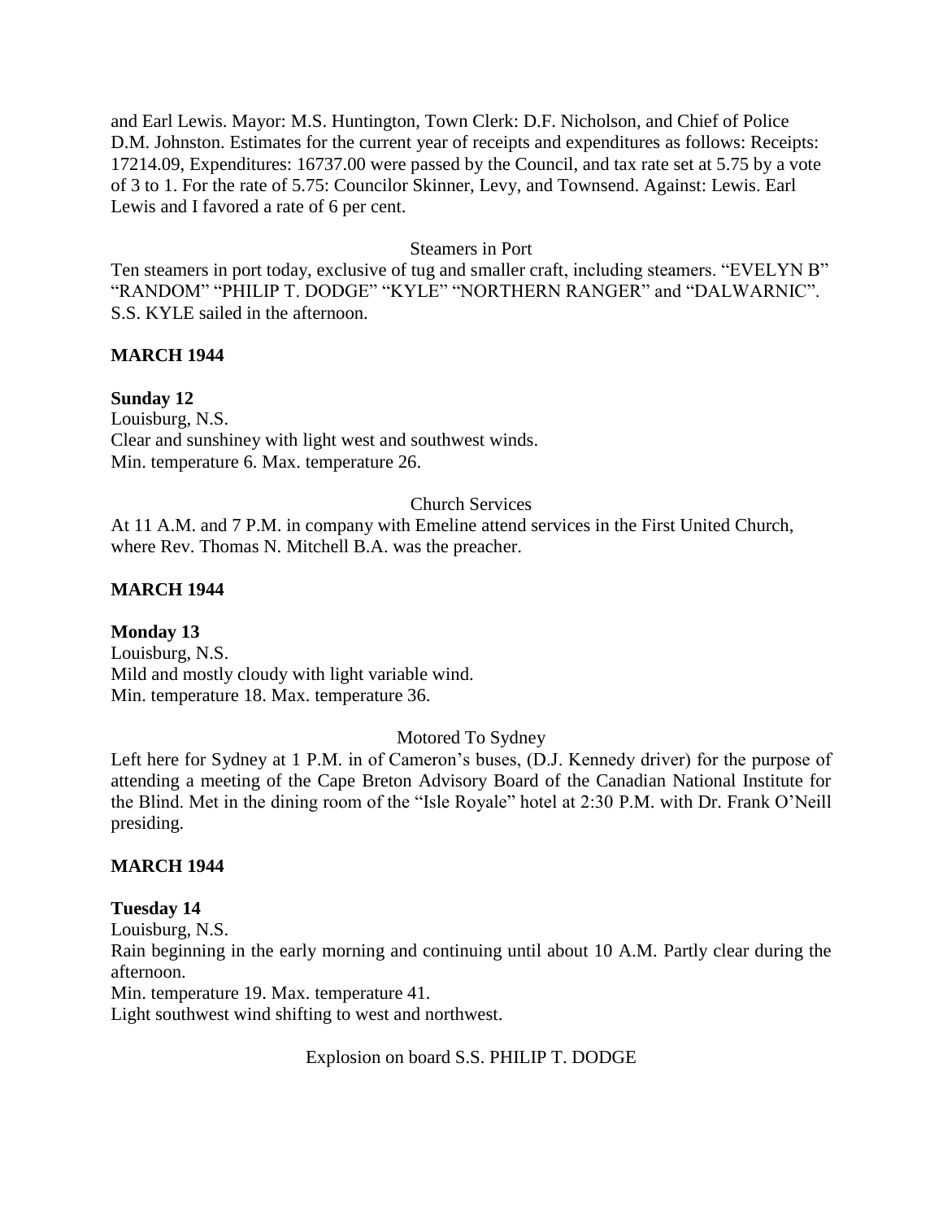and Earl Lewis. Mayor: M.S. Huntington, Town Clerk: D.F. Nicholson, and Chief of Police D.M. Johnston. Estimates for the current year of receipts and expenditures as follows: Receipts: 17214.09, Expenditures: 16737.00 were passed by the Council, and tax rate set at 5.75 by a vote of 3 to 1. For the rate of 5.75: Councilor Skinner, Levy, and Townsend. Against: Lewis. Earl Lewis and I favored a rate of 6 per cent.

Steamers in Port

Ten steamers in port today, exclusive of tug and smaller craft, including steamers. "EVELYN B" "RANDOM" "PHILIP T. DODGE" "KYLE" "NORTHERN RANGER" and "DALWARNIC". S.S. KYLE sailed in the afternoon.

**MARCH 1944**

**Sunday 12**
Louisburg, N.S.
Clear and sunshiney with light west and southwest winds.
Min. temperature 6. Max. temperature 26.

Church Services

At 11 A.M. and 7 P.M. in company with Emeline attend services in the First United Church, where Rev. Thomas N. Mitchell B.A. was the preacher.

**MARCH 1944**

**Monday 13**
Louisburg, N.S.
Mild and mostly cloudy with light variable wind.
Min. temperature 18. Max. temperature 36.

Motored To Sydney

Left here for Sydney at 1 P.M. in of Cameron's buses, (D.J. Kennedy driver) for the purpose of attending a meeting of the Cape Breton Advisory Board of the Canadian National Institute for the Blind. Met in the dining room of the "Isle Royale" hotel at 2:30 P.M. with Dr. Frank O'Neill presiding.

**MARCH 1944**

**Tuesday 14**
Louisburg, N.S.
Rain beginning in the early morning and continuing until about 10 A.M. Partly clear during the afternoon.
Min. temperature 19. Max. temperature 41.
Light southwest wind shifting to west and northwest.

Explosion on board S.S. PHILIP T. DODGE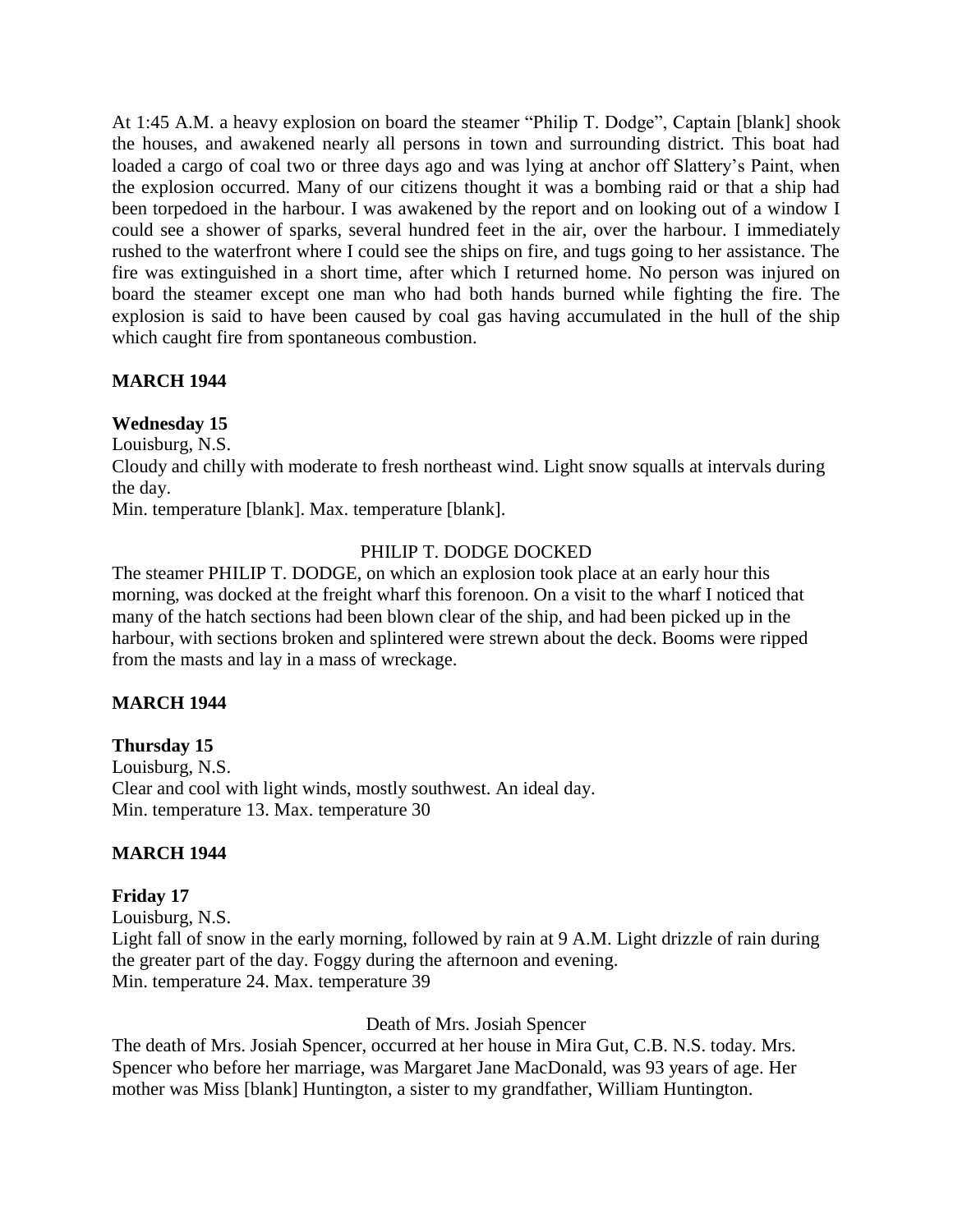At 1:45 A.M. a heavy explosion on board the steamer "Philip T. Dodge", Captain [blank] shook the houses, and awakened nearly all persons in town and surrounding district. This boat had loaded a cargo of coal two or three days ago and was lying at anchor off Slattery's Paint, when the explosion occurred. Many of our citizens thought it was a bombing raid or that a ship had been torpedoed in the harbour. I was awakened by the report and on looking out of a window I could see a shower of sparks, several hundred feet in the air, over the harbour. I immediately rushed to the waterfront where I could see the ships on fire, and tugs going to her assistance. The fire was extinguished in a short time, after which I returned home. No person was injured on board the steamer except one man who had both hands burned while fighting the fire. The explosion is said to have been caused by coal gas having accumulated in the hull of the ship which caught fire from spontaneous combustion.

**MARCH 1944**

**Wednesday 15**

Louisburg, N.S.

Cloudy and chilly with moderate to fresh northeast wind. Light snow squalls at intervals during the day.

Min. temperature [blank]. Max. temperature [blank].

PHILIP T. DODGE DOCKED

The steamer PHILIP T. DODGE, on which an explosion took place at an early hour this morning, was docked at the freight wharf this forenoon. On a visit to the wharf I noticed that many of the hatch sections had been blown clear of the ship, and had been picked up in the harbour, with sections broken and splintered were strewn about the deck. Booms were ripped from the masts and lay in a mass of wreckage.

**MARCH 1944**

**Thursday 15**

Louisburg, N.S.

Clear and cool with light winds, mostly southwest. An ideal day.

Min. temperature 13. Max. temperature 30

**MARCH 1944**

**Friday 17**

Louisburg, N.S.

Light fall of snow in the early morning, followed by rain at 9 A.M. Light drizzle of rain during the greater part of the day. Foggy during the afternoon and evening.

Min. temperature 24. Max. temperature 39

Death of Mrs. Josiah Spencer

The death of Mrs. Josiah Spencer, occurred at her house in Mira Gut, C.B. N.S. today. Mrs. Spencer who before her marriage, was Margaret Jane MacDonald, was 93 years of age. Her mother was Miss [blank] Huntington, a sister to my grandfather, William Huntington.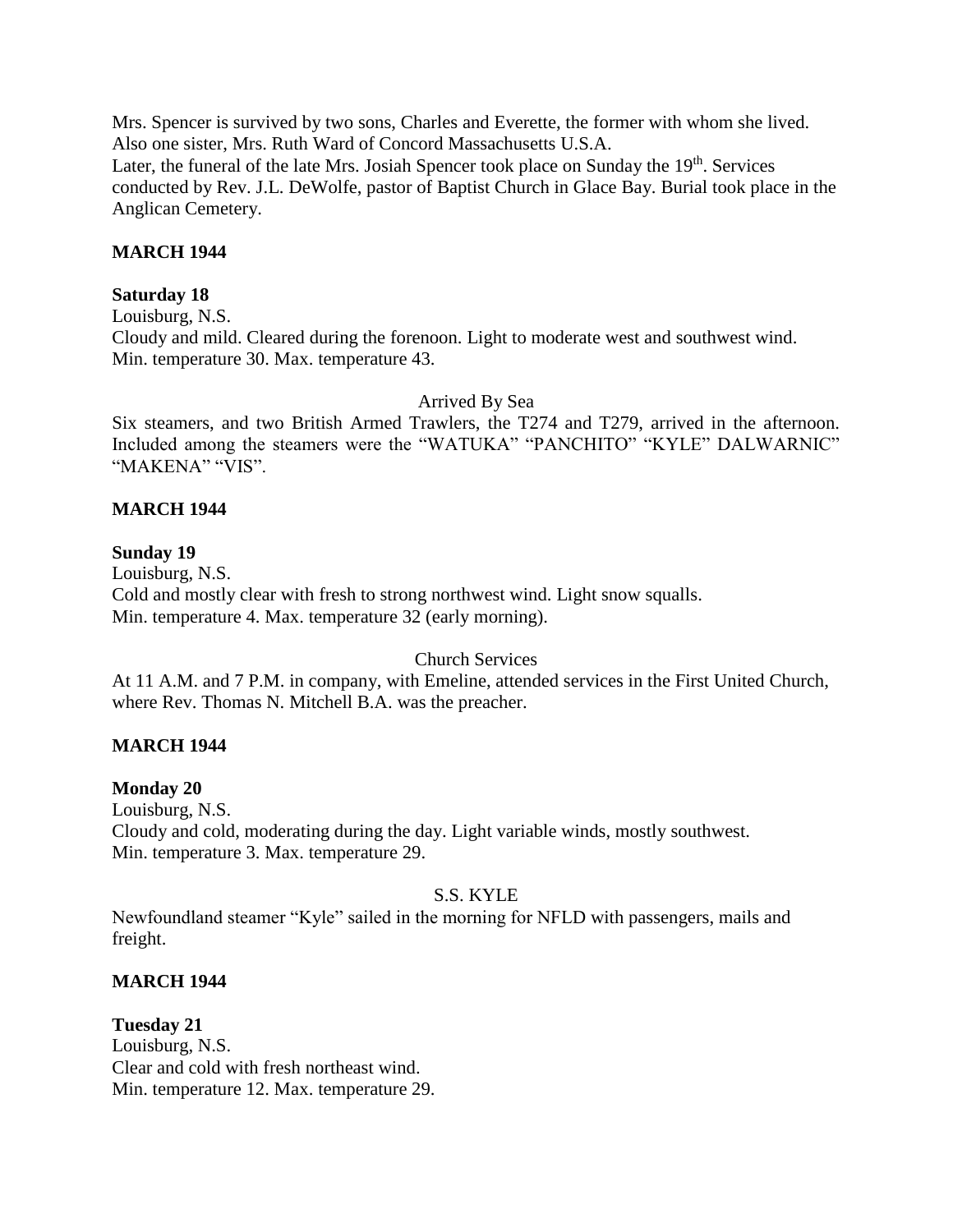Mrs. Spencer is survived by two sons, Charles and Everette, the former with whom she lived. Also one sister, Mrs. Ruth Ward of Concord Massachusetts U.S.A.
Later, the funeral of the late Mrs. Josiah Spencer took place on Sunday the 19th. Services conducted by Rev. J.L. DeWolfe, pastor of Baptist Church in Glace Bay. Burial took place in the Anglican Cemetery.

**MARCH 1944**

**Saturday 18**
Louisburg, N.S.
Cloudy and mild. Cleared during the forenoon. Light to moderate west and southwest wind.
Min. temperature 30. Max. temperature 43.

Arrived By Sea

Six steamers, and two British Armed Trawlers, the T274 and T279, arrived in the afternoon. Included among the steamers were the "WATUKA" "PANCHITO" "KYLE" DALWARNIC" "MAKENA" "VIS".

**MARCH 1944**

**Sunday 19**
Louisburg, N.S.
Cold and mostly clear with fresh to strong northwest wind. Light snow squalls.
Min. temperature 4. Max. temperature 32 (early morning).

Church Services

At 11 A.M. and 7 P.M. in company, with Emeline, attended services in the First United Church, where Rev. Thomas N. Mitchell B.A. was the preacher.

**MARCH 1944**

**Monday 20**
Louisburg, N.S.
Cloudy and cold, moderating during the day. Light variable winds, mostly southwest.
Min. temperature 3. Max. temperature 29.

S.S. KYLE

Newfoundland steamer "Kyle" sailed in the morning for NFLD with passengers, mails and freight.

**MARCH 1944**

**Tuesday 21**
Louisburg, N.S.
Clear and cold with fresh northeast wind.
Min. temperature 12. Max. temperature 29.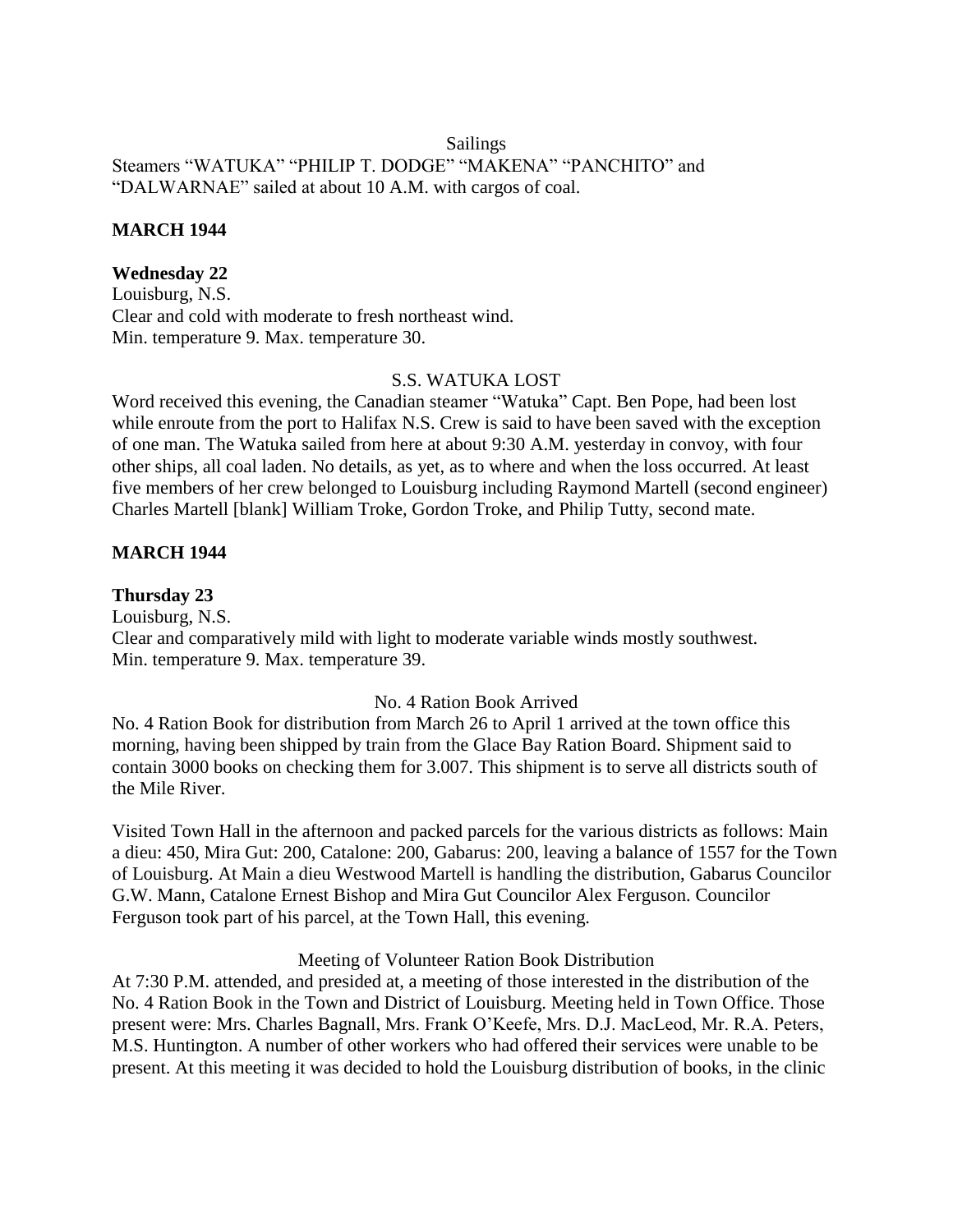Sailings

Steamers “WATUKA” “PHILIP T. DODGE” “MAKENA” “PANCHITO” and “DALWARNAE” sailed at about 10 A.M. with cargos of coal.

**MARCH 1944**

**Wednesday 22**

Louisburg, N.S.

Clear and cold with moderate to fresh northeast wind.

Min. temperature 9. Max. temperature 30.

S.S. WATUKA LOST

Word received this evening, the Canadian steamer “Watuka” Capt. Ben Pope, had been lost while enroute from the port to Halifax N.S. Crew is said to have been saved with the exception of one man. The Watuka sailed from here at about 9:30 A.M. yesterday in convoy, with four other ships, all coal laden. No details, as yet, as to where and when the loss occurred. At least five members of her crew belonged to Louisburg including Raymond Martell (second engineer) Charles Martell [blank] William Troke, Gordon Troke, and Philip Tutty, second mate.

**MARCH 1944**

**Thursday 23**

Louisburg, N.S.

Clear and comparatively mild with light to moderate variable winds mostly southwest.

Min. temperature 9. Max. temperature 39.

No. 4 Ration Book Arrived

No. 4 Ration Book for distribution from March 26 to April 1 arrived at the town office this morning, having been shipped by train from the Glace Bay Ration Board. Shipment said to contain 3000 books on checking them for 3.007. This shipment is to serve all districts south of the Mile River.

Visited Town Hall in the afternoon and packed parcels for the various districts as follows: Main a dieu: 450, Mira Gut: 200, Catalone: 200, Gabarus: 200, leaving a balance of 1557 for the Town of Louisburg. At Main a dieu Westwood Martell is handling the distribution, Gabarus Councilor G.W. Mann, Catalone Ernest Bishop and Mira Gut Councilor Alex Ferguson. Councilor Ferguson took part of his parcel, at the Town Hall, this evening.

Meeting of Volunteer Ration Book Distribution

At 7:30 P.M. attended, and presided at, a meeting of those interested in the distribution of the No. 4 Ration Book in the Town and District of Louisburg. Meeting held in Town Office. Those present were: Mrs. Charles Bagnall, Mrs. Frank O’Keefe, Mrs. D.J. MacLeod, Mr. R.A. Peters, M.S. Huntington. A number of other workers who had offered their services were unable to be present. At this meeting it was decided to hold the Louisburg distribution of books, in the clinic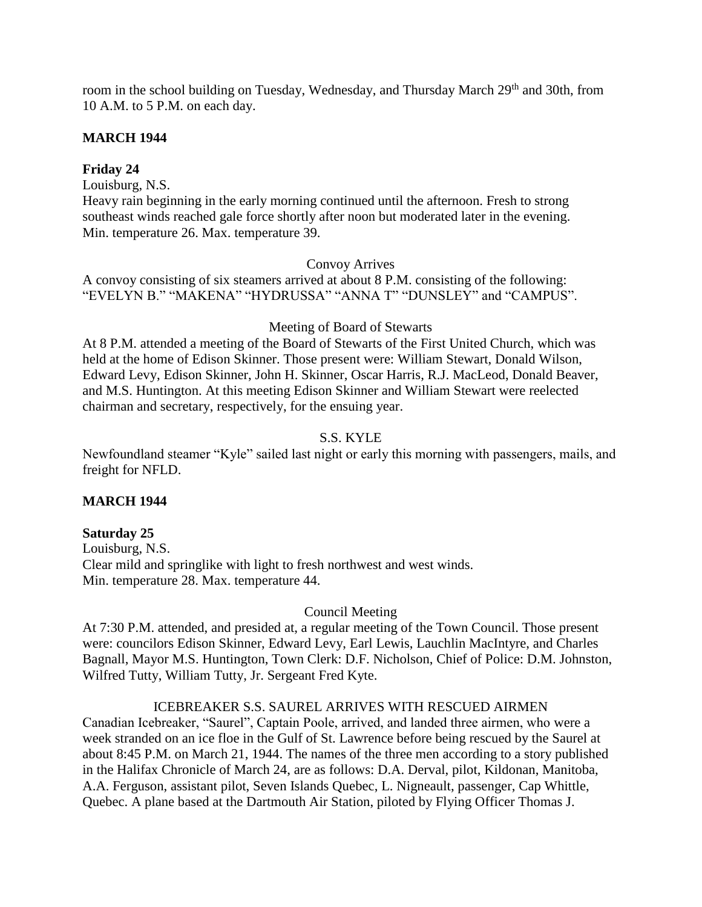room in the school building on Tuesday, Wednesday, and Thursday March 29th and 30th, from 10 A.M. to 5 P.M. on each day.

**MARCH 1944**

**Friday 24**

Louisburg, N.S.
Heavy rain beginning in the early morning continued until the afternoon. Fresh to strong southeast winds reached gale force shortly after noon but moderated later in the evening.
Min. temperature 26. Max. temperature 39.

Convoy Arrives

A convoy consisting of six steamers arrived at about 8 P.M. consisting of the following: "EVELYN B." "MAKENA" "HYDRUSSA" "ANNA T" "DUNSLEY" and "CAMPUS".

Meeting of Board of Stewarts

At 8 P.M. attended a meeting of the Board of Stewarts of the First United Church, which was held at the home of Edison Skinner. Those present were: William Stewart, Donald Wilson, Edward Levy, Edison Skinner, John H. Skinner, Oscar Harris, R.J. MacLeod, Donald Beaver, and M.S. Huntington. At this meeting Edison Skinner and William Stewart were reelected chairman and secretary, respectively, for the ensuing year.

S.S. KYLE

Newfoundland steamer "Kyle" sailed last night or early this morning with passengers, mails, and freight for NFLD.

**MARCH 1944**

**Saturday 25**

Louisburg, N.S.
Clear mild and springlike with light to fresh northwest and west winds.
Min. temperature 28. Max. temperature 44.

Council Meeting

At 7:30 P.M. attended, and presided at, a regular meeting of the Town Council. Those present were: councilors Edison Skinner, Edward Levy, Earl Lewis, Lauchlin MacIntyre, and Charles Bagnall, Mayor M.S. Huntington, Town Clerk: D.F. Nicholson, Chief of Police: D.M. Johnston, Wilfred Tutty, William Tutty, Jr. Sergeant Fred Kyte.

ICEBREAKER S.S. SAUREL ARRIVES WITH RESCUED AIRMEN

Canadian Icebreaker, "Saurel", Captain Poole, arrived, and landed three airmen, who were a week stranded on an ice floe in the Gulf of St. Lawrence before being rescued by the Saurel at about 8:45 P.M. on March 21, 1944. The names of the three men according to a story published in the Halifax Chronicle of March 24, are as follows: D.A. Derval, pilot, Kildonan, Manitoba, A.A. Ferguson, assistant pilot, Seven Islands Quebec, L. Nigneault, passenger, Cap Whittle, Quebec. A plane based at the Dartmouth Air Station, piloted by Flying Officer Thomas J.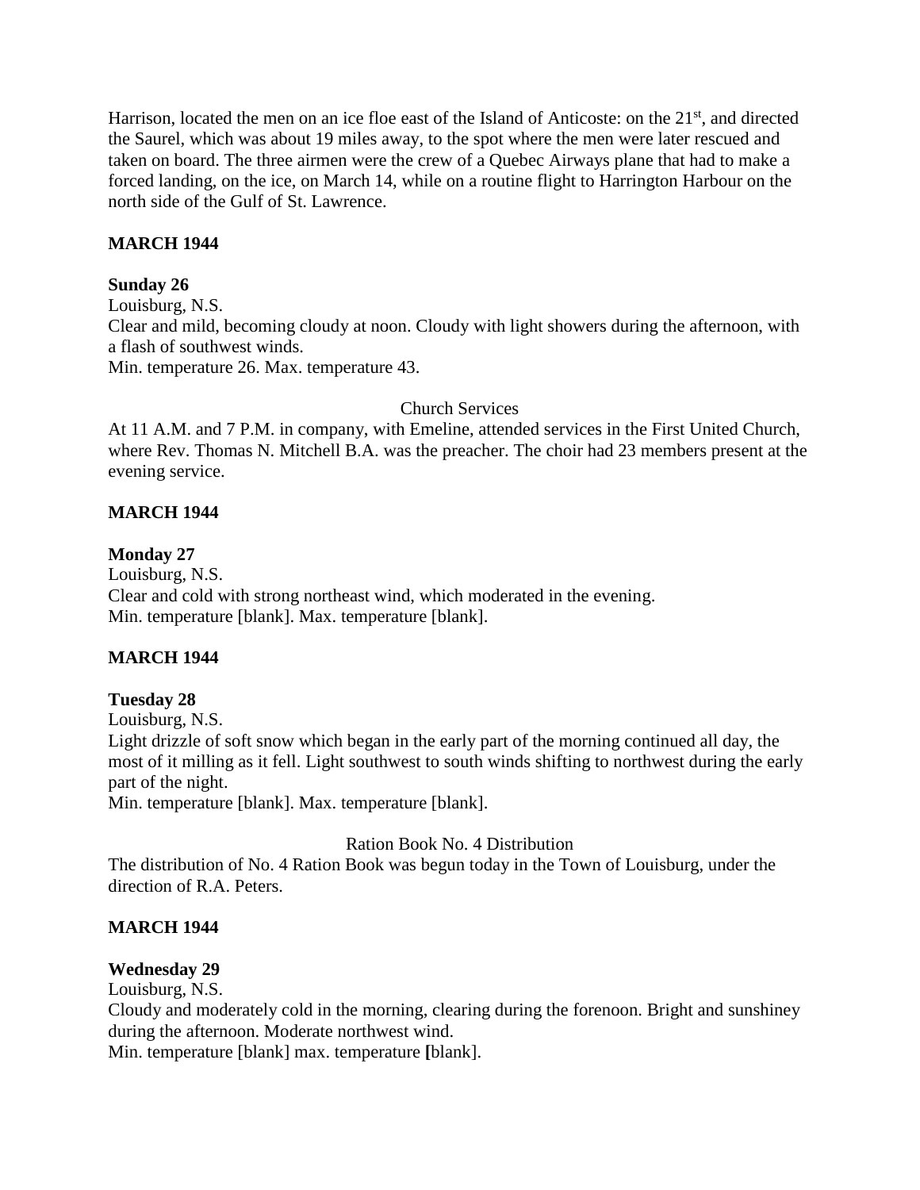Harrison, located the men on an ice floe east of the Island of Anticoste: on the 21st, and directed the Saurel, which was about 19 miles away, to the spot where the men were later rescued and taken on board. The three airmen were the crew of a Quebec Airways plane that had to make a forced landing, on the ice, on March 14, while on a routine flight to Harrington Harbour on the north side of the Gulf of St. Lawrence.

**MARCH 1944**

**Sunday 26**

Louisburg, N.S.
Clear and mild, becoming cloudy at noon. Cloudy with light showers during the afternoon, with a flash of southwest winds.
Min. temperature 26. Max. temperature 43.

Church Services

At 11 A.M. and 7 P.M. in company, with Emeline, attended services in the First United Church, where Rev. Thomas N. Mitchell B.A. was the preacher. The choir had 23 members present at the evening service.

**MARCH 1944**

**Monday 27**

Louisburg, N.S.
Clear and cold with strong northeast wind, which moderated in the evening.
Min. temperature [blank]. Max. temperature [blank].

**MARCH 1944**

**Tuesday 28**

Louisburg, N.S.
Light drizzle of soft snow which began in the early part of the morning continued all day, the most of it milling as it fell. Light southwest to south winds shifting to northwest during the early part of the night.
Min. temperature [blank]. Max. temperature [blank].

Ration Book No. 4 Distribution

The distribution of No. 4 Ration Book was begun today in the Town of Louisburg, under the direction of R.A. Peters.

**MARCH 1944**

**Wednesday 29**

Louisburg, N.S.
Cloudy and moderately cold in the morning, clearing during the forenoon. Bright and sunshiney during the afternoon. Moderate northwest wind.
Min. temperature [blank] max. temperature **[**blank].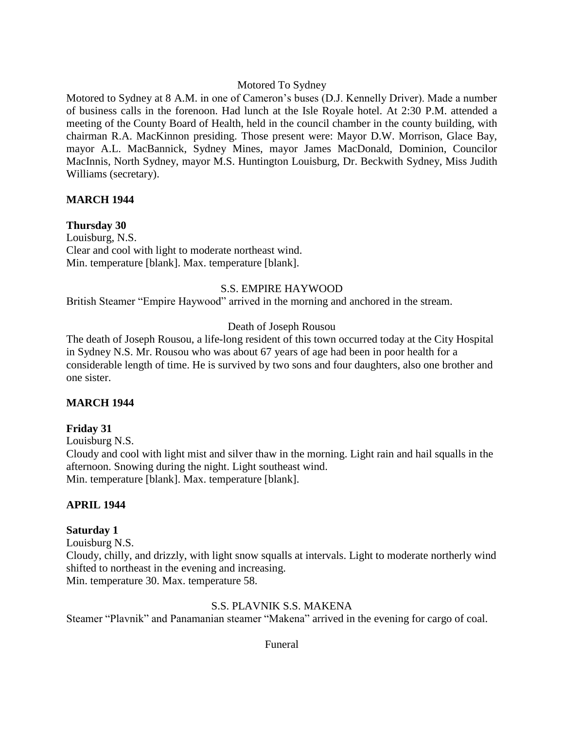Motored To Sydney

Motored to Sydney at 8 A.M. in one of Cameron's buses (D.J. Kennelly Driver). Made a number of business calls in the forenoon. Had lunch at the Isle Royale hotel. At 2:30 P.M. attended a meeting of the County Board of Health, held in the council chamber in the county building, with chairman R.A. MacKinnon presiding. Those present were: Mayor D.W. Morrison, Glace Bay, mayor A.L. MacBannick, Sydney Mines, mayor James MacDonald, Dominion, Councilor MacInnis, North Sydney, mayor M.S. Huntington Louisburg, Dr. Beckwith Sydney, Miss Judith Williams (secretary).

**MARCH 1944**

**Thursday 30**

Louisburg, N.S.
Clear and cool with light to moderate northeast wind.
Min. temperature [blank]. Max. temperature [blank].

S.S. EMPIRE HAYWOOD

British Steamer "Empire Haywood" arrived in the morning and anchored in the stream.

Death of Joseph Rousou

The death of Joseph Rousou, a life-long resident of this town occurred today at the City Hospital in Sydney N.S. Mr. Rousou who was about 67 years of age had been in poor health for a considerable length of time. He is survived by two sons and four daughters, also one brother and one sister.

**MARCH 1944**

**Friday 31**

Louisburg N.S.
Cloudy and cool with light mist and silver thaw in the morning. Light rain and hail squalls in the afternoon. Snowing during the night. Light southeast wind.
Min. temperature [blank]. Max. temperature [blank].

**APRIL 1944**

**Saturday 1**

Louisburg N.S.
Cloudy, chilly, and drizzly, with light snow squalls at intervals. Light to moderate northerly wind shifted to northeast in the evening and increasing.
Min. temperature 30. Max. temperature 58.

S.S. PLAVNIK S.S. MAKENA

Steamer "Plavnik" and Panamanian steamer "Makena" arrived in the evening for cargo of coal.

Funeral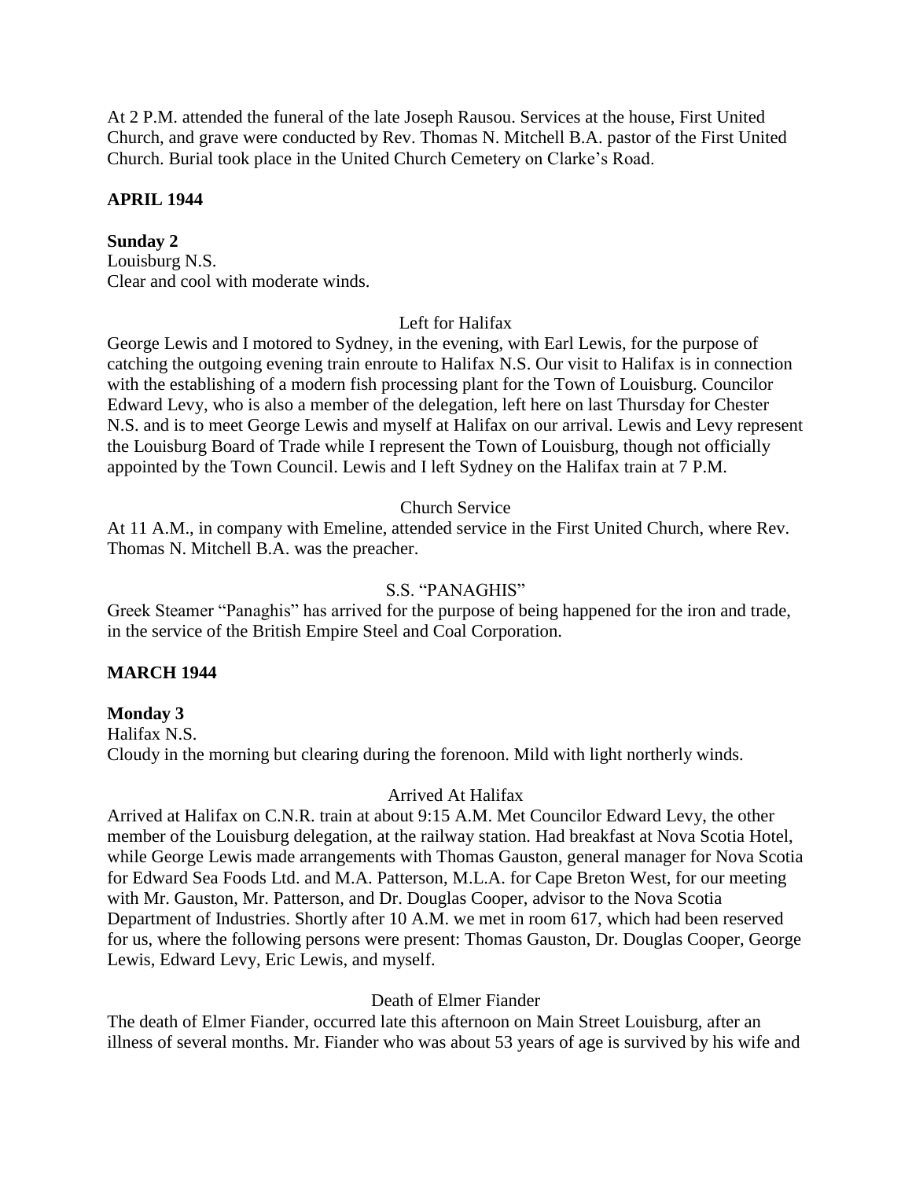At 2 P.M. attended the funeral of the late Joseph Rausou. Services at the house, First United Church, and grave were conducted by Rev. Thomas N. Mitchell B.A. pastor of the First United Church. Burial took place in the United Church Cemetery on Clarke's Road.

## APRIL 1944

**Sunday 2**
Louisburg N.S.
Clear and cool with moderate winds.

Left for Halifax

George Lewis and I motored to Sydney, in the evening, with Earl Lewis, for the purpose of catching the outgoing evening train enroute to Halifax N.S. Our visit to Halifax is in connection with the establishing of a modern fish processing plant for the Town of Louisburg. Councilor Edward Levy, who is also a member of the delegation, left here on last Thursday for Chester N.S. and is to meet George Lewis and myself at Halifax on our arrival. Lewis and Levy represent the Louisburg Board of Trade while I represent the Town of Louisburg, though not officially appointed by the Town Council. Lewis and I left Sydney on the Halifax train at 7 P.M.

Church Service

At 11 A.M., in company with Emeline, attended service in the First United Church, where Rev. Thomas N. Mitchell B.A. was the preacher.

S.S. "PANAGHIS"

Greek Steamer "Panaghis" has arrived for the purpose of being happened for the iron and trade, in the service of the British Empire Steel and Coal Corporation.

## MARCH 1944

**Monday 3**
Halifax N.S.
Cloudy in the morning but clearing during the forenoon. Mild with light northerly winds.

Arrived At Halifax

Arrived at Halifax on C.N.R. train at about 9:15 A.M. Met Councilor Edward Levy, the other member of the Louisburg delegation, at the railway station. Had breakfast at Nova Scotia Hotel, while George Lewis made arrangements with Thomas Gauston, general manager for Nova Scotia for Edward Sea Foods Ltd. and M.A. Patterson, M.L.A. for Cape Breton West, for our meeting with Mr. Gauston, Mr. Patterson, and Dr. Douglas Cooper, advisor to the Nova Scotia Department of Industries. Shortly after 10 A.M. we met in room 617, which had been reserved for us, where the following persons were present: Thomas Gauston, Dr. Douglas Cooper, George Lewis, Edward Levy, Eric Lewis, and myself.

Death of Elmer Fiander

The death of Elmer Fiander, occurred late this afternoon on Main Street Louisburg, after an illness of several months. Mr. Fiander who was about 53 years of age is survived by his wife and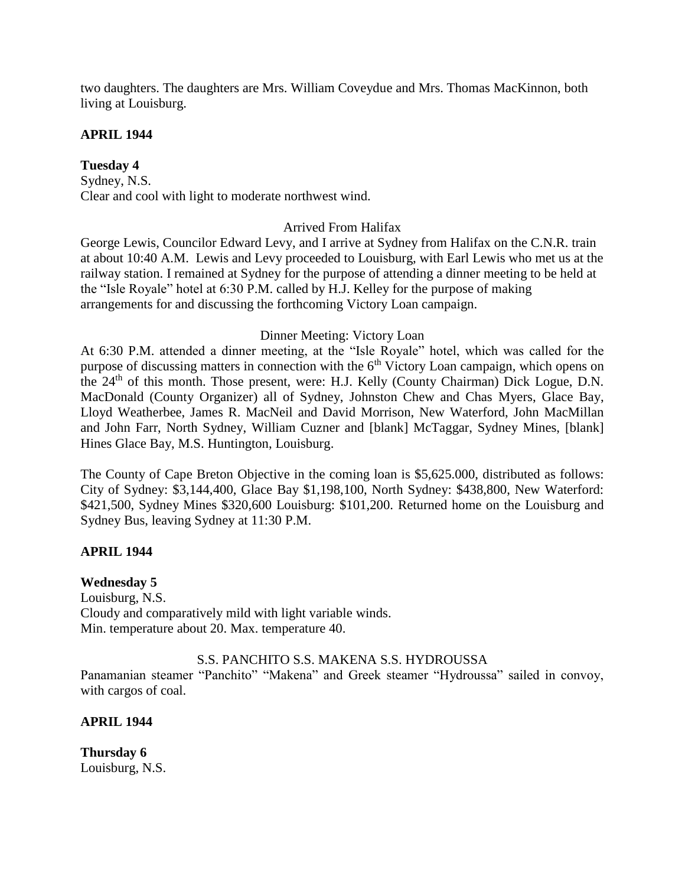two daughters. The daughters are Mrs. William Coveydue and Mrs. Thomas MacKinnon, both living at Louisburg.

**APRIL 1944**

**Tuesday 4**
Sydney, N.S.
Clear and cool with light to moderate northwest wind.

Arrived From Halifax

George Lewis, Councilor Edward Levy, and I arrive at Sydney from Halifax on the C.N.R. train at about 10:40 A.M. Lewis and Levy proceeded to Louisburg, with Earl Lewis who met us at the railway station. I remained at Sydney for the purpose of attending a dinner meeting to be held at the "Isle Royale" hotel at 6:30 P.M. called by H.J. Kelley for the purpose of making arrangements for and discussing the forthcoming Victory Loan campaign.

Dinner Meeting: Victory Loan

At 6:30 P.M. attended a dinner meeting, at the "Isle Royale" hotel, which was called for the purpose of discussing matters in connection with the 6th Victory Loan campaign, which opens on the 24th of this month. Those present, were: H.J. Kelly (County Chairman) Dick Logue, D.N. MacDonald (County Organizer) all of Sydney, Johnston Chew and Chas Myers, Glace Bay, Lloyd Weatherbee, James R. MacNeil and David Morrison, New Waterford, John MacMillan and John Farr, North Sydney, William Cuzner and [blank] McTaggar, Sydney Mines, [blank] Hines Glace Bay, M.S. Huntington, Louisburg.

The County of Cape Breton Objective in the coming loan is $5,625.000, distributed as follows: City of Sydney: $3,144,400, Glace Bay $1,198,100, North Sydney: $438,800, New Waterford: $421,500, Sydney Mines $320,600 Louisburg: $101,200. Returned home on the Louisburg and Sydney Bus, leaving Sydney at 11:30 P.M.

**APRIL 1944**

**Wednesday 5**
Louisburg, N.S.
Cloudy and comparatively mild with light variable winds.
Min. temperature about 20. Max. temperature 40.

S.S. PANCHITO S.S. MAKENA S.S. HYDROUSSA

Panamanian steamer "Panchito" "Makena" and Greek steamer "Hydroussa" sailed in convoy, with cargos of coal.

**APRIL 1944**

**Thursday 6**
Louisburg, N.S.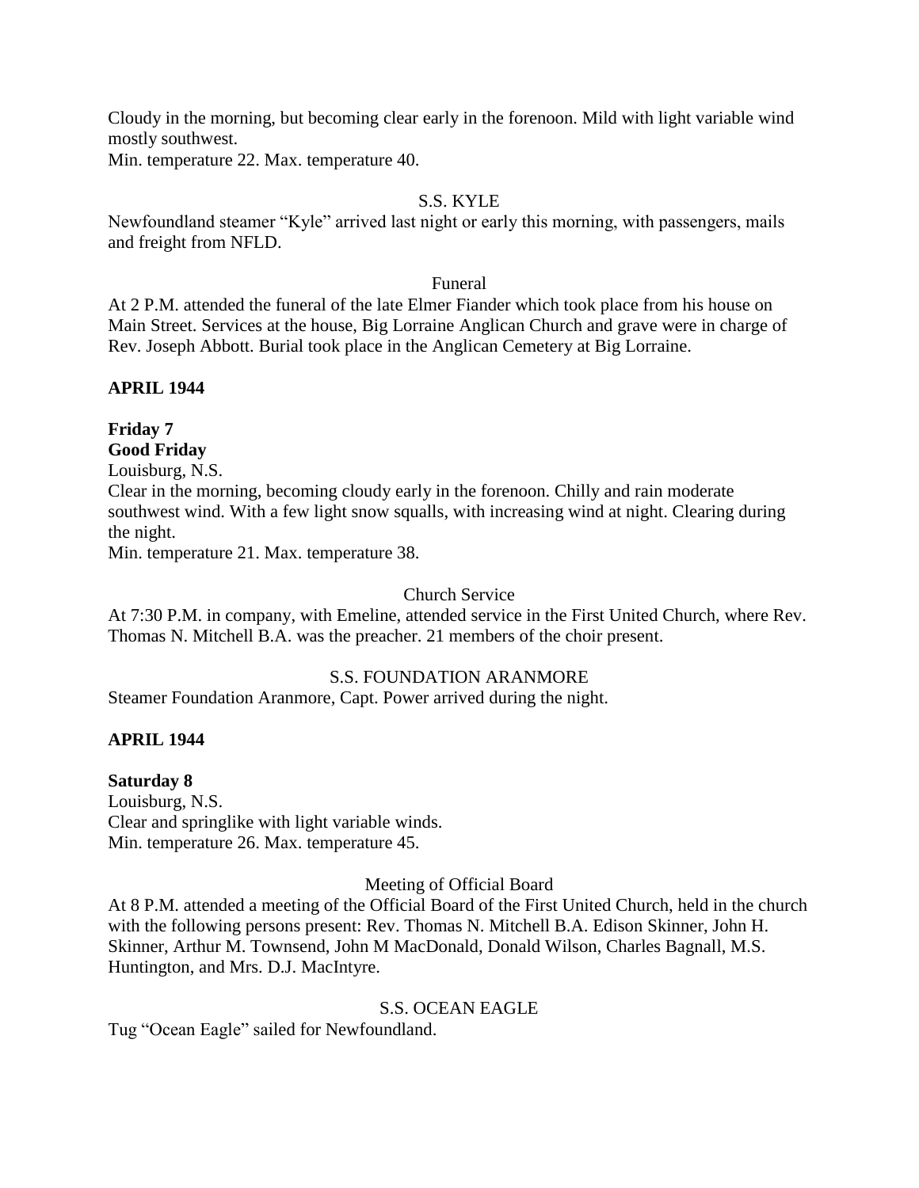Cloudy in the morning, but becoming clear early in the forenoon. Mild with light variable wind mostly southwest.
Min. temperature 22. Max. temperature 40.

S.S. KYLE

Newfoundland steamer "Kyle" arrived last night or early this morning, with passengers, mails and freight from NFLD.

Funeral

At 2 P.M. attended the funeral of the late Elmer Fiander which took place from his house on Main Street. Services at the house, Big Lorraine Anglican Church and grave were in charge of Rev. Joseph Abbott. Burial took place in the Anglican Cemetery at Big Lorraine.

**APRIL 1944**

**Friday 7**
**Good Friday**
Louisburg, N.S.
Clear in the morning, becoming cloudy early in the forenoon. Chilly and rain moderate southwest wind. With a few light snow squalls, with increasing wind at night. Clearing during the night.
Min. temperature 21. Max. temperature 38.

Church Service

At 7:30 P.M. in company, with Emeline, attended service in the First United Church, where Rev. Thomas N. Mitchell B.A. was the preacher. 21 members of the choir present.

S.S. FOUNDATION ARANMORE

Steamer Foundation Aranmore, Capt. Power arrived during the night.

**APRIL 1944**

**Saturday 8**
Louisburg, N.S.
Clear and springlike with light variable winds.
Min. temperature 26. Max. temperature 45.

Meeting of Official Board

At 8 P.M. attended a meeting of the Official Board of the First United Church, held in the church with the following persons present: Rev. Thomas N. Mitchell B.A. Edison Skinner, John H. Skinner, Arthur M. Townsend, John M MacDonald, Donald Wilson, Charles Bagnall, M.S. Huntington, and Mrs. D.J. MacIntyre.

S.S. OCEAN EAGLE

Tug "Ocean Eagle" sailed for Newfoundland.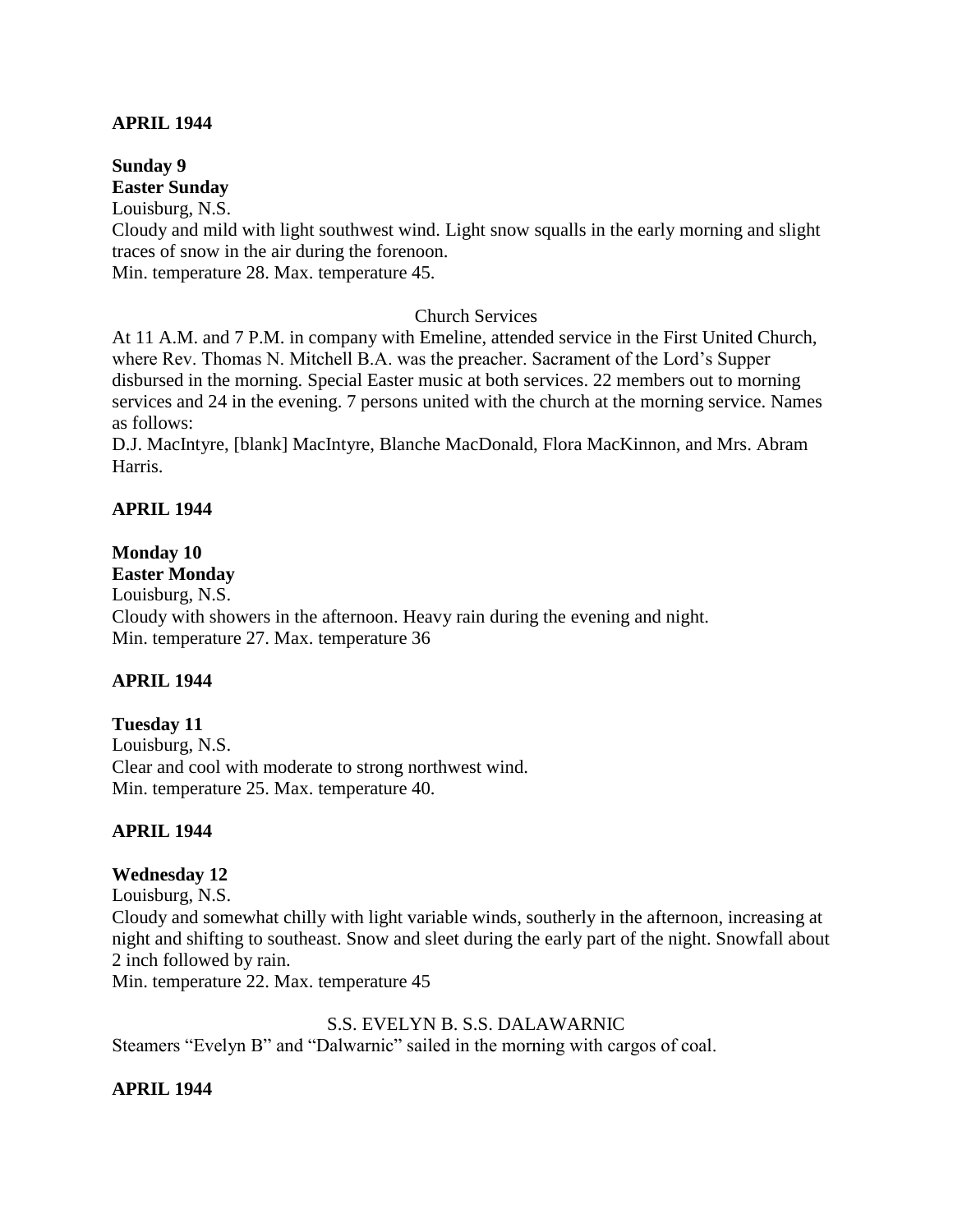**APRIL 1944**

**Sunday 9**
**Easter Sunday**
Louisburg, N.S.
Cloudy and mild with light southwest wind. Light snow squalls in the early morning and slight traces of snow in the air during the forenoon.
Min. temperature 28. Max. temperature 45.

Church Services

At 11 A.M. and 7 P.M. in company with Emeline, attended service in the First United Church, where Rev. Thomas N. Mitchell B.A. was the preacher. Sacrament of the Lord's Supper disbursed in the morning. Special Easter music at both services. 22 members out to morning services and 24 in the evening. 7 persons united with the church at the morning service. Names as follows:
D.J. MacIntyre, [blank] MacIntyre, Blanche MacDonald, Flora MacKinnon, and Mrs. Abram Harris.

**APRIL 1944**

**Monday 10**
**Easter Monday**
Louisburg, N.S.
Cloudy with showers in the afternoon. Heavy rain during the evening and night.
Min. temperature 27. Max. temperature 36

**APRIL 1944**

**Tuesday 11**
Louisburg, N.S.
Clear and cool with moderate to strong northwest wind.
Min. temperature 25. Max. temperature 40.

**APRIL 1944**

**Wednesday 12**
Louisburg, N.S.
Cloudy and somewhat chilly with light variable winds, southerly in the afternoon, increasing at night and shifting to southeast. Snow and sleet during the early part of the night. Snowfall about 2 inch followed by rain.
Min. temperature 22. Max. temperature 45

S.S. EVELYN B. S.S. DALAWARNIC

Steamers "Evelyn B" and "Dalwarnic" sailed in the morning with cargos of coal.

**APRIL 1944**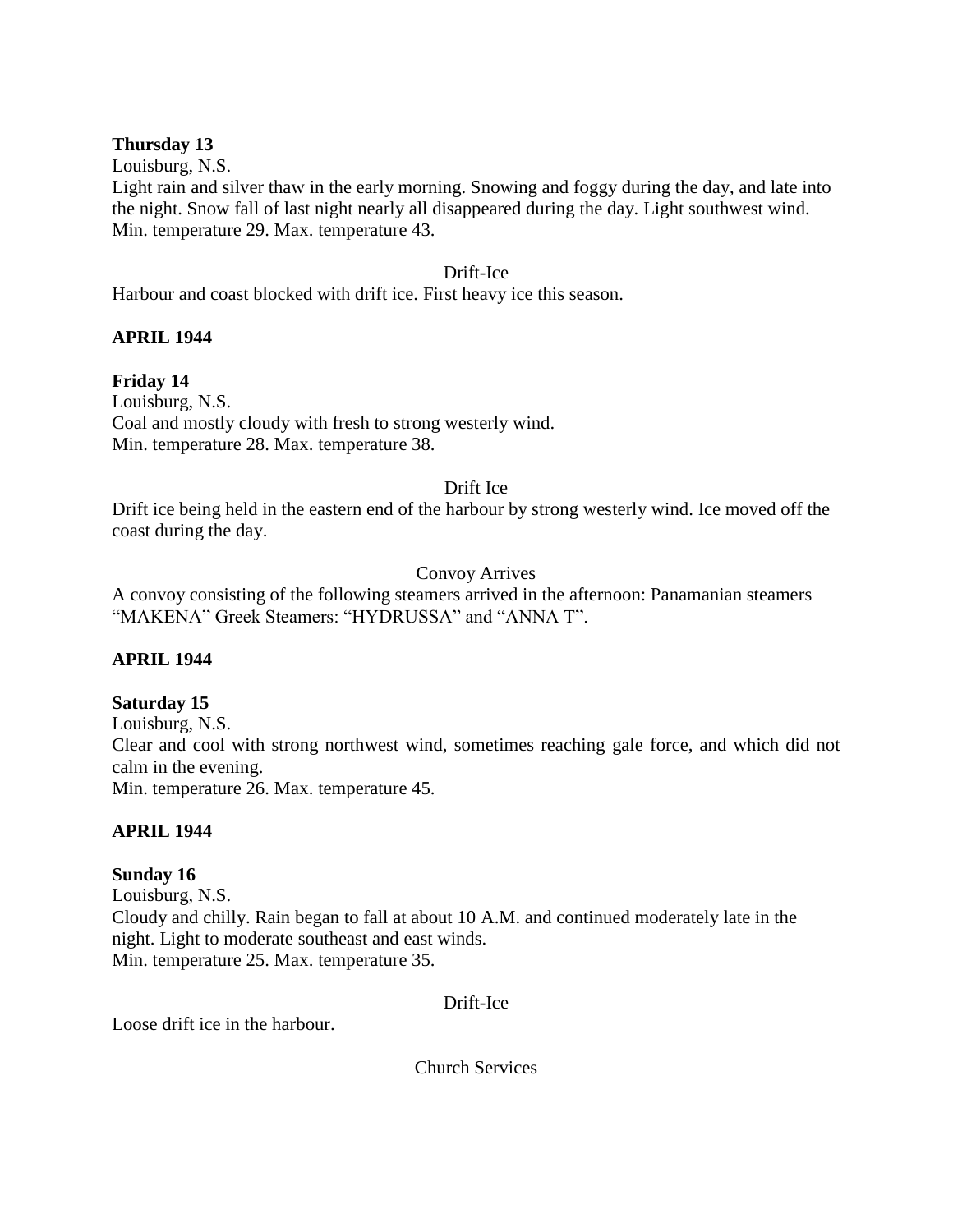**Thursday 13**

Louisburg, N.S.

Light rain and silver thaw in the early morning. Snowing and foggy during the day, and late into the night. Snow fall of last night nearly all disappeared during the day. Light southwest wind.
Min. temperature 29. Max. temperature 43.

Drift-Ice

Harbour and coast blocked with drift ice. First heavy ice this season.

**APRIL 1944**

**Friday 14**

Louisburg, N.S.

Coal and mostly cloudy with fresh to strong westerly wind.
Min. temperature 28. Max. temperature 38.

Drift Ice

Drift ice being held in the eastern end of the harbour by strong westerly wind. Ice moved off the coast during the day.

Convoy Arrives

A convoy consisting of the following steamers arrived in the afternoon: Panamanian steamers "MAKENA" Greek Steamers: "HYDRUSSA" and "ANNA T".

**APRIL 1944**

**Saturday 15**

Louisburg, N.S.

Clear and cool with strong northwest wind, sometimes reaching gale force, and which did not calm in the evening.
Min. temperature 26. Max. temperature 45.

**APRIL 1944**

**Sunday 16**

Louisburg, N.S.

Cloudy and chilly. Rain began to fall at about 10 A.M. and continued moderately late in the night. Light to moderate southeast and east winds.
Min. temperature 25. Max. temperature 35.

Drift-Ice

Loose drift ice in the harbour.

Church Services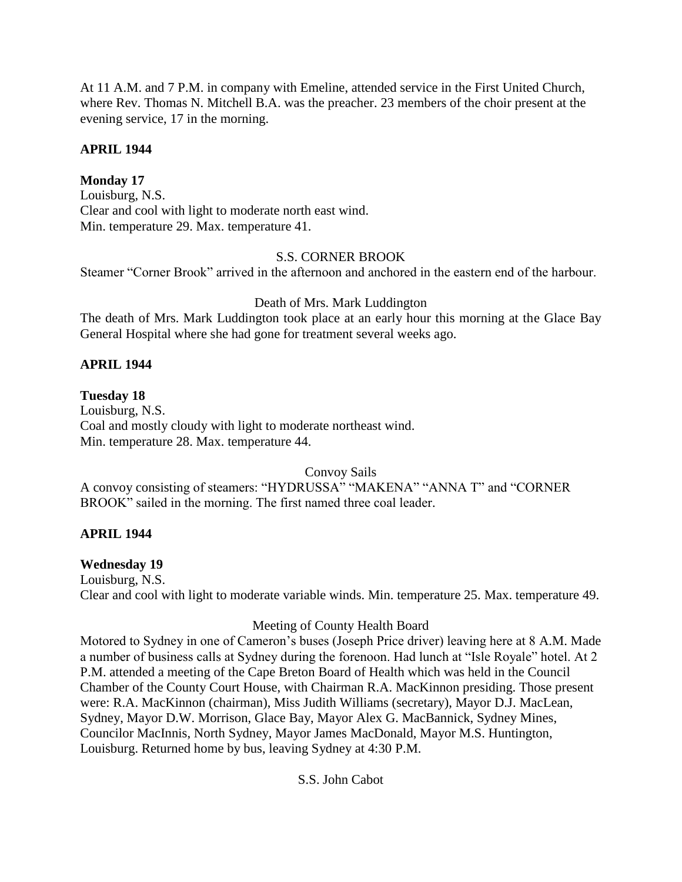At 11 A.M. and 7 P.M. in company with Emeline, attended service in the First United Church, where Rev. Thomas N. Mitchell B.A. was the preacher. 23 members of the choir present at the evening service, 17 in the morning.

**APRIL 1944**

**Monday 17**
Louisburg, N.S.
Clear and cool with light to moderate north east wind.
Min. temperature 29. Max. temperature 41.

S.S. CORNER BROOK

Steamer "Corner Brook" arrived in the afternoon and anchored in the eastern end of the harbour.

Death of Mrs. Mark Luddington

The death of Mrs. Mark Luddington took place at an early hour this morning at the Glace Bay General Hospital where she had gone for treatment several weeks ago.

**APRIL 1944**

**Tuesday 18**
Louisburg, N.S.
Coal and mostly cloudy with light to moderate northeast wind.
Min. temperature 28. Max. temperature 44.

Convoy Sails

A convoy consisting of steamers: "HYDRUSSA" "MAKENA" "ANNA T" and "CORNER BROOK" sailed in the morning. The first named three coal leader.

**APRIL 1944**

**Wednesday 19**
Louisburg, N.S.
Clear and cool with light to moderate variable winds. Min. temperature 25. Max. temperature 49.

Meeting of County Health Board

Motored to Sydney in one of Cameron's buses (Joseph Price driver) leaving here at 8 A.M. Made a number of business calls at Sydney during the forenoon. Had lunch at "Isle Royale" hotel. At 2 P.M. attended a meeting of the Cape Breton Board of Health which was held in the Council Chamber of the County Court House, with Chairman R.A. MacKinnon presiding. Those present were: R.A. MacKinnon (chairman), Miss Judith Williams (secretary), Mayor D.J. MacLean, Sydney, Mayor D.W. Morrison, Glace Bay, Mayor Alex G. MacBannick, Sydney Mines, Councilor MacInnis, North Sydney, Mayor James MacDonald, Mayor M.S. Huntington, Louisburg. Returned home by bus, leaving Sydney at 4:30 P.M.

S.S. John Cabot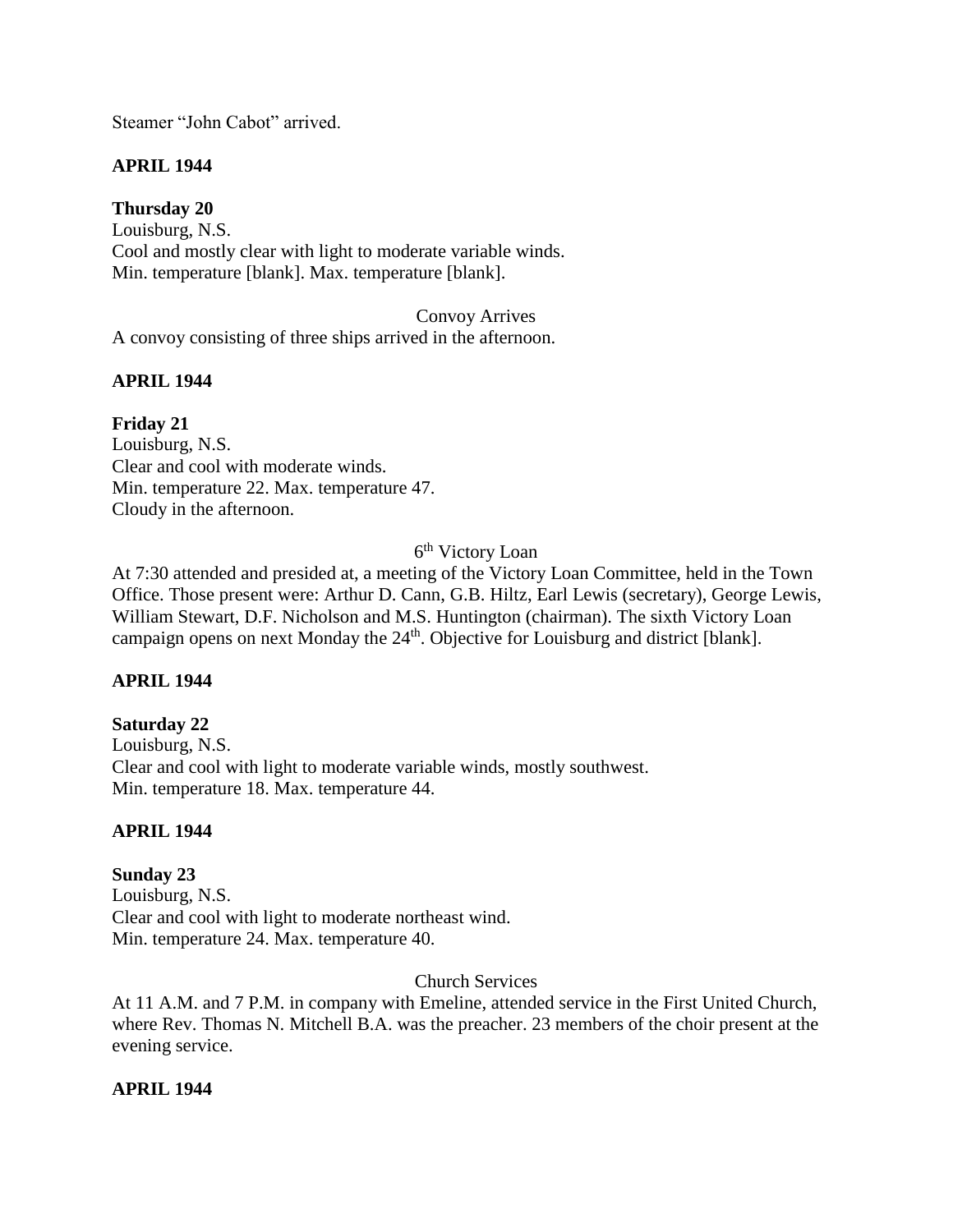Steamer "John Cabot" arrived.

**APRIL 1944**

**Thursday 20**
Louisburg, N.S.
Cool and mostly clear with light to moderate variable winds.
Min. temperature [blank]. Max. temperature [blank].

Convoy Arrives

A convoy consisting of three ships arrived in the afternoon.

**APRIL 1944**

**Friday 21**
Louisburg, N.S.
Clear and cool with moderate winds.
Min. temperature 22. Max. temperature 47.
Cloudy in the afternoon.

6th Victory Loan

At 7:30 attended and presided at, a meeting of the Victory Loan Committee, held in the Town Office. Those present were: Arthur D. Cann, G.B. Hiltz, Earl Lewis (secretary), George Lewis, William Stewart, D.F. Nicholson and M.S. Huntington (chairman). The sixth Victory Loan campaign opens on next Monday the 24th. Objective for Louisburg and district [blank].

**APRIL 1944**

**Saturday 22**
Louisburg, N.S.
Clear and cool with light to moderate variable winds, mostly southwest.
Min. temperature 18. Max. temperature 44.

**APRIL 1944**

**Sunday 23**
Louisburg, N.S.
Clear and cool with light to moderate northeast wind.
Min. temperature 24. Max. temperature 40.

Church Services

At 11 A.M. and 7 P.M. in company with Emeline, attended service in the First United Church, where Rev. Thomas N. Mitchell B.A. was the preacher. 23 members of the choir present at the evening service.

**APRIL 1944**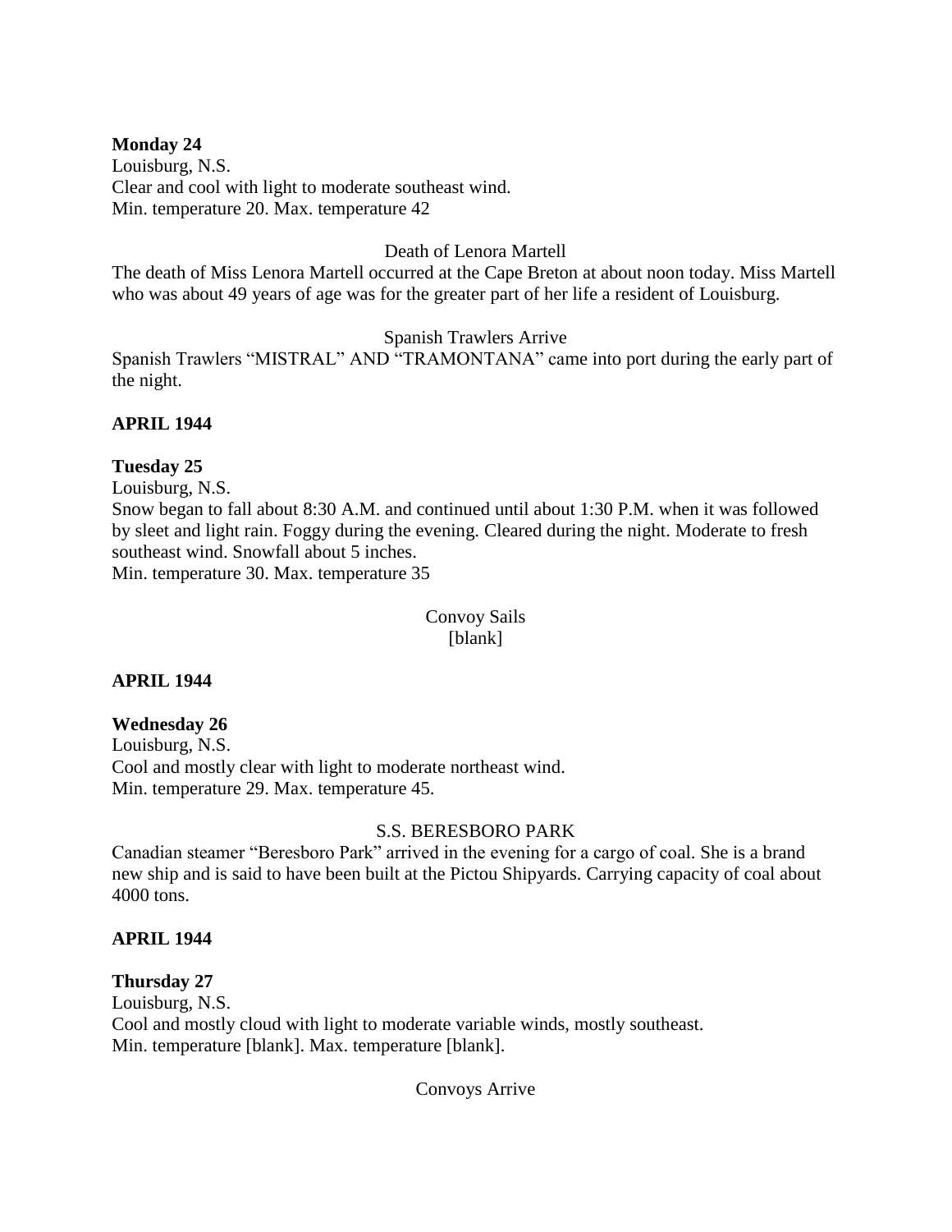**Monday 24**
Louisburg, N.S.
Clear and cool with light to moderate southeast wind.
Min. temperature 20. Max. temperature 42

Death of Lenora Martell

The death of Miss Lenora Martell occurred at the Cape Breton at about noon today. Miss Martell who was about 49 years of age was for the greater part of her life a resident of Louisburg.

Spanish Trawlers Arrive

Spanish Trawlers "MISTRAL" AND "TRAMONTANA" came into port during the early part of the night.

**APRIL 1944**

**Tuesday 25**
Louisburg, N.S.
Snow began to fall about 8:30 A.M. and continued until about 1:30 P.M. when it was followed by sleet and light rain. Foggy during the evening. Cleared during the night. Moderate to fresh southeast wind. Snowfall about 5 inches.
Min. temperature 30. Max. temperature 35

Convoy Sails
[blank]

**APRIL 1944**

**Wednesday 26**
Louisburg, N.S.
Cool and mostly clear with light to moderate northeast wind.
Min. temperature 29. Max. temperature 45.

S.S. BERESBORO PARK

Canadian steamer "Beresboro Park" arrived in the evening for a cargo of coal. She is a brand new ship and is said to have been built at the Pictou Shipyards. Carrying capacity of coal about 4000 tons.

**APRIL 1944**

**Thursday 27**
Louisburg, N.S.
Cool and mostly cloud with light to moderate variable winds, mostly southeast.
Min. temperature [blank]. Max. temperature [blank].

Convoys Arrive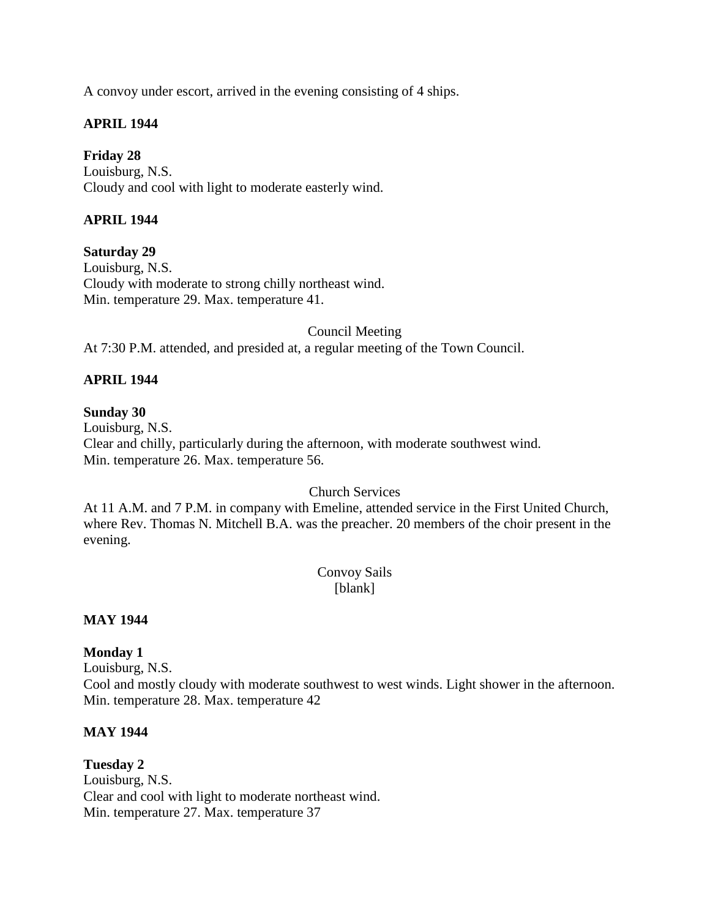A convoy under escort, arrived in the evening consisting of 4 ships.

**APRIL 1944**

**Friday 28**
Louisburg, N.S.
Cloudy and cool with light to moderate easterly wind.

**APRIL 1944**

**Saturday 29**
Louisburg, N.S.
Cloudy with moderate to strong chilly northeast wind.
Min. temperature 29. Max. temperature 41.

Council Meeting

At 7:30 P.M. attended, and presided at, a regular meeting of the Town Council.

**APRIL 1944**

**Sunday 30**
Louisburg, N.S.
Clear and chilly, particularly during the afternoon, with moderate southwest wind.
Min. temperature 26. Max. temperature 56.

Church Services

At 11 A.M. and 7 P.M. in company with Emeline, attended service in the First United Church, where Rev. Thomas N. Mitchell B.A. was the preacher. 20 members of the choir present in the evening.

Convoy Sails
[blank]

**MAY 1944**

**Monday 1**
Louisburg, N.S.
Cool and mostly cloudy with moderate southwest to west winds. Light shower in the afternoon.
Min. temperature 28. Max. temperature 42

**MAY 1944**

**Tuesday 2**
Louisburg, N.S.
Clear and cool with light to moderate northeast wind.
Min. temperature 27. Max. temperature 37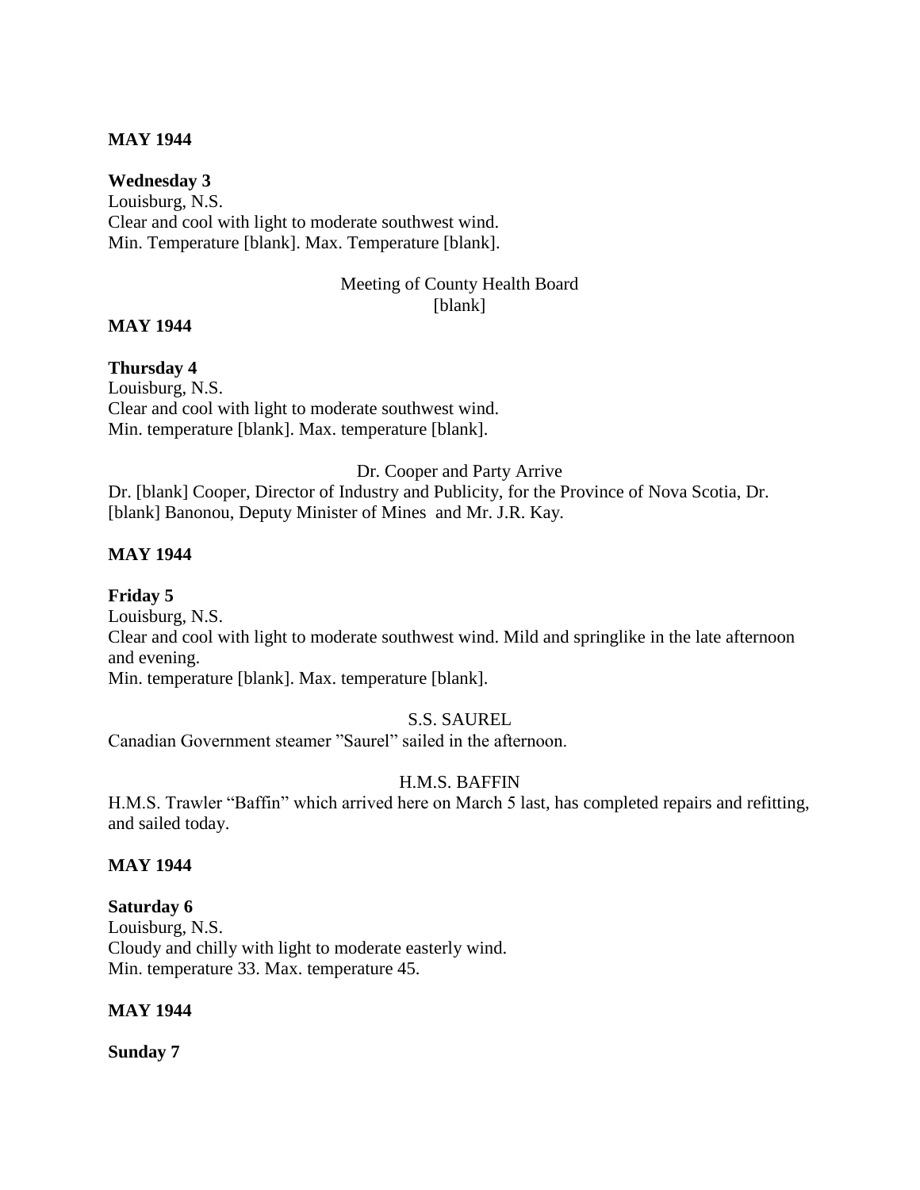**MAY 1944**

**Wednesday 3**
Louisburg, N.S.
Clear and cool with light to moderate southwest wind.
Min. Temperature [blank]. Max. Temperature [blank].

Meeting of County Health Board
[blank]

**MAY 1944**

**Thursday 4**
Louisburg, N.S.
Clear and cool with light to moderate southwest wind.
Min. temperature [blank]. Max. temperature [blank].

Dr. Cooper and Party Arrive
Dr. [blank] Cooper, Director of Industry and Publicity, for the Province of Nova Scotia, Dr. [blank] Banonou, Deputy Minister of Mines and Mr. J.R. Kay.

**MAY 1944**

**Friday 5**
Louisburg, N.S.
Clear and cool with light to moderate southwest wind. Mild and springlike in the late afternoon and evening.
Min. temperature [blank]. Max. temperature [blank].

S.S. SAUREL
Canadian Government steamer "Saurel" sailed in the afternoon.

H.M.S. BAFFIN
H.M.S. Trawler "Baffin" which arrived here on March 5 last, has completed repairs and refitting, and sailed today.

**MAY 1944**

**Saturday 6**
Louisburg, N.S.
Cloudy and chilly with light to moderate easterly wind.
Min. temperature 33. Max. temperature 45.

**MAY 1944**

**Sunday 7**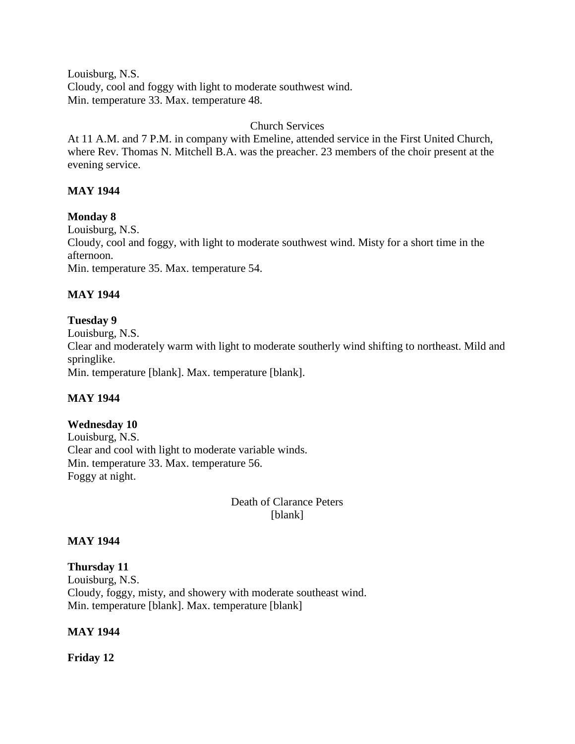Louisburg, N.S.
Cloudy, cool and foggy with light to moderate southwest wind.
Min. temperature 33. Max. temperature 48.

Church Services

At 11 A.M. and 7 P.M. in company with Emeline, attended service in the First United Church, where Rev. Thomas N. Mitchell B.A. was the preacher. 23 members of the choir present at the evening service.

**MAY 1944**

**Monday 8**

Louisburg, N.S.
Cloudy, cool and foggy, with light to moderate southwest wind. Misty for a short time in the afternoon.
Min. temperature 35. Max. temperature 54.

**MAY 1944**

**Tuesday 9**

Louisburg, N.S.
Clear and moderately warm with light to moderate southerly wind shifting to northeast. Mild and springlike.
Min. temperature [blank]. Max. temperature [blank].

**MAY 1944**

**Wednesday 10**

Louisburg, N.S.
Clear and cool with light to moderate variable winds.
Min. temperature 33. Max. temperature 56.
Foggy at night.

Death of Clarance Peters
[blank]

**MAY 1944**

**Thursday 11**

Louisburg, N.S.
Cloudy, foggy, misty, and showery with moderate southeast wind.
Min. temperature [blank]. Max. temperature [blank]

**MAY 1944**

**Friday 12**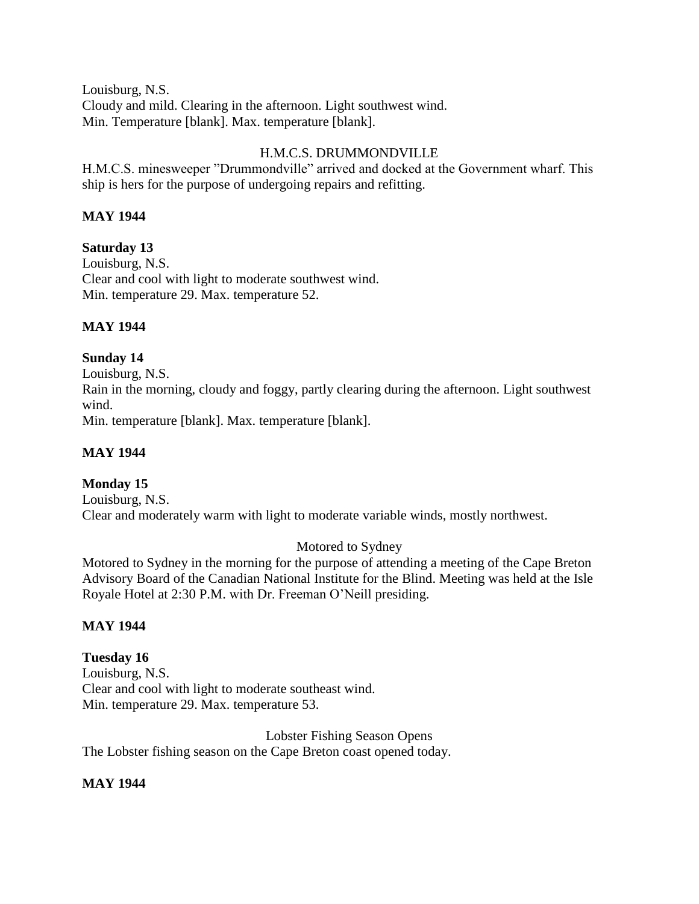Louisburg, N.S.
Cloudy and mild. Clearing in the afternoon. Light southwest wind.
Min. Temperature [blank]. Max. temperature [blank].

H.M.C.S. DRUMMONDVILLE

H.M.C.S. minesweeper "Drummondville" arrived and docked at the Government wharf. This ship is hers for the purpose of undergoing repairs and refitting.

**MAY 1944**

**Saturday 13**
Louisburg, N.S.
Clear and cool with light to moderate southwest wind.
Min. temperature 29. Max. temperature 52.

**MAY 1944**

**Sunday 14**
Louisburg, N.S.
Rain in the morning, cloudy and foggy, partly clearing during the afternoon. Light southwest wind.
Min. temperature [blank]. Max. temperature [blank].

**MAY 1944**

**Monday 15**
Louisburg, N.S.
Clear and moderately warm with light to moderate variable winds, mostly northwest.

Motored to Sydney

Motored to Sydney in the morning for the purpose of attending a meeting of the Cape Breton Advisory Board of the Canadian National Institute for the Blind. Meeting was held at the Isle Royale Hotel at 2:30 P.M. with Dr. Freeman O'Neill presiding.

**MAY 1944**

**Tuesday 16**
Louisburg, N.S.
Clear and cool with light to moderate southeast wind.
Min. temperature 29. Max. temperature 53.

Lobster Fishing Season Opens

The Lobster fishing season on the Cape Breton coast opened today.

**MAY 1944**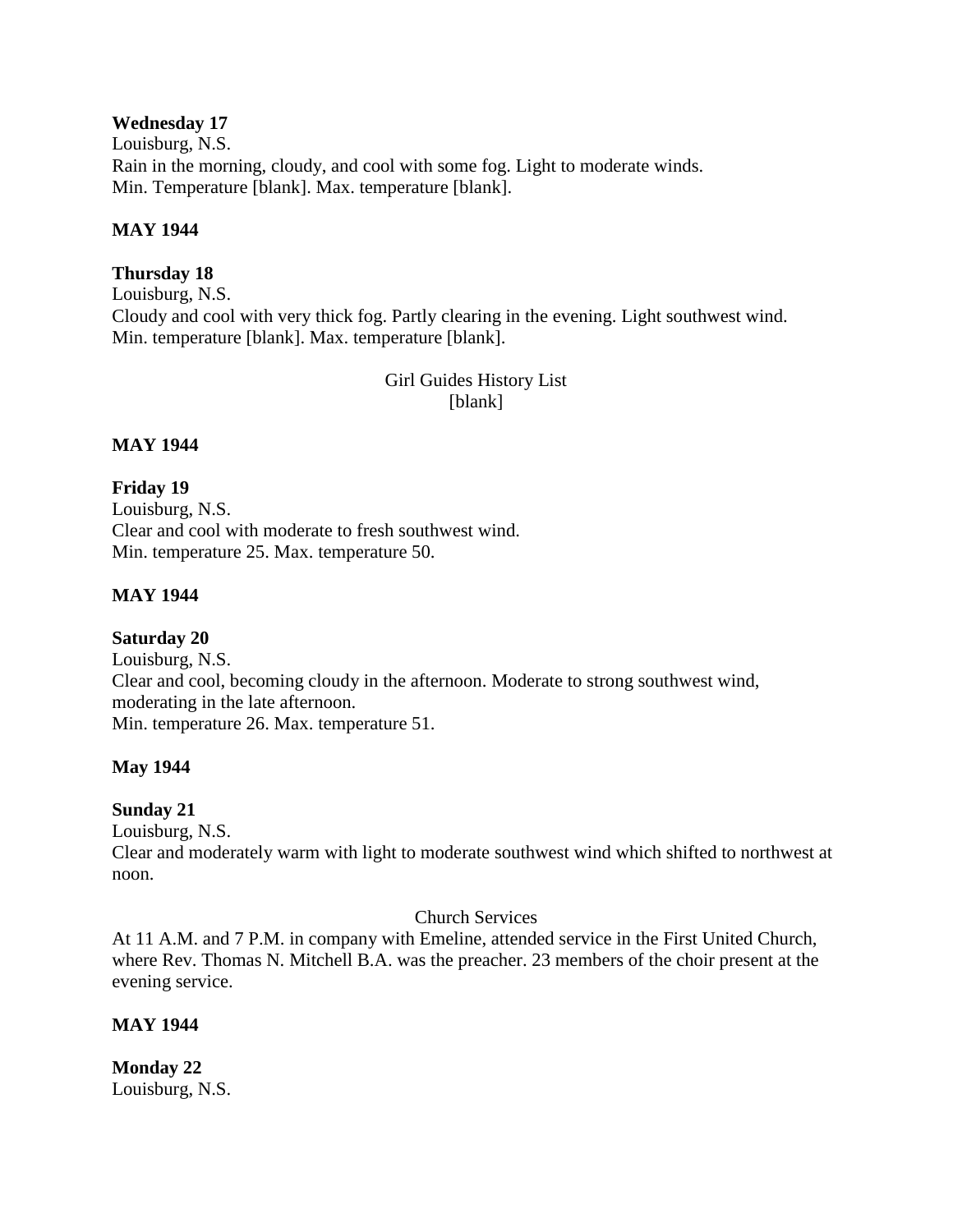**Wednesday 17**
Louisburg, N.S.
Rain in the morning, cloudy, and cool with some fog. Light to moderate winds.
Min. Temperature [blank]. Max. temperature [blank].

**MAY 1944**

**Thursday 18**
Louisburg, N.S.
Cloudy and cool with very thick fog. Partly clearing in the evening. Light southwest wind.
Min. temperature [blank]. Max. temperature [blank].

Girl Guides History List
[blank]

**MAY 1944**

**Friday 19**
Louisburg, N.S.
Clear and cool with moderate to fresh southwest wind.
Min. temperature 25. Max. temperature 50.

**MAY 1944**

**Saturday 20**
Louisburg, N.S.
Clear and cool, becoming cloudy in the afternoon. Moderate to strong southwest wind, moderating in the late afternoon.
Min. temperature 26. Max. temperature 51.

**May 1944**

**Sunday 21**
Louisburg, N.S.
Clear and moderately warm with light to moderate southwest wind which shifted to northwest at noon.

Church Services
At 11 A.M. and 7 P.M. in company with Emeline, attended service in the First United Church, where Rev. Thomas N. Mitchell B.A. was the preacher. 23 members of the choir present at the evening service.

**MAY 1944**

**Monday 22**
Louisburg, N.S.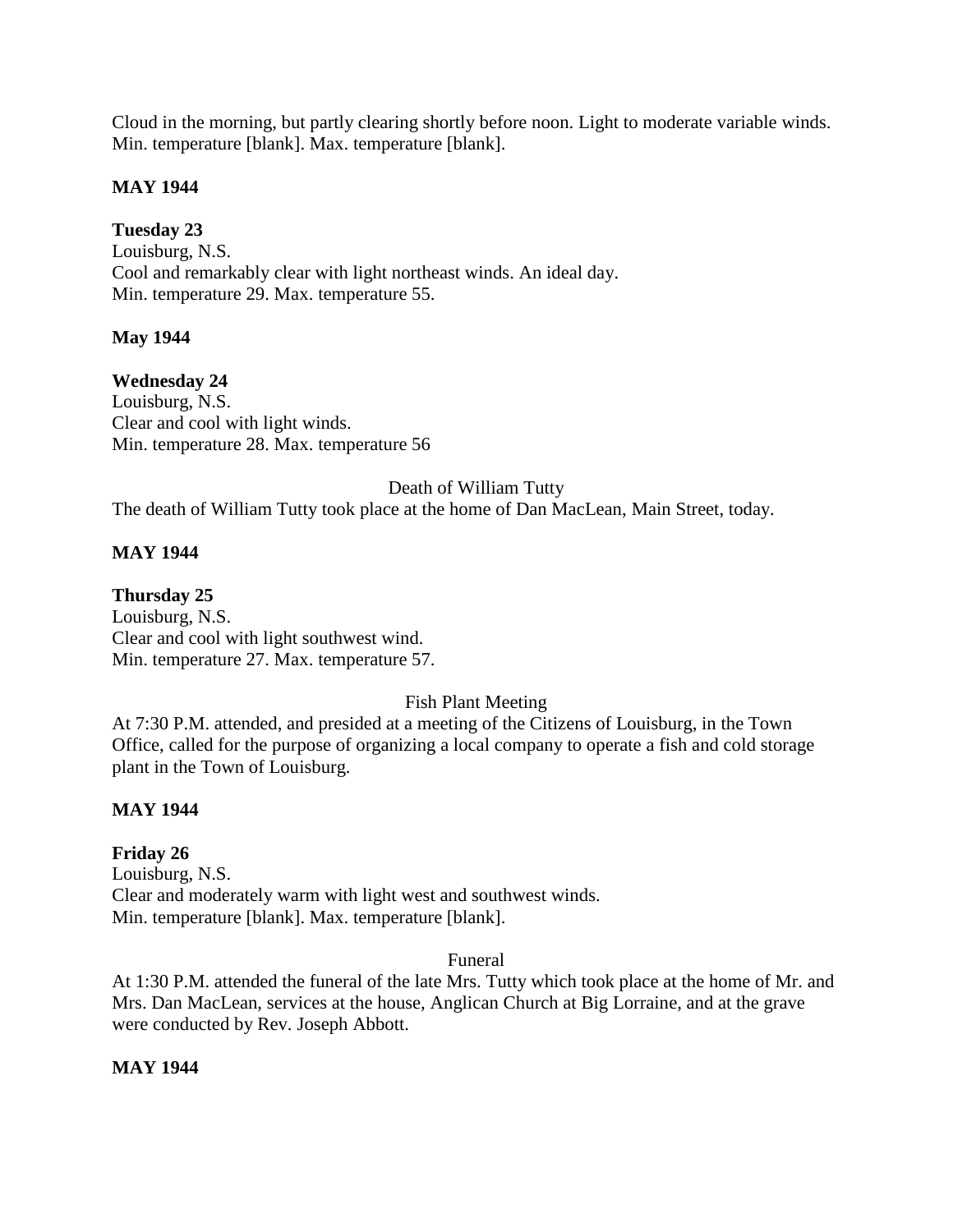Cloud in the morning, but partly clearing shortly before noon. Light to moderate variable winds. Min. temperature [blank]. Max. temperature [blank].

**MAY 1944**

**Tuesday 23**
Louisburg, N.S.
Cool and remarkably clear with light northeast winds. An ideal day.
Min. temperature 29. Max. temperature 55.

**May 1944**

**Wednesday 24**
Louisburg, N.S.
Clear and cool with light winds.
Min. temperature 28. Max. temperature 56

Death of William Tutty

The death of William Tutty took place at the home of Dan MacLean, Main Street, today.

**MAY 1944**

**Thursday 25**
Louisburg, N.S.
Clear and cool with light southwest wind.
Min. temperature 27. Max. temperature 57.

Fish Plant Meeting

At 7:30 P.M. attended, and presided at a meeting of the Citizens of Louisburg, in the Town Office, called for the purpose of organizing a local company to operate a fish and cold storage plant in the Town of Louisburg.

**MAY 1944**

**Friday 26**
Louisburg, N.S.
Clear and moderately warm with light west and southwest winds.
Min. temperature [blank]. Max. temperature [blank].

Funeral

At 1:30 P.M. attended the funeral of the late Mrs. Tutty which took place at the home of Mr. and Mrs. Dan MacLean, services at the house, Anglican Church at Big Lorraine, and at the grave were conducted by Rev. Joseph Abbott.

**MAY 1944**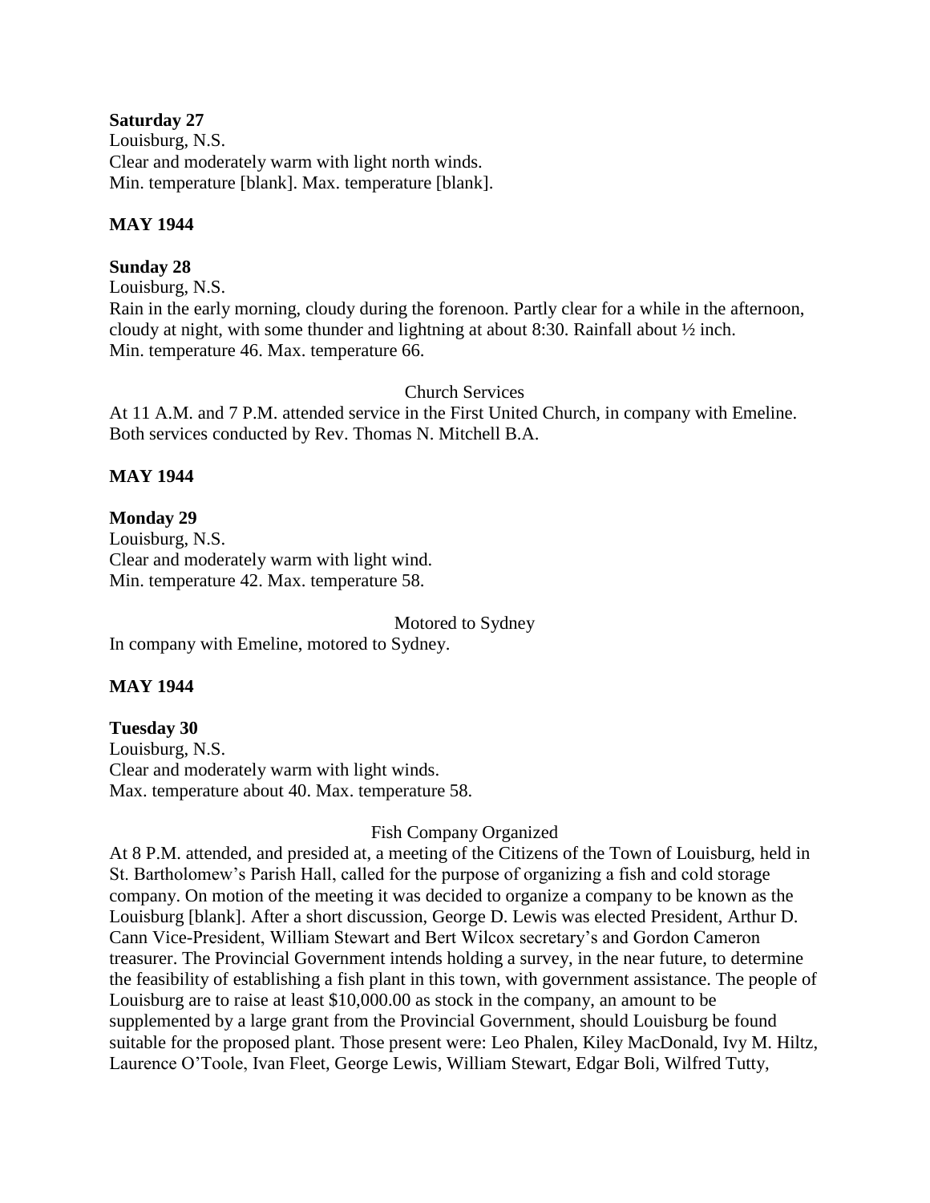**Saturday 27**
Louisburg, N.S.
Clear and moderately warm with light north winds.
Min. temperature [blank]. Max. temperature [blank].

**MAY 1944**

**Sunday 28**
Louisburg, N.S.
Rain in the early morning, cloudy during the forenoon. Partly clear for a while in the afternoon, cloudy at night, with some thunder and lightning at about 8:30. Rainfall about ½ inch.
Min. temperature 46. Max. temperature 66.

Church Services

At 11 A.M. and 7 P.M. attended service in the First United Church, in company with Emeline. Both services conducted by Rev. Thomas N. Mitchell B.A.

**MAY 1944**

**Monday 29**
Louisburg, N.S.
Clear and moderately warm with light wind.
Min. temperature 42. Max. temperature 58.

Motored to Sydney

In company with Emeline, motored to Sydney.

**MAY 1944**

**Tuesday 30**
Louisburg, N.S.
Clear and moderately warm with light winds.
Max. temperature about 40. Max. temperature 58.

Fish Company Organized

At 8 P.M. attended, and presided at, a meeting of the Citizens of the Town of Louisburg, held in St. Bartholomew's Parish Hall, called for the purpose of organizing a fish and cold storage company. On motion of the meeting it was decided to organize a company to be known as the Louisburg [blank]. After a short discussion, George D. Lewis was elected President, Arthur D. Cann Vice-President, William Stewart and Bert Wilcox secretary's and Gordon Cameron treasurer. The Provincial Government intends holding a survey, in the near future, to determine the feasibility of establishing a fish plant in this town, with government assistance. The people of Louisburg are to raise at least $10,000.00 as stock in the company, an amount to be supplemented by a large grant from the Provincial Government, should Louisburg be found suitable for the proposed plant. Those present were: Leo Phalen, Kiley MacDonald, Ivy M. Hiltz, Laurence O'Toole, Ivan Fleet, George Lewis, William Stewart, Edgar Boli, Wilfred Tutty,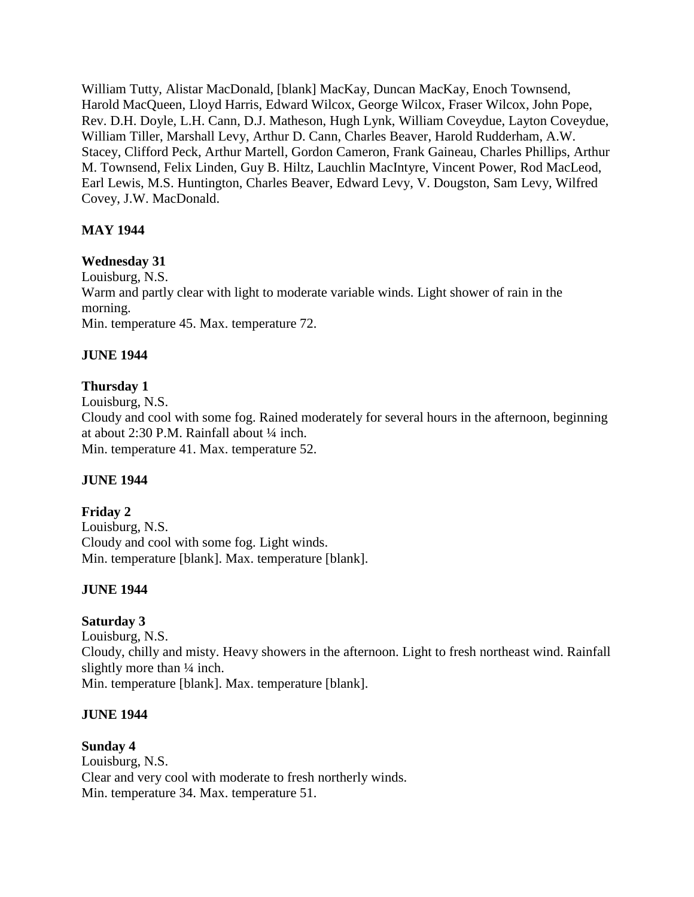William Tutty, Alistar MacDonald, [blank] MacKay, Duncan MacKay, Enoch Townsend, Harold MacQueen, Lloyd Harris, Edward Wilcox, George Wilcox, Fraser Wilcox, John Pope, Rev. D.H. Doyle, L.H. Cann, D.J. Matheson, Hugh Lynk, William Coveydue, Layton Coveydue, William Tiller, Marshall Levy, Arthur D. Cann, Charles Beaver, Harold Rudderham, A.W. Stacey, Clifford Peck, Arthur Martell, Gordon Cameron, Frank Gaineau, Charles Phillips, Arthur M. Townsend, Felix Linden, Guy B. Hiltz, Lauchlin MacIntyre, Vincent Power, Rod MacLeod, Earl Lewis, M.S. Huntington, Charles Beaver, Edward Levy, V. Dougston, Sam Levy, Wilfred Covey, J.W. MacDonald.

**MAY 1944**

**Wednesday 31**
Louisburg, N.S.
Warm and partly clear with light to moderate variable winds. Light shower of rain in the morning.
Min. temperature 45. Max. temperature 72.

**JUNE 1944**

**Thursday 1**
Louisburg, N.S.
Cloudy and cool with some fog. Rained moderately for several hours in the afternoon, beginning at about 2:30 P.M. Rainfall about ¼ inch.
Min. temperature 41. Max. temperature 52.

**JUNE 1944**

**Friday 2**
Louisburg, N.S.
Cloudy and cool with some fog. Light winds.
Min. temperature [blank]. Max. temperature [blank].

**JUNE 1944**

**Saturday 3**
Louisburg, N.S.
Cloudy, chilly and misty. Heavy showers in the afternoon. Light to fresh northeast wind. Rainfall slightly more than ¼ inch.
Min. temperature [blank]. Max. temperature [blank].

**JUNE 1944**

**Sunday 4**
Louisburg, N.S.
Clear and very cool with moderate to fresh northerly winds.
Min. temperature 34. Max. temperature 51.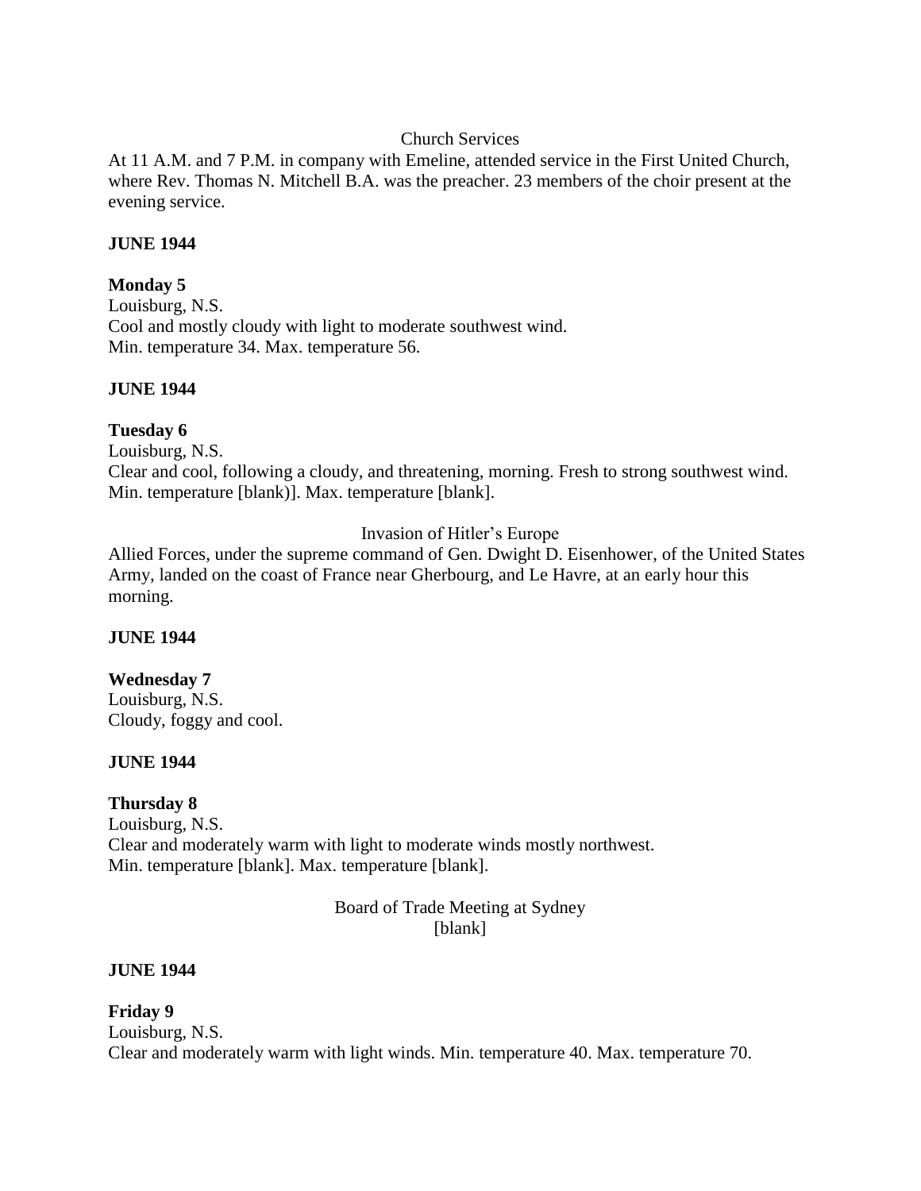Church Services

At 11 A.M. and 7 P.M. in company with Emeline, attended service in the First United Church, where Rev. Thomas N. Mitchell B.A. was the preacher. 23 members of the choir present at the evening service.

**JUNE 1944**

**Monday 5**

Louisburg, N.S.

Cool and mostly cloudy with light to moderate southwest wind.

Min. temperature 34. Max. temperature 56.

**JUNE 1944**

**Tuesday 6**

Louisburg, N.S.

Clear and cool, following a cloudy, and threatening, morning. Fresh to strong southwest wind.

Min. temperature [blank)]. Max. temperature [blank].

Invasion of Hitler's Europe

Allied Forces, under the supreme command of Gen. Dwight D. Eisenhower, of the United States Army, landed on the coast of France near Gherbourg, and Le Havre, at an early hour this morning.

**JUNE 1944**

**Wednesday 7**

Louisburg, N.S.

Cloudy, foggy and cool.

**JUNE 1944**

**Thursday 8**

Louisburg, N.S.

Clear and moderately warm with light to moderate winds mostly northwest.

Min. temperature [blank]. Max. temperature [blank].

Board of Trade Meeting at Sydney

[blank]

**JUNE 1944**

**Friday 9**

Louisburg, N.S.

Clear and moderately warm with light winds. Min. temperature 40. Max. temperature 70.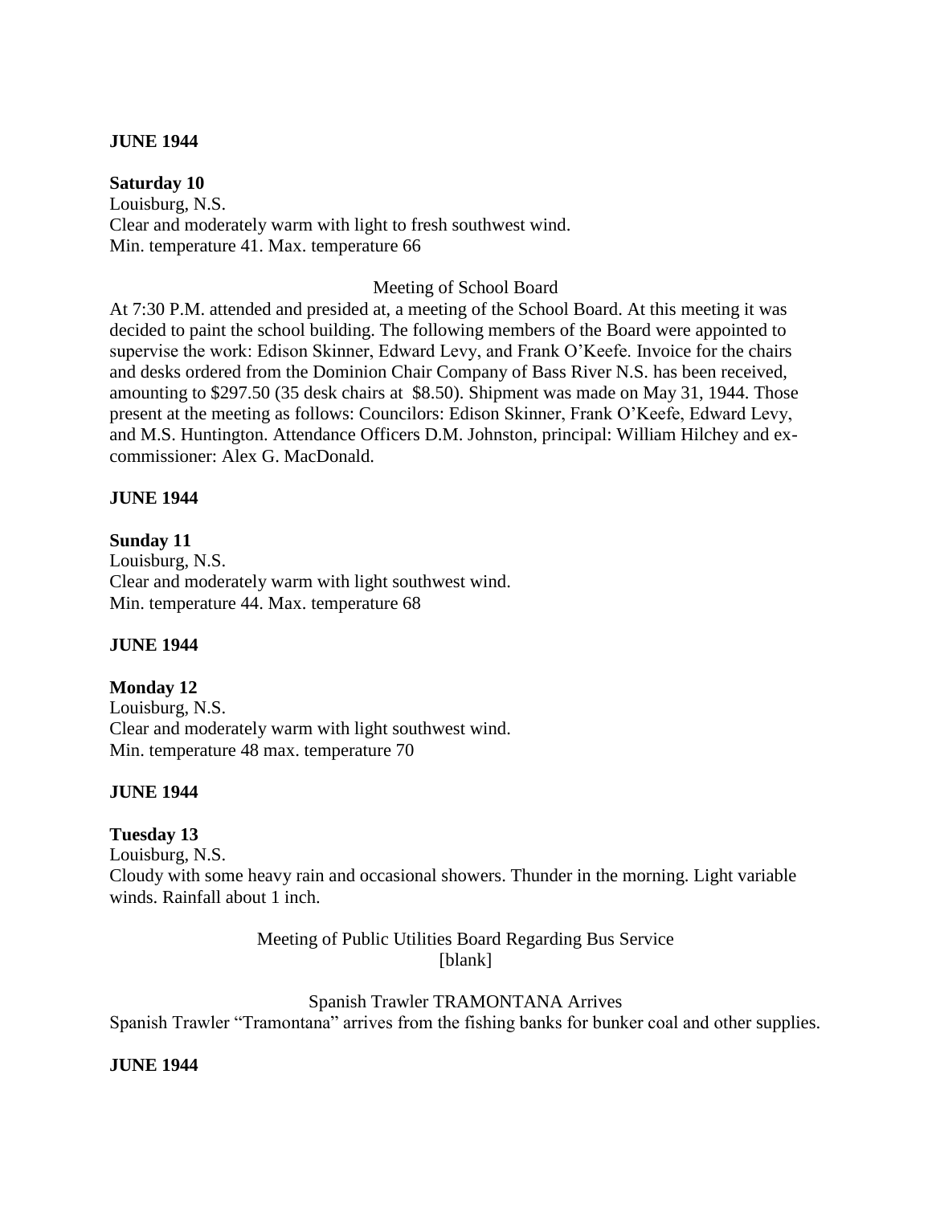**JUNE 1944**

**Saturday 10**
Louisburg, N.S.
Clear and moderately warm with light to fresh southwest wind.
Min. temperature 41. Max. temperature 66

Meeting of School Board

At 7:30 P.M. attended and presided at, a meeting of the School Board. At this meeting it was decided to paint the school building. The following members of the Board were appointed to supervise the work: Edison Skinner, Edward Levy, and Frank O'Keefe. Invoice for the chairs and desks ordered from the Dominion Chair Company of Bass River N.S. has been received, amounting to $297.50 (35 desk chairs at $8.50). Shipment was made on May 31, 1944. Those present at the meeting as follows: Councilors: Edison Skinner, Frank O'Keefe, Edward Levy, and M.S. Huntington. Attendance Officers D.M. Johnston, principal: William Hilchey and ex-commissioner: Alex G. MacDonald.

**JUNE 1944**

**Sunday 11**
Louisburg, N.S.
Clear and moderately warm with light southwest wind.
Min. temperature 44. Max. temperature 68

**JUNE 1944**

**Monday 12**
Louisburg, N.S.
Clear and moderately warm with light southwest wind.
Min. temperature 48 max. temperature 70

**JUNE 1944**

**Tuesday 13**
Louisburg, N.S.
Cloudy with some heavy rain and occasional showers. Thunder in the morning. Light variable winds. Rainfall about 1 inch.

Meeting of Public Utilities Board Regarding Bus Service
[blank]

Spanish Trawler TRAMONTANA Arrives

Spanish Trawler "Tramontana" arrives from the fishing banks for bunker coal and other supplies.

**JUNE 1944**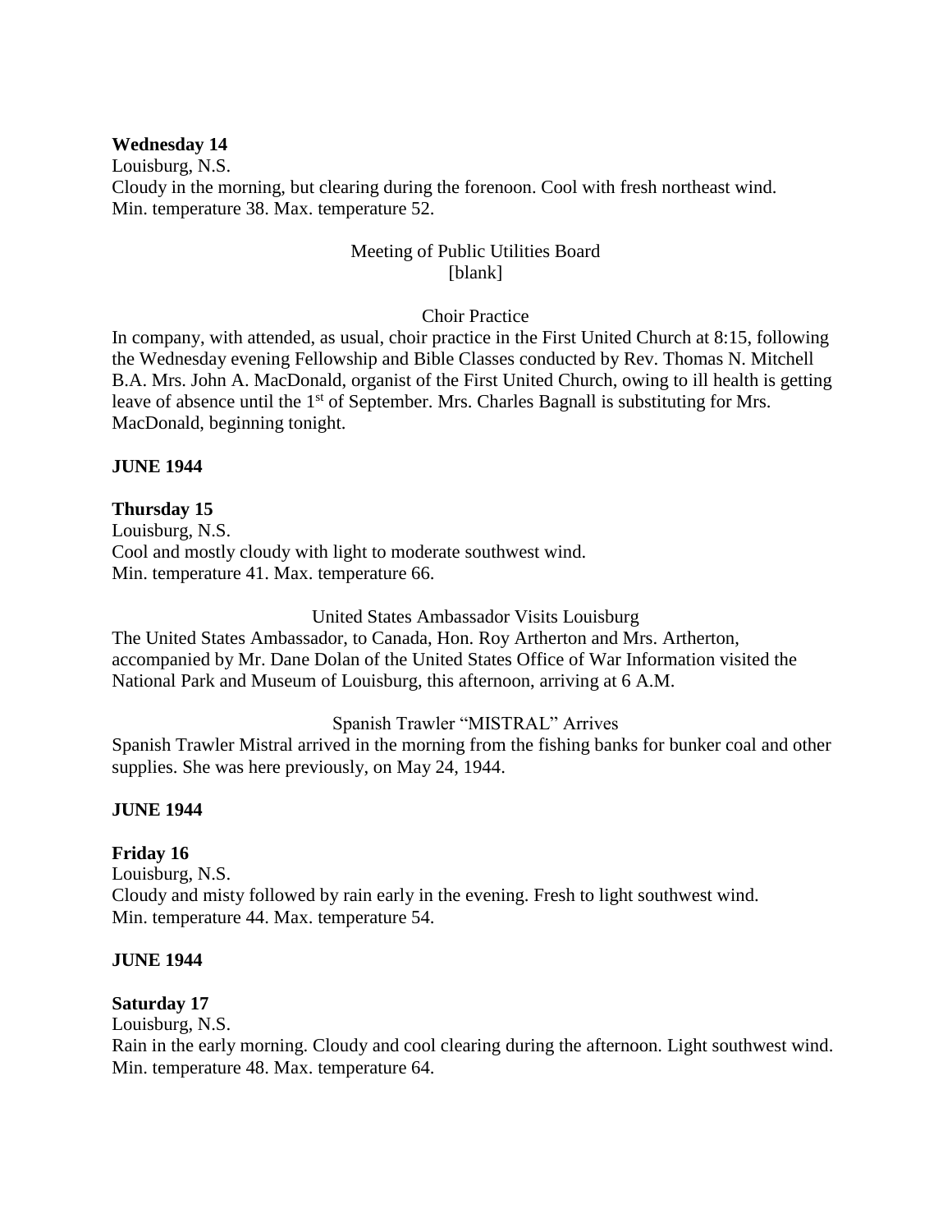**Wednesday 14**

Louisburg, N.S.

Cloudy in the morning, but clearing during the forenoon. Cool with fresh northeast wind.
Min. temperature 38. Max. temperature 52.

Meeting of Public Utilities Board
[blank]

Choir Practice

In company, with attended, as usual, choir practice in the First United Church at 8:15, following the Wednesday evening Fellowship and Bible Classes conducted by Rev. Thomas N. Mitchell B.A. Mrs. John A. MacDonald, organist of the First United Church, owing to ill health is getting leave of absence until the 1st of September. Mrs. Charles Bagnall is substituting for Mrs. MacDonald, beginning tonight.

**JUNE 1944**

**Thursday 15**

Louisburg, N.S.

Cool and mostly cloudy with light to moderate southwest wind.
Min. temperature 41. Max. temperature 66.

United States Ambassador Visits Louisburg

The United States Ambassador, to Canada, Hon. Roy Artherton and Mrs. Artherton, accompanied by Mr. Dane Dolan of the United States Office of War Information visited the National Park and Museum of Louisburg, this afternoon, arriving at 6 A.M.

Spanish Trawler "MISTRAL" Arrives

Spanish Trawler Mistral arrived in the morning from the fishing banks for bunker coal and other supplies. She was here previously, on May 24, 1944.

**JUNE 1944**

**Friday 16**

Louisburg, N.S.

Cloudy and misty followed by rain early in the evening. Fresh to light southwest wind.
Min. temperature 44. Max. temperature 54.

**JUNE 1944**

**Saturday 17**

Louisburg, N.S.

Rain in the early morning. Cloudy and cool clearing during the afternoon. Light southwest wind.
Min. temperature 48. Max. temperature 64.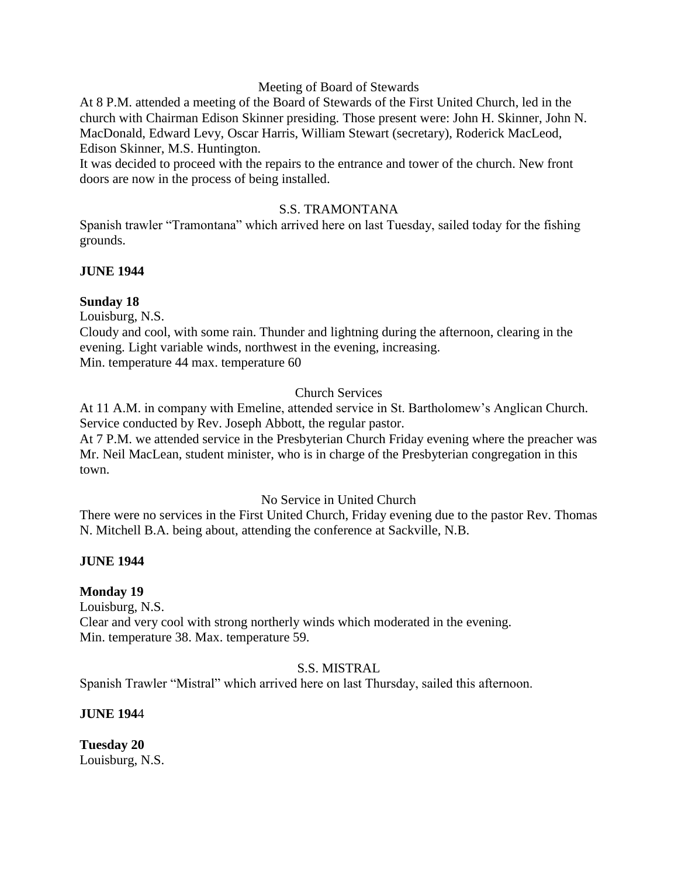Meeting of Board of Stewards

At 8 P.M. attended a meeting of the Board of Stewards of the First United Church, led in the church with Chairman Edison Skinner presiding. Those present were: John H. Skinner, John N. MacDonald, Edward Levy, Oscar Harris, William Stewart (secretary), Roderick MacLeod, Edison Skinner, M.S. Huntington.

It was decided to proceed with the repairs to the entrance and tower of the church. New front doors are now in the process of being installed.

S.S. TRAMONTANA

Spanish trawler "Tramontana" which arrived here on last Tuesday, sailed today for the fishing grounds.

**JUNE 1944**

**Sunday 18**

Louisburg, N.S.

Cloudy and cool, with some rain. Thunder and lightning during the afternoon, clearing in the evening. Light variable winds, northwest in the evening, increasing.

Min. temperature 44 max. temperature 60

Church Services

At 11 A.M. in company with Emeline, attended service in St. Bartholomew's Anglican Church. Service conducted by Rev. Joseph Abbott, the regular pastor.

At 7 P.M. we attended service in the Presbyterian Church Friday evening where the preacher was Mr. Neil MacLean, student minister, who is in charge of the Presbyterian congregation in this town.

No Service in United Church

There were no services in the First United Church, Friday evening due to the pastor Rev. Thomas N. Mitchell B.A. being about, attending the conference at Sackville, N.B.

**JUNE 1944**

**Monday 19**

Louisburg, N.S.

Clear and very cool with strong northerly winds which moderated in the evening.

Min. temperature 38. Max. temperature 59.

S.S. MISTRAL

Spanish Trawler "Mistral" which arrived here on last Thursday, sailed this afternoon.

**JUNE 1944**

**Tuesday 20**

Louisburg, N.S.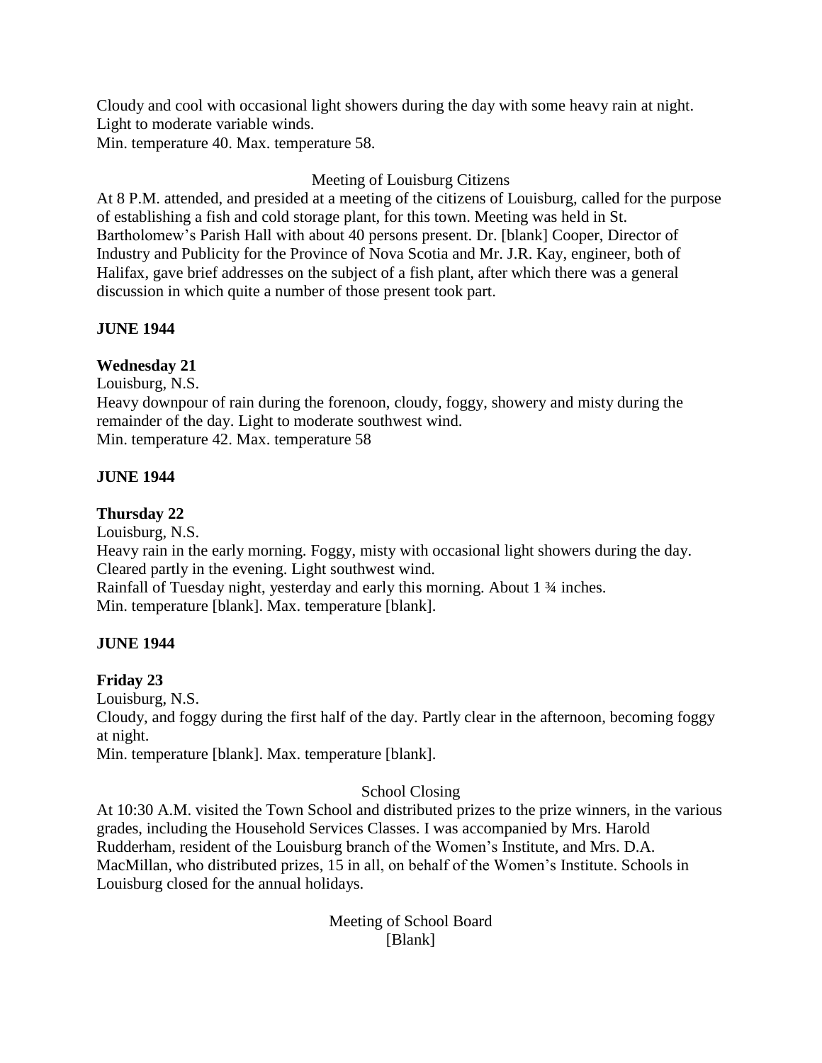Cloudy and cool with occasional light showers during the day with some heavy rain at night. Light to moderate variable winds.
Min. temperature 40. Max. temperature 58.

Meeting of Louisburg Citizens

At 8 P.M. attended, and presided at a meeting of the citizens of Louisburg, called for the purpose of establishing a fish and cold storage plant, for this town. Meeting was held in St. Bartholomew's Parish Hall with about 40 persons present. Dr. [blank] Cooper, Director of Industry and Publicity for the Province of Nova Scotia and Mr. J.R. Kay, engineer, both of Halifax, gave brief addresses on the subject of a fish plant, after which there was a general discussion in which quite a number of those present took part.

**JUNE 1944**

**Wednesday 21**

Louisburg, N.S.
Heavy downpour of rain during the forenoon, cloudy, foggy, showery and misty during the remainder of the day. Light to moderate southwest wind.
Min. temperature 42. Max. temperature 58

**JUNE 1944**

**Thursday 22**

Louisburg, N.S.
Heavy rain in the early morning. Foggy, misty with occasional light showers during the day. Cleared partly in the evening. Light southwest wind.
Rainfall of Tuesday night, yesterday and early this morning. About 1 ¾ inches.
Min. temperature [blank]. Max. temperature [blank].

**JUNE 1944**

**Friday 23**

Louisburg, N.S.
Cloudy, and foggy during the first half of the day. Partly clear in the afternoon, becoming foggy at night.
Min. temperature [blank]. Max. temperature [blank].

School Closing

At 10:30 A.M. visited the Town School and distributed prizes to the prize winners, in the various grades, including the Household Services Classes. I was accompanied by Mrs. Harold Rudderham, resident of the Louisburg branch of the Women's Institute, and Mrs. D.A. MacMillan, who distributed prizes, 15 in all, on behalf of the Women's Institute. Schools in Louisburg closed for the annual holidays.

Meeting of School Board
[Blank]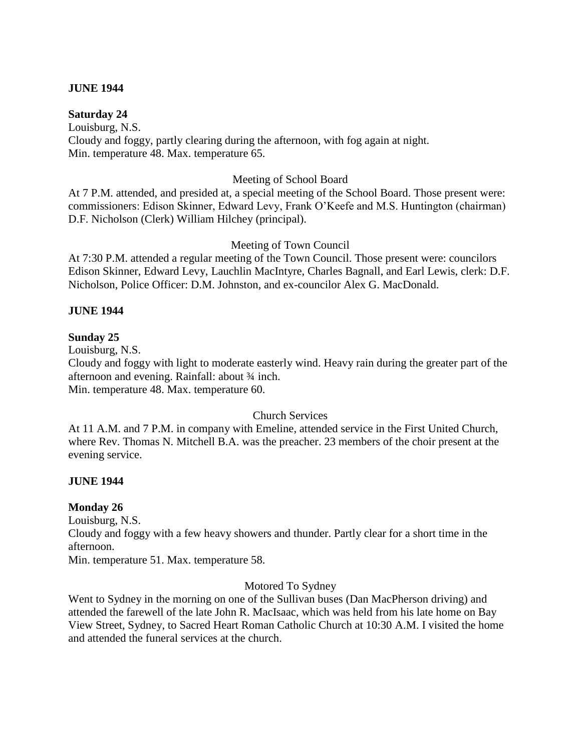**JUNE 1944**

**Saturday 24**

Louisburg, N.S.
Cloudy and foggy, partly clearing during the afternoon, with fog again at night.
Min. temperature 48. Max. temperature 65.

Meeting of School Board

At 7 P.M. attended, and presided at, a special meeting of the School Board. Those present were: commissioners: Edison Skinner, Edward Levy, Frank O'Keefe and M.S. Huntington (chairman) D.F. Nicholson (Clerk) William Hilchey (principal).

Meeting of Town Council

At 7:30 P.M. attended a regular meeting of the Town Council. Those present were: councilors Edison Skinner, Edward Levy, Lauchlin MacIntyre, Charles Bagnall, and Earl Lewis, clerk: D.F. Nicholson, Police Officer: D.M. Johnston, and ex-councilor Alex G. MacDonald.

**JUNE 1944**

**Sunday 25**

Louisburg, N.S.
Cloudy and foggy with light to moderate easterly wind. Heavy rain during the greater part of the afternoon and evening. Rainfall: about ¾ inch.
Min. temperature 48. Max. temperature 60.

Church Services

At 11 A.M. and 7 P.M. in company with Emeline, attended service in the First United Church, where Rev. Thomas N. Mitchell B.A. was the preacher. 23 members of the choir present at the evening service.

**JUNE 1944**

**Monday 26**

Louisburg, N.S.
Cloudy and foggy with a few heavy showers and thunder. Partly clear for a short time in the afternoon.
Min. temperature 51. Max. temperature 58.

Motored To Sydney

Went to Sydney in the morning on one of the Sullivan buses (Dan MacPherson driving) and attended the farewell of the late John R. MacIsaac, which was held from his late home on Bay View Street, Sydney, to Sacred Heart Roman Catholic Church at 10:30 A.M. I visited the home and attended the funeral services at the church.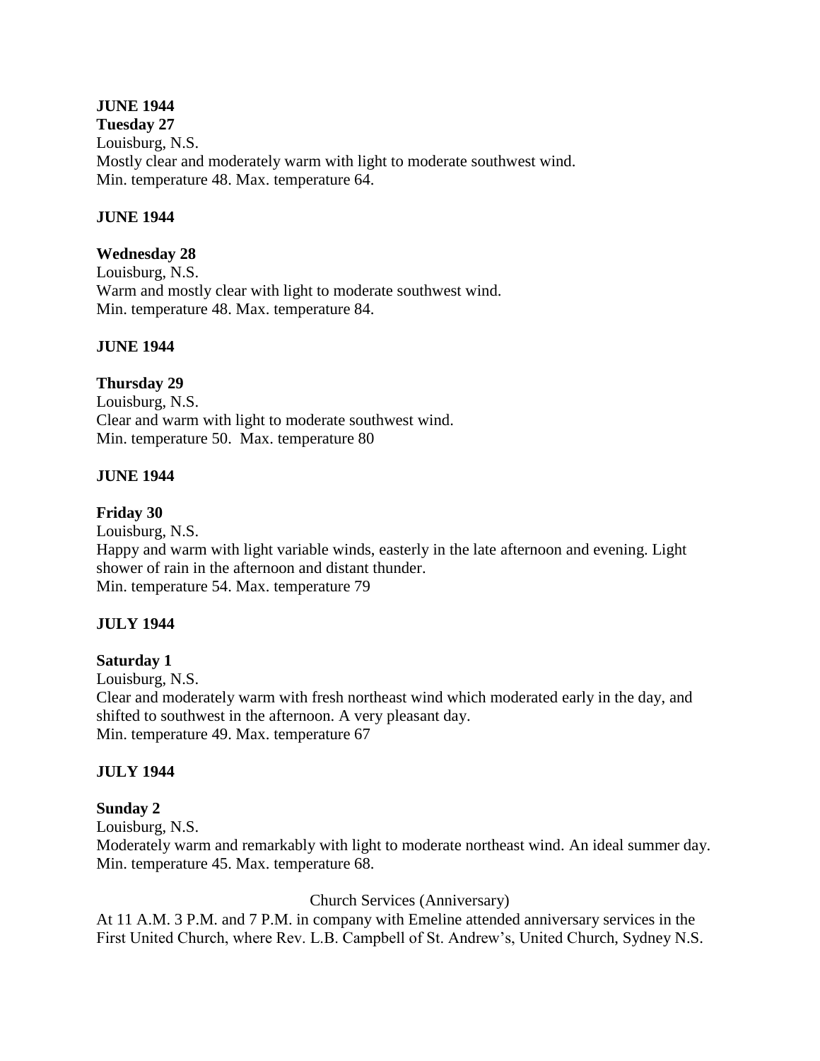**JUNE 1944**

**Tuesday 27**

Louisburg, N.S.

Mostly clear and moderately warm with light to moderate southwest wind.

Min. temperature 48. Max. temperature 64.

**JUNE 1944**

**Wednesday 28**

Louisburg, N.S.

Warm and mostly clear with light to moderate southwest wind.

Min. temperature 48. Max. temperature 84.

**JUNE 1944**

**Thursday 29**

Louisburg, N.S.

Clear and warm with light to moderate southwest wind.

Min. temperature 50. Max. temperature 80

**JUNE 1944**

**Friday 30**

Louisburg, N.S.

Happy and warm with light variable winds, easterly in the late afternoon and evening. Light shower of rain in the afternoon and distant thunder.

Min. temperature 54. Max. temperature 79

**JULY 1944**

**Saturday 1**

Louisburg, N.S.

Clear and moderately warm with fresh northeast wind which moderated early in the day, and shifted to southwest in the afternoon. A very pleasant day.

Min. temperature 49. Max. temperature 67

**JULY 1944**

**Sunday 2**

Louisburg, N.S.

Moderately warm and remarkably with light to moderate northeast wind. An ideal summer day.

Min. temperature 45. Max. temperature 68.

Church Services (Anniversary)

At 11 A.M. 3 P.M. and 7 P.M. in company with Emeline attended anniversary services in the First United Church, where Rev. L.B. Campbell of St. Andrew's, United Church, Sydney N.S.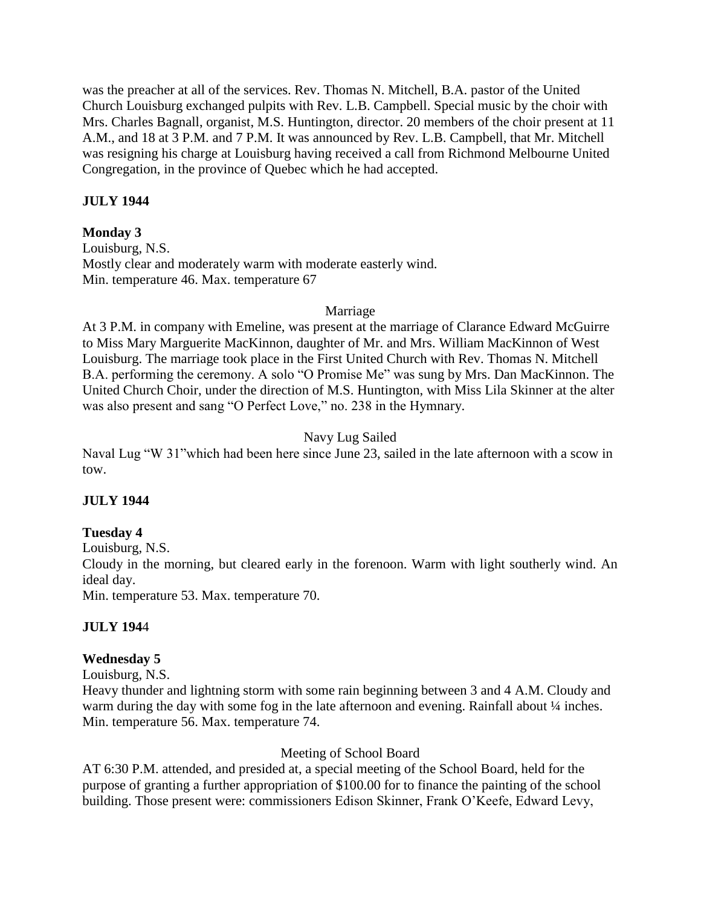was the preacher at all of the services. Rev. Thomas N. Mitchell, B.A. pastor of the United Church Louisburg exchanged pulpits with Rev. L.B. Campbell. Special music by the choir with Mrs. Charles Bagnall, organist, M.S. Huntington, director. 20 members of the choir present at 11 A.M., and 18 at 3 P.M. and 7 P.M. It was announced by Rev. L.B. Campbell, that Mr. Mitchell was resigning his charge at Louisburg having received a call from Richmond Melbourne United Congregation, in the province of Quebec which he had accepted.

**JULY 1944**

**Monday 3**

Louisburg, N.S.
Mostly clear and moderately warm with moderate easterly wind.
Min. temperature 46. Max. temperature 67

Marriage

At 3 P.M. in company with Emeline, was present at the marriage of Clarance Edward McGuirre to Miss Mary Marguerite MacKinnon, daughter of Mr. and Mrs. William MacKinnon of West Louisburg. The marriage took place in the First United Church with Rev. Thomas N. Mitchell B.A. performing the ceremony. A solo "O Promise Me" was sung by Mrs. Dan MacKinnon. The United Church Choir, under the direction of M.S. Huntington, with Miss Lila Skinner at the alter was also present and sang "O Perfect Love," no. 238 in the Hymnary.

Navy Lug Sailed

Naval Lug "W 31"which had been here since June 23, sailed in the late afternoon with a scow in tow.

**JULY 1944**

**Tuesday 4**

Louisburg, N.S.
Cloudy in the morning, but cleared early in the forenoon. Warm with light southerly wind. An ideal day.
Min. temperature 53. Max. temperature 70.

**JULY 1944**

**Wednesday 5**

Louisburg, N.S.
Heavy thunder and lightning storm with some rain beginning between 3 and 4 A.M. Cloudy and warm during the day with some fog in the late afternoon and evening. Rainfall about ¼ inches.
Min. temperature 56. Max. temperature 74.

Meeting of School Board

AT 6:30 P.M. attended, and presided at, a special meeting of the School Board, held for the purpose of granting a further appropriation of $100.00 for to finance the painting of the school building. Those present were: commissioners Edison Skinner, Frank O'Keefe, Edward Levy,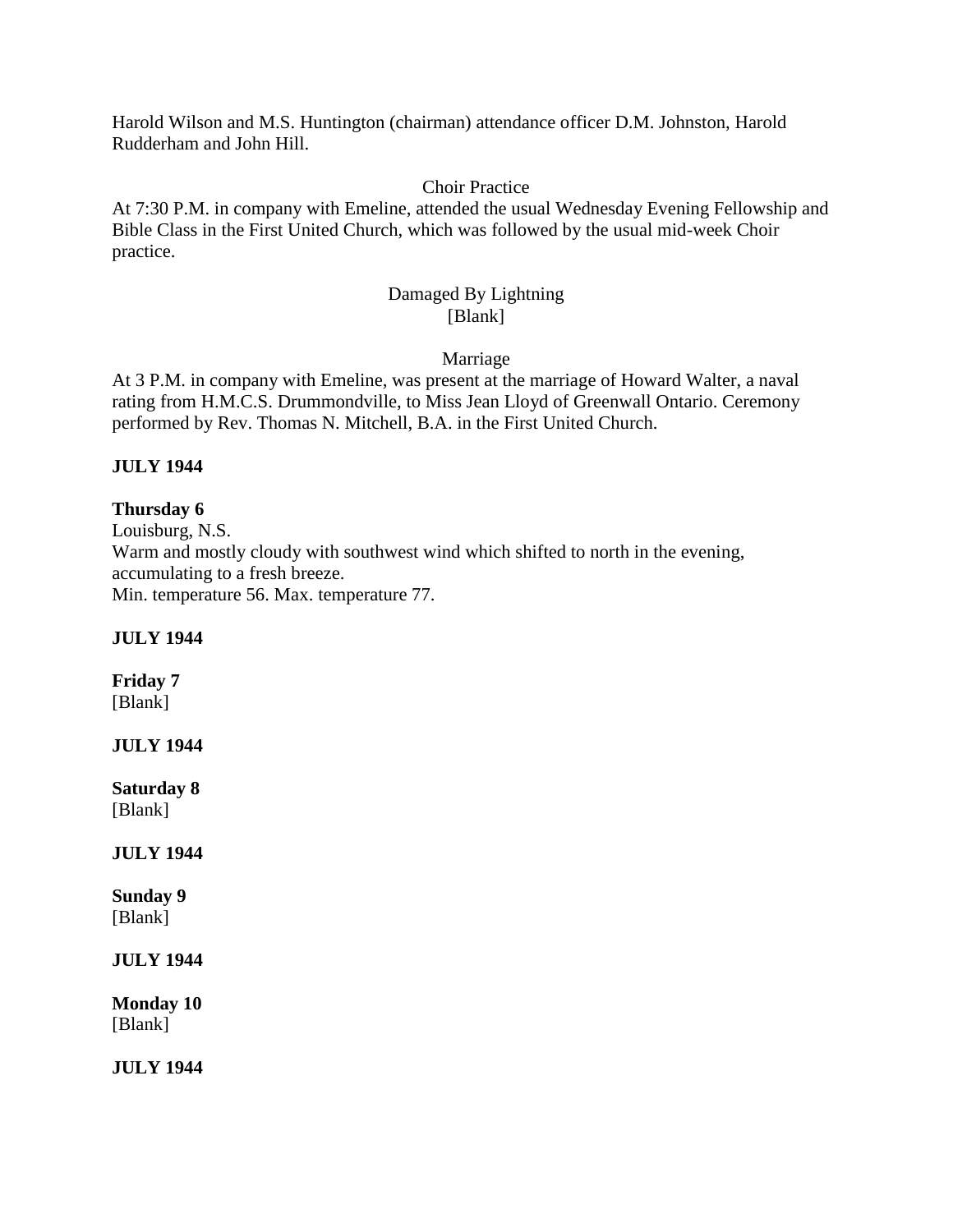Harold Wilson and M.S. Huntington (chairman) attendance officer D.M. Johnston, Harold Rudderham and John Hill.

Choir Practice

At 7:30 P.M. in company with Emeline, attended the usual Wednesday Evening Fellowship and Bible Class in the First United Church, which was followed by the usual mid-week Choir practice.

Damaged By Lightning

[Blank]

Marriage

At 3 P.M. in company with Emeline, was present at the marriage of Howard Walter, a naval rating from H.M.C.S. Drummondville, to Miss Jean Lloyd of Greenwall Ontario. Ceremony performed by Rev. Thomas N. Mitchell, B.A. in the First United Church.

**JULY 1944**

**Thursday 6**

Louisburg, N.S.

Warm and mostly cloudy with southwest wind which shifted to north in the evening, accumulating to a fresh breeze.

Min. temperature 56. Max. temperature 77.

**JULY 1944**

**Friday 7**

[Blank]

**JULY 1944**

**Saturday 8**

[Blank]

**JULY 1944**

**Sunday 9**

[Blank]

**JULY 1944**

**Monday 10**

[Blank]

**JULY 1944**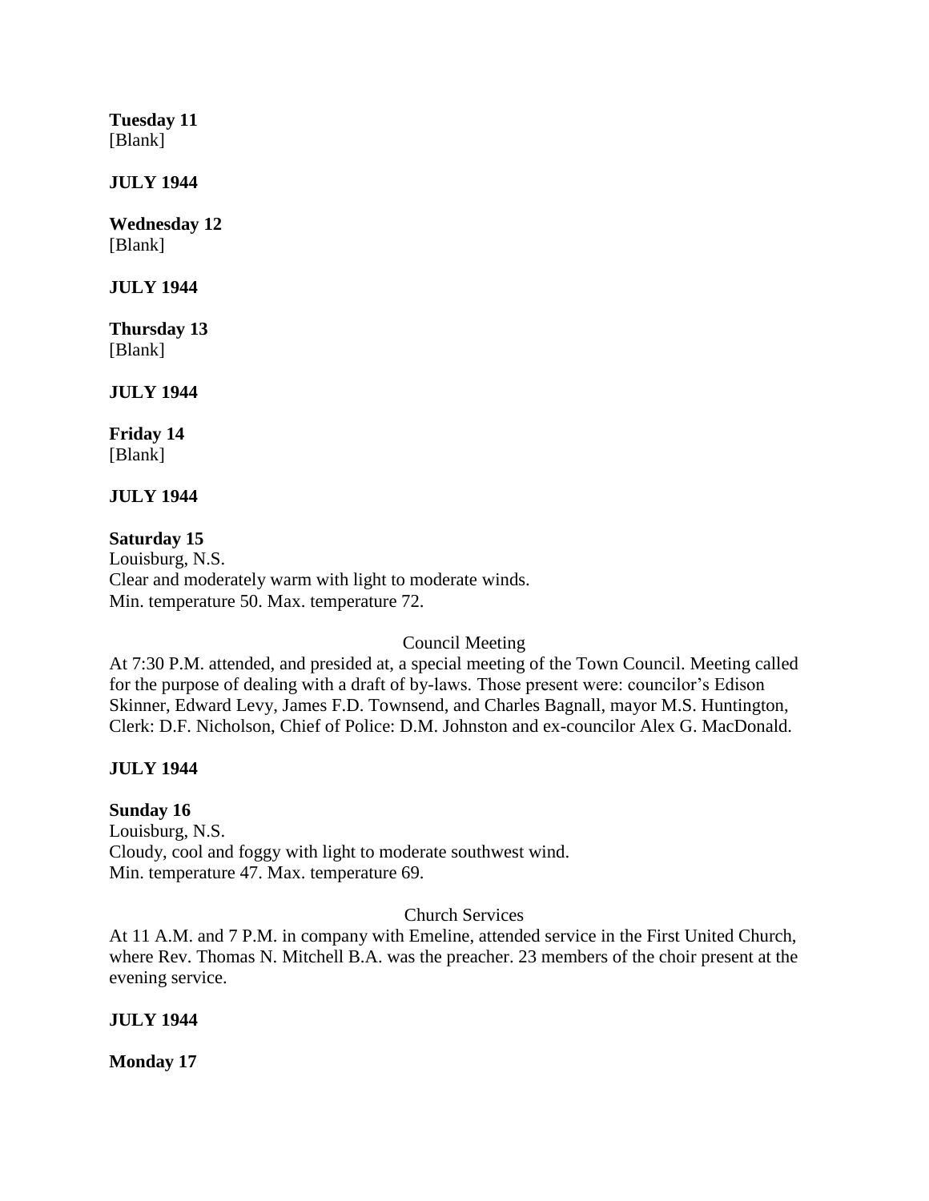**Tuesday 11**
[Blank]

**JULY 1944**

**Wednesday 12**
[Blank]

**JULY 1944**

**Thursday 13**
[Blank]

**JULY 1944**

**Friday 14**
[Blank]

**JULY 1944**

**Saturday 15**
Louisburg, N.S.
Clear and moderately warm with light to moderate winds.
Min. temperature 50. Max. temperature 72.

Council Meeting

At 7:30 P.M. attended, and presided at, a special meeting of the Town Council. Meeting called for the purpose of dealing with a draft of by-laws. Those present were: councilor's Edison Skinner, Edward Levy, James F.D. Townsend, and Charles Bagnall, mayor M.S. Huntington, Clerk: D.F. Nicholson, Chief of Police: D.M. Johnston and ex-councilor Alex G. MacDonald.

**JULY 1944**

**Sunday 16**
Louisburg, N.S.
Cloudy, cool and foggy with light to moderate southwest wind.
Min. temperature 47. Max. temperature 69.

Church Services

At 11 A.M. and 7 P.M. in company with Emeline, attended service in the First United Church, where Rev. Thomas N. Mitchell B.A. was the preacher. 23 members of the choir present at the evening service.

**JULY 1944**

**Monday 17**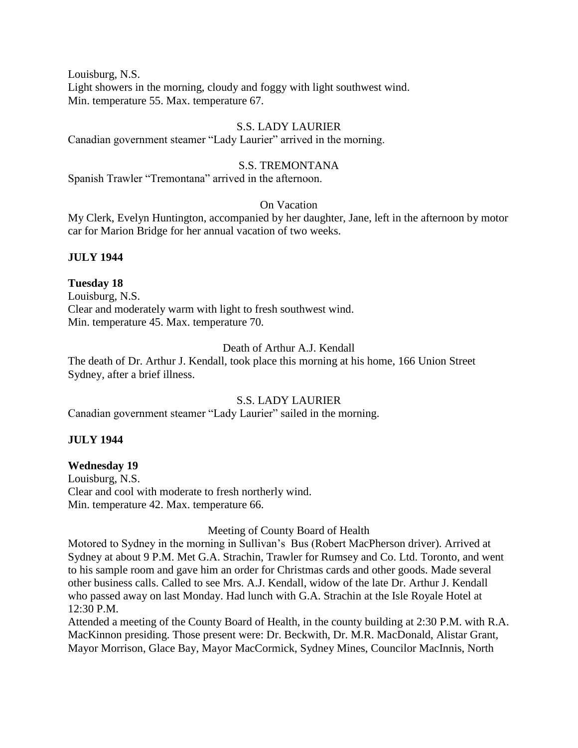Louisburg, N.S.
Light showers in the morning, cloudy and foggy with light southwest wind.
Min. temperature 55. Max. temperature 67.

S.S. LADY LAURIER

Canadian government steamer "Lady Laurier" arrived in the morning.

S.S. TREMONTANA

Spanish Trawler "Tremontana" arrived in the afternoon.

On Vacation

My Clerk, Evelyn Huntington, accompanied by her daughter, Jane, left in the afternoon by motor car for Marion Bridge for her annual vacation of two weeks.

**JULY 1944**

**Tuesday 18**

Louisburg, N.S.
Clear and moderately warm with light to fresh southwest wind.
Min. temperature 45. Max. temperature 70.

Death of Arthur A.J. Kendall

The death of Dr. Arthur J. Kendall, took place this morning at his home, 166 Union Street Sydney, after a brief illness.

S.S. LADY LAURIER

Canadian government steamer "Lady Laurier" sailed in the morning.

**JULY 1944**

**Wednesday 19**

Louisburg, N.S.
Clear and cool with moderate to fresh northerly wind.
Min. temperature 42. Max. temperature 66.

Meeting of County Board of Health

Motored to Sydney in the morning in Sullivan's Bus (Robert MacPherson driver). Arrived at Sydney at about 9 P.M. Met G.A. Strachin, Trawler for Rumsey and Co. Ltd. Toronto, and went to his sample room and gave him an order for Christmas cards and other goods. Made several other business calls. Called to see Mrs. A.J. Kendall, widow of the late Dr. Arthur J. Kendall who passed away on last Monday. Had lunch with G.A. Strachin at the Isle Royale Hotel at 12:30 P.M.
Attended a meeting of the County Board of Health, in the county building at 2:30 P.M. with R.A. MacKinnon presiding. Those present were: Dr. Beckwith, Dr. M.R. MacDonald, Alistar Grant, Mayor Morrison, Glace Bay, Mayor MacCormick, Sydney Mines, Councilor MacInnis, North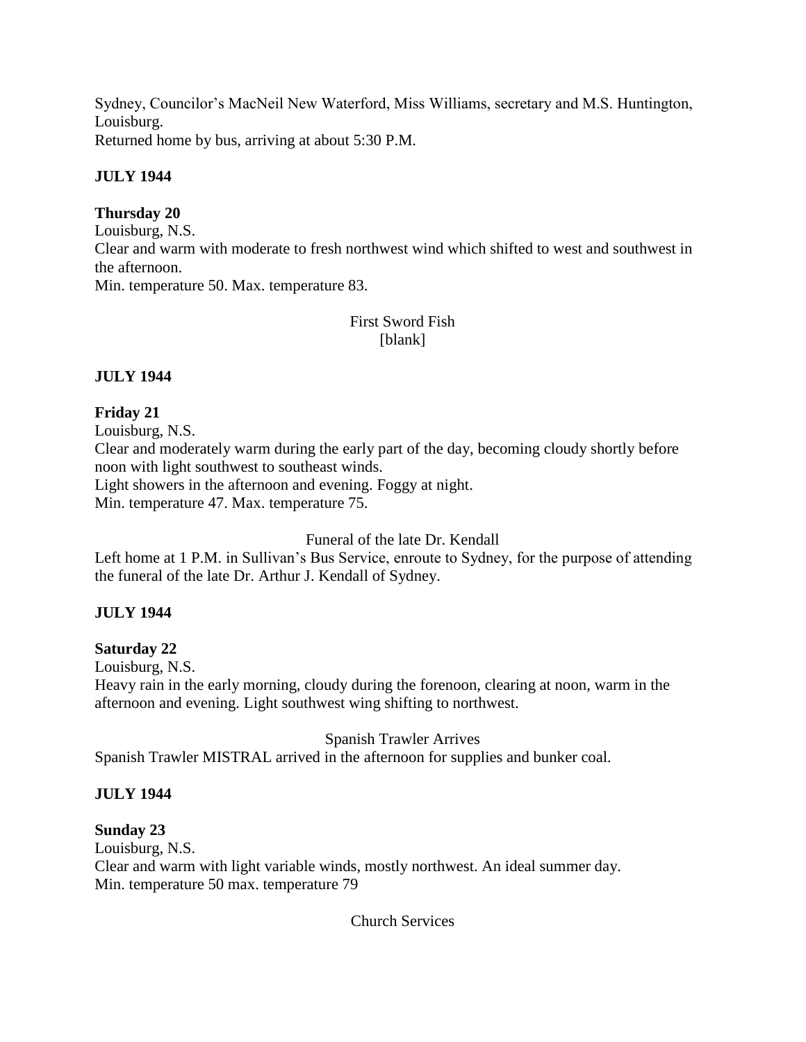Sydney, Councilor's MacNeil New Waterford, Miss Williams, secretary and M.S. Huntington, Louisburg.
Returned home by bus, arriving at about 5:30 P.M.

**JULY 1944**

**Thursday 20**
Louisburg, N.S.
Clear and warm with moderate to fresh northwest wind which shifted to west and southwest in the afternoon.
Min. temperature 50. Max. temperature 83.

First Sword Fish
[blank]

**JULY 1944**

**Friday 21**
Louisburg, N.S.
Clear and moderately warm during the early part of the day, becoming cloudy shortly before noon with light southwest to southeast winds.
Light showers in the afternoon and evening. Foggy at night.
Min. temperature 47. Max. temperature 75.

Funeral of the late Dr. Kendall
Left home at 1 P.M. in Sullivan's Bus Service, enroute to Sydney, for the purpose of attending the funeral of the late Dr. Arthur J. Kendall of Sydney.

**JULY 1944**

**Saturday 22**
Louisburg, N.S.
Heavy rain in the early morning, cloudy during the forenoon, clearing at noon, warm in the afternoon and evening. Light southwest wing shifting to northwest.

Spanish Trawler Arrives
Spanish Trawler MISTRAL arrived in the afternoon for supplies and bunker coal.

**JULY 1944**

**Sunday 23**
Louisburg, N.S.
Clear and warm with light variable winds, mostly northwest. An ideal summer day.
Min. temperature 50 max. temperature 79

Church Services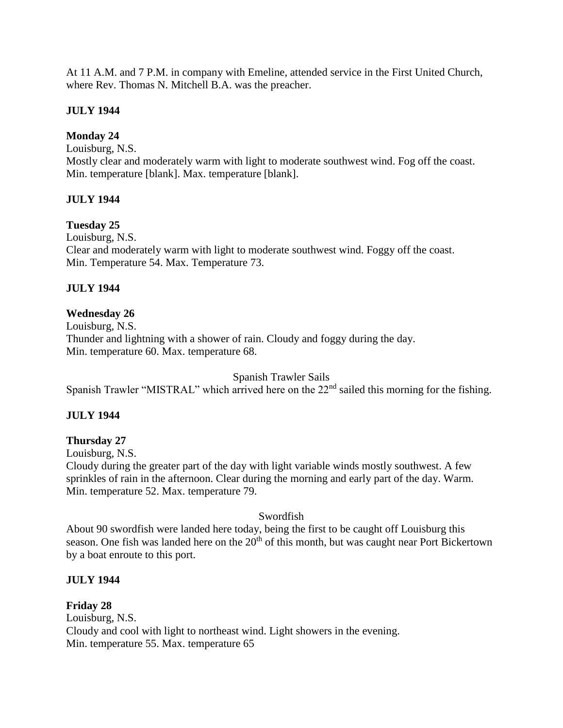At 11 A.M. and 7 P.M. in company with Emeline, attended service in the First United Church, where Rev. Thomas N. Mitchell B.A. was the preacher.

**JULY 1944**

**Monday 24**
Louisburg, N.S.
Mostly clear and moderately warm with light to moderate southwest wind. Fog off the coast.
Min. temperature [blank]. Max. temperature [blank].

**JULY 1944**

**Tuesday 25**
Louisburg, N.S.
Clear and moderately warm with light to moderate southwest wind. Foggy off the coast.
Min. Temperature 54. Max. Temperature 73.

**JULY 1944**

**Wednesday 26**
Louisburg, N.S.
Thunder and lightning with a shower of rain. Cloudy and foggy during the day.
Min. temperature 60. Max. temperature 68.

Spanish Trawler Sails

Spanish Trawler "MISTRAL" which arrived here on the 22nd sailed this morning for the fishing.

**JULY 1944**

**Thursday 27**
Louisburg, N.S.
Cloudy during the greater part of the day with light variable winds mostly southwest. A few sprinkles of rain in the afternoon. Clear during the morning and early part of the day. Warm.
Min. temperature 52. Max. temperature 79.

Swordfish

About 90 swordfish were landed here today, being the first to be caught off Louisburg this season. One fish was landed here on the 20th of this month, but was caught near Port Bickertown by a boat enroute to this port.

**JULY 1944**

**Friday 28**
Louisburg, N.S.
Cloudy and cool with light to northeast wind. Light showers in the evening.
Min. temperature 55. Max. temperature 65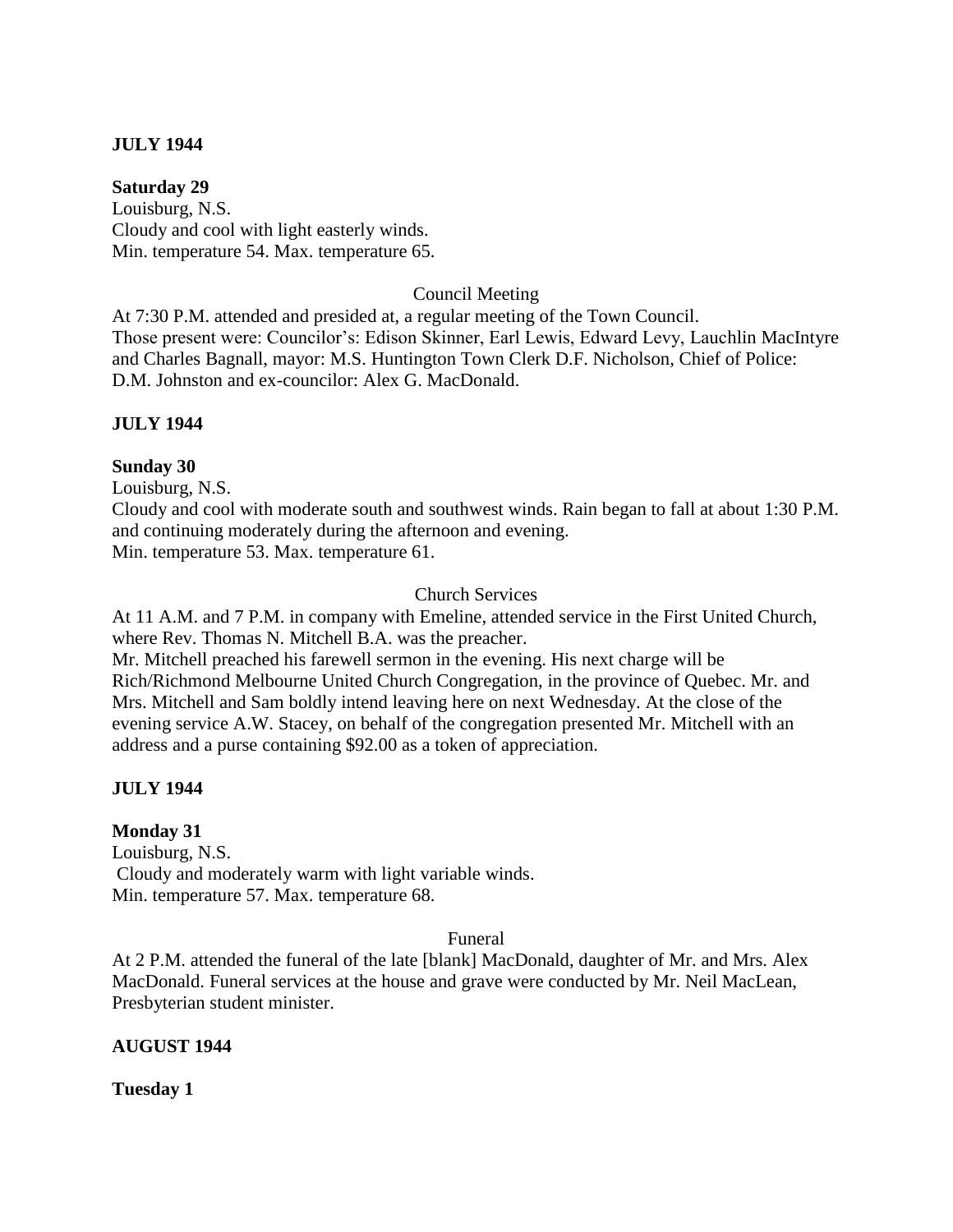**JULY 1944**

**Saturday 29**
Louisburg, N.S.
Cloudy and cool with light easterly winds.
Min. temperature 54. Max. temperature 65.

Council Meeting

At 7:30 P.M. attended and presided at, a regular meeting of the Town Council.
Those present were: Councilor's: Edison Skinner, Earl Lewis, Edward Levy, Lauchlin MacIntyre and Charles Bagnall, mayor: M.S. Huntington Town Clerk D.F. Nicholson, Chief of Police: D.M. Johnston and ex-councilor: Alex G. MacDonald.

**JULY 1944**

**Sunday 30**
Louisburg, N.S.
Cloudy and cool with moderate south and southwest winds. Rain began to fall at about 1:30 P.M. and continuing moderately during the afternoon and evening.
Min. temperature 53. Max. temperature 61.

Church Services

At 11 A.M. and 7 P.M. in company with Emeline, attended service in the First United Church, where Rev. Thomas N. Mitchell B.A. was the preacher.
Mr. Mitchell preached his farewell sermon in the evening. His next charge will be Rich/Richmond Melbourne United Church Congregation, in the province of Quebec. Mr. and Mrs. Mitchell and Sam boldly intend leaving here on next Wednesday. At the close of the evening service A.W. Stacey, on behalf of the congregation presented Mr. Mitchell with an address and a purse containing $92.00 as a token of appreciation.

**JULY 1944**

**Monday 31**
Louisburg, N.S.
Cloudy and moderately warm with light variable winds.
Min. temperature 57. Max. temperature 68.

Funeral

At 2 P.M. attended the funeral of the late [blank] MacDonald, daughter of Mr. and Mrs. Alex MacDonald. Funeral services at the house and grave were conducted by Mr. Neil MacLean, Presbyterian student minister.

**AUGUST 1944**

**Tuesday 1**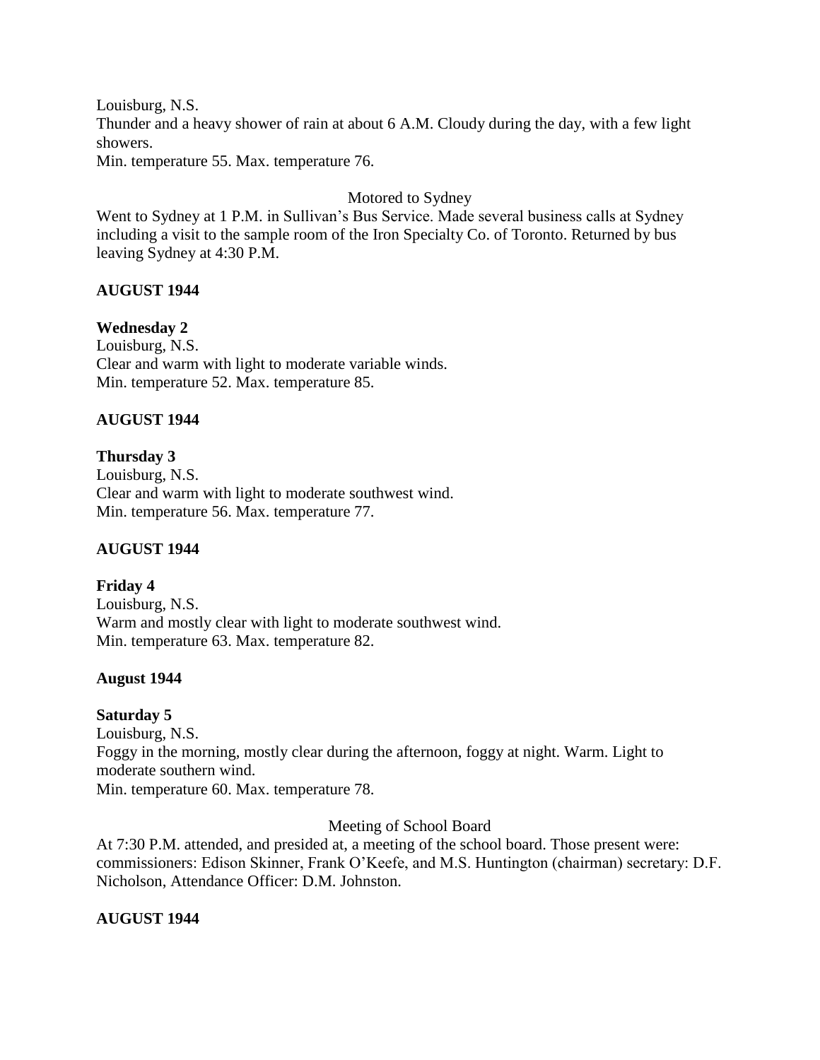Louisburg, N.S.
Thunder and a heavy shower of rain at about 6 A.M. Cloudy during the day, with a few light showers.
Min. temperature 55. Max. temperature 76.

Motored to Sydney

Went to Sydney at 1 P.M. in Sullivan's Bus Service. Made several business calls at Sydney including a visit to the sample room of the Iron Specialty Co. of Toronto. Returned by bus leaving Sydney at 4:30 P.M.

**AUGUST 1944**

**Wednesday 2**
Louisburg, N.S.
Clear and warm with light to moderate variable winds.
Min. temperature 52. Max. temperature 85.

**AUGUST 1944**

**Thursday 3**
Louisburg, N.S.
Clear and warm with light to moderate southwest wind.
Min. temperature 56. Max. temperature 77.

**AUGUST 1944**

**Friday 4**
Louisburg, N.S.
Warm and mostly clear with light to moderate southwest wind.
Min. temperature 63. Max. temperature 82.

**August 1944**

**Saturday 5**
Louisburg, N.S.
Foggy in the morning, mostly clear during the afternoon, foggy at night. Warm. Light to moderate southern wind.
Min. temperature 60. Max. temperature 78.

Meeting of School Board

At 7:30 P.M. attended, and presided at, a meeting of the school board. Those present were: commissioners: Edison Skinner, Frank O'Keefe, and M.S. Huntington (chairman) secretary: D.F. Nicholson, Attendance Officer: D.M. Johnston.

**AUGUST 1944**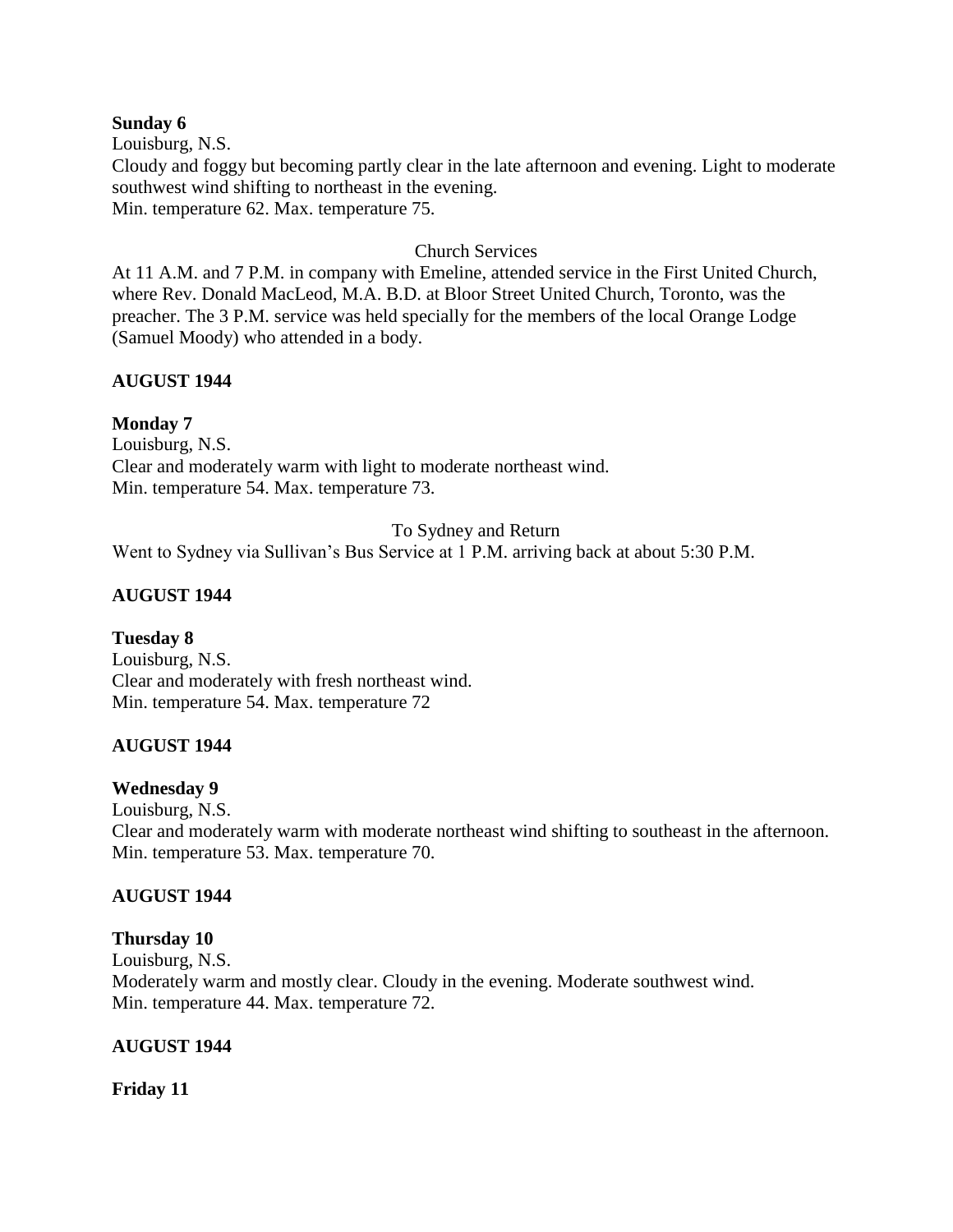**Sunday 6**

Louisburg, N.S.

Cloudy and foggy but becoming partly clear in the late afternoon and evening. Light to moderate southwest wind shifting to northeast in the evening.

Min. temperature 62. Max. temperature 75.

Church Services

At 11 A.M. and 7 P.M. in company with Emeline, attended service in the First United Church, where Rev. Donald MacLeod, M.A. B.D. at Bloor Street United Church, Toronto, was the preacher. The 3 P.M. service was held specially for the members of the local Orange Lodge (Samuel Moody) who attended in a body.

**AUGUST 1944**

**Monday 7**

Louisburg, N.S.

Clear and moderately warm with light to moderate northeast wind.

Min. temperature 54. Max. temperature 73.

To Sydney and Return

Went to Sydney via Sullivan's Bus Service at 1 P.M. arriving back at about 5:30 P.M.

**AUGUST 1944**

**Tuesday 8**

Louisburg, N.S.

Clear and moderately with fresh northeast wind.

Min. temperature 54. Max. temperature 72

**AUGUST 1944**

**Wednesday 9**

Louisburg, N.S.

Clear and moderately warm with moderate northeast wind shifting to southeast in the afternoon.

Min. temperature 53. Max. temperature 70.

**AUGUST 1944**

**Thursday 10**

Louisburg, N.S.

Moderately warm and mostly clear. Cloudy in the evening. Moderate southwest wind.

Min. temperature 44. Max. temperature 72.

**AUGUST 1944**

**Friday 11**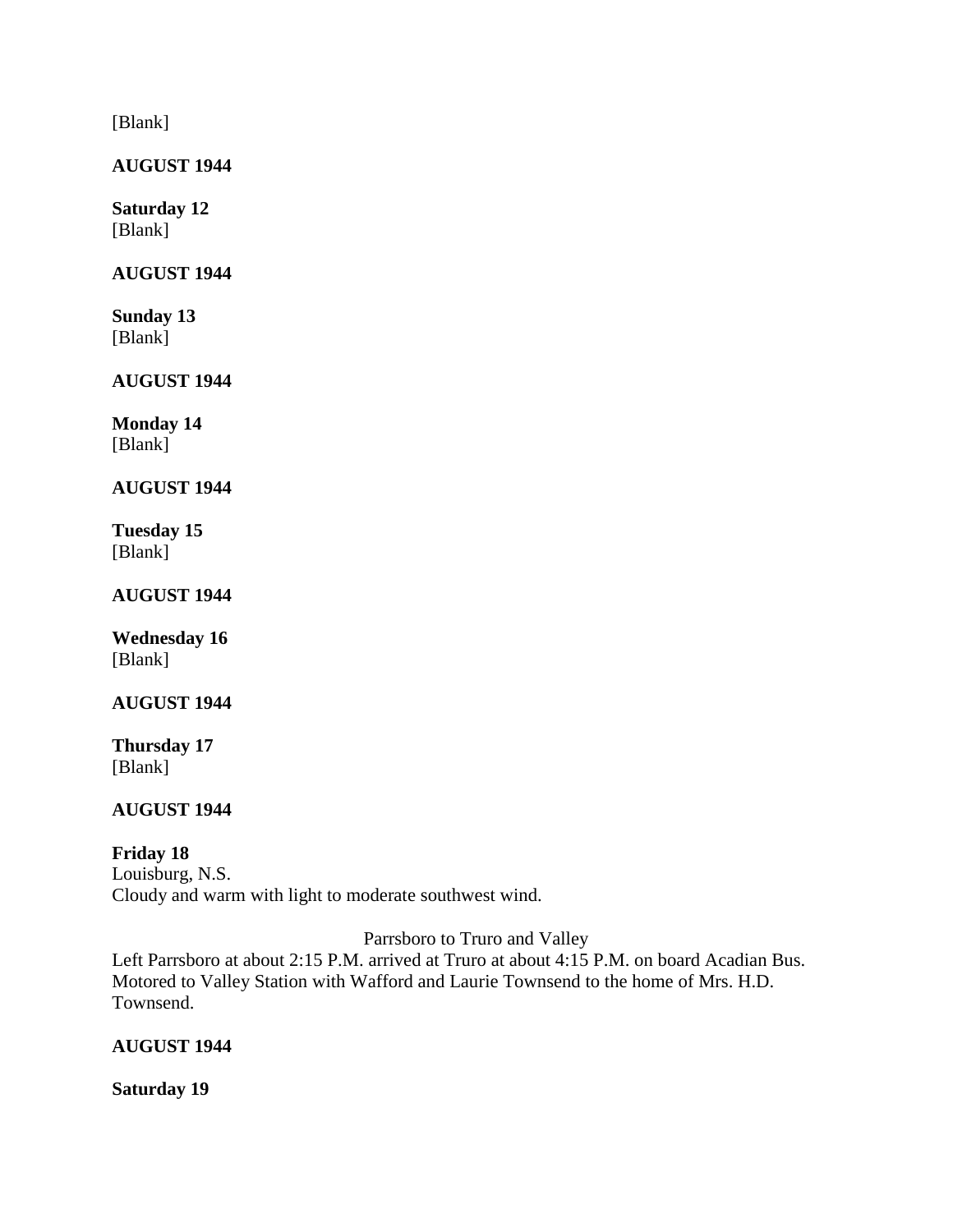[Blank]

**AUGUST 1944**

**Saturday 12**
[Blank]

**AUGUST 1944**

**Sunday 13**
[Blank]

**AUGUST 1944**

**Monday 14**
[Blank]

**AUGUST 1944**

**Tuesday 15**
[Blank]

**AUGUST 1944**

**Wednesday 16**
[Blank]

**AUGUST 1944**

**Thursday 17**
[Blank]

**AUGUST 1944**

**Friday 18**
Louisburg, N.S.
Cloudy and warm with light to moderate southwest wind.

Parrsboro to Truro and Valley

Left Parrsboro at about 2:15 P.M. arrived at Truro at about 4:15 P.M. on board Acadian Bus. Motored to Valley Station with Wafford and Laurie Townsend to the home of Mrs. H.D. Townsend.

**AUGUST 1944**

**Saturday 19**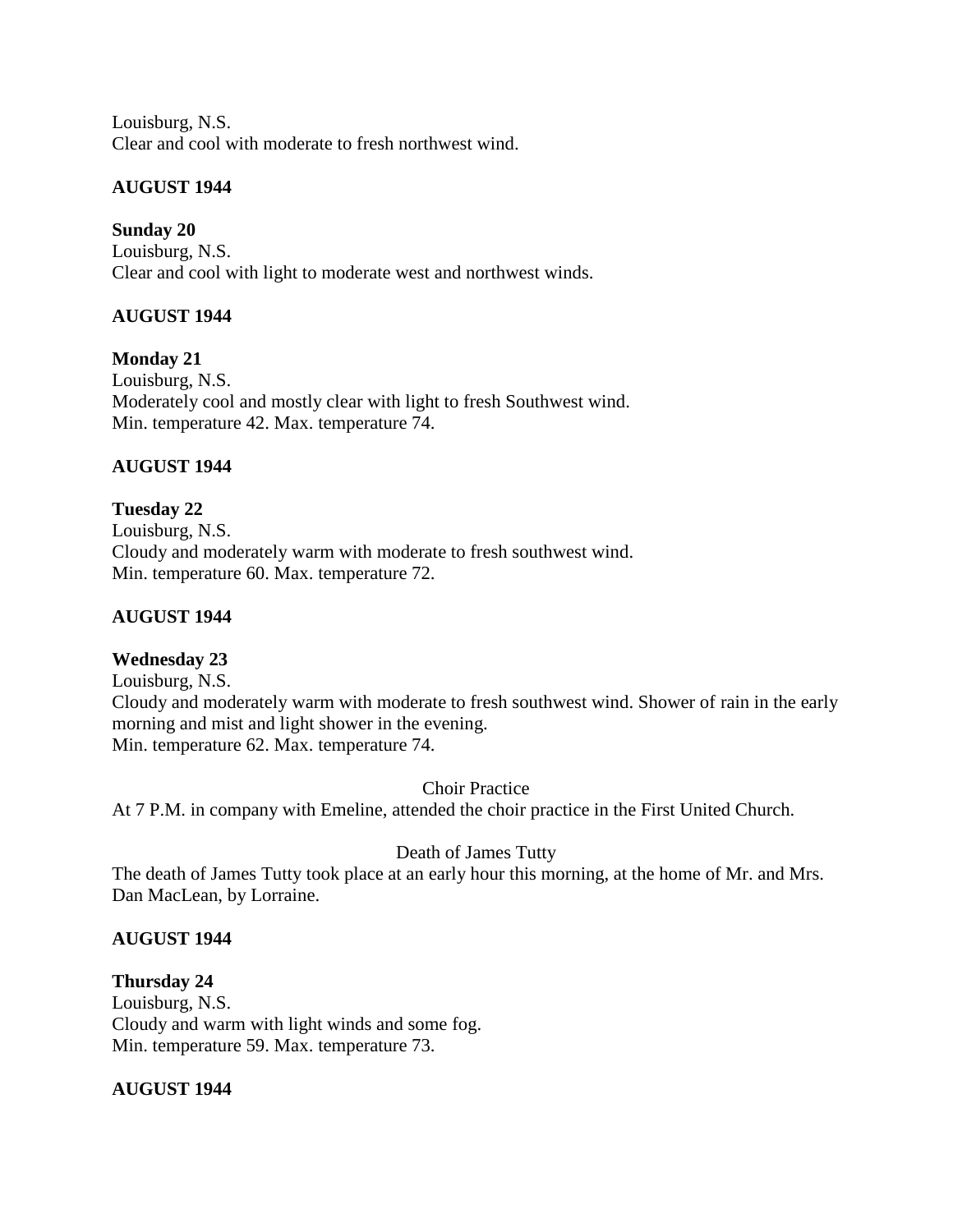Louisburg, N.S.
Clear and cool with moderate to fresh northwest wind.

**AUGUST 1944**

**Sunday 20**
Louisburg, N.S.
Clear and cool with light to moderate west and northwest winds.

**AUGUST 1944**

**Monday 21**
Louisburg, N.S.
Moderately cool and mostly clear with light to fresh Southwest wind.
Min. temperature 42. Max. temperature 74.

**AUGUST 1944**

**Tuesday 22**
Louisburg, N.S.
Cloudy and moderately warm with moderate to fresh southwest wind.
Min. temperature 60. Max. temperature 72.

**AUGUST 1944**

**Wednesday 23**
Louisburg, N.S.
Cloudy and moderately warm with moderate to fresh southwest wind. Shower of rain in the early morning and mist and light shower in the evening.
Min. temperature 62. Max. temperature 74.

Choir Practice

At 7 P.M. in company with Emeline, attended the choir practice in the First United Church.

Death of James Tutty

The death of James Tutty took place at an early hour this morning, at the home of Mr. and Mrs. Dan MacLean, by Lorraine.

**AUGUST 1944**

**Thursday 24**
Louisburg, N.S.
Cloudy and warm with light winds and some fog.
Min. temperature 59. Max. temperature 73.

**AUGUST 1944**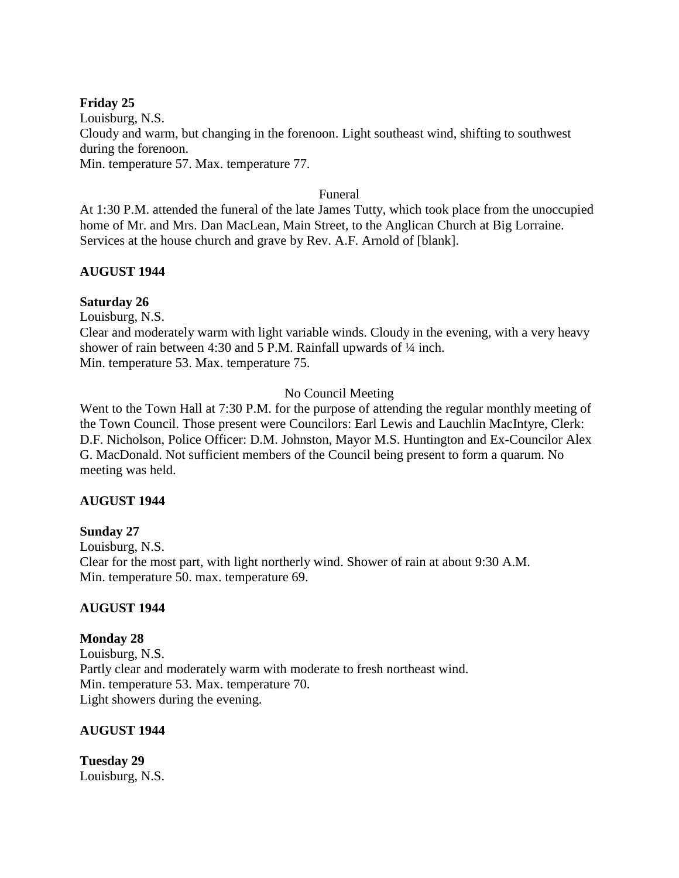**Friday 25**
Louisburg, N.S.
Cloudy and warm, but changing in the forenoon. Light southeast wind, shifting to southwest during the forenoon.
Min. temperature 57. Max. temperature 77.

Funeral

At 1:30 P.M. attended the funeral of the late James Tutty, which took place from the unoccupied home of Mr. and Mrs. Dan MacLean, Main Street, to the Anglican Church at Big Lorraine. Services at the house church and grave by Rev. A.F. Arnold of [blank].

**AUGUST 1944**

**Saturday 26**
Louisburg, N.S.
Clear and moderately warm with light variable winds. Cloudy in the evening, with a very heavy shower of rain between 4:30 and 5 P.M. Rainfall upwards of ¼ inch.
Min. temperature 53. Max. temperature 75.

No Council Meeting

Went to the Town Hall at 7:30 P.M. for the purpose of attending the regular monthly meeting of the Town Council. Those present were Councilors: Earl Lewis and Lauchlin MacIntyre, Clerk: D.F. Nicholson, Police Officer: D.M. Johnston, Mayor M.S. Huntington and Ex-Councilor Alex G. MacDonald. Not sufficient members of the Council being present to form a quarum. No meeting was held.

**AUGUST 1944**

**Sunday 27**
Louisburg, N.S.
Clear for the most part, with light northerly wind. Shower of rain at about 9:30 A.M.
Min. temperature 50. max. temperature 69.

**AUGUST 1944**

**Monday 28**
Louisburg, N.S.
Partly clear and moderately warm with moderate to fresh northeast wind.
Min. temperature 53. Max. temperature 70.
Light showers during the evening.

**AUGUST 1944**

**Tuesday 29**
Louisburg, N.S.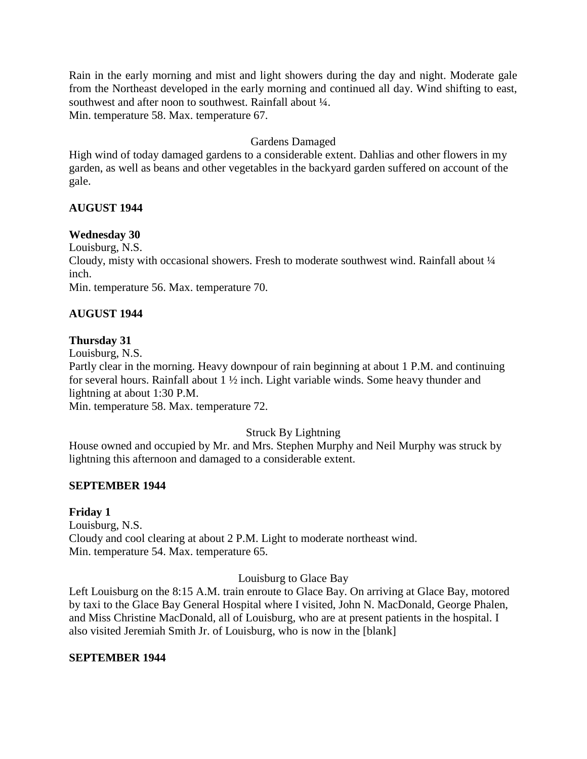Rain in the early morning and mist and light showers during the day and night. Moderate gale from the Northeast developed in the early morning and continued all day. Wind shifting to east, southwest and after noon to southwest. Rainfall about ¼.
Min. temperature 58. Max. temperature 67.

Gardens Damaged

High wind of today damaged gardens to a considerable extent. Dahlias and other flowers in my garden, as well as beans and other vegetables in the backyard garden suffered on account of the gale.

**AUGUST 1944**

**Wednesday 30**
Louisburg, N.S.
Cloudy, misty with occasional showers. Fresh to moderate southwest wind. Rainfall about ¼ inch.
Min. temperature 56. Max. temperature 70.

**AUGUST 1944**

**Thursday 31**
Louisburg, N.S.
Partly clear in the morning. Heavy downpour of rain beginning at about 1 P.M. and continuing for several hours. Rainfall about 1 ½ inch. Light variable winds. Some heavy thunder and lightning at about 1:30 P.M.
Min. temperature 58. Max. temperature 72.

Struck By Lightning

House owned and occupied by Mr. and Mrs. Stephen Murphy and Neil Murphy was struck by lightning this afternoon and damaged to a considerable extent.

**SEPTEMBER 1944**

**Friday 1**
Louisburg, N.S.
Cloudy and cool clearing at about 2 P.M. Light to moderate northeast wind.
Min. temperature 54. Max. temperature 65.

Louisburg to Glace Bay

Left Louisburg on the 8:15 A.M. train enroute to Glace Bay. On arriving at Glace Bay, motored by taxi to the Glace Bay General Hospital where I visited, John N. MacDonald, George Phalen, and Miss Christine MacDonald, all of Louisburg, who are at present patients in the hospital. I also visited Jeremiah Smith Jr. of Louisburg, who is now in the [blank]

**SEPTEMBER 1944**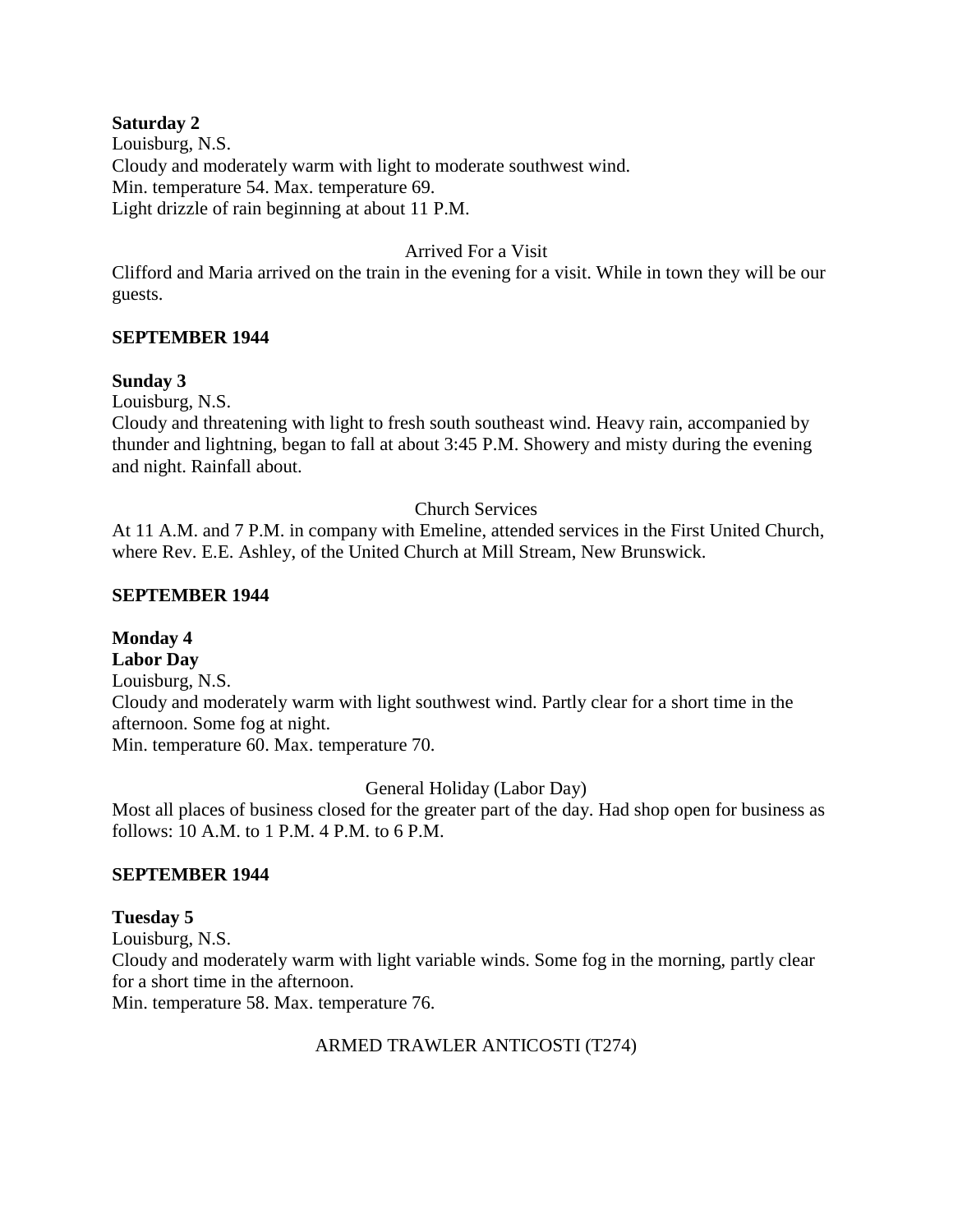**Saturday 2**
Louisburg, N.S.
Cloudy and moderately warm with light to moderate southwest wind.
Min. temperature 54. Max. temperature 69.
Light drizzle of rain beginning at about 11 P.M.

Arrived For a Visit

Clifford and Maria arrived on the train in the evening for a visit. While in town they will be our guests.

**SEPTEMBER 1944**

**Sunday 3**
Louisburg, N.S.
Cloudy and threatening with light to fresh south southeast wind. Heavy rain, accompanied by thunder and lightning, began to fall at about 3:45 P.M. Showery and misty during the evening and night. Rainfall about.

Church Services

At 11 A.M. and 7 P.M. in company with Emeline, attended services in the First United Church, where Rev. E.E. Ashley, of the United Church at Mill Stream, New Brunswick.

**SEPTEMBER 1944**

**Monday 4**
**Labor Day**
Louisburg, N.S.
Cloudy and moderately warm with light southwest wind. Partly clear for a short time in the afternoon. Some fog at night.
Min. temperature 60. Max. temperature 70.

General Holiday (Labor Day)

Most all places of business closed for the greater part of the day. Had shop open for business as follows: 10 A.M. to 1 P.M. 4 P.M. to 6 P.M.

**SEPTEMBER 1944**

**Tuesday 5**
Louisburg, N.S.
Cloudy and moderately warm with light variable winds. Some fog in the morning, partly clear for a short time in the afternoon.
Min. temperature 58. Max. temperature 76.

ARMED TRAWLER ANTICOSTI (T274)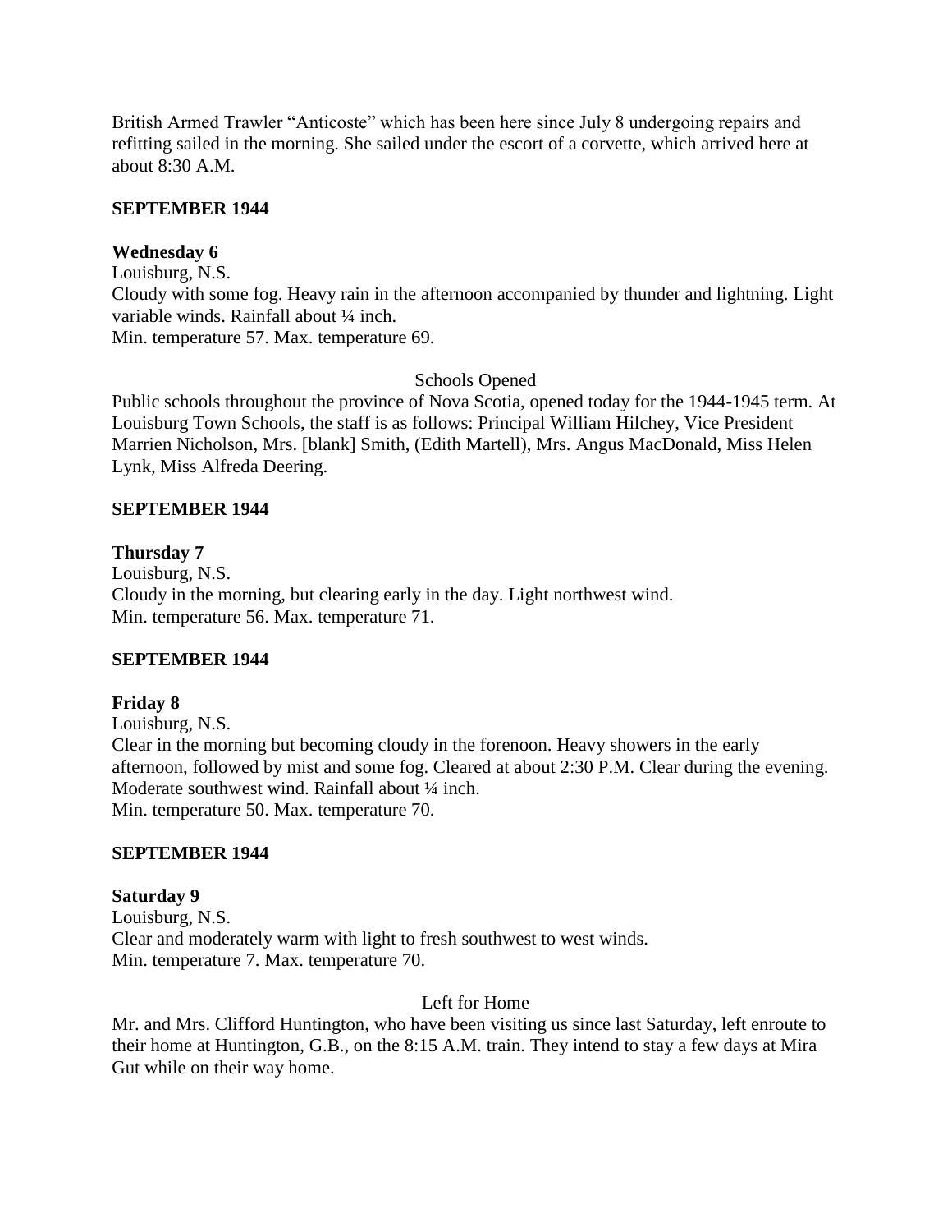British Armed Trawler "Anticoste" which has been here since July 8 undergoing repairs and refitting sailed in the morning. She sailed under the escort of a corvette, which arrived here at about 8:30 A.M.

**SEPTEMBER 1944**

**Wednesday 6**

Louisburg, N.S.
Cloudy with some fog. Heavy rain in the afternoon accompanied by thunder and lightning. Light variable winds. Rainfall about ¼ inch.
Min. temperature 57. Max. temperature 69.

Schools Opened

Public schools throughout the province of Nova Scotia, opened today for the 1944-1945 term. At Louisburg Town Schools, the staff is as follows: Principal William Hilchey, Vice President Marrien Nicholson, Mrs. [blank] Smith, (Edith Martell), Mrs. Angus MacDonald, Miss Helen Lynk, Miss Alfreda Deering.

**SEPTEMBER 1944**

**Thursday 7**

Louisburg, N.S.
Cloudy in the morning, but clearing early in the day. Light northwest wind.
Min. temperature 56. Max. temperature 71.

**SEPTEMBER 1944**

**Friday 8**

Louisburg, N.S.
Clear in the morning but becoming cloudy in the forenoon. Heavy showers in the early afternoon, followed by mist and some fog. Cleared at about 2:30 P.M. Clear during the evening. Moderate southwest wind. Rainfall about ¼ inch.
Min. temperature 50. Max. temperature 70.

**SEPTEMBER 1944**

**Saturday 9**

Louisburg, N.S.
Clear and moderately warm with light to fresh southwest to west winds.
Min. temperature 7. Max. temperature 70.

Left for Home

Mr. and Mrs. Clifford Huntington, who have been visiting us since last Saturday, left enroute to their home at Huntington, G.B., on the 8:15 A.M. train. They intend to stay a few days at Mira Gut while on their way home.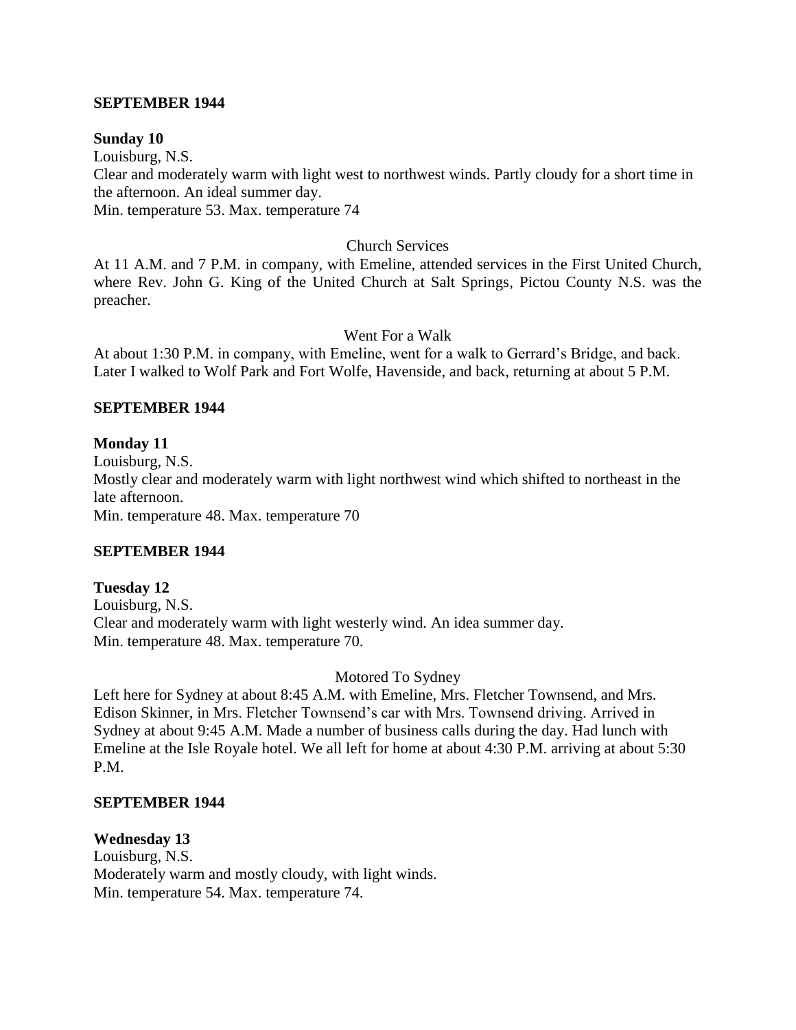**SEPTEMBER 1944**

**Sunday 10**

Louisburg, N.S.

Clear and moderately warm with light west to northwest winds. Partly cloudy for a short time in the afternoon. An ideal summer day.

Min. temperature 53. Max. temperature 74

Church Services

At 11 A.M. and 7 P.M. in company, with Emeline, attended services in the First United Church, where Rev. John G. King of the United Church at Salt Springs, Pictou County N.S. was the preacher.

Went For a Walk

At about 1:30 P.M. in company, with Emeline, went for a walk to Gerrard's Bridge, and back. Later I walked to Wolf Park and Fort Wolfe, Havenside, and back, returning at about 5 P.M.

**SEPTEMBER 1944**

**Monday 11**

Louisburg, N.S.

Mostly clear and moderately warm with light northwest wind which shifted to northeast in the late afternoon.

Min. temperature 48. Max. temperature 70

**SEPTEMBER 1944**

**Tuesday 12**

Louisburg, N.S.

Clear and moderately warm with light westerly wind. An idea summer day.

Min. temperature 48. Max. temperature 70.

Motored To Sydney

Left here for Sydney at about 8:45 A.M. with Emeline, Mrs. Fletcher Townsend, and Mrs. Edison Skinner, in Mrs. Fletcher Townsend's car with Mrs. Townsend driving. Arrived in Sydney at about 9:45 A.M. Made a number of business calls during the day. Had lunch with Emeline at the Isle Royale hotel. We all left for home at about 4:30 P.M. arriving at about 5:30 P.M.

**SEPTEMBER 1944**

**Wednesday 13**

Louisburg, N.S.

Moderately warm and mostly cloudy, with light winds.

Min. temperature 54. Max. temperature 74.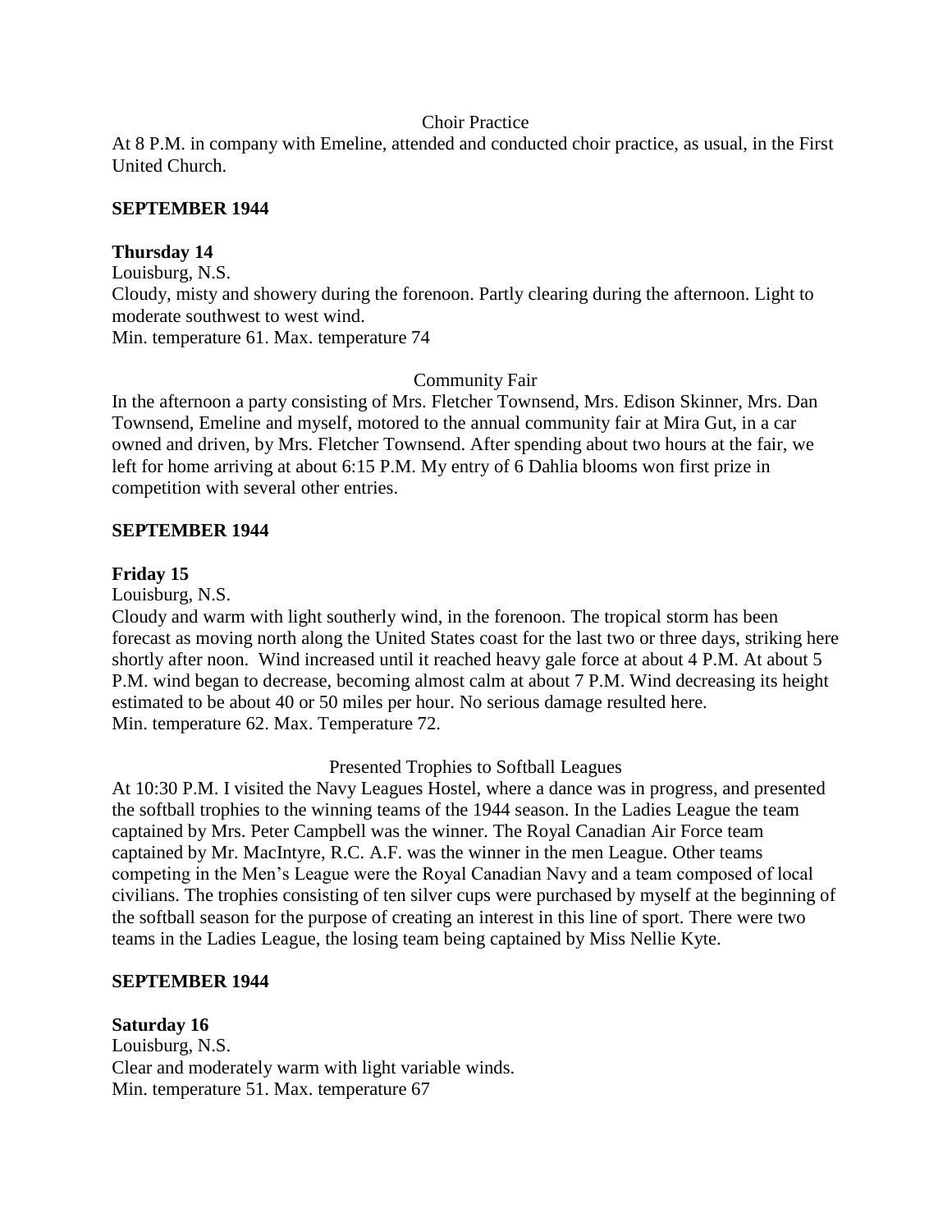Choir Practice

At 8 P.M. in company with Emeline, attended and conducted choir practice, as usual, in the First United Church.

**SEPTEMBER 1944**

**Thursday 14**

Louisburg, N.S.

Cloudy, misty and showery during the forenoon. Partly clearing during the afternoon. Light to moderate southwest to west wind.

Min. temperature 61. Max. temperature 74

Community Fair

In the afternoon a party consisting of Mrs. Fletcher Townsend, Mrs. Edison Skinner, Mrs. Dan Townsend, Emeline and myself, motored to the annual community fair at Mira Gut, in a car owned and driven, by Mrs. Fletcher Townsend. After spending about two hours at the fair, we left for home arriving at about 6:15 P.M. My entry of 6 Dahlia blooms won first prize in competition with several other entries.

**SEPTEMBER 1944**

**Friday 15**

Louisburg, N.S.

Cloudy and warm with light southerly wind, in the forenoon. The tropical storm has been forecast as moving north along the United States coast for the last two or three days, striking here shortly after noon. Wind increased until it reached heavy gale force at about 4 P.M. At about 5 P.M. wind began to decrease, becoming almost calm at about 7 P.M. Wind decreasing its height estimated to be about 40 or 50 miles per hour. No serious damage resulted here.

Min. temperature 62. Max. Temperature 72.

Presented Trophies to Softball Leagues

At 10:30 P.M. I visited the Navy Leagues Hostel, where a dance was in progress, and presented the softball trophies to the winning teams of the 1944 season. In the Ladies League the team captained by Mrs. Peter Campbell was the winner. The Royal Canadian Air Force team captained by Mr. MacIntyre, R.C. A.F. was the winner in the men League. Other teams competing in the Men's League were the Royal Canadian Navy and a team composed of local civilians. The trophies consisting of ten silver cups were purchased by myself at the beginning of the softball season for the purpose of creating an interest in this line of sport. There were two teams in the Ladies League, the losing team being captained by Miss Nellie Kyte.

**SEPTEMBER 1944**

**Saturday 16**

Louisburg, N.S.

Clear and moderately warm with light variable winds.

Min. temperature 51. Max. temperature 67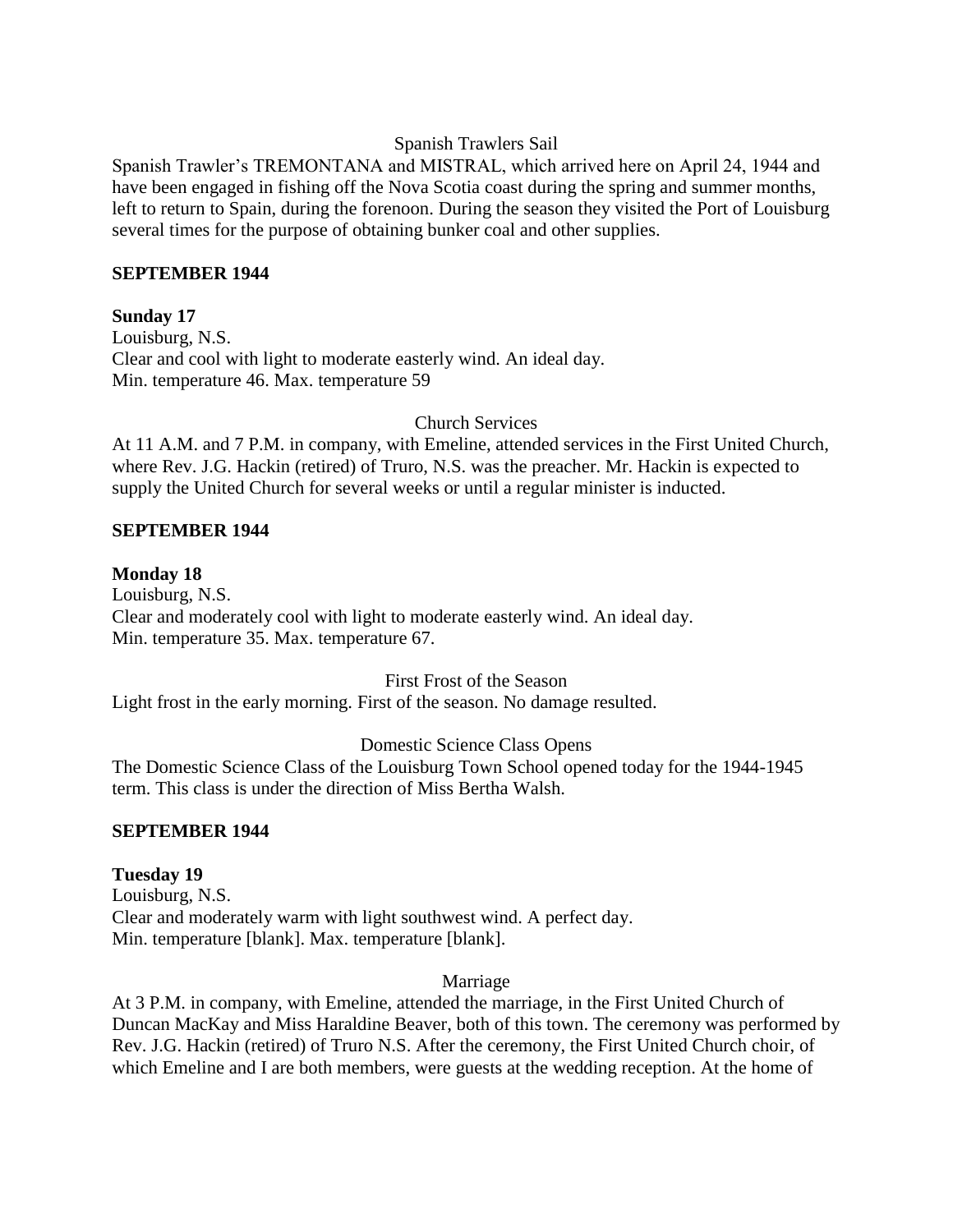Spanish Trawlers Sail

Spanish Trawler's TREMONTANA and MISTRAL, which arrived here on April 24, 1944 and have been engaged in fishing off the Nova Scotia coast during the spring and summer months, left to return to Spain, during the forenoon. During the season they visited the Port of Louisburg several times for the purpose of obtaining bunker coal and other supplies.

**SEPTEMBER 1944**

**Sunday 17**
Louisburg, N.S.
Clear and cool with light to moderate easterly wind. An ideal day.
Min. temperature 46. Max. temperature 59

Church Services

At 11 A.M. and 7 P.M. in company, with Emeline, attended services in the First United Church, where Rev. J.G. Hackin (retired) of Truro, N.S. was the preacher. Mr. Hackin is expected to supply the United Church for several weeks or until a regular minister is inducted.

**SEPTEMBER 1944**

**Monday 18**
Louisburg, N.S.
Clear and moderately cool with light to moderate easterly wind. An ideal day.
Min. temperature 35. Max. temperature 67.

First Frost of the Season

Light frost in the early morning. First of the season. No damage resulted.

Domestic Science Class Opens

The Domestic Science Class of the Louisburg Town School opened today for the 1944-1945 term. This class is under the direction of Miss Bertha Walsh.

**SEPTEMBER 1944**

**Tuesday 19**
Louisburg, N.S.
Clear and moderately warm with light southwest wind. A perfect day.
Min. temperature [blank]. Max. temperature [blank].

Marriage

At 3 P.M. in company, with Emeline, attended the marriage, in the First United Church of Duncan MacKay and Miss Haraldine Beaver, both of this town. The ceremony was performed by Rev. J.G. Hackin (retired) of Truro N.S. After the ceremony, the First United Church choir, of which Emeline and I are both members, were guests at the wedding reception. At the home of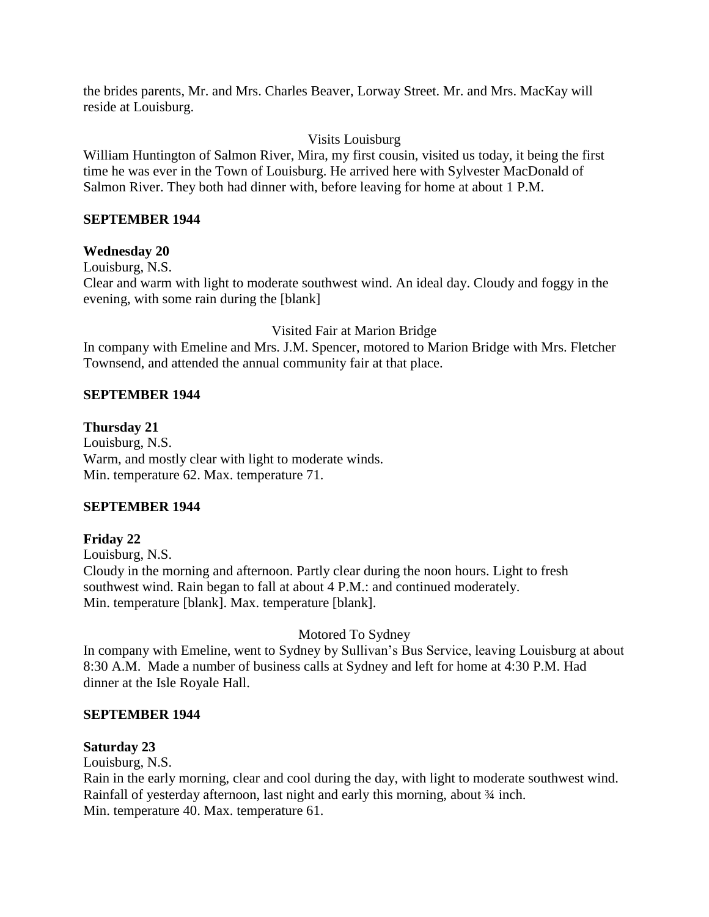the brides parents, Mr. and Mrs. Charles Beaver, Lorway Street. Mr. and Mrs. MacKay will reside at Louisburg.

Visits Louisburg

William Huntington of Salmon River, Mira, my first cousin, visited us today, it being the first time he was ever in the Town of Louisburg. He arrived here with Sylvester MacDonald of Salmon River. They both had dinner with, before leaving for home at about 1 P.M.

**SEPTEMBER 1944**

**Wednesday 20**

Louisburg, N.S.

Clear and warm with light to moderate southwest wind. An ideal day. Cloudy and foggy in the evening, with some rain during the [blank]

Visited Fair at Marion Bridge

In company with Emeline and Mrs. J.M. Spencer, motored to Marion Bridge with Mrs. Fletcher Townsend, and attended the annual community fair at that place.

**SEPTEMBER 1944**

**Thursday 21**

Louisburg, N.S.

Warm, and mostly clear with light to moderate winds.

Min. temperature 62. Max. temperature 71.

**SEPTEMBER 1944**

**Friday 22**

Louisburg, N.S.

Cloudy in the morning and afternoon. Partly clear during the noon hours. Light to fresh southwest wind. Rain began to fall at about 4 P.M.: and continued moderately.

Min. temperature [blank]. Max. temperature [blank].

Motored To Sydney

In company with Emeline, went to Sydney by Sullivan's Bus Service, leaving Louisburg at about 8:30 A.M. Made a number of business calls at Sydney and left for home at 4:30 P.M. Had dinner at the Isle Royale Hall.

**SEPTEMBER 1944**

**Saturday 23**

Louisburg, N.S.

Rain in the early morning, clear and cool during the day, with light to moderate southwest wind. Rainfall of yesterday afternoon, last night and early this morning, about ¾ inch.

Min. temperature 40. Max. temperature 61.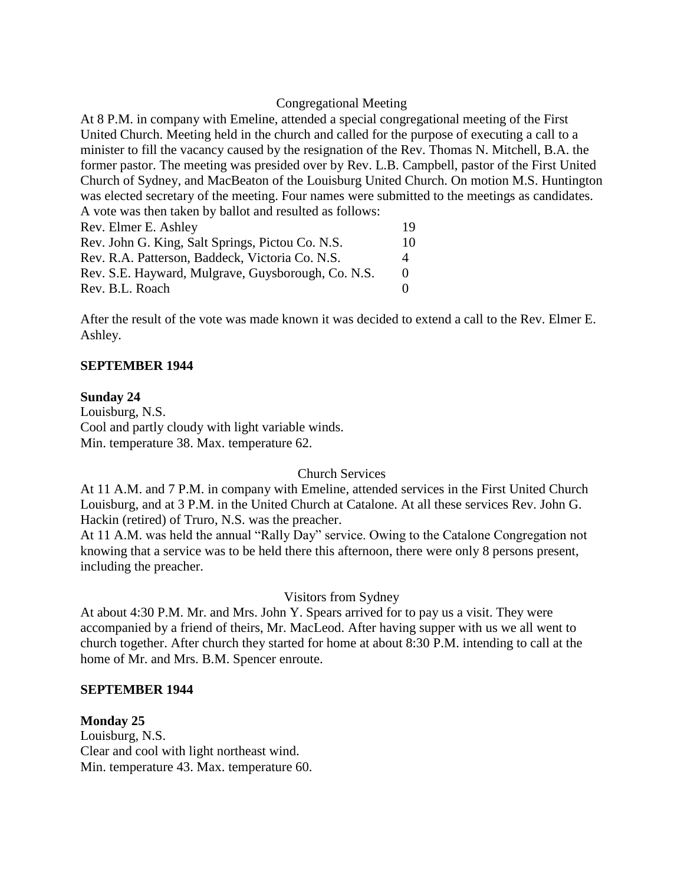Congregational Meeting

At 8 P.M. in company with Emeline, attended a special congregational meeting of the First United Church. Meeting held in the church and called for the purpose of executing a call to a minister to fill the vacancy caused by the resignation of the Rev. Thomas N. Mitchell, B.A. the former pastor. The meeting was presided over by Rev. L.B. Campbell, pastor of the First United Church of Sydney, and MacBeaton of the Louisburg United Church. On motion M.S. Huntington was elected secretary of the meeting. Four names were submitted to the meetings as candidates. A vote was then taken by ballot and resulted as follows:

| | |
|---|---|
| Rev. Elmer E. Ashley | 19 |
| Rev. John G. King, Salt Springs, Pictou Co. N.S. | 10 |
| Rev. R.A. Patterson, Baddeck, Victoria Co. N.S. | 4 |
| Rev. S.E. Hayward, Mulgrave, Guysborough, Co. N.S. | 0 |
| Rev. B.L. Roach | 0 |

After the result of the vote was made known it was decided to extend a call to the Rev. Elmer E. Ashley.

**SEPTEMBER 1944**

**Sunday 24**

Louisburg, N.S.
Cool and partly cloudy with light variable winds.
Min. temperature 38. Max. temperature 62.

Church Services

At 11 A.M. and 7 P.M. in company with Emeline, attended services in the First United Church Louisburg, and at 3 P.M. in the United Church at Catalone. At all these services Rev. John G. Hackin (retired) of Truro, N.S. was the preacher.
At 11 A.M. was held the annual "Rally Day" service. Owing to the Catalone Congregation not knowing that a service was to be held there this afternoon, there were only 8 persons present, including the preacher.

Visitors from Sydney

At about 4:30 P.M. Mr. and Mrs. John Y. Spears arrived for to pay us a visit. They were accompanied by a friend of theirs, Mr. MacLeod. After having supper with us we all went to church together. After church they started for home at about 8:30 P.M. intending to call at the home of Mr. and Mrs. B.M. Spencer enroute.

**SEPTEMBER 1944**

**Monday 25**

Louisburg, N.S.
Clear and cool with light northeast wind.
Min. temperature 43. Max. temperature 60.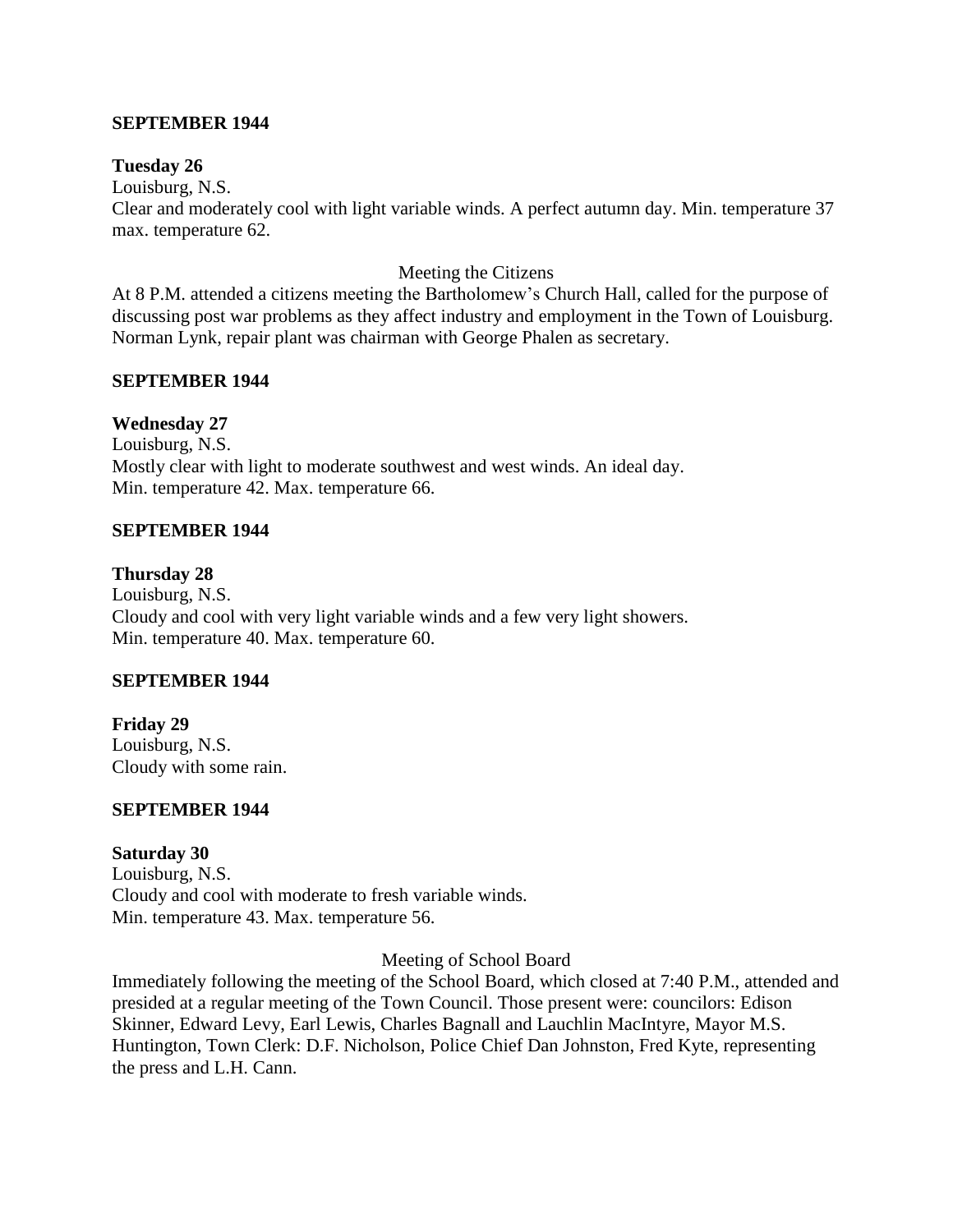**SEPTEMBER 1944**

**Tuesday 26**

Louisburg, N.S.

Clear and moderately cool with light variable winds. A perfect autumn day. Min. temperature 37 max. temperature 62.

Meeting the Citizens

At 8 P.M. attended a citizens meeting the Bartholomew's Church Hall, called for the purpose of discussing post war problems as they affect industry and employment in the Town of Louisburg. Norman Lynk, repair plant was chairman with George Phalen as secretary.

**SEPTEMBER 1944**

**Wednesday 27**

Louisburg, N.S.

Mostly clear with light to moderate southwest and west winds. An ideal day.
Min. temperature 42. Max. temperature 66.

**SEPTEMBER 1944**

**Thursday 28**

Louisburg, N.S.

Cloudy and cool with very light variable winds and a few very light showers.
Min. temperature 40. Max. temperature 60.

**SEPTEMBER 1944**

**Friday 29**

Louisburg, N.S.

Cloudy with some rain.

**SEPTEMBER 1944**

**Saturday 30**

Louisburg, N.S.

Cloudy and cool with moderate to fresh variable winds.
Min. temperature 43. Max. temperature 56.

Meeting of School Board

Immediately following the meeting of the School Board, which closed at 7:40 P.M., attended and presided at a regular meeting of the Town Council. Those present were: councilors: Edison Skinner, Edward Levy, Earl Lewis, Charles Bagnall and Lauchlin MacIntyre, Mayor M.S. Huntington, Town Clerk: D.F. Nicholson, Police Chief Dan Johnston, Fred Kyte, representing the press and L.H. Cann.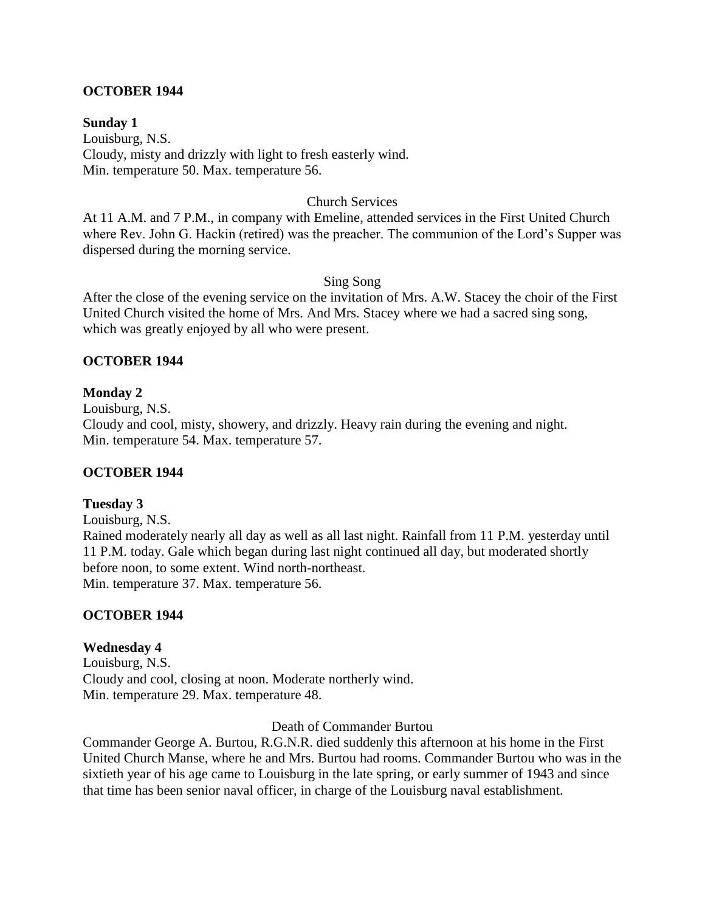## OCTOBER 1944

**Sunday 1**
Louisburg, N.S.
Cloudy, misty and drizzly with light to fresh easterly wind.
Min. temperature 50. Max. temperature 56.

Church Services

At 11 A.M. and 7 P.M., in company with Emeline, attended services in the First United Church where Rev. John G. Hackin (retired) was the preacher. The communion of the Lord's Supper was dispersed during the morning service.

Sing Song

After the close of the evening service on the invitation of Mrs. A.W. Stacey the choir of the First United Church visited the home of Mrs. And Mrs. Stacey where we had a sacred sing song, which was greatly enjoyed by all who were present.

## OCTOBER 1944

**Monday 2**
Louisburg, N.S.
Cloudy and cool, misty, showery, and drizzly. Heavy rain during the evening and night.
Min. temperature 54. Max. temperature 57.

## OCTOBER 1944

**Tuesday 3**
Louisburg, N.S.
Rained moderately nearly all day as well as all last night. Rainfall from 11 P.M. yesterday until 11 P.M. today. Gale which began during last night continued all day, but moderated shortly before noon, to some extent. Wind north-northeast.
Min. temperature 37. Max. temperature 56.

## OCTOBER 1944

**Wednesday 4**
Louisburg, N.S.
Cloudy and cool, closing at noon. Moderate northerly wind.
Min. temperature 29. Max. temperature 48.

Death of Commander Burtou

Commander George A. Burtou, R.G.N.R. died suddenly this afternoon at his home in the First United Church Manse, where he and Mrs. Burtou had rooms. Commander Burtou who was in the sixtieth year of his age came to Louisburg in the late spring, or early summer of 1943 and since that time has been senior naval officer, in charge of the Louisburg naval establishment.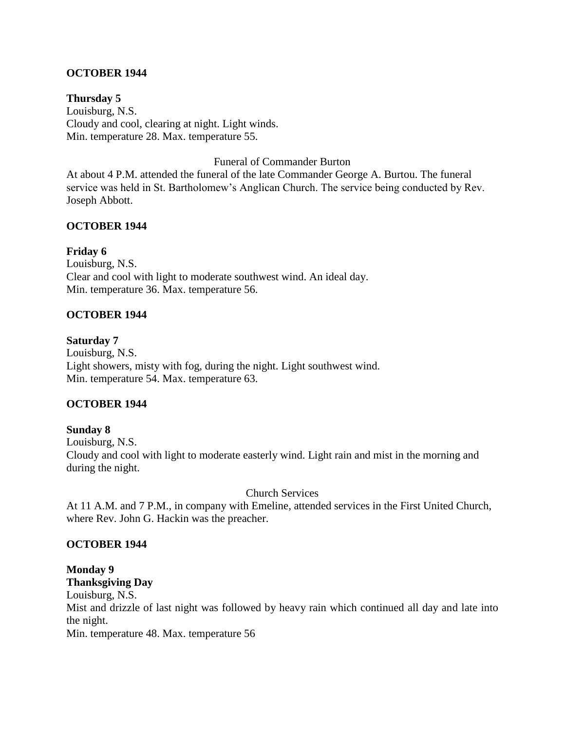**OCTOBER 1944**

**Thursday 5**
Louisburg, N.S.
Cloudy and cool, clearing at night. Light winds.
Min. temperature 28. Max. temperature 55.

Funeral of Commander Burton

At about 4 P.M. attended the funeral of the late Commander George A. Burtou. The funeral service was held in St. Bartholomew's Anglican Church. The service being conducted by Rev. Joseph Abbott.

**OCTOBER 1944**

**Friday 6**
Louisburg, N.S.
Clear and cool with light to moderate southwest wind. An ideal day.
Min. temperature 36. Max. temperature 56.

**OCTOBER 1944**

**Saturday 7**
Louisburg, N.S.
Light showers, misty with fog, during the night. Light southwest wind.
Min. temperature 54. Max. temperature 63.

**OCTOBER 1944**

**Sunday 8**
Louisburg, N.S.
Cloudy and cool with light to moderate easterly wind. Light rain and mist in the morning and during the night.

Church Services

At 11 A.M. and 7 P.M., in company with Emeline, attended services in the First United Church, where Rev. John G. Hackin was the preacher.

**OCTOBER 1944**

**Monday 9**
**Thanksgiving Day**
Louisburg, N.S.
Mist and drizzle of last night was followed by heavy rain which continued all day and late into the night.
Min. temperature 48. Max. temperature 56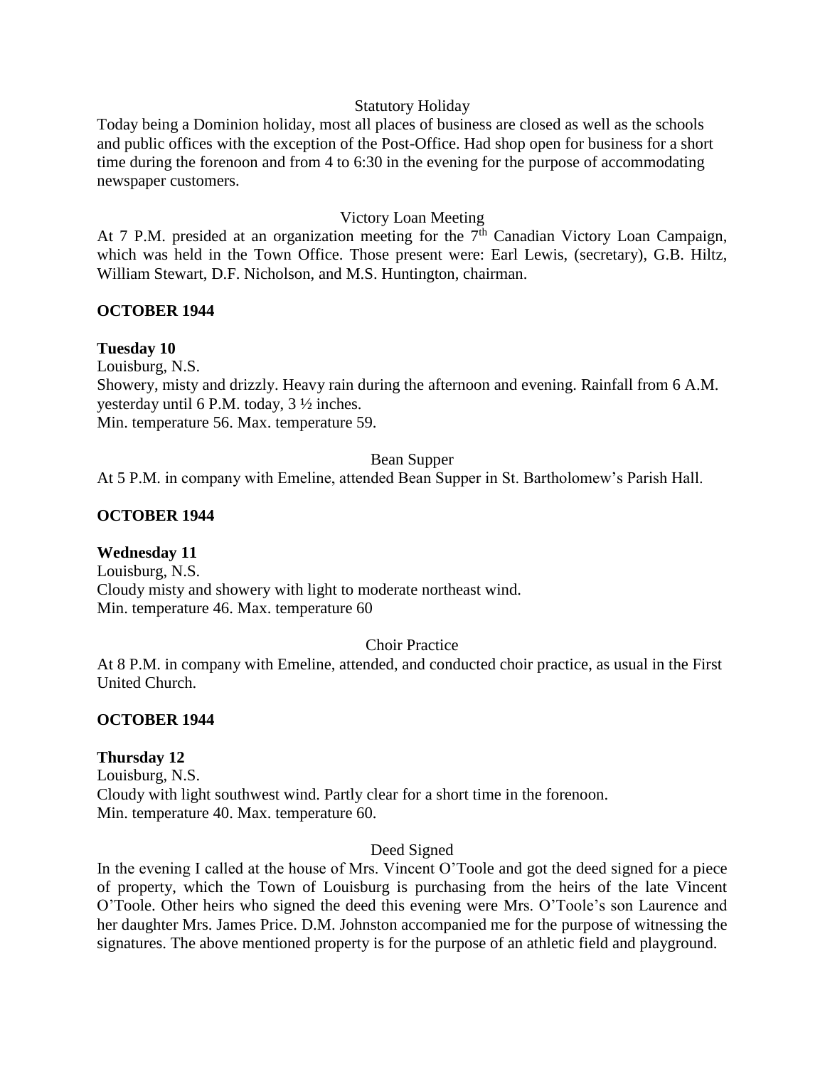Statutory Holiday

Today being a Dominion holiday, most all places of business are closed as well as the schools and public offices with the exception of the Post-Office. Had shop open for business for a short time during the forenoon and from 4 to 6:30 in the evening for the purpose of accommodating newspaper customers.

Victory Loan Meeting

At 7 P.M. presided at an organization meeting for the 7th Canadian Victory Loan Campaign, which was held in the Town Office. Those present were: Earl Lewis, (secretary), G.B. Hiltz, William Stewart, D.F. Nicholson, and M.S. Huntington, chairman.

**OCTOBER 1944**

**Tuesday 10**

Louisburg, N.S.

Showery, misty and drizzly. Heavy rain during the afternoon and evening. Rainfall from 6 A.M. yesterday until 6 P.M. today, 3 ½ inches.

Min. temperature 56. Max. temperature 59.

Bean Supper

At 5 P.M. in company with Emeline, attended Bean Supper in St. Bartholomew's Parish Hall.

**OCTOBER 1944**

**Wednesday 11**

Louisburg, N.S.

Cloudy misty and showery with light to moderate northeast wind.

Min. temperature 46. Max. temperature 60

Choir Practice

At 8 P.M. in company with Emeline, attended, and conducted choir practice, as usual in the First United Church.

**OCTOBER 1944**

**Thursday 12**

Louisburg, N.S.

Cloudy with light southwest wind. Partly clear for a short time in the forenoon.

Min. temperature 40. Max. temperature 60.

Deed Signed

In the evening I called at the house of Mrs. Vincent O'Toole and got the deed signed for a piece of property, which the Town of Louisburg is purchasing from the heirs of the late Vincent O'Toole. Other heirs who signed the deed this evening were Mrs. O'Toole's son Laurence and her daughter Mrs. James Price. D.M. Johnston accompanied me for the purpose of witnessing the signatures. The above mentioned property is for the purpose of an athletic field and playground.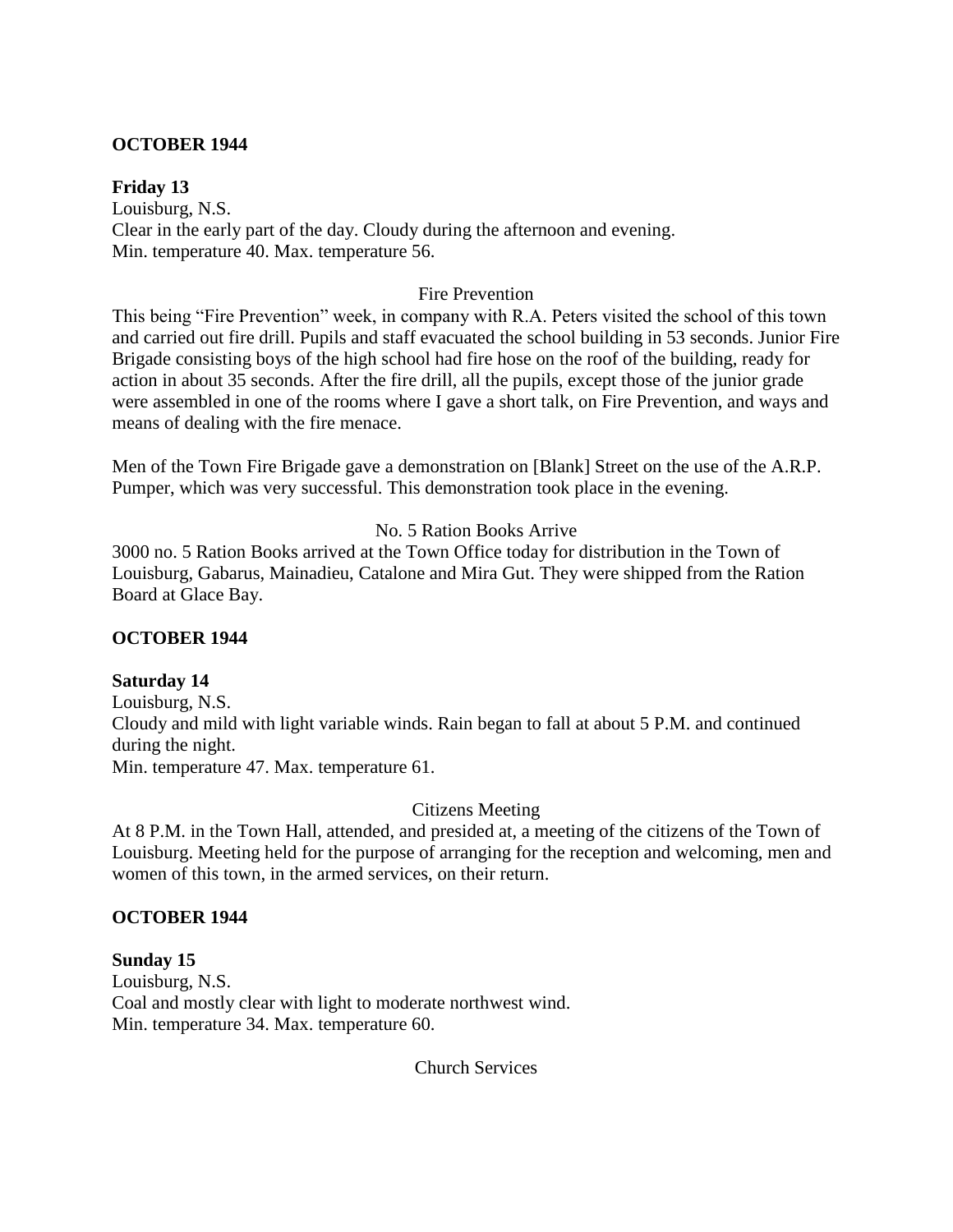**OCTOBER 1944**

**Friday 13**
Louisburg, N.S.
Clear in the early part of the day. Cloudy during the afternoon and evening.
Min. temperature 40. Max. temperature 56.

Fire Prevention

This being "Fire Prevention" week, in company with R.A. Peters visited the school of this town and carried out fire drill. Pupils and staff evacuated the school building in 53 seconds. Junior Fire Brigade consisting boys of the high school had fire hose on the roof of the building, ready for action in about 35 seconds. After the fire drill, all the pupils, except those of the junior grade were assembled in one of the rooms where I gave a short talk, on Fire Prevention, and ways and means of dealing with the fire menace.

Men of the Town Fire Brigade gave a demonstration on [Blank] Street on the use of the A.R.P. Pumper, which was very successful. This demonstration took place in the evening.

No. 5 Ration Books Arrive

3000 no. 5 Ration Books arrived at the Town Office today for distribution in the Town of Louisburg, Gabarus, Mainadieu, Catalone and Mira Gut. They were shipped from the Ration Board at Glace Bay.

**OCTOBER 1944**

**Saturday 14**
Louisburg, N.S.
Cloudy and mild with light variable winds. Rain began to fall at about 5 P.M. and continued during the night.
Min. temperature 47. Max. temperature 61.

Citizens Meeting

At 8 P.M. in the Town Hall, attended, and presided at, a meeting of the citizens of the Town of Louisburg. Meeting held for the purpose of arranging for the reception and welcoming, men and women of this town, in the armed services, on their return.

**OCTOBER 1944**

**Sunday 15**
Louisburg, N.S.
Coal and mostly clear with light to moderate northwest wind.
Min. temperature 34. Max. temperature 60.

Church Services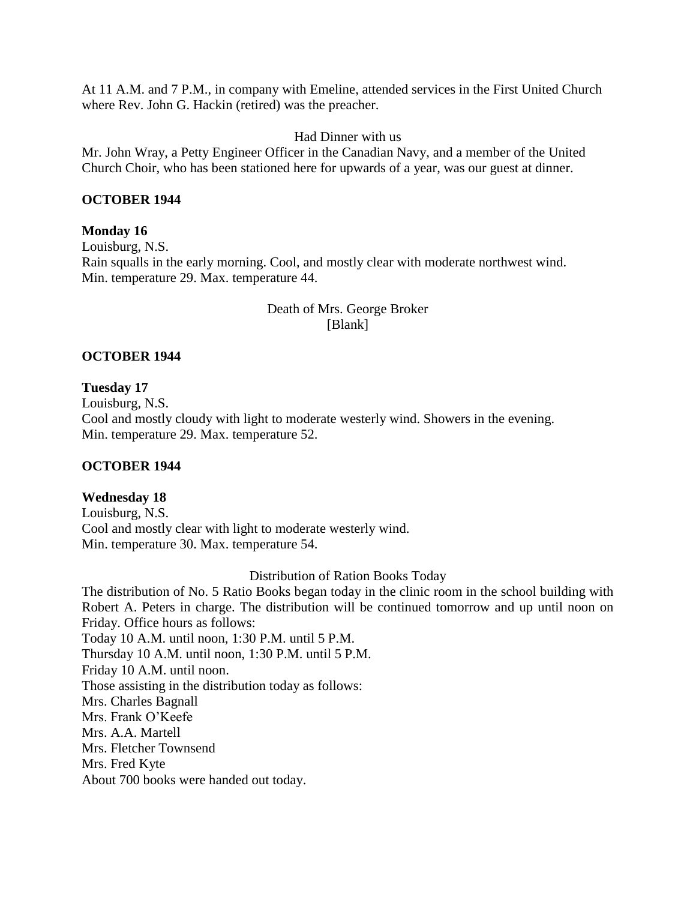At 11 A.M. and 7 P.M., in company with Emeline, attended services in the First United Church where Rev. John G. Hackin (retired) was the preacher.

Had Dinner with us

Mr. John Wray, a Petty Engineer Officer in the Canadian Navy, and a member of the United Church Choir, who has been stationed here for upwards of a year, was our guest at dinner.

**OCTOBER 1944**

**Monday 16**

Louisburg, N.S.

Rain squalls in the early morning. Cool, and mostly clear with moderate northwest wind.

Min. temperature 29. Max. temperature 44.

Death of Mrs. George Broker

[Blank]

**OCTOBER 1944**

**Tuesday 17**

Louisburg, N.S.

Cool and mostly cloudy with light to moderate westerly wind. Showers in the evening.

Min. temperature 29. Max. temperature 52.

**OCTOBER 1944**

**Wednesday 18**

Louisburg, N.S.

Cool and mostly clear with light to moderate westerly wind.

Min. temperature 30. Max. temperature 54.

Distribution of Ration Books Today

The distribution of No. 5 Ratio Books began today in the clinic room in the school building with Robert A. Peters in charge. The distribution will be continued tomorrow and up until noon on Friday. Office hours as follows:

Today 10 A.M. until noon, 1:30 P.M. until 5 P.M.

Thursday 10 A.M. until noon, 1:30 P.M. until 5 P.M.

Friday 10 A.M. until noon.

Those assisting in the distribution today as follows:

Mrs. Charles Bagnall

Mrs. Frank O'Keefe

Mrs. A.A. Martell

Mrs. Fletcher Townsend

Mrs. Fred Kyte

About 700 books were handed out today.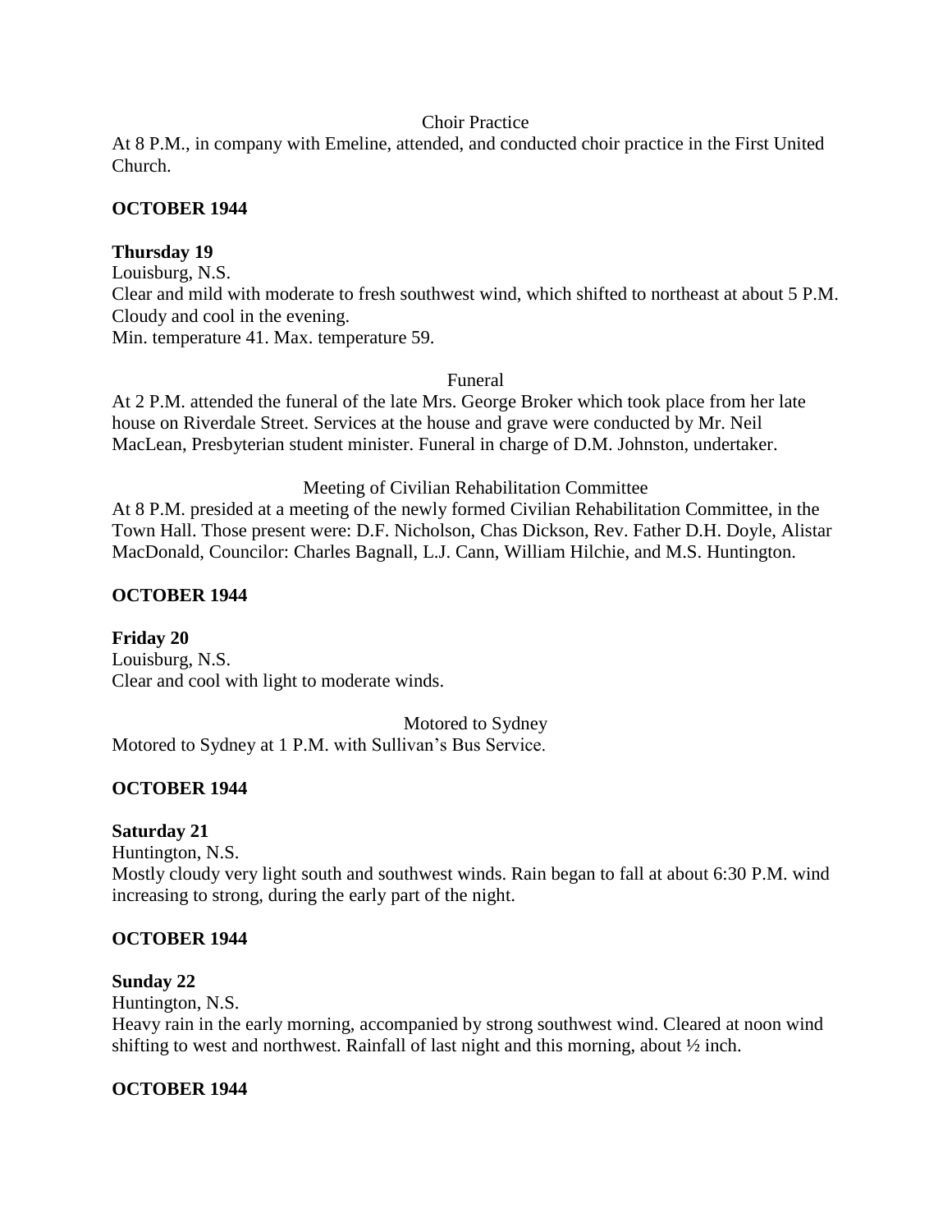Choir Practice

At 8 P.M., in company with Emeline, attended, and conducted choir practice in the First United Church.

**OCTOBER 1944**

**Thursday 19**

Louisburg, N.S.

Clear and mild with moderate to fresh southwest wind, which shifted to northeast at about 5 P.M. Cloudy and cool in the evening.

Min. temperature 41. Max. temperature 59.

Funeral

At 2 P.M. attended the funeral of the late Mrs. George Broker which took place from her late house on Riverdale Street. Services at the house and grave were conducted by Mr. Neil MacLean, Presbyterian student minister. Funeral in charge of D.M. Johnston, undertaker.

Meeting of Civilian Rehabilitation Committee

At 8 P.M. presided at a meeting of the newly formed Civilian Rehabilitation Committee, in the Town Hall. Those present were: D.F. Nicholson, Chas Dickson, Rev. Father D.H. Doyle, Alistar MacDonald, Councilor: Charles Bagnall, L.J. Cann, William Hilchie, and M.S. Huntington.

**OCTOBER 1944**

**Friday 20**

Louisburg, N.S.

Clear and cool with light to moderate winds.

Motored to Sydney

Motored to Sydney at 1 P.M. with Sullivan's Bus Service.

**OCTOBER 1944**

**Saturday 21**

Huntington, N.S.

Mostly cloudy very light south and southwest winds. Rain began to fall at about 6:30 P.M. wind increasing to strong, during the early part of the night.

**OCTOBER 1944**

**Sunday 22**

Huntington, N.S.

Heavy rain in the early morning, accompanied by strong southwest wind. Cleared at noon wind shifting to west and northwest. Rainfall of last night and this morning, about ½ inch.

**OCTOBER 1944**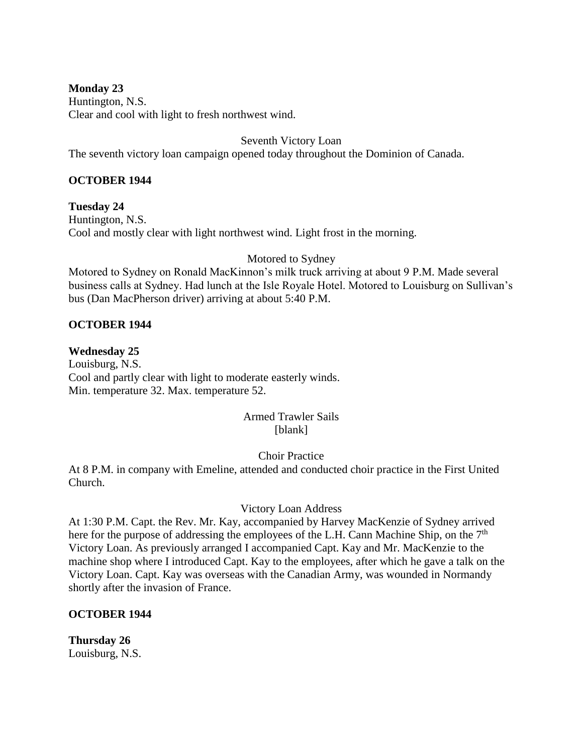**Monday 23**
Huntington, N.S.
Clear and cool with light to fresh northwest wind.

Seventh Victory Loan

The seventh victory loan campaign opened today throughout the Dominion of Canada.

**OCTOBER 1944**

**Tuesday 24**
Huntington, N.S.
Cool and mostly clear with light northwest wind. Light frost in the morning.

Motored to Sydney

Motored to Sydney on Ronald MacKinnon's milk truck arriving at about 9 P.M. Made several business calls at Sydney. Had lunch at the Isle Royale Hotel. Motored to Louisburg on Sullivan's bus (Dan MacPherson driver) arriving at about 5:40 P.M.

**OCTOBER 1944**

**Wednesday 25**
Louisburg, N.S.
Cool and partly clear with light to moderate easterly winds.
Min. temperature 32. Max. temperature 52.

Armed Trawler Sails
[blank]

Choir Practice

At 8 P.M. in company with Emeline, attended and conducted choir practice in the First United Church.

Victory Loan Address

At 1:30 P.M. Capt. the Rev. Mr. Kay, accompanied by Harvey MacKenzie of Sydney arrived here for the purpose of addressing the employees of the L.H. Cann Machine Ship, on the 7th Victory Loan. As previously arranged I accompanied Capt. Kay and Mr. MacKenzie to the machine shop where I introduced Capt. Kay to the employees, after which he gave a talk on the Victory Loan. Capt. Kay was overseas with the Canadian Army, was wounded in Normandy shortly after the invasion of France.

**OCTOBER 1944**

**Thursday 26**
Louisburg, N.S.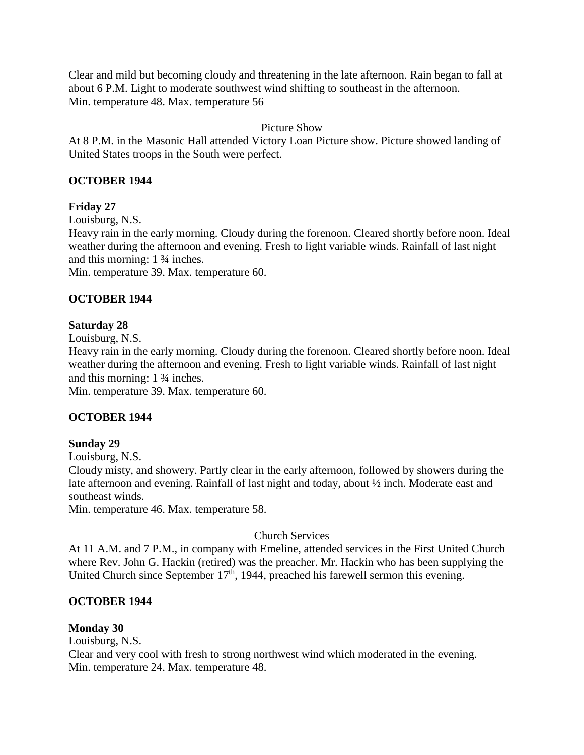Clear and mild but becoming cloudy and threatening in the late afternoon. Rain began to fall at about 6 P.M. Light to moderate southwest wind shifting to southeast in the afternoon.
Min. temperature 48. Max. temperature 56

Picture Show

At 8 P.M. in the Masonic Hall attended Victory Loan Picture show. Picture showed landing of United States troops in the South were perfect.

**OCTOBER 1944**

**Friday 27**

Louisburg, N.S.

Heavy rain in the early morning. Cloudy during the forenoon. Cleared shortly before noon. Ideal weather during the afternoon and evening. Fresh to light variable winds. Rainfall of last night and this morning: 1 ¾ inches.
Min. temperature 39. Max. temperature 60.

**OCTOBER 1944**

**Saturday 28**

Louisburg, N.S.

Heavy rain in the early morning. Cloudy during the forenoon. Cleared shortly before noon. Ideal weather during the afternoon and evening. Fresh to light variable winds. Rainfall of last night and this morning: 1 ¾ inches.
Min. temperature 39. Max. temperature 60.

**OCTOBER 1944**

**Sunday 29**

Louisburg, N.S.

Cloudy misty, and showery. Partly clear in the early afternoon, followed by showers during the late afternoon and evening. Rainfall of last night and today, about ½ inch. Moderate east and southeast winds.
Min. temperature 46. Max. temperature 58.

Church Services

At 11 A.M. and 7 P.M., in company with Emeline, attended services in the First United Church where Rev. John G. Hackin (retired) was the preacher. Mr. Hackin who has been supplying the United Church since September 17th, 1944, preached his farewell sermon this evening.

**OCTOBER 1944**

**Monday 30**

Louisburg, N.S.

Clear and very cool with fresh to strong northwest wind which moderated in the evening.
Min. temperature 24. Max. temperature 48.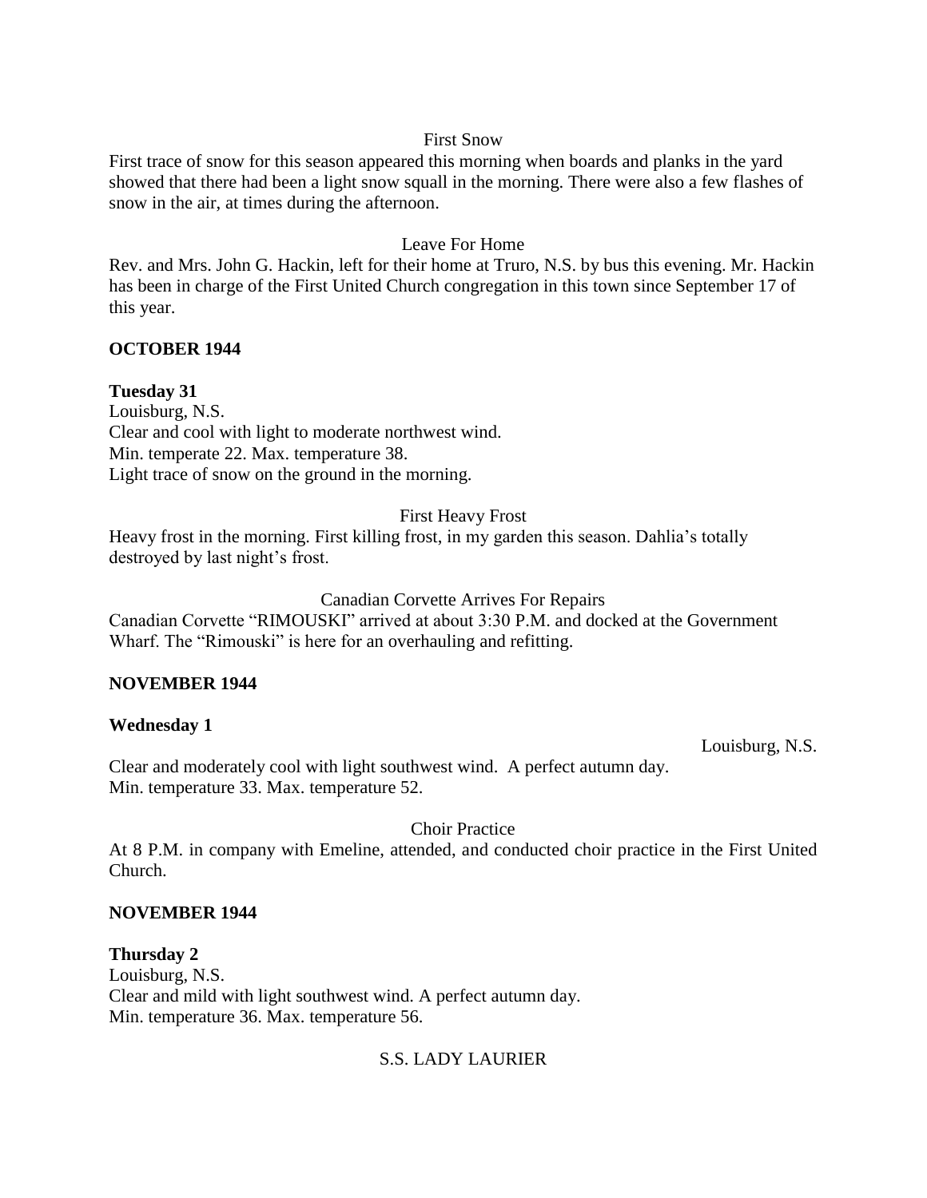First Snow

First trace of snow for this season appeared this morning when boards and planks in the yard showed that there had been a light snow squall in the morning. There were also a few flashes of snow in the air, at times during the afternoon.

Leave For Home

Rev. and Mrs. John G. Hackin, left for their home at Truro, N.S. by bus this evening. Mr. Hackin has been in charge of the First United Church congregation in this town since September 17 of this year.

**OCTOBER 1944**

**Tuesday 31**

Louisburg, N.S.
Clear and cool with light to moderate northwest wind.
Min. temperate 22. Max. temperature 38.
Light trace of snow on the ground in the morning.

First Heavy Frost

Heavy frost in the morning. First killing frost, in my garden this season. Dahlia's totally destroyed by last night's frost.

Canadian Corvette Arrives For Repairs

Canadian Corvette "RIMOUSKI" arrived at about 3:30 P.M. and docked at the Government Wharf. The "Rimouski" is here for an overhauling and refitting.

**NOVEMBER 1944**

**Wednesday 1**

Louisburg, N.S.

Clear and moderately cool with light southwest wind. A perfect autumn day.
Min. temperature 33. Max. temperature 52.

Choir Practice

At 8 P.M. in company with Emeline, attended, and conducted choir practice in the First United Church.

**NOVEMBER 1944**

**Thursday 2**

Louisburg, N.S.
Clear and mild with light southwest wind. A perfect autumn day.
Min. temperature 36. Max. temperature 56.

S.S. LADY LAURIER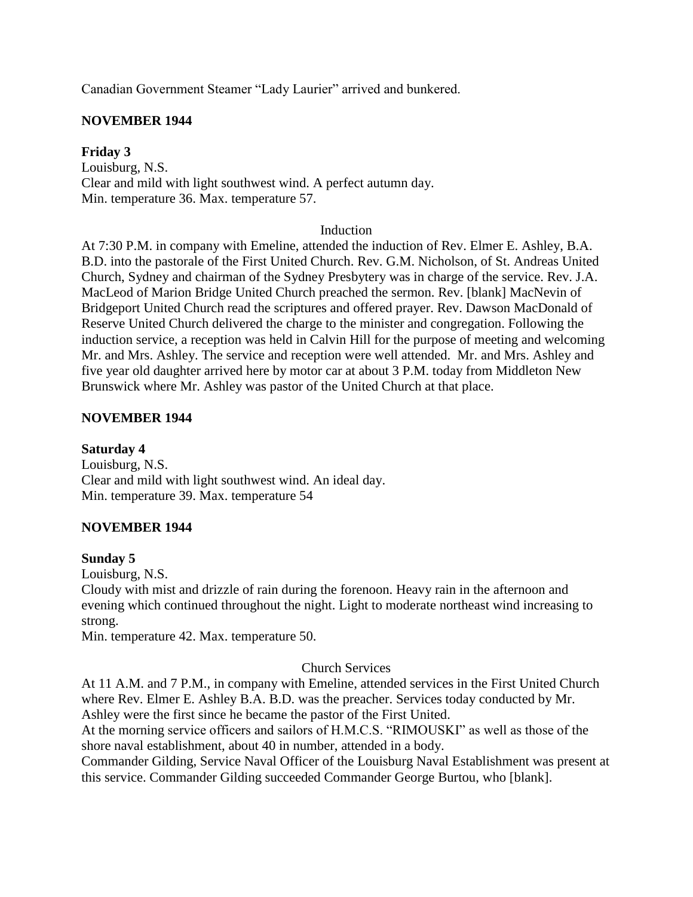Canadian Government Steamer "Lady Laurier" arrived and bunkered.

**NOVEMBER 1944**

**Friday 3**
Louisburg, N.S.
Clear and mild with light southwest wind. A perfect autumn day.
Min. temperature 36. Max. temperature 57.

Induction

At 7:30 P.M. in company with Emeline, attended the induction of Rev. Elmer E. Ashley, B.A. B.D. into the pastorale of the First United Church. Rev. G.M. Nicholson, of St. Andreas United Church, Sydney and chairman of the Sydney Presbytery was in charge of the service. Rev. J.A. MacLeod of Marion Bridge United Church preached the sermon. Rev. [blank] MacNevin of Bridgeport United Church read the scriptures and offered prayer. Rev. Dawson MacDonald of Reserve United Church delivered the charge to the minister and congregation. Following the induction service, a reception was held in Calvin Hill for the purpose of meeting and welcoming Mr. and Mrs. Ashley. The service and reception were well attended. Mr. and Mrs. Ashley and five year old daughter arrived here by motor car at about 3 P.M. today from Middleton New Brunswick where Mr. Ashley was pastor of the United Church at that place.

**NOVEMBER 1944**

**Saturday 4**
Louisburg, N.S.
Clear and mild with light southwest wind. An ideal day.
Min. temperature 39. Max. temperature 54

**NOVEMBER 1944**

**Sunday 5**
Louisburg, N.S.
Cloudy with mist and drizzle of rain during the forenoon. Heavy rain in the afternoon and evening which continued throughout the night. Light to moderate northeast wind increasing to strong.
Min. temperature 42. Max. temperature 50.

Church Services

At 11 A.M. and 7 P.M., in company with Emeline, attended services in the First United Church where Rev. Elmer E. Ashley B.A. B.D. was the preacher. Services today conducted by Mr. Ashley were the first since he became the pastor of the First United.
At the morning service officers and sailors of H.M.C.S. "RIMOUSKI" as well as those of the shore naval establishment, about 40 in number, attended in a body.
Commander Gilding, Service Naval Officer of the Louisburg Naval Establishment was present at this service. Commander Gilding succeeded Commander George Burtou, who [blank].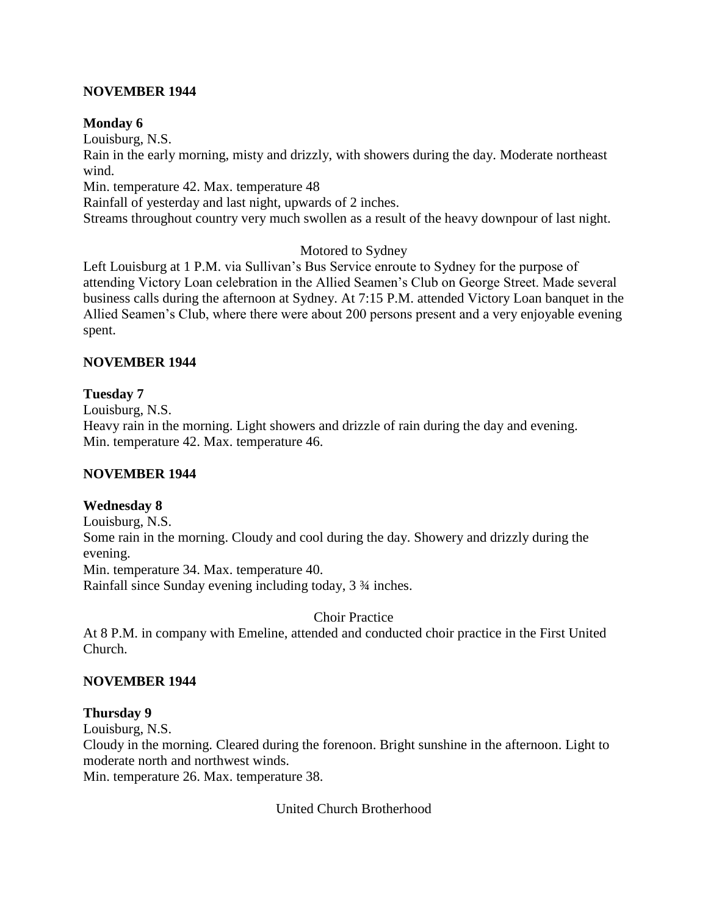**NOVEMBER 1944**

**Monday 6**

Louisburg, N.S.

Rain in the early morning, misty and drizzly, with showers during the day. Moderate northeast wind.

Min. temperature 42. Max. temperature 48

Rainfall of yesterday and last night, upwards of 2 inches.

Streams throughout country very much swollen as a result of the heavy downpour of last night.

Motored to Sydney

Left Louisburg at 1 P.M. via Sullivan's Bus Service enroute to Sydney for the purpose of attending Victory Loan celebration in the Allied Seamen's Club on George Street. Made several business calls during the afternoon at Sydney. At 7:15 P.M. attended Victory Loan banquet in the Allied Seamen's Club, where there were about 200 persons present and a very enjoyable evening spent.

**NOVEMBER 1944**

**Tuesday 7**

Louisburg, N.S.

Heavy rain in the morning. Light showers and drizzle of rain during the day and evening.

Min. temperature 42. Max. temperature 46.

**NOVEMBER 1944**

**Wednesday 8**

Louisburg, N.S.

Some rain in the morning. Cloudy and cool during the day. Showery and drizzly during the evening.

Min. temperature 34. Max. temperature 40.

Rainfall since Sunday evening including today, 3 ¾ inches.

Choir Practice

At 8 P.M. in company with Emeline, attended and conducted choir practice in the First United Church.

**NOVEMBER 1944**

**Thursday 9**

Louisburg, N.S.

Cloudy in the morning. Cleared during the forenoon. Bright sunshine in the afternoon. Light to moderate north and northwest winds.

Min. temperature 26. Max. temperature 38.

United Church Brotherhood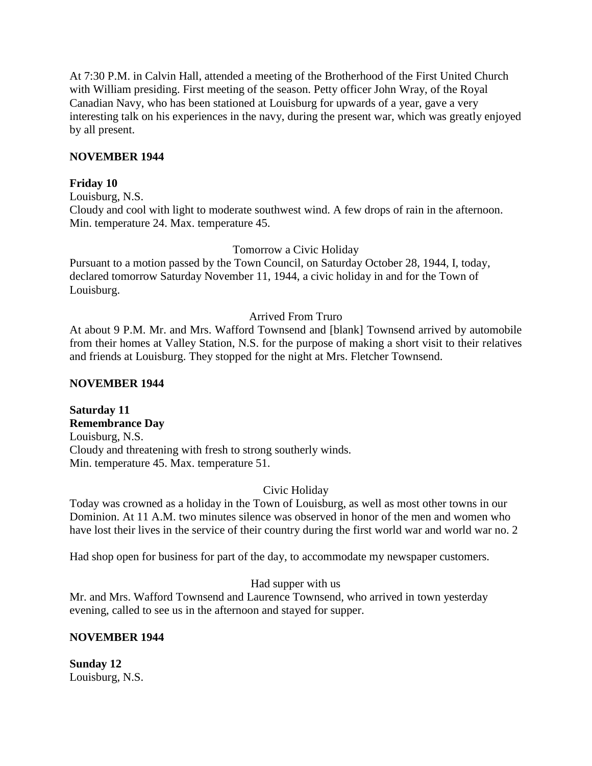At 7:30 P.M. in Calvin Hall, attended a meeting of the Brotherhood of the First United Church with William presiding. First meeting of the season. Petty officer John Wray, of the Royal Canadian Navy, who has been stationed at Louisburg for upwards of a year, gave a very interesting talk on his experiences in the navy, during the present war, which was greatly enjoyed by all present.

**NOVEMBER 1944**

**Friday 10**
Louisburg, N.S.
Cloudy and cool with light to moderate southwest wind. A few drops of rain in the afternoon. Min. temperature 24. Max. temperature 45.

Tomorrow a Civic Holiday

Pursuant to a motion passed by the Town Council, on Saturday October 28, 1944, I, today, declared tomorrow Saturday November 11, 1944, a civic holiday in and for the Town of Louisburg.

Arrived From Truro

At about 9 P.M. Mr. and Mrs. Wafford Townsend and [blank] Townsend arrived by automobile from their homes at Valley Station, N.S. for the purpose of making a short visit to their relatives and friends at Louisburg. They stopped for the night at Mrs. Fletcher Townsend.

**NOVEMBER 1944**

**Saturday 11**
**Remembrance Day**
Louisburg, N.S.
Cloudy and threatening with fresh to strong southerly winds.
Min. temperature 45. Max. temperature 51.

Civic Holiday

Today was crowned as a holiday in the Town of Louisburg, as well as most other towns in our Dominion. At 11 A.M. two minutes silence was observed in honor of the men and women who have lost their lives in the service of their country during the first world war and world war no. 2

Had shop open for business for part of the day, to accommodate my newspaper customers.

Had supper with us

Mr. and Mrs. Wafford Townsend and Laurence Townsend, who arrived in town yesterday evening, called to see us in the afternoon and stayed for supper.

**NOVEMBER 1944**

**Sunday 12**
Louisburg, N.S.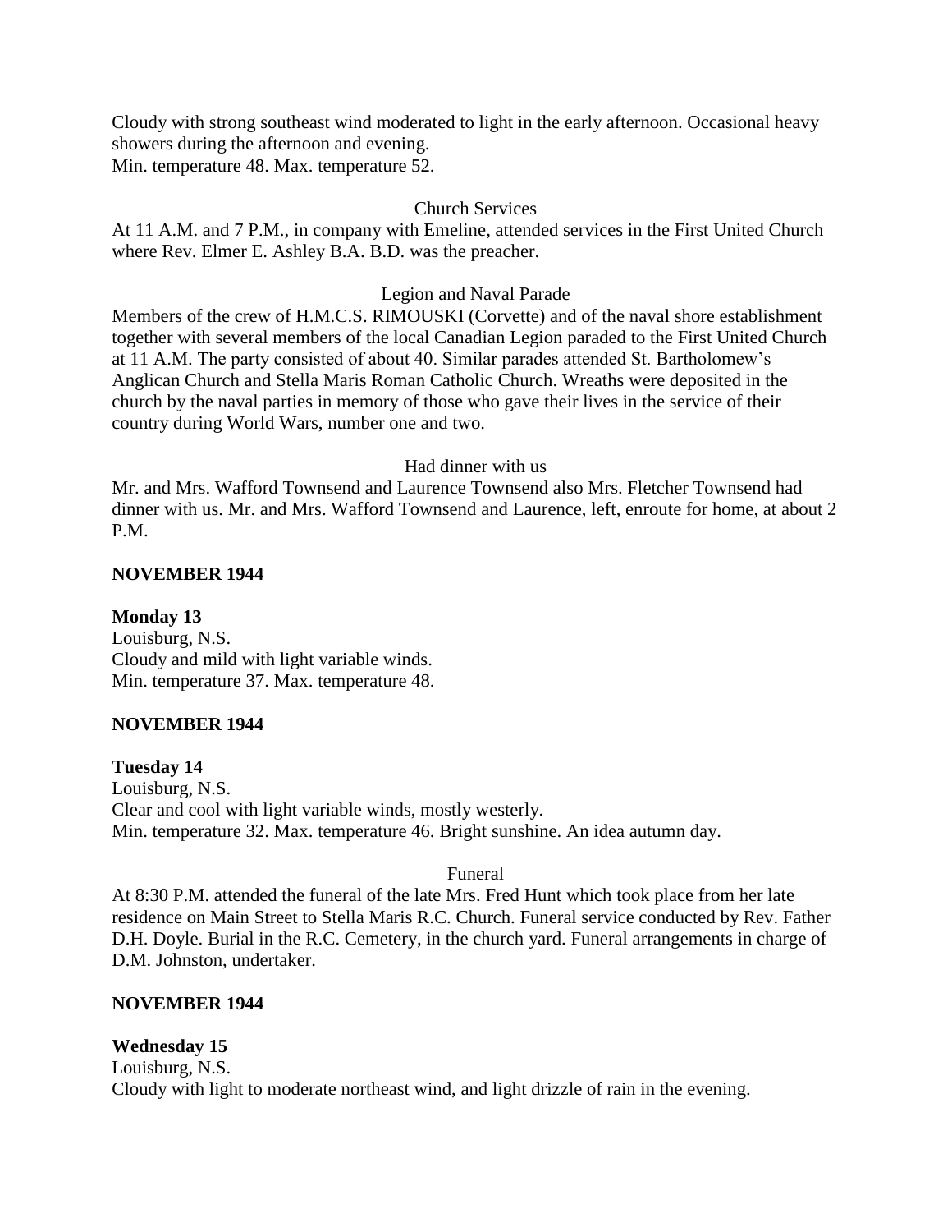Cloudy with strong southeast wind moderated to light in the early afternoon. Occasional heavy showers during the afternoon and evening.
Min. temperature 48. Max. temperature 52.

Church Services

At 11 A.M. and 7 P.M., in company with Emeline, attended services in the First United Church where Rev. Elmer E. Ashley B.A. B.D. was the preacher.

Legion and Naval Parade

Members of the crew of H.M.C.S. RIMOUSKI (Corvette) and of the naval shore establishment together with several members of the local Canadian Legion paraded to the First United Church at 11 A.M. The party consisted of about 40. Similar parades attended St. Bartholomew's Anglican Church and Stella Maris Roman Catholic Church. Wreaths were deposited in the church by the naval parties in memory of those who gave their lives in the service of their country during World Wars, number one and two.

Had dinner with us

Mr. and Mrs. Wafford Townsend and Laurence Townsend also Mrs. Fletcher Townsend had dinner with us. Mr. and Mrs. Wafford Townsend and Laurence, left, enroute for home, at about 2 P.M.

**NOVEMBER 1944**

**Monday 13**
Louisburg, N.S.
Cloudy and mild with light variable winds.
Min. temperature 37. Max. temperature 48.

**NOVEMBER 1944**

**Tuesday 14**
Louisburg, N.S.
Clear and cool with light variable winds, mostly westerly.
Min. temperature 32. Max. temperature 46. Bright sunshine. An idea autumn day.

Funeral

At 8:30 P.M. attended the funeral of the late Mrs. Fred Hunt which took place from her late residence on Main Street to Stella Maris R.C. Church. Funeral service conducted by Rev. Father D.H. Doyle. Burial in the R.C. Cemetery, in the church yard. Funeral arrangements in charge of D.M. Johnston, undertaker.

**NOVEMBER 1944**

**Wednesday 15**
Louisburg, N.S.
Cloudy with light to moderate northeast wind, and light drizzle of rain in the evening.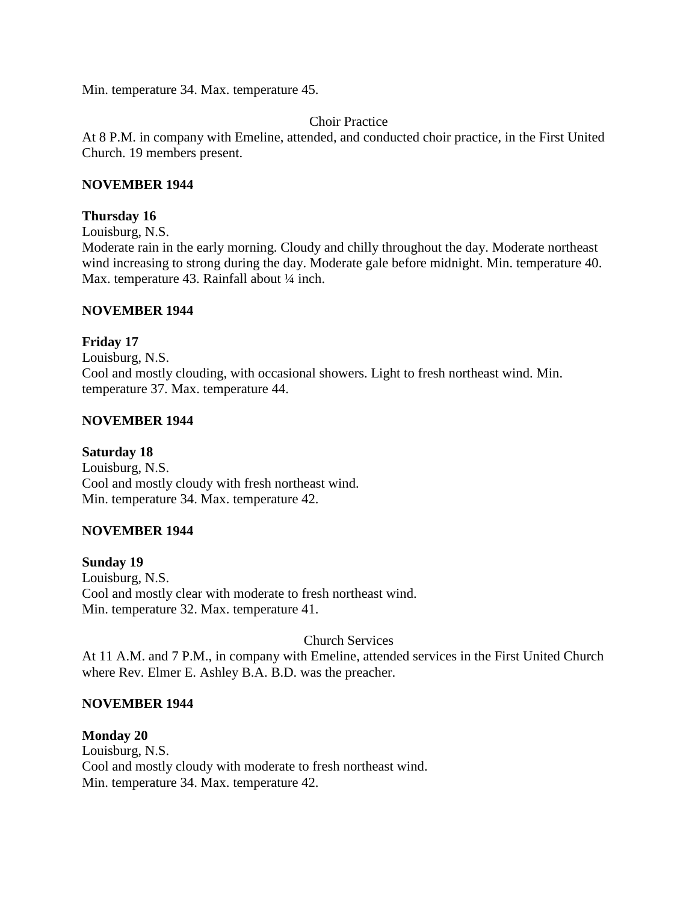Min. temperature 34. Max. temperature 45.

Choir Practice

At 8 P.M. in company with Emeline, attended, and conducted choir practice, in the First United Church. 19 members present.

**NOVEMBER 1944**

**Thursday 16**

Louisburg, N.S.

Moderate rain in the early morning. Cloudy and chilly throughout the day. Moderate northeast wind increasing to strong during the day. Moderate gale before midnight. Min. temperature 40. Max. temperature 43. Rainfall about ¼ inch.

**NOVEMBER 1944**

**Friday 17**

Louisburg, N.S.

Cool and mostly clouding, with occasional showers. Light to fresh northeast wind. Min. temperature 37. Max. temperature 44.

**NOVEMBER 1944**

**Saturday 18**

Louisburg, N.S.

Cool and mostly cloudy with fresh northeast wind.

Min. temperature 34. Max. temperature 42.

**NOVEMBER 1944**

**Sunday 19**

Louisburg, N.S.

Cool and mostly clear with moderate to fresh northeast wind.

Min. temperature 32. Max. temperature 41.

Church Services

At 11 A.M. and 7 P.M., in company with Emeline, attended services in the First United Church where Rev. Elmer E. Ashley B.A. B.D. was the preacher.

**NOVEMBER 1944**

**Monday 20**

Louisburg, N.S.

Cool and mostly cloudy with moderate to fresh northeast wind.

Min. temperature 34. Max. temperature 42.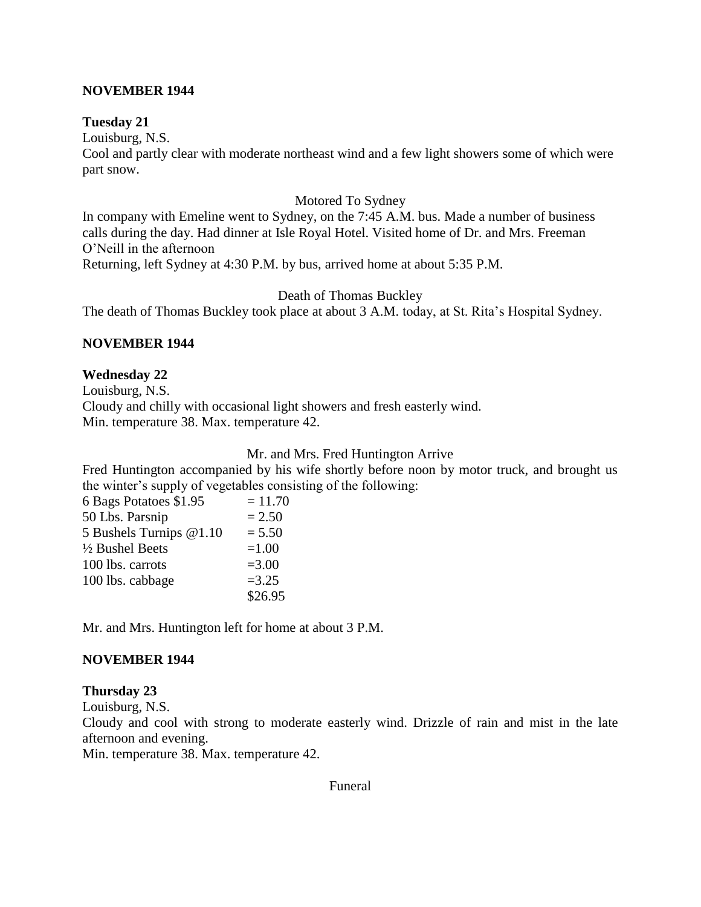## NOVEMBER 1944

**Tuesday 21**

Louisburg, N.S.

Cool and partly clear with moderate northeast wind and a few light showers some of which were part snow.

Motored To Sydney

In company with Emeline went to Sydney, on the 7:45 A.M. bus. Made a number of business calls during the day. Had dinner at Isle Royal Hotel. Visited home of Dr. and Mrs. Freeman O'Neill in the afternoon

Returning, left Sydney at 4:30 P.M. by bus, arrived home at about 5:35 P.M.

Death of Thomas Buckley

The death of Thomas Buckley took place at about 3 A.M. today, at St. Rita's Hospital Sydney.

## NOVEMBER 1944

**Wednesday 22**

Louisburg, N.S.

Cloudy and chilly with occasional light showers and fresh easterly wind.

Min. temperature 38. Max. temperature 42.

Mr. and Mrs. Fred Huntington Arrive

Fred Huntington accompanied by his wife shortly before noon by motor truck, and brought us the winter's supply of vegetables consisting of the following:

| | |
|---|---|
| 6 Bags Potatoes $1.95 | = 11.70 |
| 50 Lbs. Parsnip | = 2.50 |
| 5 Bushels Turnips @1.10 | = 5.50 |
| ½ Bushel Beets | =1.00 |
| 100 lbs. carrots | =3.00 |
| 100 lbs. cabbage | =3.25 |
| | $26.95 |

Mr. and Mrs. Huntington left for home at about 3 P.M.

## NOVEMBER 1944

**Thursday 23**

Louisburg, N.S.

Cloudy and cool with strong to moderate easterly wind. Drizzle of rain and mist in the late afternoon and evening.

Min. temperature 38. Max. temperature 42.

Funeral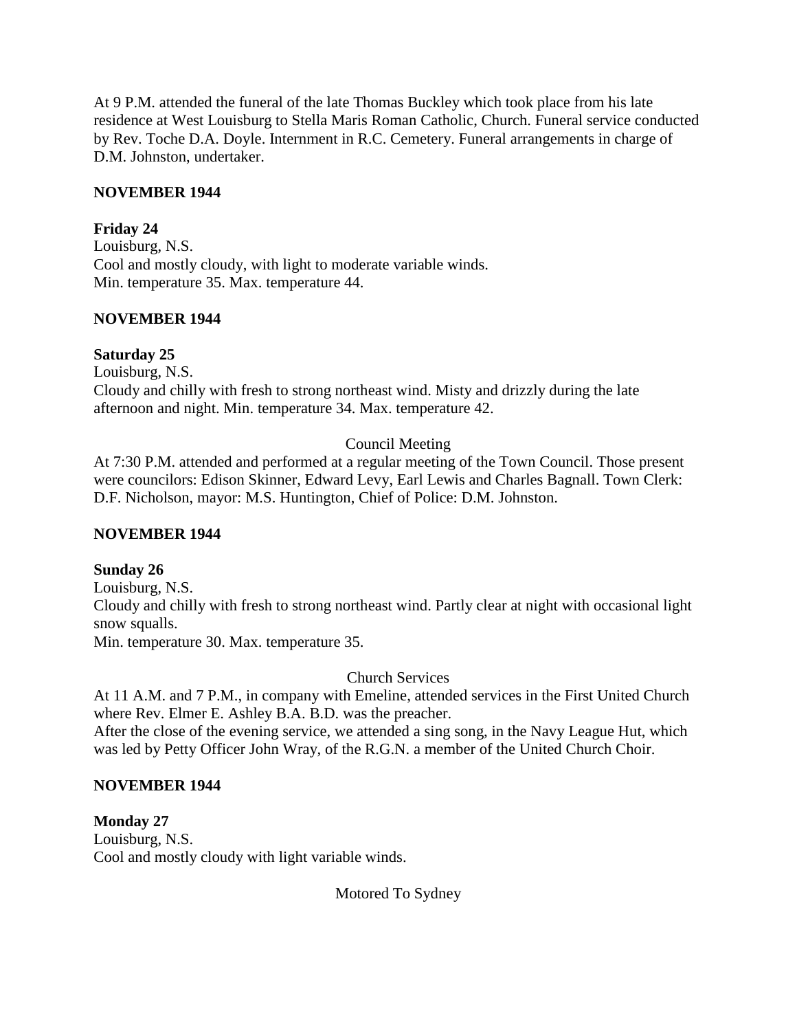At 9 P.M. attended the funeral of the late Thomas Buckley which took place from his late residence at West Louisburg to Stella Maris Roman Catholic, Church. Funeral service conducted by Rev. Toche D.A. Doyle. Internment in R.C. Cemetery. Funeral arrangements in charge of D.M. Johnston, undertaker.

**NOVEMBER 1944**

**Friday 24**
Louisburg, N.S.
Cool and mostly cloudy, with light to moderate variable winds.
Min. temperature 35. Max. temperature 44.

**NOVEMBER 1944**

**Saturday 25**
Louisburg, N.S.
Cloudy and chilly with fresh to strong northeast wind. Misty and drizzly during the late afternoon and night. Min. temperature 34. Max. temperature 42.

Council Meeting

At 7:30 P.M. attended and performed at a regular meeting of the Town Council. Those present were councilors: Edison Skinner, Edward Levy, Earl Lewis and Charles Bagnall. Town Clerk: D.F. Nicholson, mayor: M.S. Huntington, Chief of Police: D.M. Johnston.

**NOVEMBER 1944**

**Sunday 26**
Louisburg, N.S.
Cloudy and chilly with fresh to strong northeast wind. Partly clear at night with occasional light snow squalls.
Min. temperature 30. Max. temperature 35.

Church Services

At 11 A.M. and 7 P.M., in company with Emeline, attended services in the First United Church where Rev. Elmer E. Ashley B.A. B.D. was the preacher.
After the close of the evening service, we attended a sing song, in the Navy League Hut, which was led by Petty Officer John Wray, of the R.G.N. a member of the United Church Choir.

**NOVEMBER 1944**

**Monday 27**
Louisburg, N.S.
Cool and mostly cloudy with light variable winds.

Motored To Sydney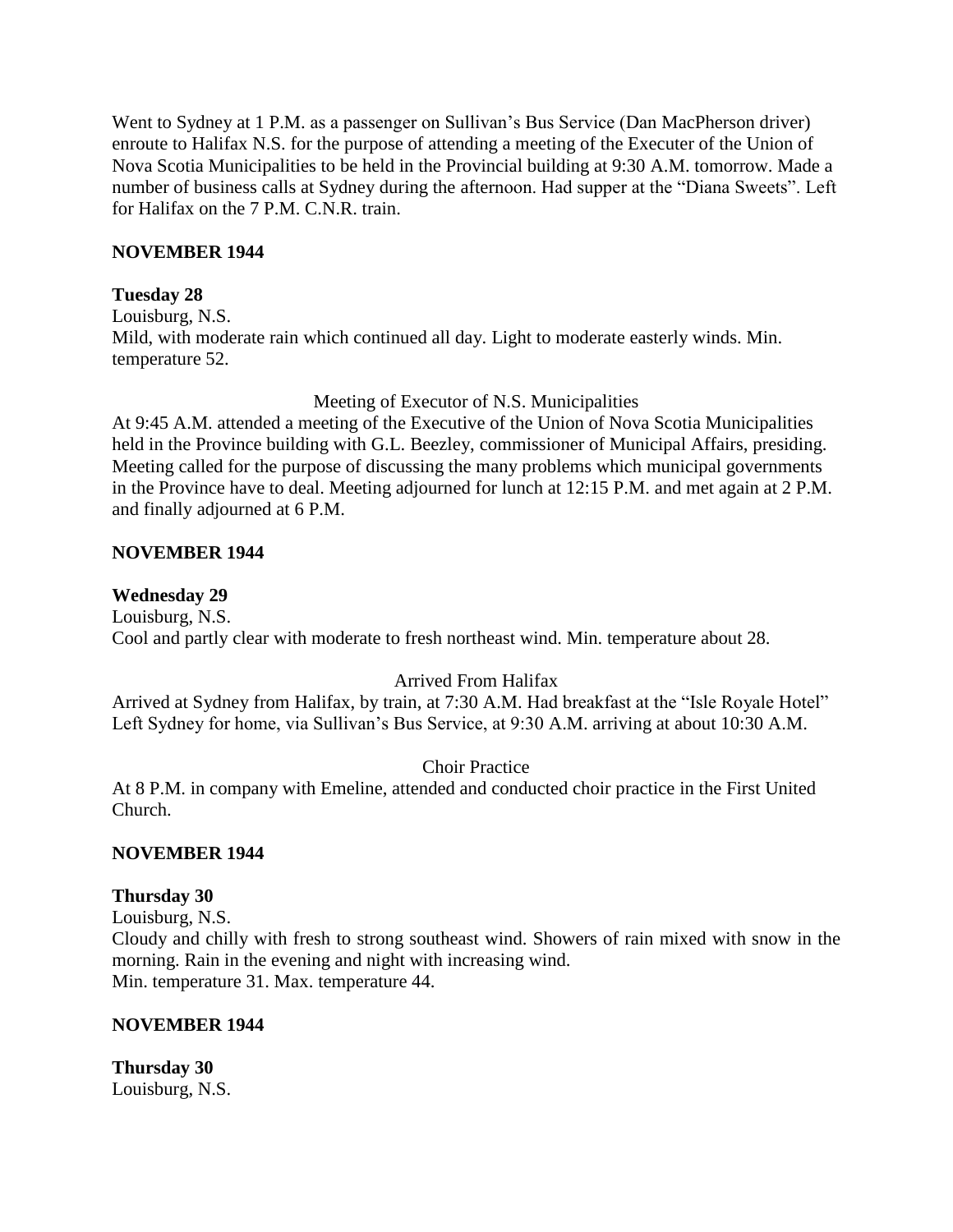Went to Sydney at 1 P.M. as a passenger on Sullivan's Bus Service (Dan MacPherson driver) enroute to Halifax N.S. for the purpose of attending a meeting of the Executer of the Union of Nova Scotia Municipalities to be held in the Provincial building at 9:30 A.M. tomorrow. Made a number of business calls at Sydney during the afternoon. Had supper at the "Diana Sweets". Left for Halifax on the 7 P.M. C.N.R. train.

**NOVEMBER 1944**

**Tuesday 28**
Louisburg, N.S.
Mild, with moderate rain which continued all day. Light to moderate easterly winds. Min. temperature 52.

Meeting of Executor of N.S. Municipalities

At 9:45 A.M. attended a meeting of the Executive of the Union of Nova Scotia Municipalities held in the Province building with G.L. Beezley, commissioner of Municipal Affairs, presiding. Meeting called for the purpose of discussing the many problems which municipal governments in the Province have to deal. Meeting adjourned for lunch at 12:15 P.M. and met again at 2 P.M. and finally adjourned at 6 P.M.

**NOVEMBER 1944**

**Wednesday 29**
Louisburg, N.S.
Cool and partly clear with moderate to fresh northeast wind. Min. temperature about 28.

Arrived From Halifax

Arrived at Sydney from Halifax, by train, at 7:30 A.M. Had breakfast at the "Isle Royale Hotel" Left Sydney for home, via Sullivan's Bus Service, at 9:30 A.M. arriving at about 10:30 A.M.

Choir Practice

At 8 P.M. in company with Emeline, attended and conducted choir practice in the First United Church.

**NOVEMBER 1944**

**Thursday 30**
Louisburg, N.S.
Cloudy and chilly with fresh to strong southeast wind. Showers of rain mixed with snow in the morning. Rain in the evening and night with increasing wind.
Min. temperature 31. Max. temperature 44.

**NOVEMBER 1944**

**Thursday 30**
Louisburg, N.S.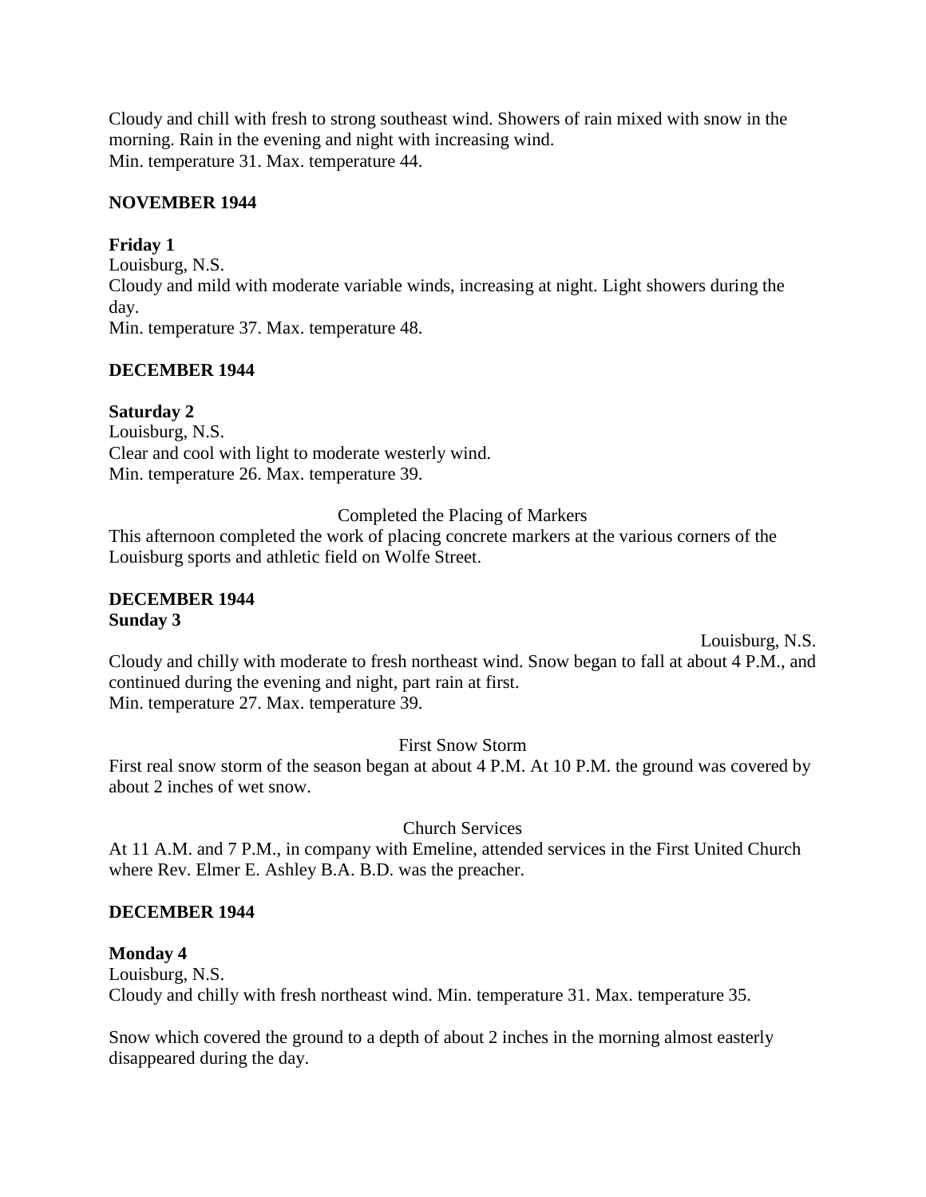Cloudy and chill with fresh to strong southeast wind. Showers of rain mixed with snow in the morning. Rain in the evening and night with increasing wind.
Min. temperature 31. Max. temperature 44.

**NOVEMBER 1944**

**Friday 1**
Louisburg, N.S.
Cloudy and mild with moderate variable winds, increasing at night. Light showers during the day.
Min. temperature 37. Max. temperature 48.

**DECEMBER 1944**

**Saturday 2**
Louisburg, N.S.
Clear and cool with light to moderate westerly wind.
Min. temperature 26. Max. temperature 39.

Completed the Placing of Markers

This afternoon completed the work of placing concrete markers at the various corners of the Louisburg sports and athletic field on Wolfe Street.

**DECEMBER 1944**
**Sunday 3**

Louisburg, N.S.
Cloudy and chilly with moderate to fresh northeast wind. Snow began to fall at about 4 P.M., and continued during the evening and night, part rain at first.
Min. temperature 27. Max. temperature 39.

First Snow Storm

First real snow storm of the season began at about 4 P.M. At 10 P.M. the ground was covered by about 2 inches of wet snow.

Church Services

At 11 A.M. and 7 P.M., in company with Emeline, attended services in the First United Church where Rev. Elmer E. Ashley B.A. B.D. was the preacher.

**DECEMBER 1944**

**Monday 4**
Louisburg, N.S.
Cloudy and chilly with fresh northeast wind. Min. temperature 31. Max. temperature 35.

Snow which covered the ground to a depth of about 2 inches in the morning almost easterly disappeared during the day.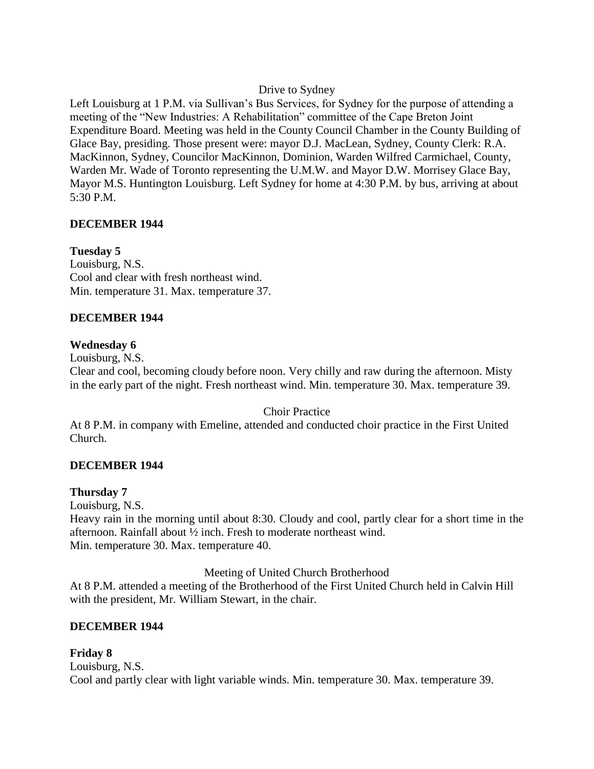Drive to Sydney

Left Louisburg at 1 P.M. via Sullivan's Bus Services, for Sydney for the purpose of attending a meeting of the "New Industries: A Rehabilitation" committee of the Cape Breton Joint Expenditure Board. Meeting was held in the County Council Chamber in the County Building of Glace Bay, presiding. Those present were: mayor D.J. MacLean, Sydney, County Clerk: R.A. MacKinnon, Sydney, Councilor MacKinnon, Dominion, Warden Wilfred Carmichael, County, Warden Mr. Wade of Toronto representing the U.M.W. and Mayor D.W. Morrisey Glace Bay, Mayor M.S. Huntington Louisburg. Left Sydney for home at 4:30 P.M. by bus, arriving at about 5:30 P.M.

**DECEMBER 1944**

**Tuesday 5**

Louisburg, N.S.

Cool and clear with fresh northeast wind.

Min. temperature 31. Max. temperature 37.

**DECEMBER 1944**

**Wednesday 6**

Louisburg, N.S.

Clear and cool, becoming cloudy before noon. Very chilly and raw during the afternoon. Misty in the early part of the night. Fresh northeast wind. Min. temperature 30. Max. temperature 39.

Choir Practice

At 8 P.M. in company with Emeline, attended and conducted choir practice in the First United Church.

**DECEMBER 1944**

**Thursday 7**

Louisburg, N.S.

Heavy rain in the morning until about 8:30. Cloudy and cool, partly clear for a short time in the afternoon. Rainfall about ½ inch. Fresh to moderate northeast wind.

Min. temperature 30. Max. temperature 40.

Meeting of United Church Brotherhood

At 8 P.M. attended a meeting of the Brotherhood of the First United Church held in Calvin Hill with the president, Mr. William Stewart, in the chair.

**DECEMBER 1944**

**Friday 8**

Louisburg, N.S.

Cool and partly clear with light variable winds. Min. temperature 30. Max. temperature 39.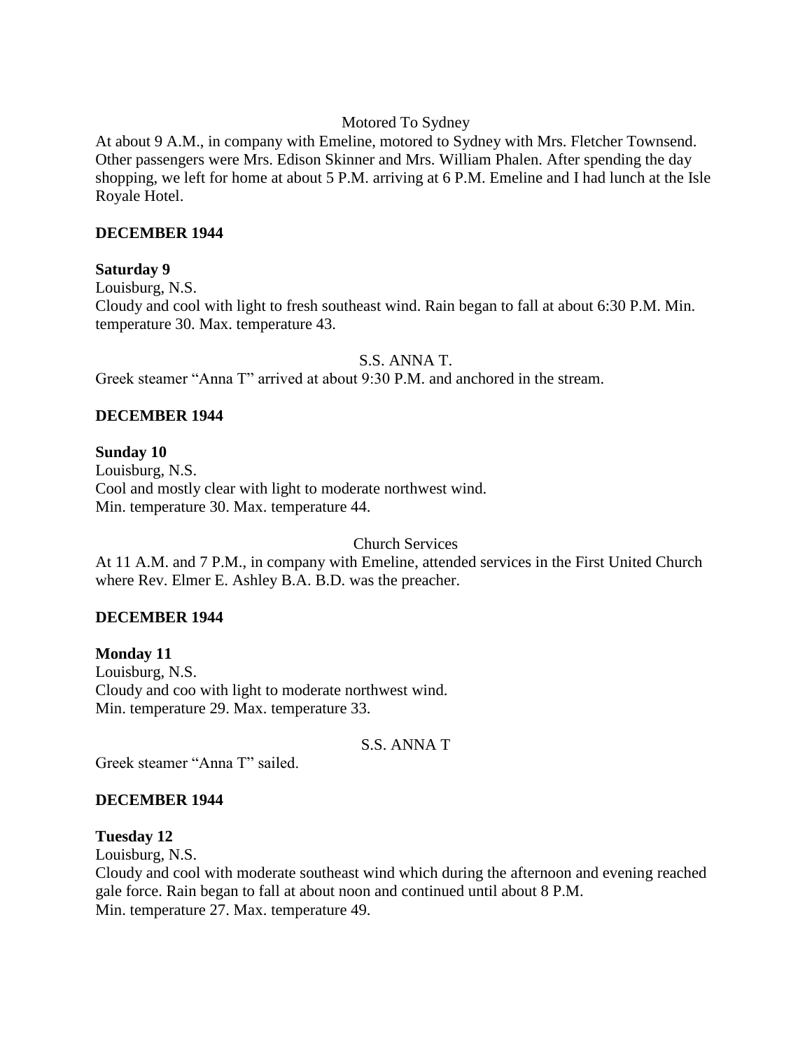Motored To Sydney

At about 9 A.M., in company with Emeline, motored to Sydney with Mrs. Fletcher Townsend. Other passengers were Mrs. Edison Skinner and Mrs. William Phalen. After spending the day shopping, we left for home at about 5 P.M. arriving at 6 P.M. Emeline and I had lunch at the Isle Royale Hotel.

**DECEMBER 1944**

**Saturday 9**

Louisburg, N.S.

Cloudy and cool with light to fresh southeast wind. Rain began to fall at about 6:30 P.M. Min. temperature 30. Max. temperature 43.

S.S. ANNA T.

Greek steamer "Anna T" arrived at about 9:30 P.M. and anchored in the stream.

**DECEMBER 1944**

**Sunday 10**

Louisburg, N.S.

Cool and mostly clear with light to moderate northwest wind.
Min. temperature 30. Max. temperature 44.

Church Services

At 11 A.M. and 7 P.M., in company with Emeline, attended services in the First United Church where Rev. Elmer E. Ashley B.A. B.D. was the preacher.

**DECEMBER 1944**

**Monday 11**

Louisburg, N.S.

Cloudy and coo with light to moderate northwest wind.
Min. temperature 29. Max. temperature 33.

S.S. ANNA T

Greek steamer "Anna T" sailed.

**DECEMBER 1944**

**Tuesday 12**

Louisburg, N.S.

Cloudy and cool with moderate southeast wind which during the afternoon and evening reached gale force. Rain began to fall at about noon and continued until about 8 P.M.
Min. temperature 27. Max. temperature 49.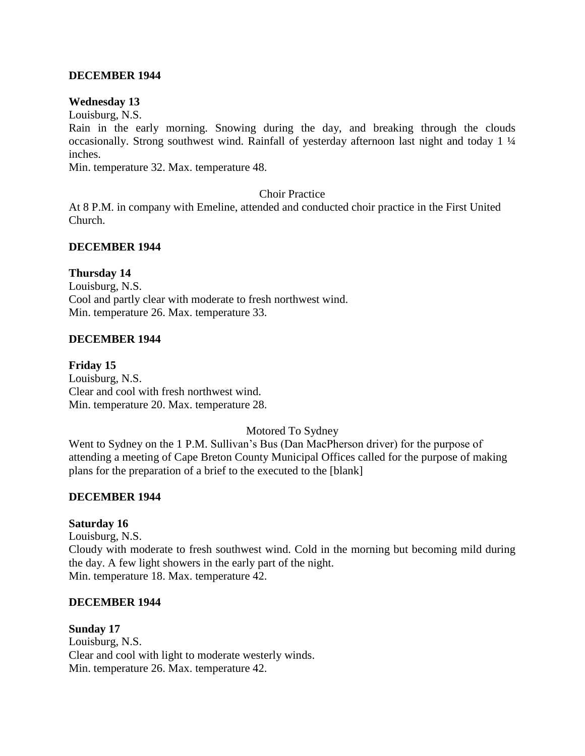**DECEMBER 1944**

**Wednesday 13**

Louisburg, N.S.

Rain in the early morning. Snowing during the day, and breaking through the clouds occasionally. Strong southwest wind. Rainfall of yesterday afternoon last night and today 1 ¼ inches.

Min. temperature 32. Max. temperature 48.

Choir Practice

At 8 P.M. in company with Emeline, attended and conducted choir practice in the First United Church.

**DECEMBER 1944**

**Thursday 14**

Louisburg, N.S.

Cool and partly clear with moderate to fresh northwest wind.

Min. temperature 26. Max. temperature 33.

**DECEMBER 1944**

**Friday 15**

Louisburg, N.S.

Clear and cool with fresh northwest wind.

Min. temperature 20. Max. temperature 28.

Motored To Sydney

Went to Sydney on the 1 P.M. Sullivan's Bus (Dan MacPherson driver) for the purpose of attending a meeting of Cape Breton County Municipal Offices called for the purpose of making plans for the preparation of a brief to the executed to the [blank]

**DECEMBER 1944**

**Saturday 16**

Louisburg, N.S.

Cloudy with moderate to fresh southwest wind. Cold in the morning but becoming mild during the day. A few light showers in the early part of the night.

Min. temperature 18. Max. temperature 42.

**DECEMBER 1944**

**Sunday 17**

Louisburg, N.S.

Clear and cool with light to moderate westerly winds.

Min. temperature 26. Max. temperature 42.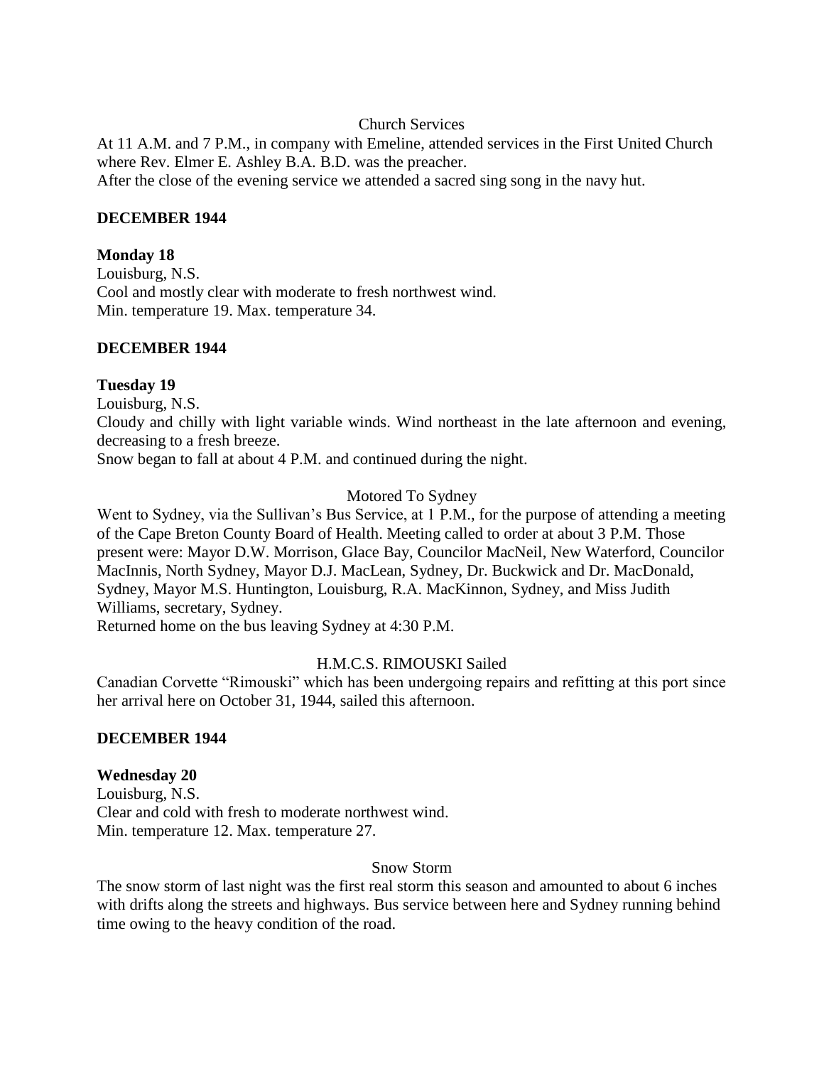Church Services

At 11 A.M. and 7 P.M., in company with Emeline, attended services in the First United Church where Rev. Elmer E. Ashley B.A. B.D. was the preacher.
After the close of the evening service we attended a sacred sing song in the navy hut.

**DECEMBER 1944**

**Monday 18**
Louisburg, N.S.
Cool and mostly clear with moderate to fresh northwest wind.
Min. temperature 19. Max. temperature 34.

**DECEMBER 1944**

**Tuesday 19**
Louisburg, N.S.
Cloudy and chilly with light variable winds. Wind northeast in the late afternoon and evening, decreasing to a fresh breeze.
Snow began to fall at about 4 P.M. and continued during the night.

Motored To Sydney

Went to Sydney, via the Sullivan's Bus Service, at 1 P.M., for the purpose of attending a meeting of the Cape Breton County Board of Health. Meeting called to order at about 3 P.M. Those present were: Mayor D.W. Morrison, Glace Bay, Councilor MacNeil, New Waterford, Councilor MacInnis, North Sydney, Mayor D.J. MacLean, Sydney, Dr. Buckwick and Dr. MacDonald, Sydney, Mayor M.S. Huntington, Louisburg, R.A. MacKinnon, Sydney, and Miss Judith Williams, secretary, Sydney.
Returned home on the bus leaving Sydney at 4:30 P.M.

H.M.C.S. RIMOUSKI Sailed

Canadian Corvette "Rimouski" which has been undergoing repairs and refitting at this port since her arrival here on October 31, 1944, sailed this afternoon.

**DECEMBER 1944**

**Wednesday 20**
Louisburg, N.S.
Clear and cold with fresh to moderate northwest wind.
Min. temperature 12. Max. temperature 27.

Snow Storm

The snow storm of last night was the first real storm this season and amounted to about 6 inches with drifts along the streets and highways. Bus service between here and Sydney running behind time owing to the heavy condition of the road.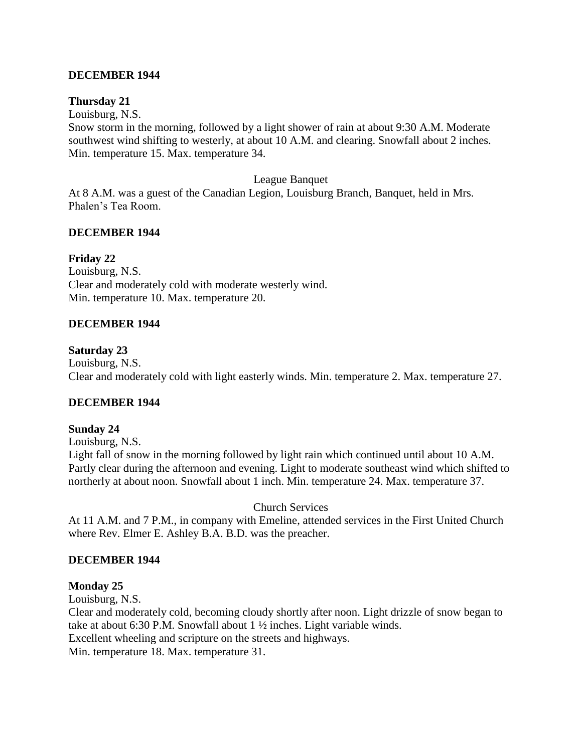**DECEMBER 1944**

**Thursday 21**

Louisburg, N.S.
Snow storm in the morning, followed by a light shower of rain at about 9:30 A.M. Moderate southwest wind shifting to westerly, at about 10 A.M. and clearing. Snowfall about 2 inches. Min. temperature 15. Max. temperature 34.

League Banquet

At 8 A.M. was a guest of the Canadian Legion, Louisburg Branch, Banquet, held in Mrs. Phalen's Tea Room.

**DECEMBER 1944**

**Friday 22**

Louisburg, N.S.
Clear and moderately cold with moderate westerly wind.
Min. temperature 10. Max. temperature 20.

**DECEMBER 1944**

**Saturday 23**

Louisburg, N.S.
Clear and moderately cold with light easterly winds. Min. temperature 2. Max. temperature 27.

**DECEMBER 1944**

**Sunday 24**

Louisburg, N.S.
Light fall of snow in the morning followed by light rain which continued until about 10 A.M. Partly clear during the afternoon and evening. Light to moderate southeast wind which shifted to northerly at about noon. Snowfall about 1 inch. Min. temperature 24. Max. temperature 37.

Church Services

At 11 A.M. and 7 P.M., in company with Emeline, attended services in the First United Church where Rev. Elmer E. Ashley B.A. B.D. was the preacher.

**DECEMBER 1944**

**Monday 25**

Louisburg, N.S.
Clear and moderately cold, becoming cloudy shortly after noon. Light drizzle of snow began to take at about 6:30 P.M. Snowfall about 1 ½ inches. Light variable winds.
Excellent wheeling and scripture on the streets and highways.
Min. temperature 18. Max. temperature 31.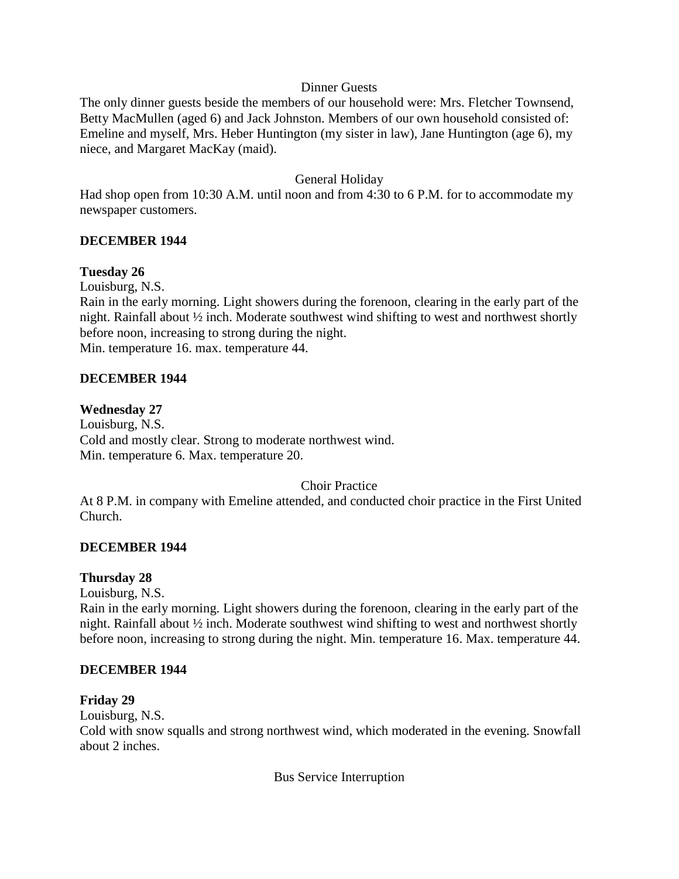Dinner Guests

The only dinner guests beside the members of our household were: Mrs. Fletcher Townsend, Betty MacMullen (aged 6) and Jack Johnston. Members of our own household consisted of: Emeline and myself, Mrs. Heber Huntington (my sister in law), Jane Huntington (age 6), my niece, and Margaret MacKay (maid).

General Holiday

Had shop open from 10:30 A.M. until noon and from 4:30 to 6 P.M. for to accommodate my newspaper customers.

**DECEMBER 1944**

**Tuesday 26**

Louisburg, N.S.

Rain in the early morning. Light showers during the forenoon, clearing in the early part of the night. Rainfall about ½ inch. Moderate southwest wind shifting to west and northwest shortly before noon, increasing to strong during the night.

Min. temperature 16. max. temperature 44.

**DECEMBER 1944**

**Wednesday 27**

Louisburg, N.S.

Cold and mostly clear. Strong to moderate northwest wind.

Min. temperature 6. Max. temperature 20.

Choir Practice

At 8 P.M. in company with Emeline attended, and conducted choir practice in the First United Church.

**DECEMBER 1944**

**Thursday 28**

Louisburg, N.S.

Rain in the early morning. Light showers during the forenoon, clearing in the early part of the night. Rainfall about ½ inch. Moderate southwest wind shifting to west and northwest shortly before noon, increasing to strong during the night. Min. temperature 16. Max. temperature 44.

**DECEMBER 1944**

**Friday 29**

Louisburg, N.S.

Cold with snow squalls and strong northwest wind, which moderated in the evening. Snowfall about 2 inches.

Bus Service Interruption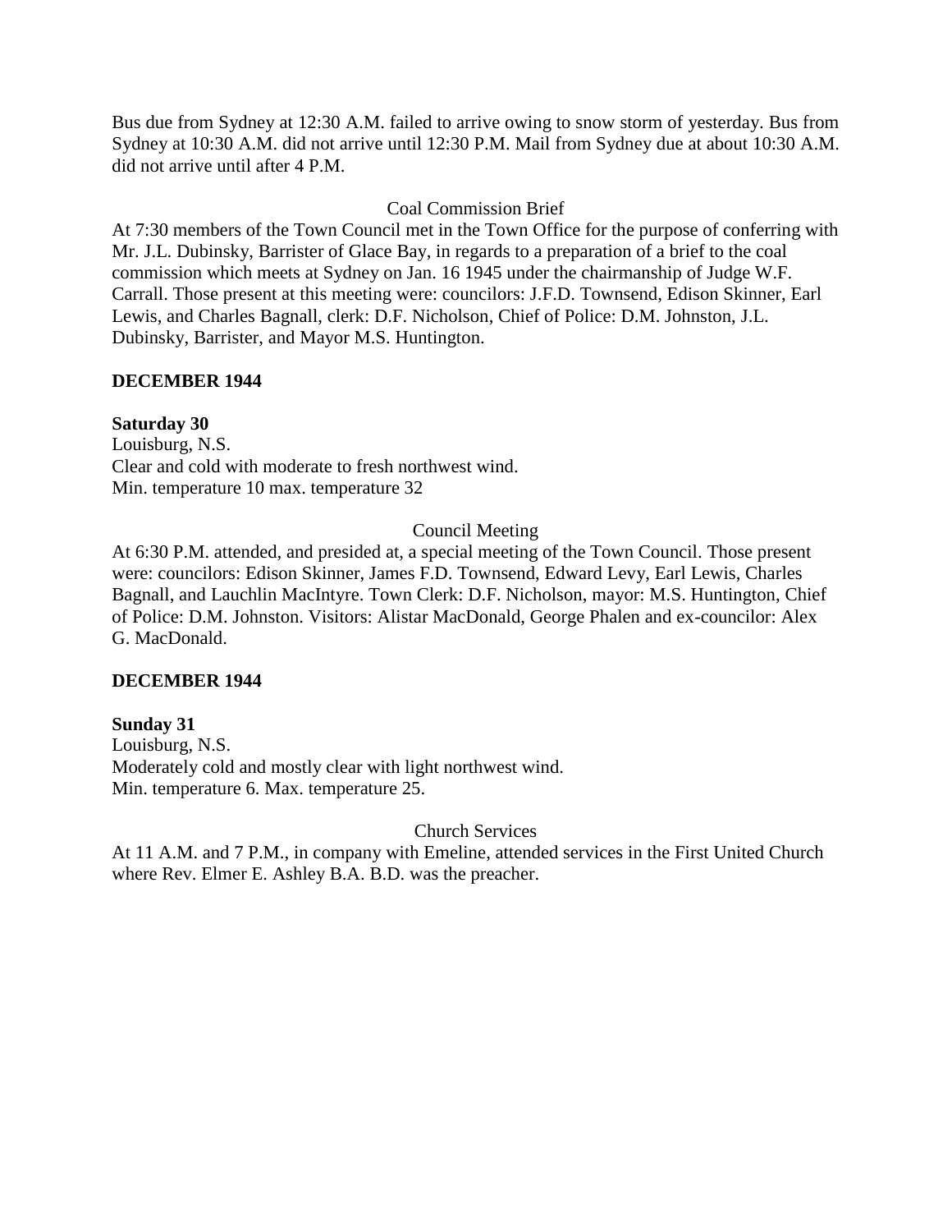Bus due from Sydney at 12:30 A.M. failed to arrive owing to snow storm of yesterday. Bus from Sydney at 10:30 A.M. did not arrive until 12:30 P.M. Mail from Sydney due at about 10:30 A.M. did not arrive until after 4 P.M.

Coal Commission Brief

At 7:30 members of the Town Council met in the Town Office for the purpose of conferring with Mr. J.L. Dubinsky, Barrister of Glace Bay, in regards to a preparation of a brief to the coal commission which meets at Sydney on Jan. 16 1945 under the chairmanship of Judge W.F. Carrall. Those present at this meeting were: councilors: J.F.D. Townsend, Edison Skinner, Earl Lewis, and Charles Bagnall, clerk: D.F. Nicholson, Chief of Police: D.M. Johnston, J.L. Dubinsky, Barrister, and Mayor M.S. Huntington.

**DECEMBER 1944**

**Saturday 30**

Louisburg, N.S.
Clear and cold with moderate to fresh northwest wind.
Min. temperature 10 max. temperature 32

Council Meeting

At 6:30 P.M. attended, and presided at, a special meeting of the Town Council. Those present were: councilors: Edison Skinner, James F.D. Townsend, Edward Levy, Earl Lewis, Charles Bagnall, and Lauchlin MacIntyre. Town Clerk: D.F. Nicholson, mayor: M.S. Huntington, Chief of Police: D.M. Johnston. Visitors: Alistar MacDonald, George Phalen and ex-councilor: Alex G. MacDonald.

**DECEMBER 1944**

**Sunday 31**

Louisburg, N.S.
Moderately cold and mostly clear with light northwest wind.
Min. temperature 6. Max. temperature 25.

Church Services

At 11 A.M. and 7 P.M., in company with Emeline, attended services in the First United Church where Rev. Elmer E. Ashley B.A. B.D. was the preacher.